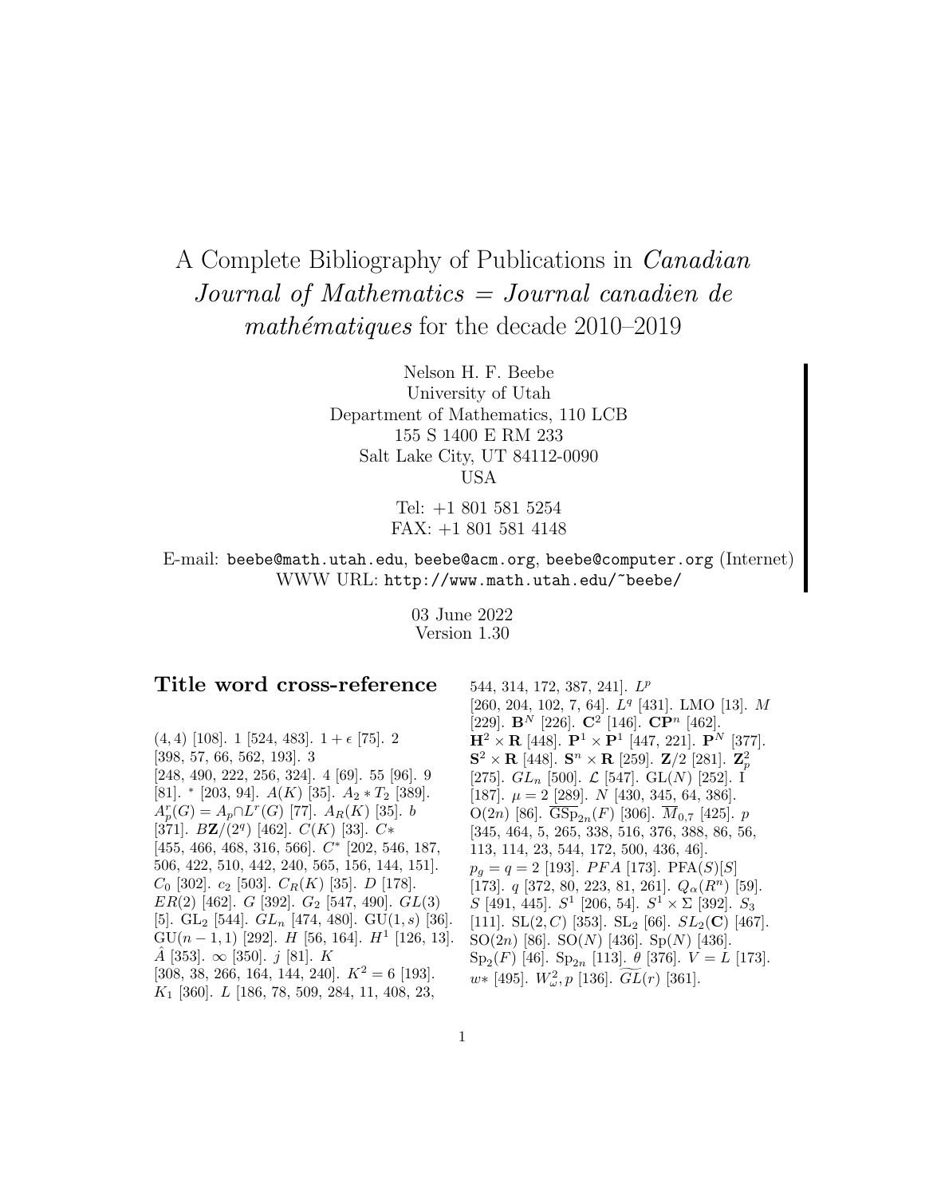# A Complete Bibliography of Publications in *Canadian Journal of Mathematics = Journal canadien de mathématiques* for the decade 2010–2019

Nelson H. F. Beebe
University of Utah
Department of Mathematics, 110 LCB
155 S 1400 E RM 233
Salt Lake City, UT 84112-0090
USA

Tel: +1 801 581 5254
FAX: +1 801 581 4148

E-mail: beebe@math.utah.edu, beebe@acm.org, beebe@computer.org (Internet)
WWW URL: http://www.math.utah.edu/~beebe/

03 June 2022
Version 1.30

## Title word cross-reference

$(4,4)$ [108]. 1 [524, 483]. $1+\epsilon$ [75]. 2 [398, 57, 66, 562, 193]. 3 [248, 490, 222, 256, 324]. 4 [69]. 55 [96]. 9 [81]. $^*$ [203, 94]. $A(K)$ [35]. $A_2 * T_2$ [389]. $A_p^r(G) = A_p \cap L^r(G)$ [77]. $A_R(K)$ [35]. $b$ [371]. $B\mathbf{Z}/(2^q)$ [462]. $C(K)$ [33]. $C*$ [455, 466, 468, 316, 566]. $C^*$ [202, 546, 187, 506, 422, 510, 442, 240, 565, 156, 144, 151]. $C_0$ [302]. $c_2$ [503]. $C_R(K)$ [35]. $D$ [178]. $ER(2)$ [462]. $G$ [392]. $G_2$ [547, 490]. $GL(3)$ [5]. $\mathrm{GL}_2$ [544]. $GL_n$ [474, 480]. $\mathrm{GU}(1,s)$ [36]. $\mathrm{GU}(n-1,1)$ [292]. $H$ [56, 164]. $H^1$ [126, 13]. $\hat{A}$ [353]. $\infty$ [350]. $j$ [81]. $K$ [308, 38, 266, 164, 144, 240]. $K^2 = 6$ [193]. $K_1$ [360]. $L$ [186, 78, 509, 284, 11, 408, 23, 544, 314, 172, 387, 241]. $L^p$ [260, 204, 102, 7, 64]. $L^q$ [431]. LMO [13]. $M$ [229]. $\mathbf{B}^N$ [226]. $\mathbf{C}^2$ [146]. $\mathbf{CP}^n$ [462]. $\mathbf{H}^2 \times \mathbf{R}$ [448]. $\mathbf{P}^1 \times \mathbf{P}^1$ [447, 221]. $\mathbf{P}^N$ [377]. $\mathbf{S}^2 \times \mathbf{R}$ [448]. $\mathbf{S}^n \times \mathbf{R}$ [259]. $\mathbf{Z}/2$ [281]. $\mathbf{Z}_p^2$ [275]. $GL_n$ [500]. $\mathcal{L}$ [547]. $\mathrm{GL}(N)$ [252]. I [187]. $\mu = 2$ [289]. $N$ [430, 345, 64, 386]. $\mathrm{O}(2n)$ [86]. $\overline{\mathrm{GSp}}_{2n}(F)$ [306]. $\overline{M}_{0,7}$ [425]. $p$ [345, 464, 5, 265, 338, 516, 376, 388, 86, 56, 113, 114, 23, 544, 172, 500, 436, 46]. $p_g = q = 2$ [193]. $PFA$ [173]. $\mathrm{PFA}(S)[S]$ [173]. $q$ [372, 80, 223, 81, 261]. $Q_\alpha(R^n)$ [59]. $S$ [491, 445]. $S^1$ [206, 54]. $S^1 \times \Sigma$ [392]. $S_3$ [111]. $\mathrm{SL}(2,C)$ [353]. $\mathrm{SL}_2$ [66]. $SL_2(\mathbf{C})$ [467]. $\mathrm{SO}(2n)$ [86]. $\mathrm{SO}(N)$ [436]. $\mathrm{Sp}(N)$ [436]. $\mathrm{Sp}_2(F)$ [46]. $\mathrm{Sp}_{2n}$ [113]. $\theta$ [376]. $V = L$ [173]. $w*$ [495]. $W_\omega^2, p$ [136]. $\widetilde{GL}(r)$ [361].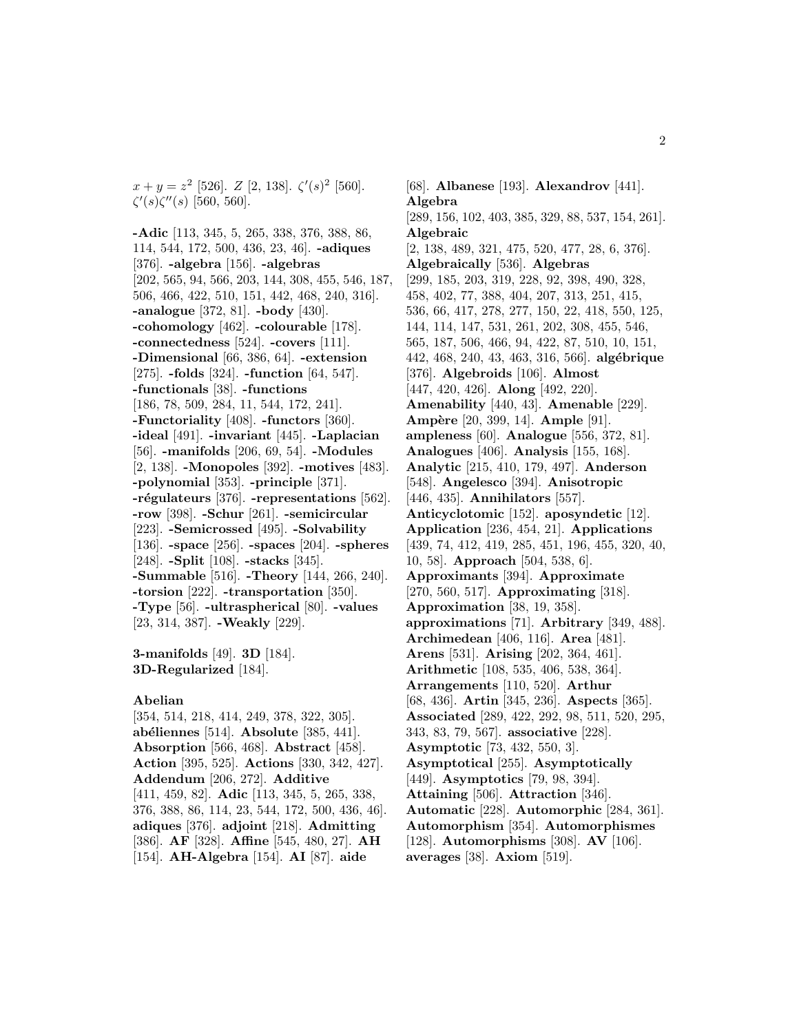$x + y = z^2$ [526]. $Z$ [2, 138]. $\zeta'(s)^2$ [560]. $\zeta'(s)\zeta''(s)$ [560, 560].

**-Adic** [113, 345, 5, 265, 338, 376, 388, 86, 114, 544, 172, 500, 436, 23, 46]. **-adiques** [376]. **-algebra** [156]. **-algebras** [202, 565, 94, 566, 203, 144, 308, 455, 546, 187, 506, 466, 422, 510, 151, 442, 468, 240, 316]. **-analogue** [372, 81]. **-body** [430]. **-cohomology** [462]. **-colourable** [178]. **-connectedness** [524]. **-covers** [111]. **-Dimensional** [66, 386, 64]. **-extension** [275]. **-folds** [324]. **-function** [64, 547]. **-functionals** [38]. **-functions** [186, 78, 509, 284, 11, 544, 172, 241]. **-Functoriality** [408]. **-functors** [360]. **-ideal** [491]. **-invariant** [445]. **-Laplacian** [56]. **-manifolds** [206, 69, 54]. **-Modules** [2, 138]. **-Monopoles** [392]. **-motives** [483]. **-polynomial** [353]. **-principle** [371]. **-régulateurs** [376]. **-representations** [562]. **-row** [398]. **-Schur** [261]. **-semicircular** [223]. **-Semicrossed** [495]. **-Solvability** [136]. **-space** [256]. **-spaces** [204]. **-spheres** [248]. **-Split** [108]. **-stacks** [345]. **-Summable** [516]. **-Theory** [144, 266, 240]. **-torsion** [222]. **-transportation** [350]. **-Type** [56]. **-ultraspherical** [80]. **-values** [23, 314, 387]. **-Weakly** [229].

**3-manifolds** [49]. **3D** [184]. **3D-Regularized** [184].

**Abelian** [354, 514, 218, 414, 249, 378, 322, 305]. **abéliennes** [514]. **Absolute** [385, 441]. **Absorption** [566, 468]. **Abstract** [458]. **Action** [395, 525]. **Actions** [330, 342, 427]. **Addendum** [206, 272]. **Additive** [411, 459, 82]. **Adic** [113, 345, 5, 265, 338, 376, 388, 86, 114, 23, 544, 172, 500, 436, 46]. **adiques** [376]. **adjoint** [218]. **Admitting** [386]. **AF** [328]. **Affine** [545, 480, 27]. **AH** [154]. **AH-Algebra** [154]. **AI** [87]. **aide** [68]. **Albanese** [193]. **Alexandrov** [441]. **Algebra** [289, 156, 102, 403, 385, 329, 88, 537, 154, 261]. **Algebraic** [2, 138, 489, 321, 475, 520, 477, 28, 6, 376]. **Algebraically** [536]. **Algebras** [299, 185, 203, 319, 228, 92, 398, 490, 328, 458, 402, 77, 388, 404, 207, 313, 251, 415, 536, 66, 417, 278, 277, 150, 22, 418, 550, 125, 144, 114, 147, 531, 261, 202, 308, 455, 546, 565, 187, 506, 466, 94, 422, 87, 510, 10, 151, 442, 468, 240, 43, 463, 316, 566]. **algébrique** [376]. **Algebroids** [106]. **Almost** [447, 420, 426]. **Along** [492, 220]. **Amenability** [440, 43]. **Amenable** [229]. **Ampère** [20, 399, 14]. **Ample** [91]. **ampleness** [60]. **Analogue** [556, 372, 81]. **Analogues** [406]. **Analysis** [155, 168]. **Analytic** [215, 410, 179, 497]. **Anderson** [548]. **Angelesco** [394]. **Anisotropic** [446, 435]. **Annihilators** [557]. **Anticyclotomic** [152]. **aposyndetic** [12]. **Application** [236, 454, 21]. **Applications** [439, 74, 412, 419, 285, 451, 196, 455, 320, 40, 10, 58]. **Approach** [504, 538, 6]. **Approximants** [394]. **Approximate** [270, 560, 517]. **Approximating** [318]. **Approximation** [38, 19, 358]. **approximations** [71]. **Arbitrary** [349, 488]. **Archimedean** [406, 116]. **Area** [481]. **Arens** [531]. **Arising** [202, 364, 461]. **Arithmetic** [108, 535, 406, 538, 364]. **Arrangements** [110, 520]. **Arthur** [68, 436]. **Artin** [345, 236]. **Aspects** [365]. **Associated** [289, 422, 292, 98, 511, 520, 295, 343, 83, 79, 567]. **associative** [228]. **Asymptotic** [73, 432, 550, 3]. **Asymptotical** [255]. **Asymptotically** [449]. **Asymptotics** [79, 98, 394]. **Attaining** [506]. **Attraction** [346]. **Automatic** [228]. **Automorphic** [284, 361]. **Automorphism** [354]. **Automorphismes** [128]. **Automorphisms** [308]. **AV** [106]. **averages** [38]. **Axiom** [519].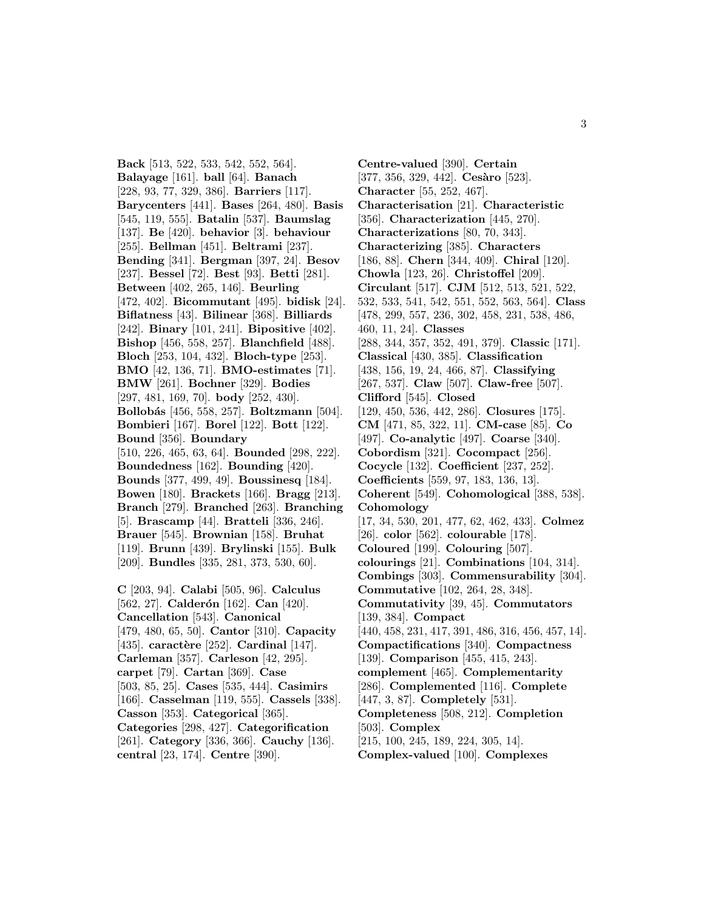**Back** [513, 522, 533, 542, 552, 564]. **Balayage** [161]. **ball** [64]. **Banach** [228, 93, 77, 329, 386]. **Barriers** [117]. **Barycenters** [441]. **Bases** [264, 480]. **Basis** [545, 119, 555]. **Batalin** [537]. **Baumslag** [137]. **Be** [420]. **behavior** [3]. **behaviour** [255]. **Bellman** [451]. **Beltrami** [237]. **Bending** [341]. **Bergman** [397, 24]. **Besov** [237]. **Bessel** [72]. **Best** [93]. **Betti** [281]. **Between** [402, 265, 146]. **Beurling** [472, 402]. **Bicommutant** [495]. **bidisk** [24]. **Biflatness** [43]. **Bilinear** [368]. **Billiards** [242]. **Binary** [101, 241]. **Bipositive** [402]. **Bishop** [456, 558, 257]. **Blanchfield** [488]. **Bloch** [253, 104, 432]. **Bloch-type** [253]. **BMO** [42, 136, 71]. **BMO-estimates** [71]. **BMW** [261]. **Bochner** [329]. **Bodies** [297, 481, 169, 70]. **body** [252, 430]. **Bollobás** [456, 558, 257]. **Boltzmann** [504]. **Bombieri** [167]. **Borel** [122]. **Bott** [122]. **Bound** [356]. **Boundary** [510, 226, 465, 63, 64]. **Bounded** [298, 222]. **Boundedness** [162]. **Bounding** [420]. **Bounds** [377, 499, 49]. **Boussinesq** [184]. **Bowen** [180]. **Brackets** [166]. **Bragg** [213]. **Branch** [279]. **Branched** [263]. **Branching** [5]. **Brascamp** [44]. **Bratteli** [336, 246]. **Brauer** [545]. **Brownian** [158]. **Bruhat** [119]. **Brunn** [439]. **Brylinski** [155]. **Bulk** [209]. **Bundles** [335, 281, 373, 530, 60].

**C** [203, 94]. **Calabi** [505, 96]. **Calculus** [562, 27]. **Calderón** [162]. **Can** [420]. **Cancellation** [543]. **Canonical** [479, 480, 65, 50]. **Cantor** [310]. **Capacity** [435]. **caractère** [252]. **Cardinal** [147]. **Carleman** [357]. **Carleson** [42, 295]. **carpet** [79]. **Cartan** [369]. **Case** [503, 85, 25]. **Cases** [535, 444]. **Casimirs** [166]. **Casselman** [119, 555]. **Cassels** [338]. **Casson** [353]. **Categorical** [365]. **Categories** [298, 427]. **Categorification** [261]. **Category** [336, 366]. **Cauchy** [136]. **central** [23, 174]. **Centre** [390].

**Centre-valued** [390]. **Certain** [377, 356, 329, 442]. **Cesàro** [523]. **Character** [55, 252, 467]. **Characterisation** [21]. **Characteristic** [356]. **Characterization** [445, 270]. **Characterizations** [80, 70, 343]. **Characterizing** [385]. **Characters** [186, 88]. **Chern** [344, 409]. **Chiral** [120]. **Chowla** [123, 26]. **Christoffel** [209]. **Circulant** [517]. **CJM** [512, 513, 521, 522, 532, 533, 541, 542, 551, 552, 563, 564]. **Class** [478, 299, 557, 236, 302, 458, 231, 538, 486, 460, 11, 24]. **Classes** [288, 344, 357, 352, 491, 379]. **Classic** [171]. **Classical** [430, 385]. **Classification** [438, 156, 19, 24, 466, 87]. **Classifying** [267, 537]. **Claw** [507]. **Claw-free** [507]. **Clifford** [545]. **Closed** [129, 450, 536, 442, 286]. **Closures** [175]. **CM** [471, 85, 322, 11]. **CM-case** [85]. **Co** [497]. **Co-analytic** [497]. **Coarse** [340]. **Cobordism** [321]. **Cocompact** [256]. **Cocycle** [132]. **Coefficient** [237, 252]. **Coefficients** [559, 97, 183, 136, 13]. **Coherent** [549]. **Cohomological** [388, 538]. **Cohomology** [17, 34, 530, 201, 477, 62, 462, 433]. **Colmez** [26]. **color** [562]. **colourable** [178]. **Coloured** [199]. **Colouring** [507]. **colourings** [21]. **Combinations** [104, 314]. **Combings** [303]. **Commensurability** [304]. **Commutative** [102, 264, 28, 348]. **Commutativity** [39, 45]. **Commutators** [139, 384]. **Compact** [440, 458, 231, 417, 391, 486, 316, 456, 457, 14]. **Compactifications** [340]. **Compactness** [139]. **Comparison** [455, 415, 243]. **complement** [465]. **Complementarity** [286]. **Complemented** [116]. **Complete** [447, 3, 87]. **Completely** [531]. **Completeness** [508, 212]. **Completion** [503]. **Complex** [215, 100, 245, 189, 224, 305, 14]. **Complex-valued** [100]. **Complexes**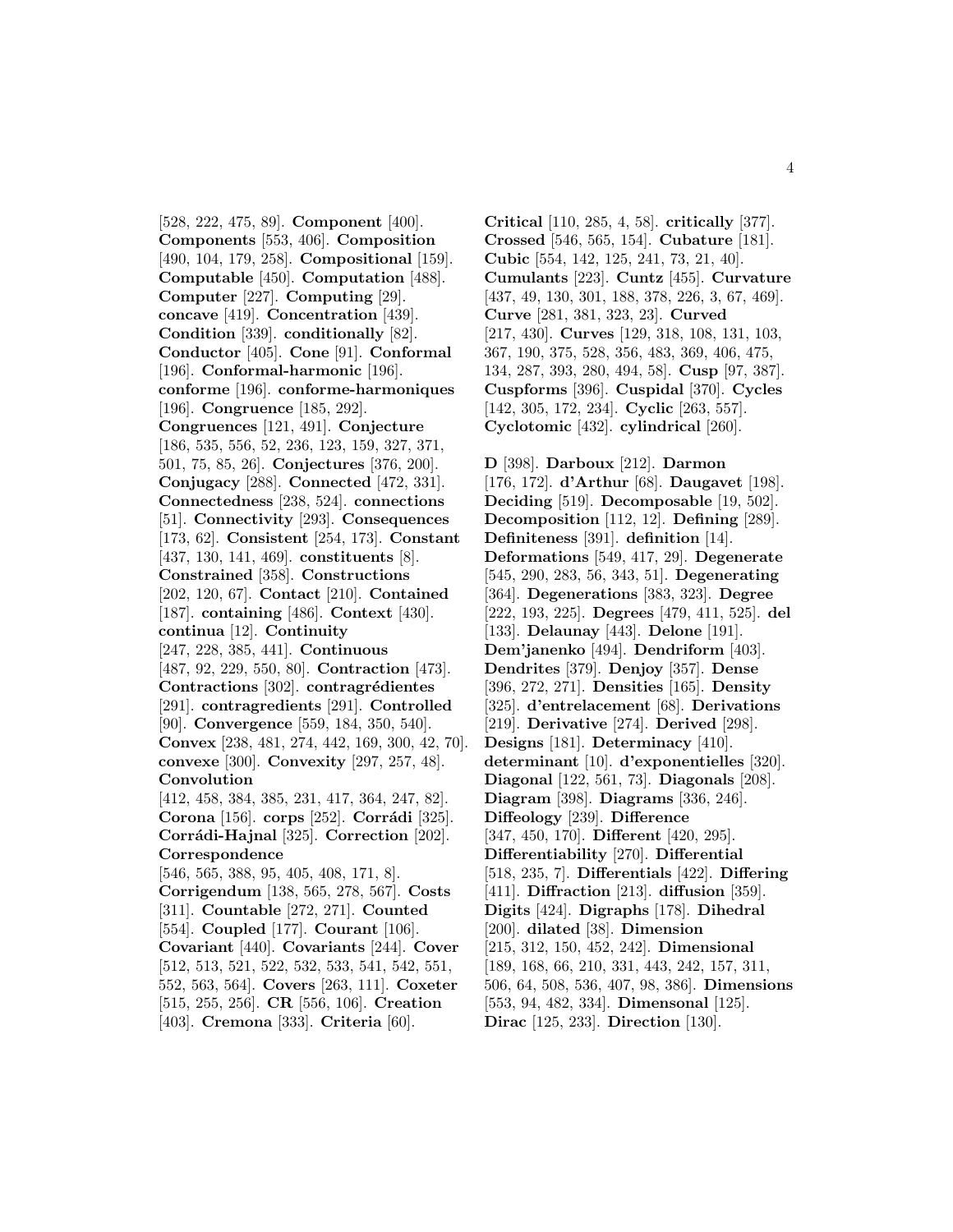[528, 222, 475, 89]. **Component** [400]. **Components** [553, 406]. **Composition** [490, 104, 179, 258]. **Compositional** [159]. **Computable** [450]. **Computation** [488]. **Computer** [227]. **Computing** [29]. **concave** [419]. **Concentration** [439]. **Condition** [339]. **conditionally** [82]. **Conductor** [405]. **Cone** [91]. **Conformal** [196]. **Conformal-harmonic** [196]. **conforme** [196]. **conforme-harmoniques** [196]. **Congruence** [185, 292]. **Congruences** [121, 491]. **Conjecture** [186, 535, 556, 52, 236, 123, 159, 327, 371, 501, 75, 85, 26]. **Conjectures** [376, 200]. **Conjugacy** [288]. **Connected** [472, 331]. **Connectedness** [238, 524]. **connections** [51]. **Connectivity** [293]. **Consequences** [173, 62]. **Consistent** [254, 173]. **Constant** [437, 130, 141, 469]. **constituents** [8]. **Constrained** [358]. **Constructions** [202, 120, 67]. **Contact** [210]. **Contained** [187]. **containing** [486]. **Context** [430]. **continua** [12]. **Continuity** [247, 228, 385, 441]. **Continuous** [487, 92, 229, 550, 80]. **Contraction** [473]. **Contractions** [302]. **contragrédientes** [291]. **contragredients** [291]. **Controlled** [90]. **Convergence** [559, 184, 350, 540]. **Convex** [238, 481, 274, 442, 169, 300, 42, 70]. **convexe** [300]. **Convexity** [297, 257, 48]. **Convolution** [412, 458, 384, 385, 231, 417, 364, 247, 82]. **Corona** [156]. **corps** [252]. **Corrádi** [325]. **Corrádi-Hajnal** [325]. **Correction** [202]. **Correspondence** [546, 565, 388, 95, 405, 408, 171, 8]. **Corrigendum** [138, 565, 278, 567]. **Costs** [311]. **Countable** [272, 271]. **Counted** [554]. **Coupled** [177]. **Courant** [106]. **Covariant** [440]. **Covariants** [244]. **Cover** [512, 513, 521, 522, 532, 533, 541, 542, 551, 552, 563, 564]. **Covers** [263, 111]. **Coxeter** [515, 255, 256]. **CR** [556, 106]. **Creation** [403]. **Cremona** [333]. **Criteria** [60].

**Critical** [110, 285, 4, 58]. **critically** [377]. **Crossed** [546, 565, 154]. **Cubature** [181]. **Cubic** [554, 142, 125, 241, 73, 21, 40]. **Cumulants** [223]. **Cuntz** [455]. **Curvature** [437, 49, 130, 301, 188, 378, 226, 3, 67, 469]. **Curve** [281, 381, 323, 23]. **Curved** [217, 430]. **Curves** [129, 318, 108, 131, 103, 367, 190, 375, 528, 356, 483, 369, 406, 475, 134, 287, 393, 280, 494, 58]. **Cusp** [97, 387]. **Cuspforms** [396]. **Cuspidal** [370]. **Cycles** [142, 305, 172, 234]. **Cyclic** [263, 557]. **Cyclotomic** [432]. **cylindrical** [260].

**D** [398]. **Darboux** [212]. **Darmon** [176, 172]. **d'Arthur** [68]. **Daugavet** [198]. **Deciding** [519]. **Decomposable** [19, 502]. **Decomposition** [112, 12]. **Defining** [289]. **Definiteness** [391]. **definition** [14]. **Deformations** [549, 417, 29]. **Degenerate** [545, 290, 283, 56, 343, 51]. **Degenerating** [364]. **Degenerations** [383, 323]. **Degree** [222, 193, 225]. **Degrees** [479, 411, 525]. **del** [133]. **Delaunay** [443]. **Delone** [191]. **Dem'janenko** [494]. **Dendriform** [403]. **Dendrites** [379]. **Denjoy** [357]. **Dense** [396, 272, 271]. **Densities** [165]. **Density** [325]. **d'entrelacement** [68]. **Derivations** [219]. **Derivative** [274]. **Derived** [298]. **Designs** [181]. **Determinacy** [410]. **determinant** [10]. **d'exponentielles** [320]. **Diagonal** [122, 561, 73]. **Diagonals** [208]. **Diagram** [398]. **Diagrams** [336, 246]. **Diffeology** [239]. **Difference** [347, 450, 170]. **Different** [420, 295]. **Differentiability** [270]. **Differential** [518, 235, 7]. **Differentials** [422]. **Differing** [411]. **Diffraction** [213]. **diffusion** [359]. **Digits** [424]. **Digraphs** [178]. **Dihedral** [200]. **dilated** [38]. **Dimension** [215, 312, 150, 452, 242]. **Dimensional** [189, 168, 66, 210, 331, 443, 242, 157, 311, 506, 64, 508, 536, 407, 98, 386]. **Dimensions** [553, 94, 482, 334]. **Dimensonal** [125]. **Dirac** [125, 233]. **Direction** [130].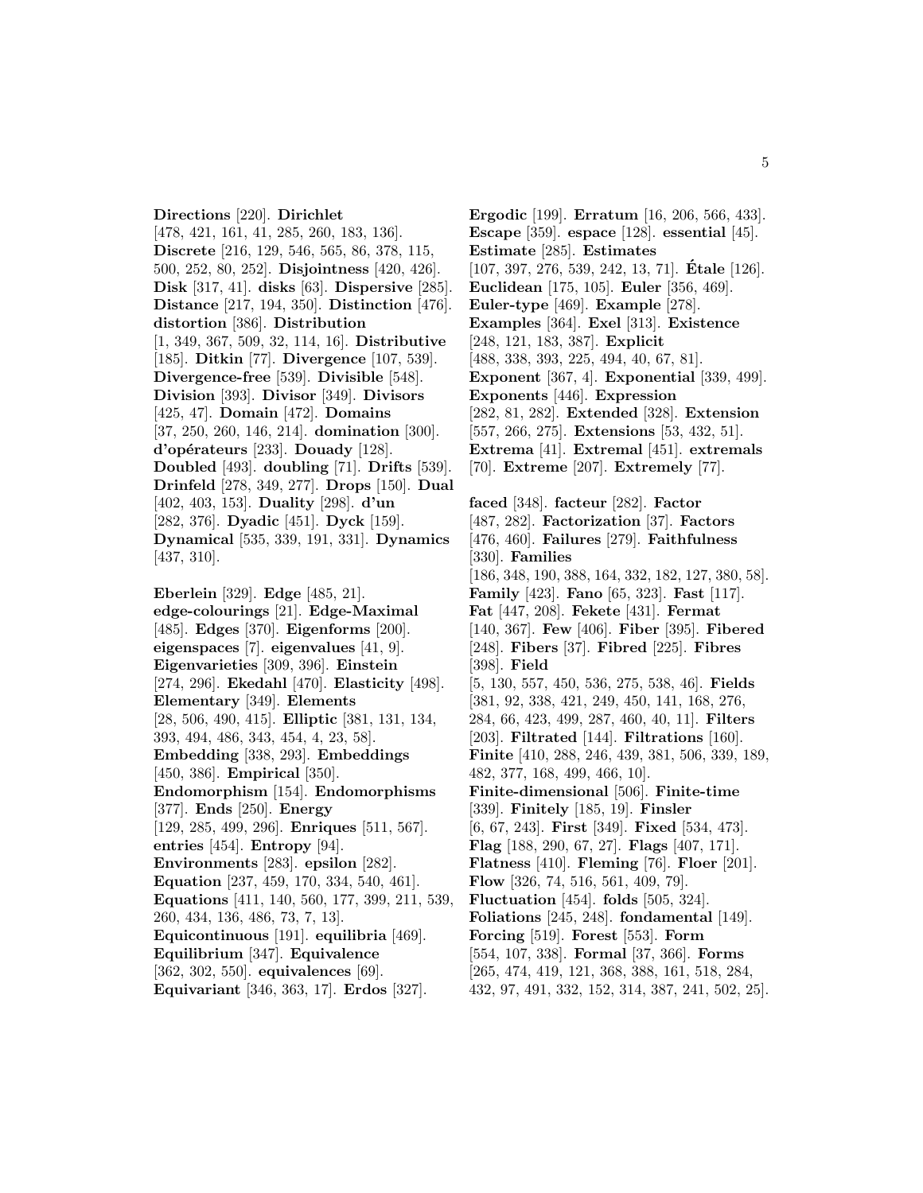**Directions** [220]. **Dirichlet** [478, 421, 161, 41, 285, 260, 183, 136]. **Discrete** [216, 129, 546, 565, 86, 378, 115, 500, 252, 80, 252]. **Disjointness** [420, 426]. **Disk** [317, 41]. **disks** [63]. **Dispersive** [285]. **Distance** [217, 194, 350]. **Distinction** [476]. **distortion** [386]. **Distribution** [1, 349, 367, 509, 32, 114, 16]. **Distributive** [185]. **Ditkin** [77]. **Divergence** [107, 539]. **Divergence-free** [539]. **Divisible** [548]. **Division** [393]. **Divisor** [349]. **Divisors** [425, 47]. **Domain** [472]. **Domains** [37, 250, 260, 146, 214]. **domination** [300]. **d'opérateurs** [233]. **Douady** [128]. **Doubled** [493]. **doubling** [71]. **Drifts** [539]. **Drinfeld** [278, 349, 277]. **Drops** [150]. **Dual** [402, 403, 153]. **Duality** [298]. **d'un** [282, 376]. **Dyadic** [451]. **Dyck** [159]. **Dynamical** [535, 339, 191, 331]. **Dynamics** [437, 310].

**Eberlein** [329]. **Edge** [485, 21]. **edge-colourings** [21]. **Edge-Maximal** [485]. **Edges** [370]. **Eigenforms** [200]. **eigenspaces** [7]. **eigenvalues** [41, 9]. **Eigenvarieties** [309, 396]. **Einstein** [274, 296]. **Ekedahl** [470]. **Elasticity** [498]. **Elementary** [349]. **Elements** [28, 506, 490, 415]. **Elliptic** [381, 131, 134, 393, 494, 486, 343, 454, 4, 23, 58]. **Embedding** [338, 293]. **Embeddings** [450, 386]. **Empirical** [350]. **Endomorphism** [154]. **Endomorphisms** [377]. **Ends** [250]. **Energy** [129, 285, 499, 296]. **Enriques** [511, 567]. **entries** [454]. **Entropy** [94]. **Environments** [283]. **epsilon** [282]. **Equation** [237, 459, 170, 334, 540, 461]. **Equations** [411, 140, 560, 177, 399, 211, 539, 260, 434, 136, 486, 73, 7, 13]. **Equicontinuous** [191]. **equilibria** [469]. **Equilibrium** [347]. **Equivalence** [362, 302, 550]. **equivalences** [69]. **Equivariant** [346, 363, 17]. **Erdos** [327].

**Ergodic** [199]. **Erratum** [16, 206, 566, 433]. **Escape** [359]. **espace** [128]. **essential** [45]. **Estimate** [285]. **Estimates** [107, 397, 276, 539, 242, 13, 71]. **Étale** [126]. **Euclidean** [175, 105]. **Euler** [356, 469]. **Euler-type** [469]. **Example** [278]. **Examples** [364]. **Exel** [313]. **Existence** [248, 121, 183, 387]. **Explicit** [488, 338, 393, 225, 494, 40, 67, 81]. **Exponent** [367, 4]. **Exponential** [339, 499]. **Exponents** [446]. **Expression** [282, 81, 282]. **Extended** [328]. **Extension** [557, 266, 275]. **Extensions** [53, 432, 51]. **Extrema** [41]. **Extremal** [451]. **extremals** [70]. **Extreme** [207]. **Extremely** [77].

**faced** [348]. **facteur** [282]. **Factor** [487, 282]. **Factorization** [37]. **Factors** [476, 460]. **Failures** [279]. **Faithfulness** [330]. **Families** [186, 348, 190, 388, 164, 332, 182, 127, 380, 58]. **Family** [423]. **Fano** [65, 323]. **Fast** [117]. **Fat** [447, 208]. **Fekete** [431]. **Fermat** [140, 367]. **Few** [406]. **Fiber** [395]. **Fibered** [248]. **Fibers** [37]. **Fibred** [225]. **Fibres** [398]. **Field** [5, 130, 557, 450, 536, 275, 538, 46]. **Fields** [381, 92, 338, 421, 249, 450, 141, 168, 276, 284, 66, 423, 499, 287, 460, 40, 11]. **Filters** [203]. **Filtrated** [144]. **Filtrations** [160]. **Finite** [410, 288, 246, 439, 381, 506, 339, 189, 482, 377, 168, 499, 466, 10]. **Finite-dimensional** [506]. **Finite-time** [339]. **Finitely** [185, 19]. **Finsler** [6, 67, 243]. **First** [349]. **Fixed** [534, 473]. **Flag** [188, 290, 67, 27]. **Flags** [407, 171]. **Flatness** [410]. **Fleming** [76]. **Floer** [201]. **Flow** [326, 74, 516, 561, 409, 79]. **Fluctuation** [454]. **folds** [505, 324]. **Foliations** [245, 248]. **fondamental** [149]. **Forcing** [519]. **Forest** [553]. **Form** [554, 107, 338]. **Formal** [37, 366]. **Forms** [265, 474, 419, 121, 368, 388, 161, 518, 284, 432, 97, 491, 332, 152, 314, 387, 241, 502, 25].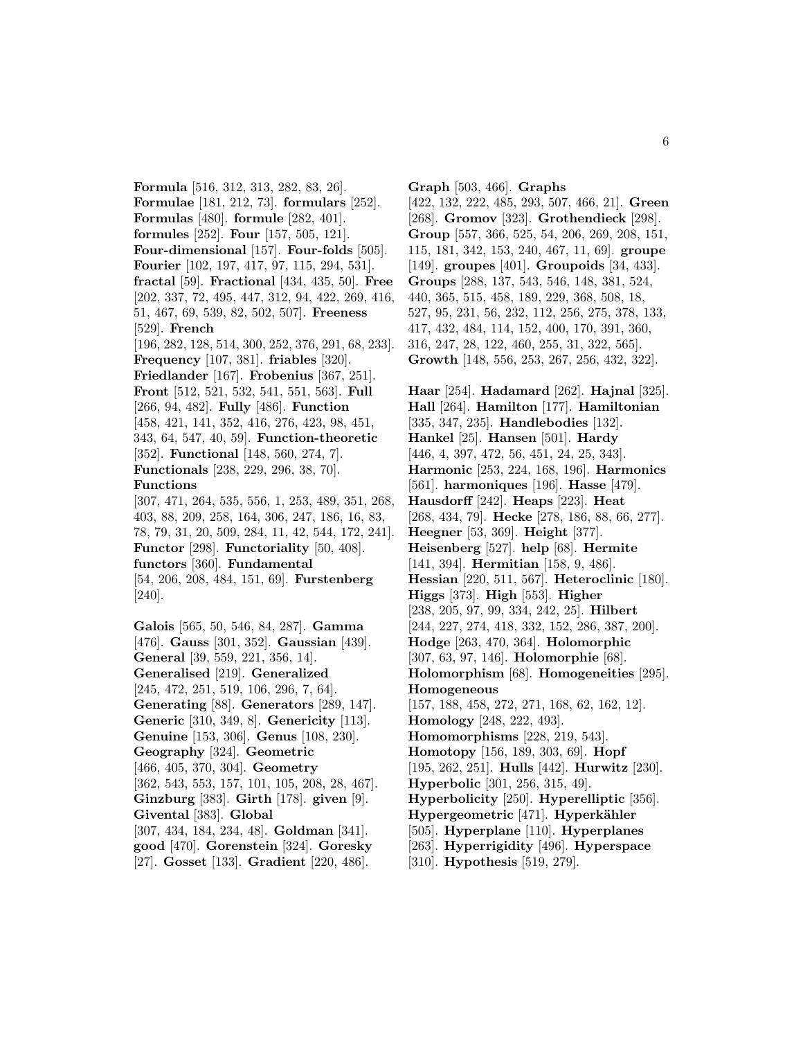**Formula** [516, 312, 313, 282, 83, 26]. **Formulae** [181, 212, 73]. **formulars** [252]. **Formulas** [480]. **formule** [282, 401]. **formules** [252]. **Four** [157, 505, 121]. **Four-dimensional** [157]. **Four-folds** [505]. **Fourier** [102, 197, 417, 97, 115, 294, 531]. **fractal** [59]. **Fractional** [434, 435, 50]. **Free** [202, 337, 72, 495, 447, 312, 94, 422, 269, 416, 51, 467, 69, 539, 82, 502, 507]. **Freeness** [529]. **French** [196, 282, 128, 514, 300, 252, 376, 291, 68, 233]. **Frequency** [107, 381]. **friables** [320]. **Friedlander** [167]. **Frobenius** [367, 251]. **Front** [512, 521, 532, 541, 551, 563]. **Full** [266, 94, 482]. **Fully** [486]. **Function** [458, 421, 141, 352, 416, 276, 423, 98, 451, 343, 64, 547, 40, 59]. **Function-theoretic** [352]. **Functional** [148, 560, 274, 7]. **Functionals** [238, 229, 296, 38, 70]. **Functions** [307, 471, 264, 535, 556, 1, 253, 489, 351, 268, 403, 88, 209, 258, 164, 306, 247, 186, 16, 83, 78, 79, 31, 20, 509, 284, 11, 42, 544, 172, 241]. **Functor** [298]. **Functoriality** [50, 408]. **functors** [360]. **Fundamental** [54, 206, 208, 484, 151, 69]. **Furstenberg** [240].

**Galois** [565, 50, 546, 84, 287]. **Gamma** [476]. **Gauss** [301, 352]. **Gaussian** [439]. **General** [39, 559, 221, 356, 14]. **Generalised** [219]. **Generalized** [245, 472, 251, 519, 106, 296, 7, 64]. **Generating** [88]. **Generators** [289, 147]. **Generic** [310, 349, 8]. **Genericity** [113]. **Genuine** [153, 306]. **Genus** [108, 230]. **Geography** [324]. **Geometric** [466, 405, 370, 304]. **Geometry** [362, 543, 553, 157, 101, 105, 208, 28, 467]. **Ginzburg** [383]. **Girth** [178]. **given** [9]. **Givental** [383]. **Global** [307, 434, 184, 234, 48]. **Goldman** [341]. **good** [470]. **Gorenstein** [324]. **Goresky** [27]. **Gosset** [133]. **Gradient** [220, 486].

**Graph** [503, 466]. **Graphs** [422, 132, 222, 485, 293, 507, 466, 21]. **Green** [268]. **Gromov** [323]. **Grothendieck** [298]. **Group** [557, 366, 525, 54, 206, 269, 208, 151, 115, 181, 342, 153, 240, 467, 11, 69]. **groupe** [149]. **groupes** [401]. **Groupoids** [34, 433]. **Groups** [288, 137, 543, 546, 148, 381, 524, 440, 365, 515, 458, 189, 229, 368, 508, 18, 527, 95, 231, 56, 232, 112, 256, 275, 378, 133, 417, 432, 484, 114, 152, 400, 170, 391, 360, 316, 247, 28, 122, 460, 255, 31, 322, 565]. **Growth** [148, 556, 253, 267, 256, 432, 322].

**Haar** [254]. **Hadamard** [262]. **Hajnal** [325]. **Hall** [264]. **Hamilton** [177]. **Hamiltonian** [335, 347, 235]. **Handlebodies** [132]. **Hankel** [25]. **Hansen** [501]. **Hardy** [446, 4, 397, 472, 56, 451, 24, 25, 343]. **Harmonic** [253, 224, 168, 196]. **Harmonics** [561]. **harmoniques** [196]. **Hasse** [479]. **Hausdorff** [242]. **Heaps** [223]. **Heat** [268, 434, 79]. **Hecke** [278, 186, 88, 66, 277]. **Heegner** [53, 369]. **Height** [377]. **Heisenberg** [527]. **help** [68]. **Hermite** [141, 394]. **Hermitian** [158, 9, 486]. **Hessian** [220, 511, 567]. **Heteroclinic** [180]. **Higgs** [373]. **High** [553]. **Higher** [238, 205, 97, 99, 334, 242, 25]. **Hilbert** [244, 227, 274, 418, 332, 152, 286, 387, 200]. **Hodge** [263, 470, 364]. **Holomorphic** [307, 63, 97, 146]. **Holomorphie** [68]. **Holomorphism** [68]. **Homogeneities** [295]. **Homogeneous** [157, 188, 458, 272, 271, 168, 62, 162, 12]. **Homology** [248, 222, 493]. **Homomorphisms** [228, 219, 543]. **Homotopy** [156, 189, 303, 69]. **Hopf** [195, 262, 251]. **Hulls** [442]. **Hurwitz** [230]. **Hyperbolic** [301, 256, 315, 49]. **Hyperbolicity** [250]. **Hyperelliptic** [356]. **Hypergeometric** [471]. **Hyperkähler** [505]. **Hyperplane** [110]. **Hyperplanes** [263]. **Hyperrigidity** [496]. **Hyperspace** [310]. **Hypothesis** [519, 279].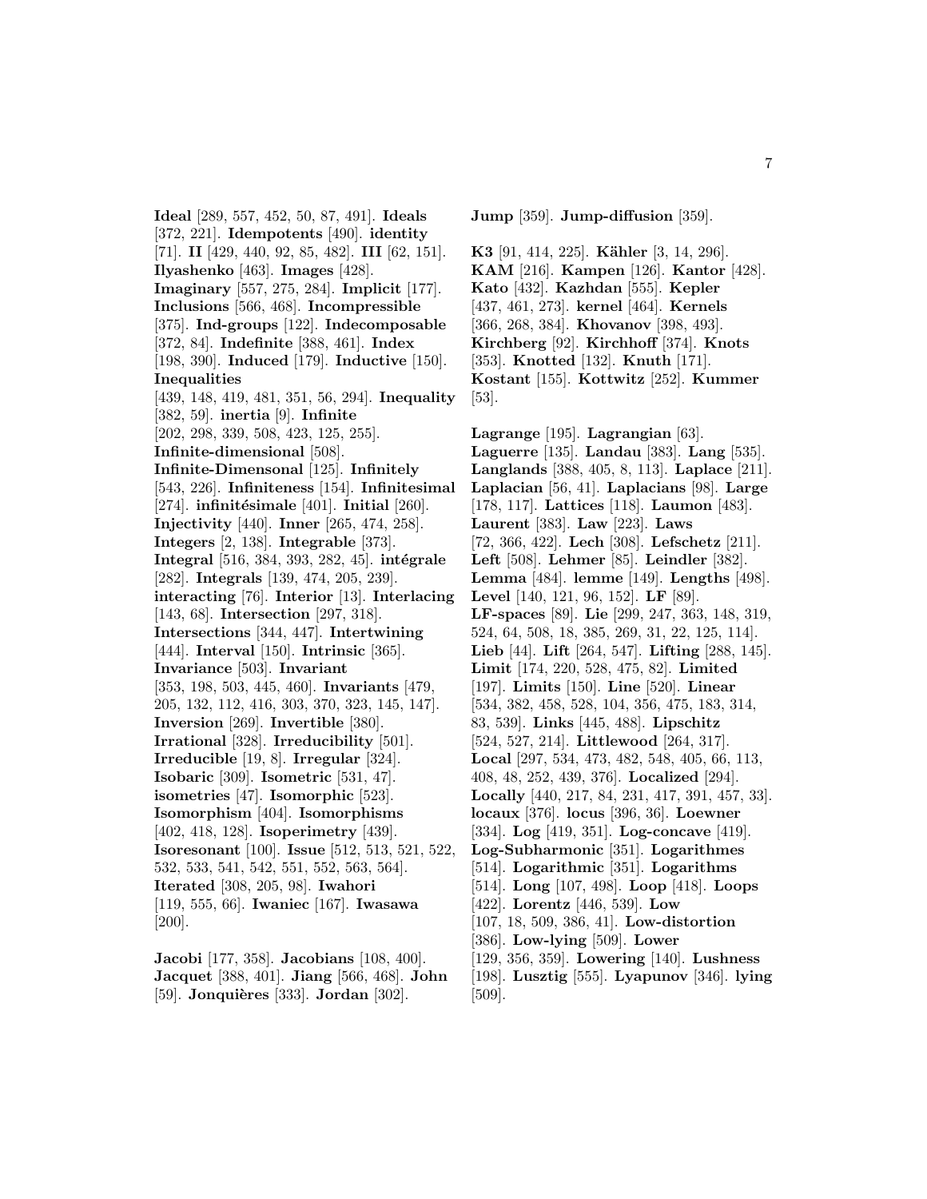**Ideal** [289, 557, 452, 50, 87, 491]. **Ideals** [372, 221]. **Idempotents** [490]. **identity** [71]. **II** [429, 440, 92, 85, 482]. **III** [62, 151]. **Ilyashenko** [463]. **Images** [428]. **Imaginary** [557, 275, 284]. **Implicit** [177]. **Inclusions** [566, 468]. **Incompressible** [375]. **Ind-groups** [122]. **Indecomposable** [372, 84]. **Indefinite** [388, 461]. **Index** [198, 390]. **Induced** [179]. **Inductive** [150]. **Inequalities** [439, 148, 419, 481, 351, 56, 294]. **Inequality** [382, 59]. **inertia** [9]. **Infinite** [202, 298, 339, 508, 423, 125, 255]. **Infinite-dimensional** [508]. **Infinite-Dimensonal** [125]. **Infinitely** [543, 226]. **Infiniteness** [154]. **Infinitesimal** [274]. **infinitésimale** [401]. **Initial** [260]. **Injectivity** [440]. **Inner** [265, 474, 258]. **Integers** [2, 138]. **Integrable** [373]. **Integral** [516, 384, 393, 282, 45]. **intégrale** [282]. **Integrals** [139, 474, 205, 239]. **interacting** [76]. **Interior** [13]. **Interlacing** [143, 68]. **Intersection** [297, 318]. **Intersections** [344, 447]. **Intertwining** [444]. **Interval** [150]. **Intrinsic** [365]. **Invariance** [503]. **Invariant** [353, 198, 503, 445, 460]. **Invariants** [479, 205, 132, 112, 416, 303, 370, 323, 145, 147]. **Inversion** [269]. **Invertible** [380]. **Irrational** [328]. **Irreducibility** [501]. **Irreducible** [19, 8]. **Irregular** [324]. **Isobaric** [309]. **Isometric** [531, 47]. **isometries** [47]. **Isomorphic** [523]. **Isomorphism** [404]. **Isomorphisms** [402, 418, 128]. **Isoperimetry** [439]. **Isoresonant** [100]. **Issue** [512, 513, 521, 522, 532, 533, 541, 542, 551, 552, 563, 564]. **Iterated** [308, 205, 98]. **Iwahori** [119, 555, 66]. **Iwaniec** [167]. **Iwasawa** [200].

**Jacobi** [177, 358]. **Jacobians** [108, 400]. **Jacquet** [388, 401]. **Jiang** [566, 468]. **John** [59]. **Jonquières** [333]. **Jordan** [302].

**Jump** [359]. **Jump-diffusion** [359].

**K3** [91, 414, 225]. **Kähler** [3, 14, 296]. **KAM** [216]. **Kampen** [126]. **Kantor** [428]. **Kato** [432]. **Kazhdan** [555]. **Kepler** [437, 461, 273]. **kernel** [464]. **Kernels** [366, 268, 384]. **Khovanov** [398, 493]. **Kirchberg** [92]. **Kirchhoff** [374]. **Knots** [353]. **Knotted** [132]. **Knuth** [171]. **Kostant** [155]. **Kottwitz** [252]. **Kummer** [53].

**Lagrange** [195]. **Lagrangian** [63]. **Laguerre** [135]. **Landau** [383]. **Lang** [535]. **Langlands** [388, 405, 8, 113]. **Laplace** [211]. **Laplacian** [56, 41]. **Laplacians** [98]. **Large** [178, 117]. **Lattices** [118]. **Laumon** [483]. **Laurent** [383]. **Law** [223]. **Laws** [72, 366, 422]. **Lech** [308]. **Lefschetz** [211]. **Left** [508]. **Lehmer** [85]. **Leindler** [382]. **Lemma** [484]. **lemme** [149]. **Lengths** [498]. **Level** [140, 121, 96, 152]. **LF** [89]. **LF-spaces** [89]. **Lie** [299, 247, 363, 148, 319, 524, 64, 508, 18, 385, 269, 31, 22, 125, 114]. **Lieb** [44]. **Lift** [264, 547]. **Lifting** [288, 145]. **Limit** [174, 220, 528, 475, 82]. **Limited** [197]. **Limits** [150]. **Line** [520]. **Linear** [534, 382, 458, 528, 104, 356, 475, 183, 314, 83, 539]. **Links** [445, 488]. **Lipschitz** [524, 527, 214]. **Littlewood** [264, 317]. **Local** [297, 534, 473, 482, 548, 405, 66, 113, 408, 48, 252, 439, 376]. **Localized** [294]. **Locally** [440, 217, 84, 231, 417, 391, 457, 33]. **locaux** [376]. **locus** [396, 36]. **Loewner** [334]. **Log** [419, 351]. **Log-concave** [419]. **Log-Subharmonic** [351]. **Logarithmes** [514]. **Logarithmic** [351]. **Logarithms** [514]. **Long** [107, 498]. **Loop** [418]. **Loops** [422]. **Lorentz** [446, 539]. **Low** [107, 18, 509, 386, 41]. **Low-distortion** [386]. **Low-lying** [509]. **Lower** [129, 356, 359]. **Lowering** [140]. **Lushness** [198]. **Lusztig** [555]. **Lyapunov** [346]. **lying** [509].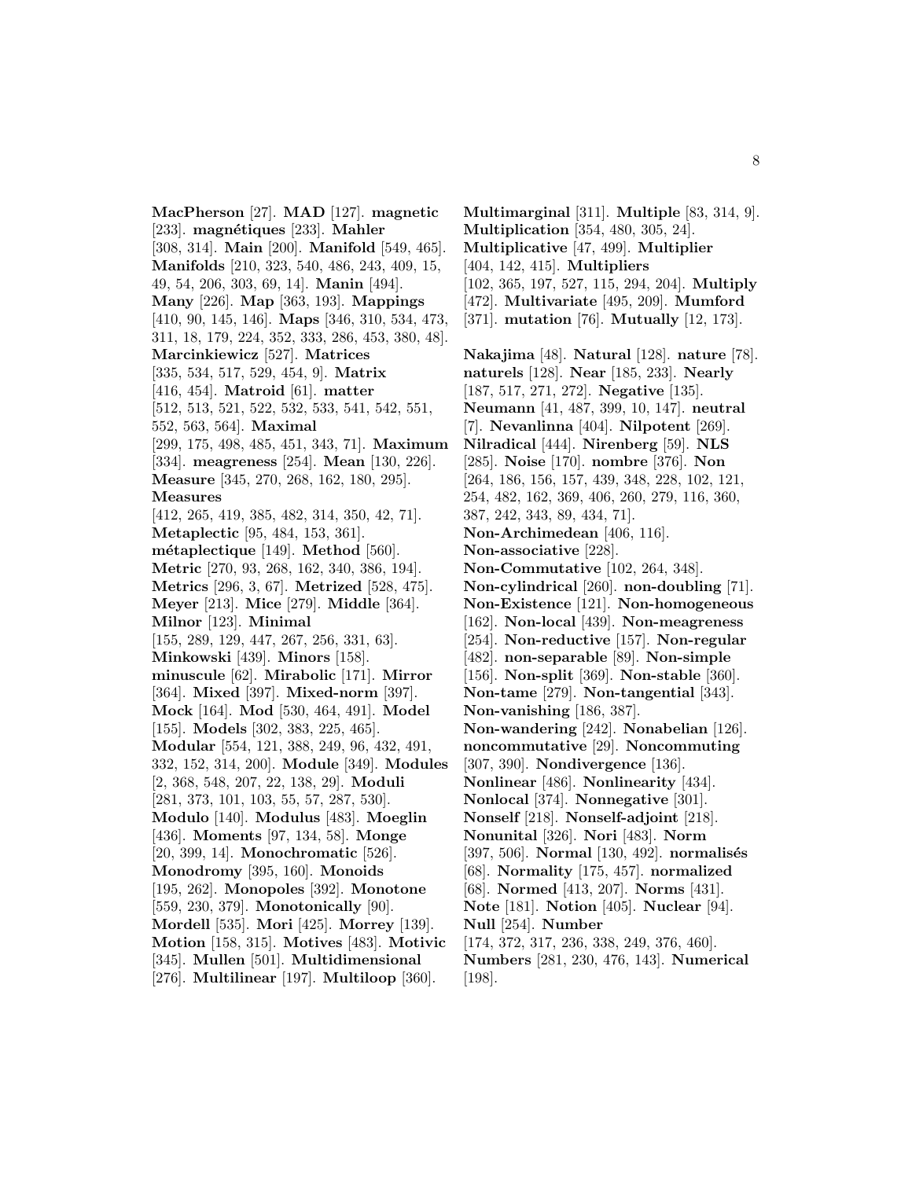**MacPherson** [27]. **MAD** [127]. **magnetic** [233]. **magnétiques** [233]. **Mahler** [308, 314]. **Main** [200]. **Manifold** [549, 465]. **Manifolds** [210, 323, 540, 486, 243, 409, 15, 49, 54, 206, 303, 69, 14]. **Manin** [494]. **Many** [226]. **Map** [363, 193]. **Mappings** [410, 90, 145, 146]. **Maps** [346, 310, 534, 473, 311, 18, 179, 224, 352, 333, 286, 453, 380, 48]. **Marcinkiewicz** [527]. **Matrices** [335, 534, 517, 529, 454, 9]. **Matrix** [416, 454]. **Matroid** [61]. **matter** [512, 513, 521, 522, 532, 533, 541, 542, 551, 552, 563, 564]. **Maximal** [299, 175, 498, 485, 451, 343, 71]. **Maximum** [334]. **meagreness** [254]. **Mean** [130, 226]. **Measure** [345, 270, 268, 162, 180, 295]. **Measures** [412, 265, 419, 385, 482, 314, 350, 42, 71]. **Metaplectic** [95, 484, 153, 361]. **métaplectique** [149]. **Method** [560]. **Metric** [270, 93, 268, 162, 340, 386, 194]. **Metrics** [296, 3, 67]. **Metrized** [528, 475]. **Meyer** [213]. **Mice** [279]. **Middle** [364]. **Milnor** [123]. **Minimal** [155, 289, 129, 447, 267, 256, 331, 63]. **Minkowski** [439]. **Minors** [158]. **minuscule** [62]. **Mirabolic** [171]. **Mirror** [364]. **Mixed** [397]. **Mixed-norm** [397]. **Mock** [164]. **Mod** [530, 464, 491]. **Model** [155]. **Models** [302, 383, 225, 465]. **Modular** [554, 121, 388, 249, 96, 432, 491, 332, 152, 314, 200]. **Module** [349]. **Modules** [2, 368, 548, 207, 22, 138, 29]. **Moduli** [281, 373, 101, 103, 55, 57, 287, 530]. **Modulo** [140]. **Modulus** [483]. **Moeglin** [436]. **Moments** [97, 134, 58]. **Monge** [20, 399, 14]. **Monochromatic** [526]. **Monodromy** [395, 160]. **Monoids** [195, 262]. **Monopoles** [392]. **Monotone** [559, 230, 379]. **Monotonically** [90]. **Mordell** [535]. **Mori** [425]. **Morrey** [139]. **Motion** [158, 315]. **Motives** [483]. **Motivic** [345]. **Mullen** [501]. **Multidimensional** [276]. **Multilinear** [197]. **Multiloop** [360]. **Multimarginal** [311]. **Multiple** [83, 314, 9]. **Multiplication** [354, 480, 305, 24]. **Multiplicative** [47, 499]. **Multiplier** [404, 142, 415]. **Multipliers** [102, 365, 197, 527, 115, 294, 204]. **Multiply** [472]. **Multivariate** [495, 209]. **Mumford** [371]. **mutation** [76]. **Mutually** [12, 173].

**Nakajima** [48]. **Natural** [128]. **nature** [78]. **naturels** [128]. **Near** [185, 233]. **Nearly** [187, 517, 271, 272]. **Negative** [135]. **Neumann** [41, 487, 399, 10, 147]. **neutral** [7]. **Nevanlinna** [404]. **Nilpotent** [269]. **Nilradical** [444]. **Nirenberg** [59]. **NLS** [285]. **Noise** [170]. **nombre** [376]. **Non** [264, 186, 156, 157, 439, 348, 228, 102, 121, 254, 482, 162, 369, 406, 260, 279, 116, 360, 387, 242, 343, 89, 434, 71]. **Non-Archimedean** [406, 116]. **Non-associative** [228]. **Non-Commutative** [102, 264, 348]. **Non-cylindrical** [260]. **non-doubling** [71]. **Non-Existence** [121]. **Non-homogeneous** [162]. **Non-local** [439]. **Non-meagreness** [254]. **Non-reductive** [157]. **Non-regular** [482]. **non-separable** [89]. **Non-simple** [156]. **Non-split** [369]. **Non-stable** [360]. **Non-tame** [279]. **Non-tangential** [343]. **Non-vanishing** [186, 387]. **Non-wandering** [242]. **Nonabelian** [126]. **noncommutative** [29]. **Noncommuting** [307, 390]. **Nondivergence** [136]. **Nonlinear** [486]. **Nonlinearity** [434]. **Nonlocal** [374]. **Nonnegative** [301]. **Nonself** [218]. **Nonself-adjoint** [218]. **Nonunital** [326]. **Nori** [483]. **Norm** [397, 506]. **Normal** [130, 492]. **normalisés** [68]. **Normality** [175, 457]. **normalized** [68]. **Normed** [413, 207]. **Norms** [431]. **Note** [181]. **Notion** [405]. **Nuclear** [94]. **Null** [254]. **Number** [174, 372, 317, 236, 338, 249, 376, 460]. **Numbers** [281, 230, 476, 143]. **Numerical** [198].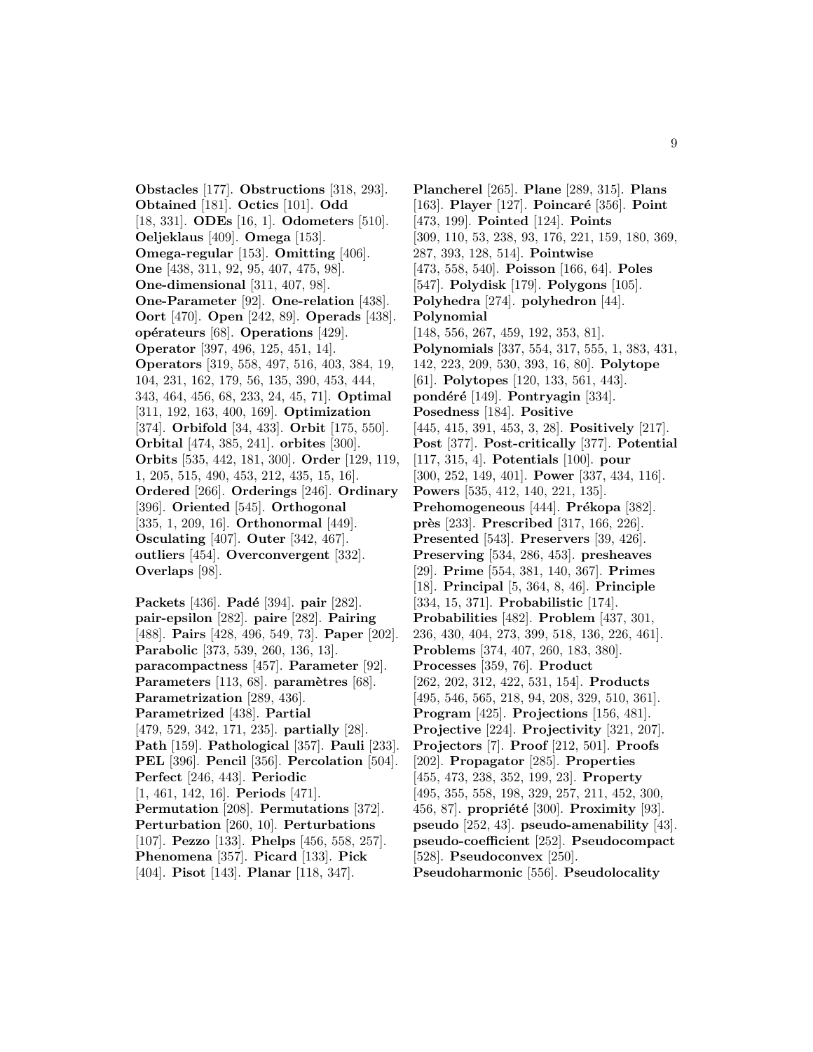**Obstacles** [177]. **Obstructions** [318, 293]. **Obtained** [181]. **Octics** [101]. **Odd** [18, 331]. **ODEs** [16, 1]. **Odometers** [510]. **Oeljeklaus** [409]. **Omega** [153]. **Omega-regular** [153]. **Omitting** [406]. **One** [438, 311, 92, 95, 407, 475, 98]. **One-dimensional** [311, 407, 98]. **One-Parameter** [92]. **One-relation** [438]. **Oort** [470]. **Open** [242, 89]. **Operads** [438]. **opérateurs** [68]. **Operations** [429]. **Operator** [397, 496, 125, 451, 14]. **Operators** [319, 558, 497, 516, 403, 384, 19, 104, 231, 162, 179, 56, 135, 390, 453, 444, 343, 464, 456, 68, 233, 24, 45, 71]. **Optimal** [311, 192, 163, 400, 169]. **Optimization** [374]. **Orbifold** [34, 433]. **Orbit** [175, 550]. **Orbital** [474, 385, 241]. **orbites** [300]. **Orbits** [535, 442, 181, 300]. **Order** [129, 119, 1, 205, 515, 490, 453, 212, 435, 15, 16]. **Ordered** [266]. **Orderings** [246]. **Ordinary** [396]. **Oriented** [545]. **Orthogonal** [335, 1, 209, 16]. **Orthonormal** [449]. **Osculating** [407]. **Outer** [342, 467]. **outliers** [454]. **Overconvergent** [332]. **Overlaps** [98].

**Packets** [436]. **Padé** [394]. **pair** [282]. **pair-epsilon** [282]. **paire** [282]. **Pairing** [488]. **Pairs** [428, 496, 549, 73]. **Paper** [202]. **Parabolic** [373, 539, 260, 136, 13]. **paracompactness** [457]. **Parameter** [92]. **Parameters** [113, 68]. **paramètres** [68]. **Parametrization** [289, 436]. **Parametrized** [438]. **Partial** [479, 529, 342, 171, 235]. **partially** [28]. **Path** [159]. **Pathological** [357]. **Pauli** [233]. **PEL** [396]. **Pencil** [356]. **Percolation** [504]. **Perfect** [246, 443]. **Periodic** [1, 461, 142, 16]. **Periods** [471]. **Permutation** [208]. **Permutations** [372]. **Perturbation** [260, 10]. **Perturbations** [107]. **Pezzo** [133]. **Phelps** [456, 558, 257]. **Phenomena** [357]. **Picard** [133]. **Pick** [404]. **Pisot** [143]. **Planar** [118, 347].

**Plancherel** [265]. **Plane** [289, 315]. **Plans** [163]. **Player** [127]. **Poincaré** [356]. **Point** [473, 199]. **Pointed** [124]. **Points** [309, 110, 53, 238, 93, 176, 221, 159, 180, 369, 287, 393, 128, 514]. **Pointwise** [473, 558, 540]. **Poisson** [166, 64]. **Poles** [547]. **Polydisk** [179]. **Polygons** [105]. **Polyhedra** [274]. **polyhedron** [44]. **Polynomial** [148, 556, 267, 459, 192, 353, 81]. **Polynomials** [337, 554, 317, 555, 1, 383, 431, 142, 223, 209, 530, 393, 16, 80]. **Polytope** [61]. **Polytopes** [120, 133, 561, 443]. **pondéré** [149]. **Pontryagin** [334]. **Posedness** [184]. **Positive** [445, 415, 391, 453, 3, 28]. **Positively** [217]. **Post** [377]. **Post-critically** [377]. **Potential** [117, 315, 4]. **Potentials** [100]. **pour** [300, 252, 149, 401]. **Power** [337, 434, 116]. **Powers** [535, 412, 140, 221, 135]. **Prehomogeneous** [444]. **Prékopa** [382]. **près** [233]. **Prescribed** [317, 166, 226]. **Presented** [543]. **Preservers** [39, 426]. **Preserving** [534, 286, 453]. **presheaves** [29]. **Prime** [554, 381, 140, 367]. **Primes** [18]. **Principal** [5, 364, 8, 46]. **Principle** [334, 15, 371]. **Probabilistic** [174]. **Probabilities** [482]. **Problem** [437, 301, 236, 430, 404, 273, 399, 518, 136, 226, 461]. **Problems** [374, 407, 260, 183, 380]. **Processes** [359, 76]. **Product** [262, 202, 312, 422, 531, 154]. **Products** [495, 546, 565, 218, 94, 208, 329, 510, 361]. **Program** [425]. **Projections** [156, 481]. **Projective** [224]. **Projectivity** [321, 207]. **Projectors** [7]. **Proof** [212, 501]. **Proofs** [202]. **Propagator** [285]. **Properties** [455, 473, 238, 352, 199, 23]. **Property** [495, 355, 558, 198, 329, 257, 211, 452, 300, 456, 87]. **propriété** [300]. **Proximity** [93]. **pseudo** [252, 43]. **pseudo-amenability** [43]. **pseudo-coefficient** [252]. **Pseudocompact** [528]. **Pseudoconvex** [250]. **Pseudoharmonic** [556]. **Pseudolocality**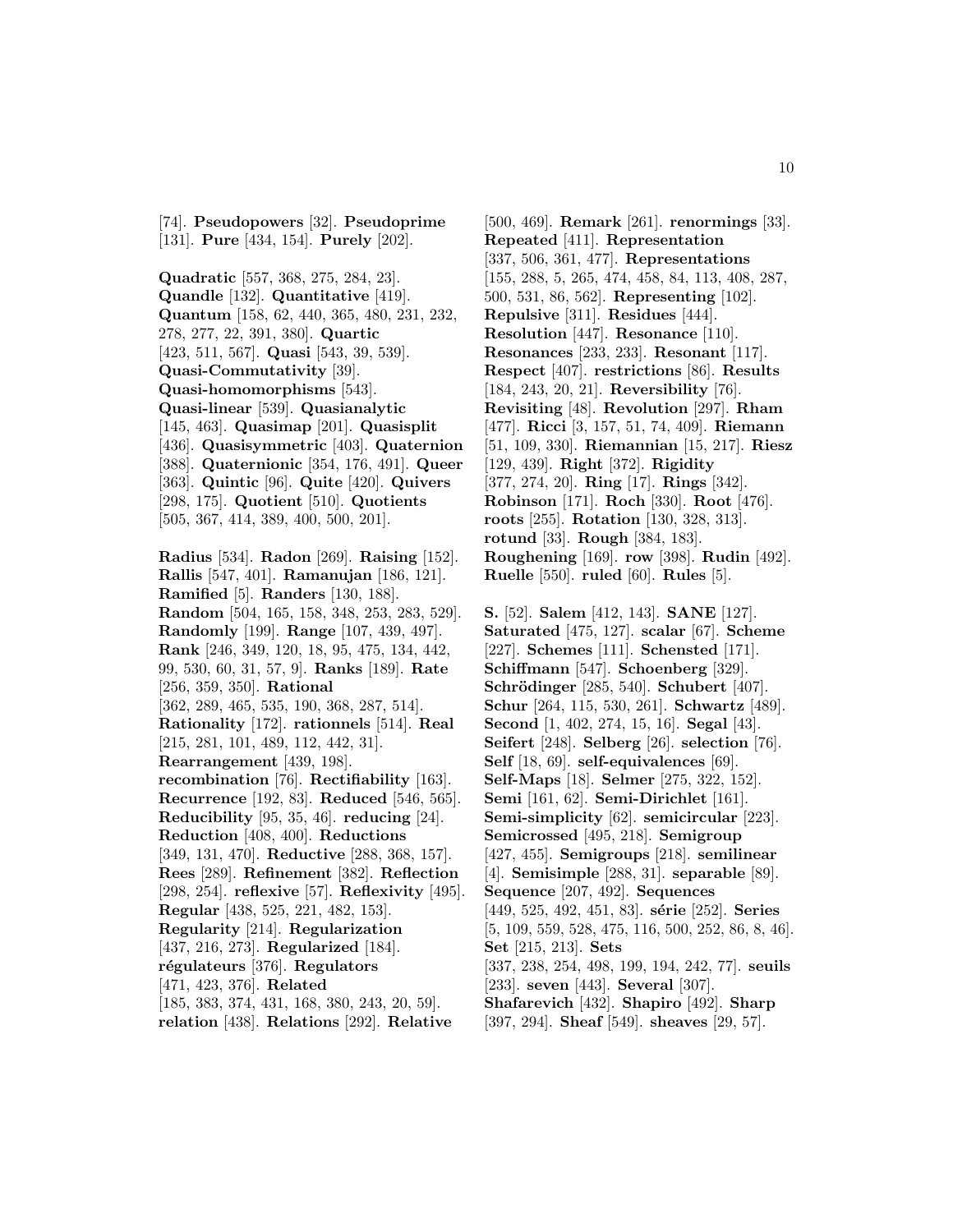[74]. **Pseudopowers** [32]. **Pseudoprime** [131]. **Pure** [434, 154]. **Purely** [202].

**Quadratic** [557, 368, 275, 284, 23]. **Quandle** [132]. **Quantitative** [419]. **Quantum** [158, 62, 440, 365, 480, 231, 232, 278, 277, 22, 391, 380]. **Quartic** [423, 511, 567]. **Quasi** [543, 39, 539]. **Quasi-Commutativity** [39]. **Quasi-homomorphisms** [543]. **Quasi-linear** [539]. **Quasianalytic** [145, 463]. **Quasimap** [201]. **Quasisplit** [436]. **Quasisymmetric** [403]. **Quaternion** [388]. **Quaternionic** [354, 176, 491]. **Queer** [363]. **Quintic** [96]. **Quite** [420]. **Quivers** [298, 175]. **Quotient** [510]. **Quotients** [505, 367, 414, 389, 400, 500, 201].

**Radius** [534]. **Radon** [269]. **Raising** [152]. **Rallis** [547, 401]. **Ramanujan** [186, 121]. **Ramified** [5]. **Randers** [130, 188]. **Random** [504, 165, 158, 348, 253, 283, 529]. **Randomly** [199]. **Range** [107, 439, 497]. **Rank** [246, 349, 120, 18, 95, 475, 134, 442, 99, 530, 60, 31, 57, 9]. **Ranks** [189]. **Rate** [256, 359, 350]. **Rational** [362, 289, 465, 535, 190, 368, 287, 514]. **Rationality** [172]. **rationnels** [514]. **Real** [215, 281, 101, 489, 112, 442, 31]. **Rearrangement** [439, 198]. **recombination** [76]. **Rectifiability** [163]. **Recurrence** [192, 83]. **Reduced** [546, 565]. **Reducibility** [95, 35, 46]. **reducing** [24]. **Reduction** [408, 400]. **Reductions** [349, 131, 470]. **Reductive** [288, 368, 157]. **Rees** [289]. **Refinement** [382]. **Reflection** [298, 254]. **reflexive** [57]. **Reflexivity** [495]. **Regular** [438, 525, 221, 482, 153]. **Regularity** [214]. **Regularization** [437, 216, 273]. **Regularized** [184]. **régulateurs** [376]. **Regulators** [471, 423, 376]. **Related** [185, 383, 374, 431, 168, 380, 243, 20, 59]. **relation** [438]. **Relations** [292]. **Relative** [500, 469]. **Remark** [261]. **renormings** [33]. **Repeated** [411]. **Representation** [337, 506, 361, 477]. **Representations** [155, 288, 5, 265, 474, 458, 84, 113, 408, 287, 500, 531, 86, 562]. **Representing** [102]. **Repulsive** [311]. **Residues** [444]. **Resolution** [447]. **Resonance** [110]. **Resonances** [233, 233]. **Resonant** [117]. **Respect** [407]. **restrictions** [86]. **Results** [184, 243, 20, 21]. **Reversibility** [76]. **Revisiting** [48]. **Revolution** [297]. **Rham** [477]. **Ricci** [3, 157, 51, 74, 409]. **Riemann** [51, 109, 330]. **Riemannian** [15, 217]. **Riesz** [129, 439]. **Right** [372]. **Rigidity** [377, 274, 20]. **Ring** [17]. **Rings** [342]. **Robinson** [171]. **Roch** [330]. **Root** [476]. **roots** [255]. **Rotation** [130, 328, 313]. **rotund** [33]. **Rough** [384, 183]. **Roughening** [169]. **row** [398]. **Rudin** [492]. **Ruelle** [550]. **ruled** [60]. **Rules** [5].

**S.** [52]. **Salem** [412, 143]. **SANE** [127]. **Saturated** [475, 127]. **scalar** [67]. **Scheme** [227]. **Schemes** [111]. **Schensted** [171]. **Schiffmann** [547]. **Schoenberg** [329]. **Schrödinger** [285, 540]. **Schubert** [407]. **Schur** [264, 115, 530, 261]. **Schwartz** [489]. **Second** [1, 402, 274, 15, 16]. **Segal** [43]. **Seifert** [248]. **Selberg** [26]. **selection** [76]. **Self** [18, 69]. **self-equivalences** [69]. **Self-Maps** [18]. **Selmer** [275, 322, 152]. **Semi** [161, 62]. **Semi-Dirichlet** [161]. **Semi-simplicity** [62]. **semicircular** [223]. **Semicrossed** [495, 218]. **Semigroup** [427, 455]. **Semigroups** [218]. **semilinear** [4]. **Semisimple** [288, 31]. **separable** [89]. **Sequence** [207, 492]. **Sequences** [449, 525, 492, 451, 83]. **série** [252]. **Series** [5, 109, 559, 528, 475, 116, 500, 252, 86, 8, 46]. **Set** [215, 213]. **Sets** [337, 238, 254, 498, 199, 194, 242, 77]. **seuils** [233]. **seven** [443]. **Several** [307]. **Shafarevich** [432]. **Shapiro** [492]. **Sharp** [397, 294]. **Sheaf** [549]. **sheaves** [29, 57].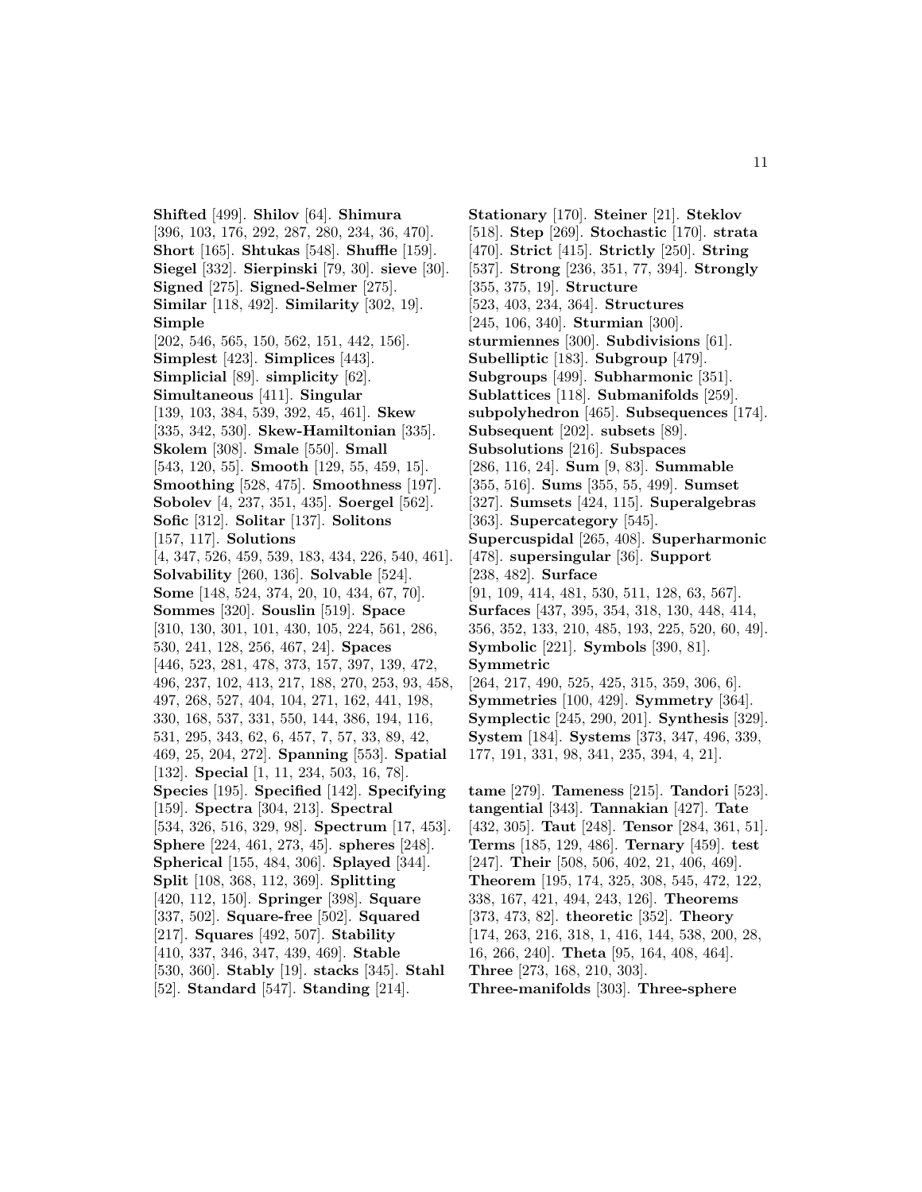**Shifted** [499]. **Shilov** [64]. **Shimura** [396, 103, 176, 292, 287, 280, 234, 36, 470]. **Short** [165]. **Shtukas** [548]. **Shuffle** [159]. **Siegel** [332]. **Sierpinski** [79, 30]. **sieve** [30]. **Signed** [275]. **Signed-Selmer** [275]. **Similar** [118, 492]. **Similarity** [302, 19]. **Simple** [202, 546, 565, 150, 562, 151, 442, 156]. **Simplest** [423]. **Simplices** [443]. **Simplicial** [89]. **simplicity** [62]. **Simultaneous** [411]. **Singular** [139, 103, 384, 539, 392, 45, 461]. **Skew** [335, 342, 530]. **Skew-Hamiltonian** [335]. **Skolem** [308]. **Smale** [550]. **Small** [543, 120, 55]. **Smooth** [129, 55, 459, 15]. **Smoothing** [528, 475]. **Smoothness** [197]. **Sobolev** [4, 237, 351, 435]. **Soergel** [562]. **Sofic** [312]. **Solitar** [137]. **Solitons** [157, 117]. **Solutions** [4, 347, 526, 459, 539, 183, 434, 226, 540, 461]. **Solvability** [260, 136]. **Solvable** [524]. **Some** [148, 524, 374, 20, 10, 434, 67, 70]. **Sommes** [320]. **Souslin** [519]. **Space** [310, 130, 301, 101, 430, 105, 224, 561, 286, 530, 241, 128, 256, 467, 24]. **Spaces** [446, 523, 281, 478, 373, 157, 397, 139, 472, 496, 237, 102, 413, 217, 188, 270, 253, 93, 458, 497, 268, 527, 404, 104, 271, 162, 441, 198, 330, 168, 537, 331, 550, 144, 386, 194, 116, 531, 295, 343, 62, 6, 457, 7, 57, 33, 89, 42, 469, 25, 204, 272]. **Spanning** [553]. **Spatial** [132]. **Special** [1, 11, 234, 503, 16, 78]. **Species** [195]. **Specified** [142]. **Specifying** [159]. **Spectra** [304, 213]. **Spectral** [534, 326, 516, 329, 98]. **Spectrum** [17, 453]. **Sphere** [224, 461, 273, 45]. **spheres** [248]. **Spherical** [155, 484, 306]. **Splayed** [344]. **Split** [108, 368, 112, 369]. **Splitting** [420, 112, 150]. **Springer** [398]. **Square** [337, 502]. **Square-free** [502]. **Squared** [217]. **Squares** [492, 507]. **Stability** [410, 337, 346, 347, 439, 469]. **Stable** [530, 360]. **Stably** [19]. **stacks** [345]. **Stahl** [52]. **Standard** [547]. **Standing** [214].

**Stationary** [170]. **Steiner** [21]. **Steklov** [518]. **Step** [269]. **Stochastic** [170]. **strata** [470]. **Strict** [415]. **Strictly** [250]. **String** [537]. **Strong** [236, 351, 77, 394]. **Strongly** [355, 375, 19]. **Structure** [523, 403, 234, 364]. **Structures** [245, 106, 340]. **Sturmian** [300]. **sturmiennes** [300]. **Subdivisions** [61]. **Subelliptic** [183]. **Subgroup** [479]. **Subgroups** [499]. **Subharmonic** [351]. **Sublattices** [118]. **Submanifolds** [259]. **subpolyhedron** [465]. **Subsequences** [174]. **Subsequent** [202]. **subsets** [89]. **Subsolutions** [216]. **Subspaces** [286, 116, 24]. **Sum** [9, 83]. **Summable** [355, 516]. **Sums** [355, 55, 499]. **Sumset** [327]. **Sumsets** [424, 115]. **Superalgebras** [363]. **Supercategory** [545]. **Supercuspidal** [265, 408]. **Superharmonic** [478]. **supersingular** [36]. **Support** [238, 482]. **Surface** [91, 109, 414, 481, 530, 511, 128, 63, 567]. **Surfaces** [437, 395, 354, 318, 130, 448, 414, 356, 352, 133, 210, 485, 193, 225, 520, 60, 49]. **Symbolic** [221]. **Symbols** [390, 81]. **Symmetric** [264, 217, 490, 525, 425, 315, 359, 306, 6]. **Symmetries** [100, 429]. **Symmetry** [364]. **Symplectic** [245, 290, 201]. **Synthesis** [329]. **System** [184]. **Systems** [373, 347, 496, 339, 177, 191, 331, 98, 341, 235, 394, 4, 21].

**tame** [279]. **Tameness** [215]. **Tandori** [523]. **tangential** [343]. **Tannakian** [427]. **Tate** [432, 305]. **Taut** [248]. **Tensor** [284, 361, 51]. **Terms** [185, 129, 486]. **Ternary** [459]. **test** [247]. **Their** [508, 506, 402, 21, 406, 469]. **Theorem** [195, 174, 325, 308, 545, 472, 122, 338, 167, 421, 494, 243, 126]. **Theorems** [373, 473, 82]. **theoretic** [352]. **Theory** [174, 263, 216, 318, 1, 416, 144, 538, 200, 28, 16, 266, 240]. **Theta** [95, 164, 408, 464]. **Three** [273, 168, 210, 303]. **Three-manifolds** [303]. **Three-sphere**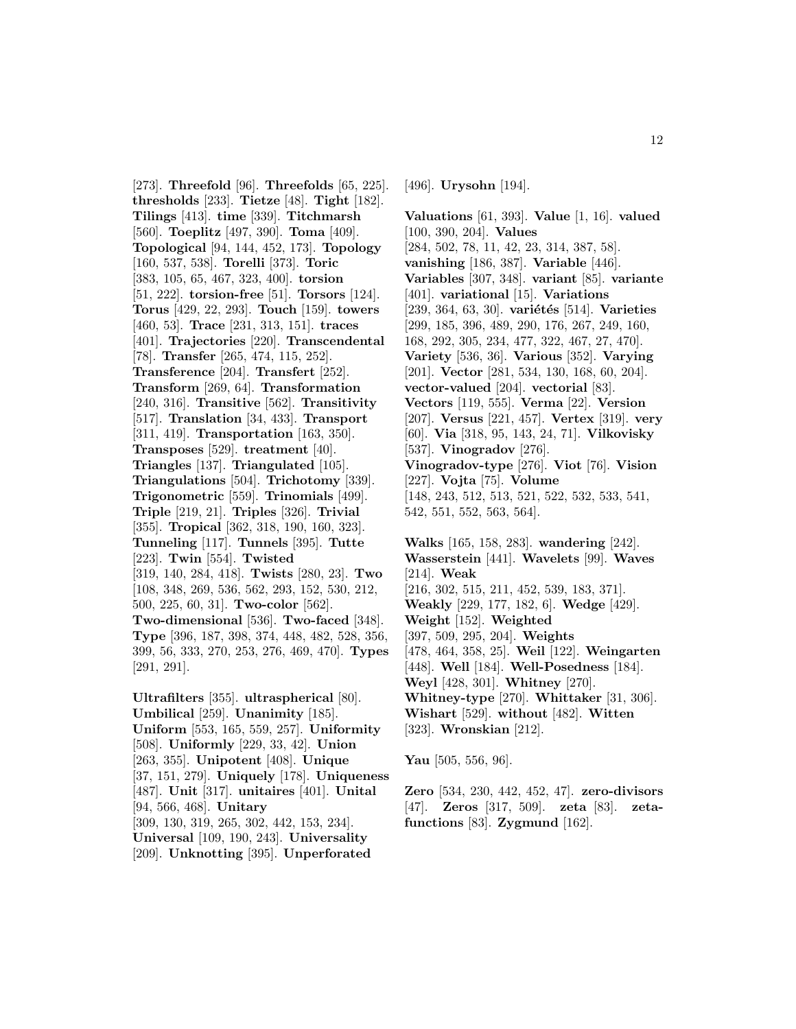[273]. **Threefold** [96]. **Threefolds** [65, 225]. **thresholds** [233]. **Tietze** [48]. **Tight** [182]. **Tilings** [413]. **time** [339]. **Titchmarsh** [560]. **Toeplitz** [497, 390]. **Toma** [409]. **Topological** [94, 144, 452, 173]. **Topology** [160, 537, 538]. **Torelli** [373]. **Toric** [383, 105, 65, 467, 323, 400]. **torsion** [51, 222]. **torsion-free** [51]. **Torsors** [124]. **Torus** [429, 22, 293]. **Touch** [159]. **towers** [460, 53]. **Trace** [231, 313, 151]. **traces** [401]. **Trajectories** [220]. **Transcendental** [78]. **Transfer** [265, 474, 115, 252]. **Transference** [204]. **Transfert** [252]. **Transform** [269, 64]. **Transformation** [240, 316]. **Transitive** [562]. **Transitivity** [517]. **Translation** [34, 433]. **Transport** [311, 419]. **Transportation** [163, 350]. **Transposes** [529]. **treatment** [40]. **Triangles** [137]. **Triangulated** [105]. **Triangulations** [504]. **Trichotomy** [339]. **Trigonometric** [559]. **Trinomials** [499]. **Triple** [219, 21]. **Triples** [326]. **Trivial** [355]. **Tropical** [362, 318, 190, 160, 323]. **Tunneling** [117]. **Tunnels** [395]. **Tutte** [223]. **Twin** [554]. **Twisted** [319, 140, 284, 418]. **Twists** [280, 23]. **Two** [108, 348, 269, 536, 562, 293, 152, 530, 212, 500, 225, 60, 31]. **Two-color** [562]. **Two-dimensional** [536]. **Two-faced** [348]. **Type** [396, 187, 398, 374, 448, 482, 528, 356, 399, 56, 333, 270, 253, 276, 469, 470]. **Types** [291, 291].

**Ultrafilters** [355]. **ultraspherical** [80]. **Umbilical** [259]. **Unanimity** [185]. **Uniform** [553, 165, 559, 257]. **Uniformity** [508]. **Uniformly** [229, 33, 42]. **Union** [263, 355]. **Unipotent** [408]. **Unique** [37, 151, 279]. **Uniquely** [178]. **Uniqueness** [487]. **Unit** [317]. **unitaires** [401]. **Unital** [94, 566, 468]. **Unitary** [309, 130, 319, 265, 302, 442, 153, 234]. **Universal** [109, 190, 243]. **Universality** [209]. **Unknotting** [395]. **Unperforated** [496]. **Urysohn** [194].

**Valuations** [61, 393]. **Value** [1, 16]. **valued** [100, 390, 204]. **Values** [284, 502, 78, 11, 42, 23, 314, 387, 58]. **vanishing** [186, 387]. **Variable** [446]. **Variables** [307, 348]. **variant** [85]. **variante** [401]. **variational** [15]. **Variations** [239, 364, 63, 30]. **variétés** [514]. **Varieties** [299, 185, 396, 489, 290, 176, 267, 249, 160, 168, 292, 305, 234, 477, 322, 467, 27, 470]. **Variety** [536, 36]. **Various** [352]. **Varying** [201]. **Vector** [281, 534, 130, 168, 60, 204]. **vector-valued** [204]. **vectorial** [83]. **Vectors** [119, 555]. **Verma** [22]. **Version** [207]. **Versus** [221, 457]. **Vertex** [319]. **very** [60]. **Via** [318, 95, 143, 24, 71]. **Vilkovisky** [537]. **Vinogradov** [276]. **Vinogradov-type** [276]. **Viot** [76]. **Vision** [227]. **Vojta** [75]. **Volume** [148, 243, 512, 513, 521, 522, 532, 533, 541, 542, 551, 552, 563, 564].

**Walks** [165, 158, 283]. **wandering** [242]. **Wasserstein** [441]. **Wavelets** [99]. **Waves** [214]. **Weak** [216, 302, 515, 211, 452, 539, 183, 371]. **Weakly** [229, 177, 182, 6]. **Wedge** [429]. **Weight** [152]. **Weighted** [397, 509, 295, 204]. **Weights** [478, 464, 358, 25]. **Weil** [122]. **Weingarten** [448]. **Well** [184]. **Well-Posedness** [184]. **Weyl** [428, 301]. **Whitney** [270]. **Whitney-type** [270]. **Whittaker** [31, 306]. **Wishart** [529]. **without** [482]. **Witten** [323]. **Wronskian** [212].

**Yau** [505, 556, 96].

**Zero** [534, 230, 442, 452, 47]. **zero-divisors** [47]. **Zeros** [317, 509]. **zeta** [83]. **zeta-functions** [83]. **Zygmund** [162].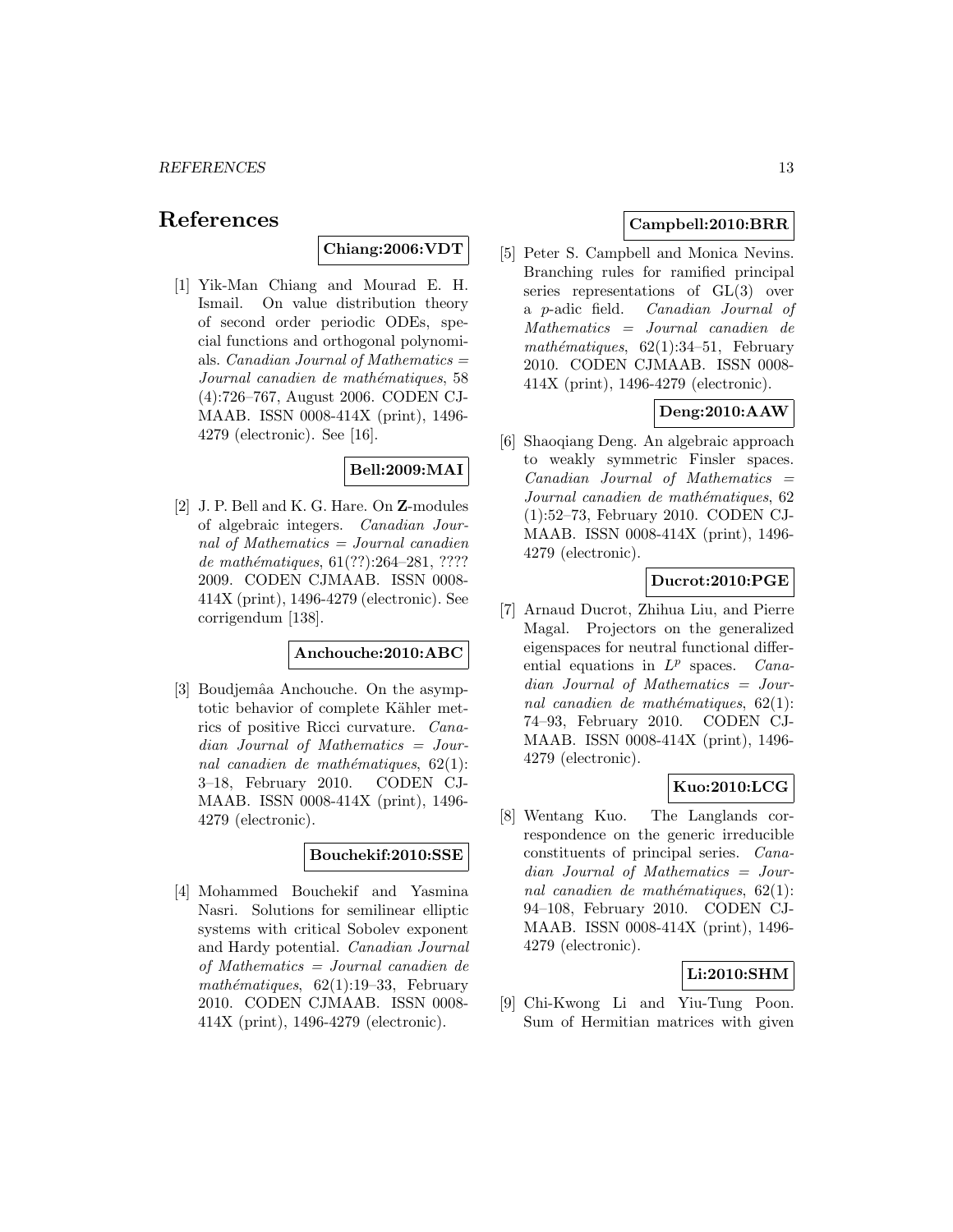# References

**Chiang:2006:VDT**

[1] Yik-Man Chiang and Mourad E. H. Ismail. On value distribution theory of second order periodic ODEs, special functions and orthogonal polynomials. *Canadian Journal of Mathematics = Journal canadien de mathématiques*, 58 (4):726–767, August 2006. CODEN CJMAAB. ISSN 0008-414X (print), 1496-4279 (electronic). See [16].

**Bell:2009:MAI**

[2] J. P. Bell and K. G. Hare. On **Z**-modules of algebraic integers. *Canadian Journal of Mathematics = Journal canadien de mathématiques*, 61(??):264–281, ???? 2009. CODEN CJMAAB. ISSN 0008-414X (print), 1496-4279 (electronic). See corrigendum [138].

**Anchouche:2010:ABC**

[3] Boudjemâa Anchouche. On the asymptotic behavior of complete Kähler metrics of positive Ricci curvature. *Canadian Journal of Mathematics = Journal canadien de mathématiques*, 62(1): 3–18, February 2010. CODEN CJMAAB. ISSN 0008-414X (print), 1496-4279 (electronic).

**Bouchekif:2010:SSE**

[4] Mohammed Bouchekif and Yasmina Nasri. Solutions for semilinear elliptic systems with critical Sobolev exponent and Hardy potential. *Canadian Journal of Mathematics = Journal canadien de mathématiques*, 62(1):19–33, February 2010. CODEN CJMAAB. ISSN 0008-414X (print), 1496-4279 (electronic).

**Campbell:2010:BRR**

[5] Peter S. Campbell and Monica Nevins. Branching rules for ramified principal series representations of GL(3) over a $p$-adic field. *Canadian Journal of Mathematics = Journal canadien de mathématiques*, 62(1):34–51, February 2010. CODEN CJMAAB. ISSN 0008-414X (print), 1496-4279 (electronic).

**Deng:2010:AAW**

[6] Shaoqiang Deng. An algebraic approach to weakly symmetric Finsler spaces. *Canadian Journal of Mathematics = Journal canadien de mathématiques*, 62 (1):52–73, February 2010. CODEN CJMAAB. ISSN 0008-414X (print), 1496-4279 (electronic).

**Ducrot:2010:PGE**

[7] Arnaud Ducrot, Zhihua Liu, and Pierre Magal. Projectors on the generalized eigenspaces for neutral functional differential equations in $L^p$ spaces. *Canadian Journal of Mathematics = Journal canadien de mathématiques*, 62(1): 74–93, February 2010. CODEN CJMAAB. ISSN 0008-414X (print), 1496-4279 (electronic).

**Kuo:2010:LCG**

[8] Wentang Kuo. The Langlands correspondence on the generic irreducible constituents of principal series. *Canadian Journal of Mathematics = Journal canadien de mathématiques*, 62(1): 94–108, February 2010. CODEN CJMAAB. ISSN 0008-414X (print), 1496-4279 (electronic).

**Li:2010:SHM**

[9] Chi-Kwong Li and Yiu-Tung Poon. Sum of Hermitian matrices with given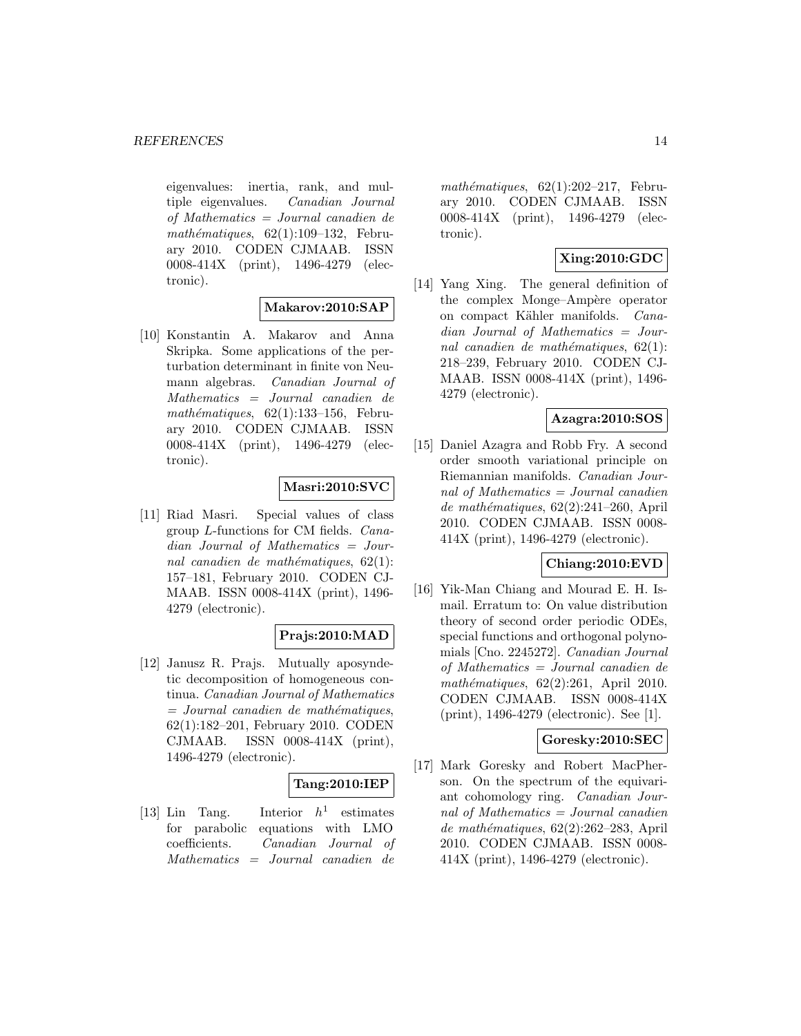eigenvalues: inertia, rank, and multiple eigenvalues. *Canadian Journal of Mathematics = Journal canadien de mathématiques*, 62(1):109–132, February 2010. CODEN CJMAAB. ISSN 0008-414X (print), 1496-4279 (electronic).

**Makarov:2010:SAP**

[10] Konstantin A. Makarov and Anna Skripka. Some applications of the perturbation determinant in finite von Neumann algebras. *Canadian Journal of Mathematics = Journal canadien de mathématiques*, 62(1):133–156, February 2010. CODEN CJMAAB. ISSN 0008-414X (print), 1496-4279 (electronic).

**Masri:2010:SVC**

[11] Riad Masri. Special values of class group $L$-functions for CM fields. *Canadian Journal of Mathematics = Journal canadien de mathématiques*, 62(1): 157–181, February 2010. CODEN CJMAAB. ISSN 0008-414X (print), 1496-4279 (electronic).

**Prajs:2010:MAD**

[12] Janusz R. Prajs. Mutually aposyndetic decomposition of homogeneous continua. *Canadian Journal of Mathematics = Journal canadien de mathématiques*, 62(1):182–201, February 2010. CODEN CJMAAB. ISSN 0008-414X (print), 1496-4279 (electronic).

**Tang:2010:IEP**

[13] Lin Tang. Interior $h^1$ estimates for parabolic equations with LMO coefficients. *Canadian Journal of Mathematics = Journal canadien de mathématiques*, 62(1):202–217, February 2010. CODEN CJMAAB. ISSN 0008-414X (print), 1496-4279 (electronic).

**Xing:2010:GDC**

[14] Yang Xing. The general definition of the complex Monge–Ampère operator on compact Kähler manifolds. *Canadian Journal of Mathematics = Journal canadien de mathématiques*, 62(1): 218–239, February 2010. CODEN CJMAAB. ISSN 0008-414X (print), 1496-4279 (electronic).

**Azagra:2010:SOS**

[15] Daniel Azagra and Robb Fry. A second order smooth variational principle on Riemannian manifolds. *Canadian Journal of Mathematics = Journal canadien de mathématiques*, 62(2):241–260, April 2010. CODEN CJMAAB. ISSN 0008-414X (print), 1496-4279 (electronic).

**Chiang:2010:EVD**

[16] Yik-Man Chiang and Mourad E. H. Ismail. Erratum to: On value distribution theory of second order periodic ODEs, special functions and orthogonal polynomials [Cno. 2245272]. *Canadian Journal of Mathematics = Journal canadien de mathématiques*, 62(2):261, April 2010. CODEN CJMAAB. ISSN 0008-414X (print), 1496-4279 (electronic). See [1].

**Goresky:2010:SEC**

[17] Mark Goresky and Robert MacPherson. On the spectrum of the equivariant cohomology ring. *Canadian Journal of Mathematics = Journal canadien de mathématiques*, 62(2):262–283, April 2010. CODEN CJMAAB. ISSN 0008-414X (print), 1496-4279 (electronic).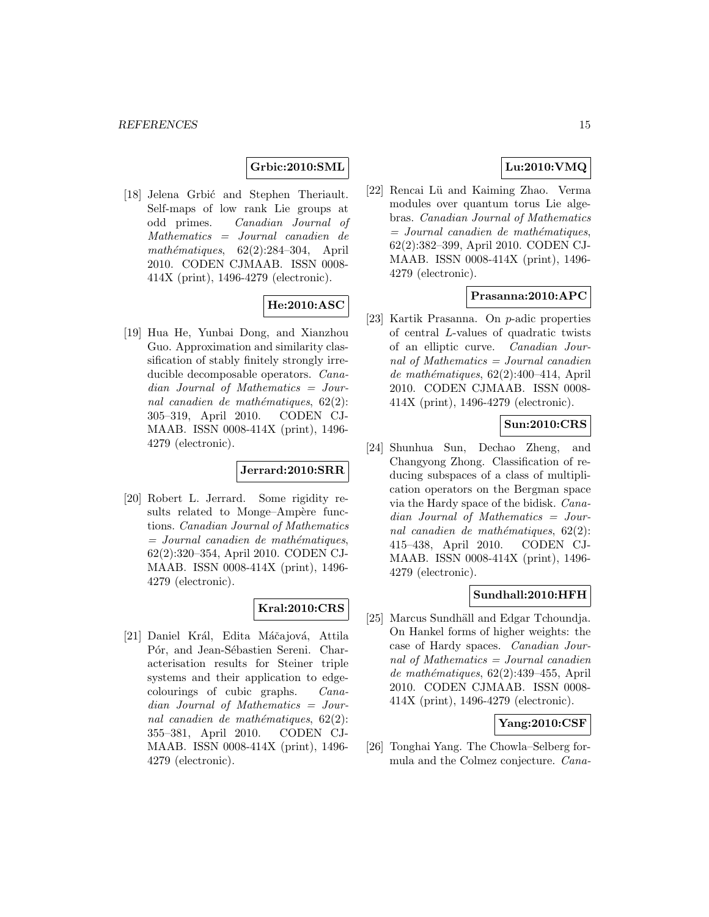**Grbic:2010:SML**

[18] Jelena Grbić and Stephen Theriault. Self-maps of low rank Lie groups at odd primes. *Canadian Journal of Mathematics = Journal canadien de mathématiques*, 62(2):284–304, April 2010. CODEN CJMAAB. ISSN 0008-414X (print), 1496-4279 (electronic).

**He:2010:ASC**

[19] Hua He, Yunbai Dong, and Xianzhou Guo. Approximation and similarity classification of stably finitely strongly irreducible decomposable operators. *Canadian Journal of Mathematics = Journal canadien de mathématiques*, 62(2): 305–319, April 2010. CODEN CJMAAB. ISSN 0008-414X (print), 1496-4279 (electronic).

**Jerrard:2010:SRR**

[20] Robert L. Jerrard. Some rigidity results related to Monge–Ampère functions. *Canadian Journal of Mathematics = Journal canadien de mathématiques*, 62(2):320–354, April 2010. CODEN CJMAAB. ISSN 0008-414X (print), 1496-4279 (electronic).

**Kral:2010:CRS**

[21] Daniel Král, Edita Máčajová, Attila Pór, and Jean-Sébastien Sereni. Characterisation results for Steiner triple systems and their application to edge-colourings of cubic graphs. *Canadian Journal of Mathematics = Journal canadien de mathématiques*, 62(2): 355–381, April 2010. CODEN CJMAAB. ISSN 0008-414X (print), 1496-4279 (electronic).

**Lu:2010:VMQ**

[22] Rencai Lü and Kaiming Zhao. Verma modules over quantum torus Lie algebras. *Canadian Journal of Mathematics = Journal canadien de mathématiques*, 62(2):382–399, April 2010. CODEN CJMAAB. ISSN 0008-414X (print), 1496-4279 (electronic).

**Prasanna:2010:APC**

[23] Kartik Prasanna. On $p$-adic properties of central $L$-values of quadratic twists of an elliptic curve. *Canadian Journal of Mathematics = Journal canadien de mathématiques*, 62(2):400–414, April 2010. CODEN CJMAAB. ISSN 0008-414X (print), 1496-4279 (electronic).

**Sun:2010:CRS**

[24] Shunhua Sun, Dechao Zheng, and Changyong Zhong. Classification of reducing subspaces of a class of multiplication operators on the Bergman space via the Hardy space of the bidisk. *Canadian Journal of Mathematics = Journal canadien de mathématiques*, 62(2): 415–438, April 2010. CODEN CJMAAB. ISSN 0008-414X (print), 1496-4279 (electronic).

**Sundhall:2010:HFH**

[25] Marcus Sundhäll and Edgar Tchoundja. On Hankel forms of higher weights: the case of Hardy spaces. *Canadian Journal of Mathematics = Journal canadien de mathématiques*, 62(2):439–455, April 2010. CODEN CJMAAB. ISSN 0008-414X (print), 1496-4279 (electronic).

**Yang:2010:CSF**

[26] Tonghai Yang. The Chowla–Selberg formula and the Colmez conjecture. *Cana-*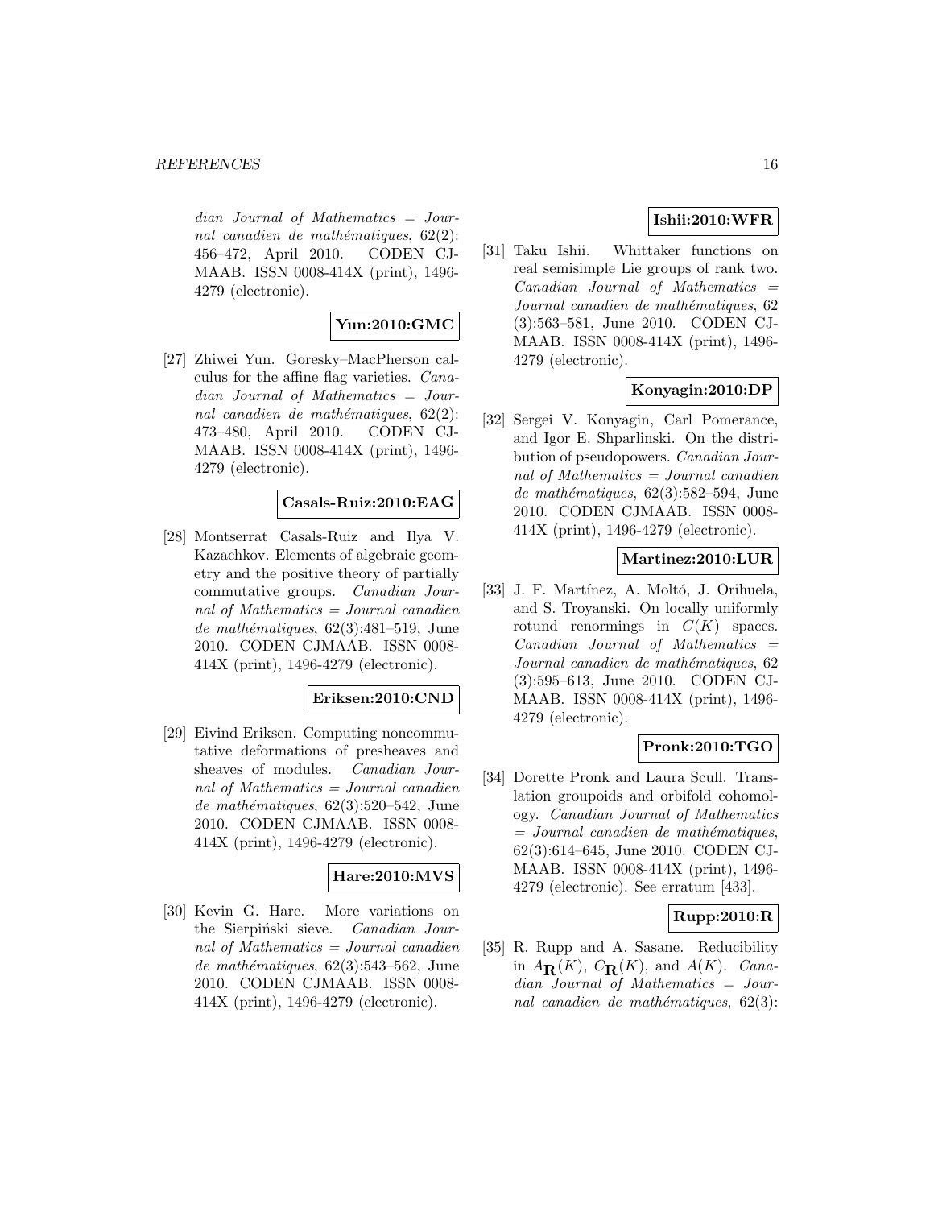*dian Journal of Mathematics = Journal canadien de mathématiques*, 62(2): 456–472, April 2010. CODEN CJMAAB. ISSN 0008-414X (print), 1496-4279 (electronic).

**Yun:2010:GMC**

[27] Zhiwei Yun. Goresky–MacPherson calculus for the affine flag varieties. *Canadian Journal of Mathematics = Journal canadien de mathématiques*, 62(2): 473–480, April 2010. CODEN CJMAAB. ISSN 0008-414X (print), 1496-4279 (electronic).

**Casals-Ruiz:2010:EAG**

[28] Montserrat Casals-Ruiz and Ilya V. Kazachkov. Elements of algebraic geometry and the positive theory of partially commutative groups. *Canadian Journal of Mathematics = Journal canadien de mathématiques*, 62(3):481–519, June 2010. CODEN CJMAAB. ISSN 0008-414X (print), 1496-4279 (electronic).

**Eriksen:2010:CND**

[29] Eivind Eriksen. Computing noncommutative deformations of presheaves and sheaves of modules. *Canadian Journal of Mathematics = Journal canadien de mathématiques*, 62(3):520–542, June 2010. CODEN CJMAAB. ISSN 0008-414X (print), 1496-4279 (electronic).

**Hare:2010:MVS**

[30] Kevin G. Hare. More variations on the Sierpiński sieve. *Canadian Journal of Mathematics = Journal canadien de mathématiques*, 62(3):543–562, June 2010. CODEN CJMAAB. ISSN 0008-414X (print), 1496-4279 (electronic).

**Ishii:2010:WFR**

[31] Taku Ishii. Whittaker functions on real semisimple Lie groups of rank two. *Canadian Journal of Mathematics = Journal canadien de mathématiques*, 62 (3):563–581, June 2010. CODEN CJMAAB. ISSN 0008-414X (print), 1496-4279 (electronic).

**Konyagin:2010:DP**

[32] Sergei V. Konyagin, Carl Pomerance, and Igor E. Shparlinski. On the distribution of pseudopowers. *Canadian Journal of Mathematics = Journal canadien de mathématiques*, 62(3):582–594, June 2010. CODEN CJMAAB. ISSN 0008-414X (print), 1496-4279 (electronic).

**Martinez:2010:LUR**

[33] J. F. Martínez, A. Moltó, J. Orihuela, and S. Troyanski. On locally uniformly rotund renormings in $C(K)$ spaces. *Canadian Journal of Mathematics = Journal canadien de mathématiques*, 62 (3):595–613, June 2010. CODEN CJMAAB. ISSN 0008-414X (print), 1496-4279 (electronic).

**Pronk:2010:TGO**

[34] Dorette Pronk and Laura Scull. Translation groupoids and orbifold cohomology. *Canadian Journal of Mathematics = Journal canadien de mathématiques*, 62(3):614–645, June 2010. CODEN CJMAAB. ISSN 0008-414X (print), 1496-4279 (electronic). See erratum [433].

**Rupp:2010:R**

[35] R. Rupp and A. Sasane. Reducibility in $A_{\mathbf{R}}(K)$, $C_{\mathbf{R}}(K)$, and $A(K)$. *Canadian Journal of Mathematics = Journal canadien de mathématiques*, 62(3):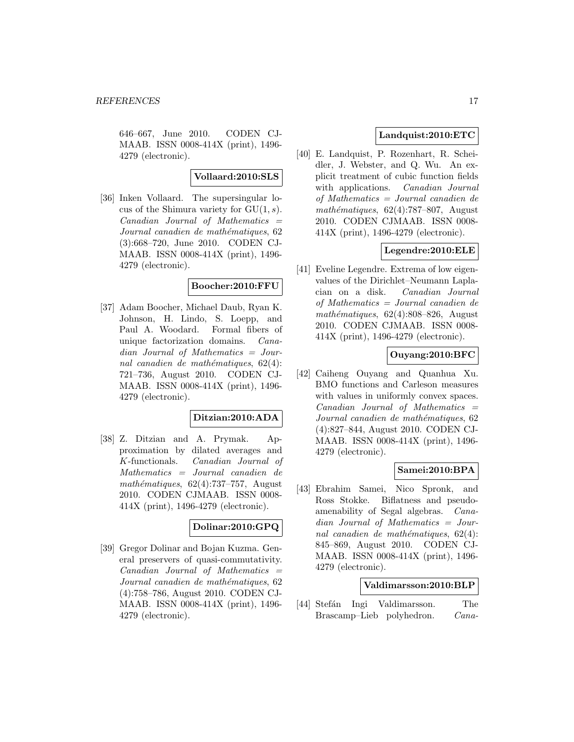646–667, June 2010. CODEN CJMAAB. ISSN 0008-414X (print), 1496-4279 (electronic).

**Vollaard:2010:SLS**

[36] Inken Vollaard. The supersingular locus of the Shimura variety for $\mathrm{GU}(1, s)$. *Canadian Journal of Mathematics = Journal canadien de mathématiques*, 62 (3):668–720, June 2010. CODEN CJMAAB. ISSN 0008-414X (print), 1496-4279 (electronic).

**Boocher:2010:FFU**

[37] Adam Boocher, Michael Daub, Ryan K. Johnson, H. Lindo, S. Loepp, and Paul A. Woodard. Formal fibers of unique factorization domains. *Canadian Journal of Mathematics = Journal canadien de mathématiques*, 62(4): 721–736, August 2010. CODEN CJMAAB. ISSN 0008-414X (print), 1496-4279 (electronic).

**Ditzian:2010:ADA**

[38] Z. Ditzian and A. Prymak. Approximation by dilated averages and $K$-functionals. *Canadian Journal of Mathematics = Journal canadien de mathématiques*, 62(4):737–757, August 2010. CODEN CJMAAB. ISSN 0008-414X (print), 1496-4279 (electronic).

**Dolinar:2010:GPQ**

[39] Gregor Dolinar and Bojan Kuzma. General preservers of quasi-commutativity. *Canadian Journal of Mathematics = Journal canadien de mathématiques*, 62 (4):758–786, August 2010. CODEN CJMAAB. ISSN 0008-414X (print), 1496-4279 (electronic).

**Landquist:2010:ETC**

[40] E. Landquist, P. Rozenhart, R. Scheidler, J. Webster, and Q. Wu. An explicit treatment of cubic function fields with applications. *Canadian Journal of Mathematics = Journal canadien de mathématiques*, 62(4):787–807, August 2010. CODEN CJMAAB. ISSN 0008-414X (print), 1496-4279 (electronic).

**Legendre:2010:ELE**

[41] Eveline Legendre. Extrema of low eigenvalues of the Dirichlet–Neumann Laplacian on a disk. *Canadian Journal of Mathematics = Journal canadien de mathématiques*, 62(4):808–826, August 2010. CODEN CJMAAB. ISSN 0008-414X (print), 1496-4279 (electronic).

**Ouyang:2010:BFC**

[42] Caiheng Ouyang and Quanhua Xu. BMO functions and Carleson measures with values in uniformly convex spaces. *Canadian Journal of Mathematics = Journal canadien de mathématiques*, 62 (4):827–844, August 2010. CODEN CJMAAB. ISSN 0008-414X (print), 1496-4279 (electronic).

**Samei:2010:BPA**

[43] Ebrahim Samei, Nico Spronk, and Ross Stokke. Biflatness and pseudo-amenability of Segal algebras. *Canadian Journal of Mathematics = Journal canadien de mathématiques*, 62(4): 845–869, August 2010. CODEN CJMAAB. ISSN 0008-414X (print), 1496-4279 (electronic).

**Valdimarsson:2010:BLP**

[44] Stefán Ingi Valdimarsson. The Brascamp–Lieb polyhedron. *Cana-*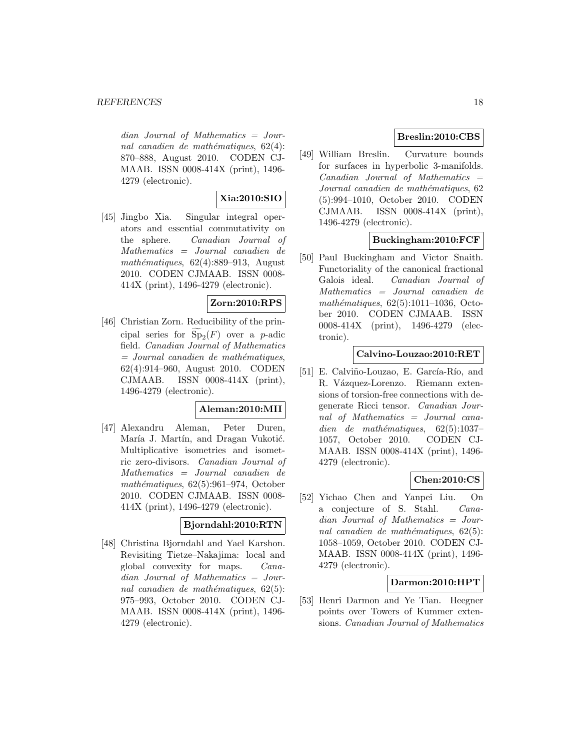*dian Journal of Mathematics = Journal canadien de mathématiques*, 62(4): 870–888, August 2010. CODEN CJMAAB. ISSN 0008-414X (print), 1496-4279 (electronic).

**Xia:2010:SIO**

[45] Jingbo Xia. Singular integral operators and essential commutativity on the sphere. *Canadian Journal of Mathematics = Journal canadien de mathématiques*, 62(4):889–913, August 2010. CODEN CJMAAB. ISSN 0008-414X (print), 1496-4279 (electronic).

**Zorn:2010:RPS**

[46] Christian Zorn. Reducibility of the principal series for $\widetilde{\mathrm{Sp}}_2(F)$ over a $p$-adic field. *Canadian Journal of Mathematics = Journal canadien de mathématiques*, 62(4):914–960, August 2010. CODEN CJMAAB. ISSN 0008-414X (print), 1496-4279 (electronic).

**Aleman:2010:MII**

[47] Alexandru Aleman, Peter Duren, María J. Martín, and Dragan Vukotić. Multiplicative isometries and isometric zero-divisors. *Canadian Journal of Mathematics = Journal canadien de mathématiques*, 62(5):961–974, October 2010. CODEN CJMAAB. ISSN 0008-414X (print), 1496-4279 (electronic).

**Bjorndahl:2010:RTN**

[48] Christina Bjorndahl and Yael Karshon. Revisiting Tietze–Nakajima: local and global convexity for maps. *Canadian Journal of Mathematics = Journal canadien de mathématiques*, 62(5): 975–993, October 2010. CODEN CJMAAB. ISSN 0008-414X (print), 1496-4279 (electronic).

**Breslin:2010:CBS**

[49] William Breslin. Curvature bounds for surfaces in hyperbolic 3-manifolds. *Canadian Journal of Mathematics = Journal canadien de mathématiques*, 62 (5):994–1010, October 2010. CODEN CJMAAB. ISSN 0008-414X (print), 1496-4279 (electronic).

**Buckingham:2010:FCF**

[50] Paul Buckingham and Victor Snaith. Functoriality of the canonical fractional Galois ideal. *Canadian Journal of Mathematics = Journal canadien de mathématiques*, 62(5):1011–1036, October 2010. CODEN CJMAAB. ISSN 0008-414X (print), 1496-4279 (electronic).

**Calvino-Louzao:2010:RET**

[51] E. Calviño-Louzao, E. García-Río, and R. Vázquez-Lorenzo. Riemann extensions of torsion-free connections with degenerate Ricci tensor. *Canadian Journal of Mathematics = Journal canadien de mathématiques*, 62(5):1037–1057, October 2010. CODEN CJMAAB. ISSN 0008-414X (print), 1496-4279 (electronic).

**Chen:2010:CS**

[52] Yichao Chen and Yanpei Liu. On a conjecture of S. Stahl. *Canadian Journal of Mathematics = Journal canadien de mathématiques*, 62(5): 1058–1059, October 2010. CODEN CJMAAB. ISSN 0008-414X (print), 1496-4279 (electronic).

**Darmon:2010:HPT**

[53] Henri Darmon and Ye Tian. Heegner points over Towers of Kummer extensions. *Canadian Journal of Mathematics*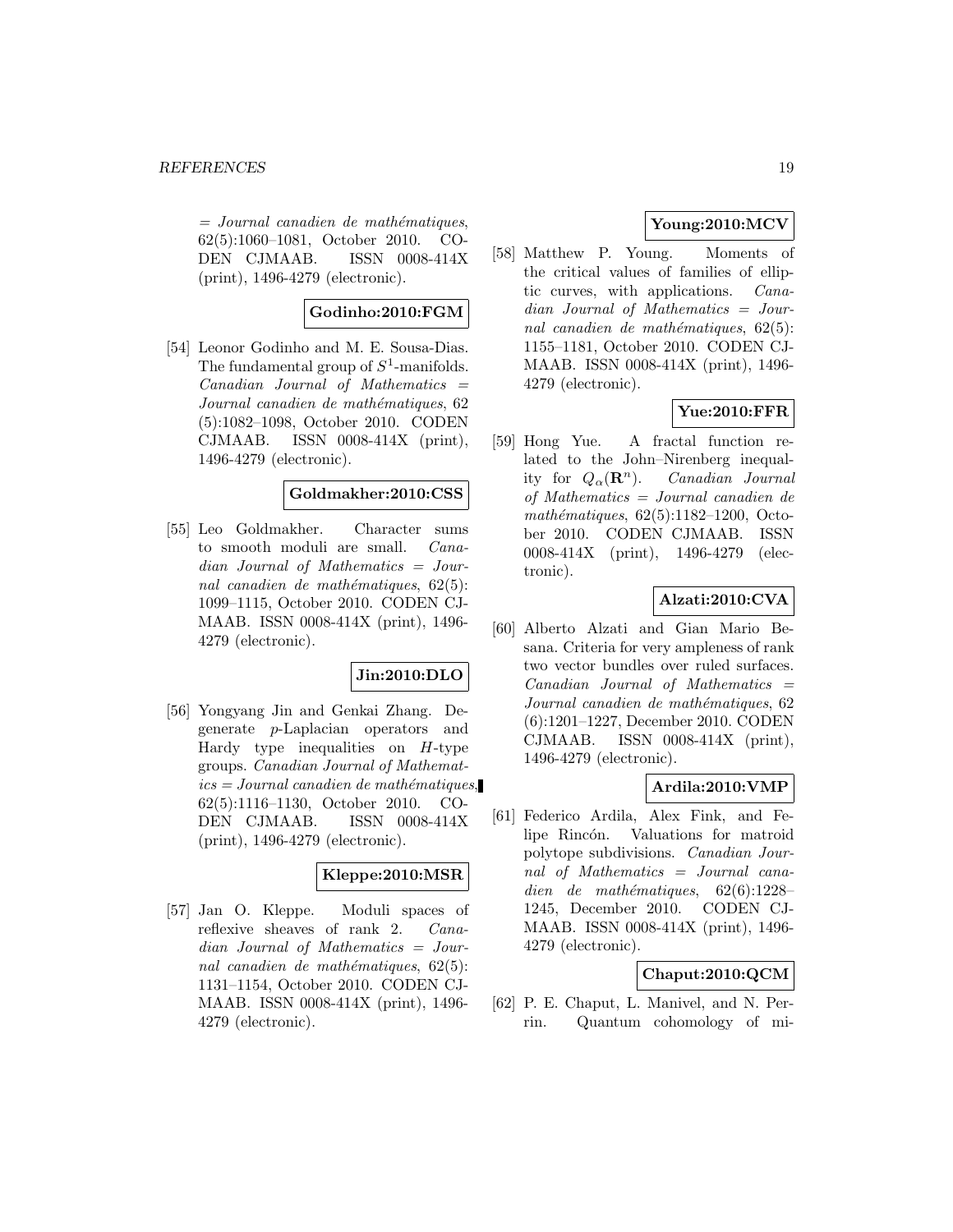= *Journal canadien de mathématiques*, 62(5):1060–1081, October 2010. CODEN CJMAAB. ISSN 0008-414X (print), 1496-4279 (electronic).

**Godinho:2010:FGM**

[54] Leonor Godinho and M. E. Sousa-Dias. The fundamental group of $S^1$-manifolds. *Canadian Journal of Mathematics = Journal canadien de mathématiques*, 62 (5):1082–1098, October 2010. CODEN CJMAAB. ISSN 0008-414X (print), 1496-4279 (electronic).

**Goldmakher:2010:CSS**

[55] Leo Goldmakher. Character sums to smooth moduli are small. *Canadian Journal of Mathematics = Journal canadien de mathématiques*, 62(5): 1099–1115, October 2010. CODEN CJMAAB. ISSN 0008-414X (print), 1496-4279 (electronic).

**Jin:2010:DLO**

[56] Yongyang Jin and Genkai Zhang. Degenerate $p$-Laplacian operators and Hardy type inequalities on $H$-type groups. *Canadian Journal of Mathematics = Journal canadien de mathématiques*, 62(5):1116–1130, October 2010. CODEN CJMAAB. ISSN 0008-414X (print), 1496-4279 (electronic).

**Kleppe:2010:MSR**

[57] Jan O. Kleppe. Moduli spaces of reflexive sheaves of rank 2. *Canadian Journal of Mathematics = Journal canadien de mathématiques*, 62(5): 1131–1154, October 2010. CODEN CJMAAB. ISSN 0008-414X (print), 1496-4279 (electronic).

**Young:2010:MCV**

[58] Matthew P. Young. Moments of the critical values of families of elliptic curves, with applications. *Canadian Journal of Mathematics = Journal canadien de mathématiques*, 62(5): 1155–1181, October 2010. CODEN CJMAAB. ISSN 0008-414X (print), 1496-4279 (electronic).

**Yue:2010:FFR**

[59] Hong Yue. A fractal function related to the John–Nirenberg inequality for $Q_\alpha(\mathbf{R}^n)$. *Canadian Journal of Mathematics = Journal canadien de mathématiques*, 62(5):1182–1200, October 2010. CODEN CJMAAB. ISSN 0008-414X (print), 1496-4279 (electronic).

**Alzati:2010:CVA**

[60] Alberto Alzati and Gian Mario Besana. Criteria for very ampleness of rank two vector bundles over ruled surfaces. *Canadian Journal of Mathematics = Journal canadien de mathématiques*, 62 (6):1201–1227, December 2010. CODEN CJMAAB. ISSN 0008-414X (print), 1496-4279 (electronic).

**Ardila:2010:VMP**

[61] Federico Ardila, Alex Fink, and Felipe Rincón. Valuations for matroid polytope subdivisions. *Canadian Journal of Mathematics = Journal canadien de mathématiques*, 62(6):1228–1245, December 2010. CODEN CJMAAB. ISSN 0008-414X (print), 1496-4279 (electronic).

**Chaput:2010:QCM**

[62] P. E. Chaput, L. Manivel, and N. Perrin. Quantum cohomology of mi-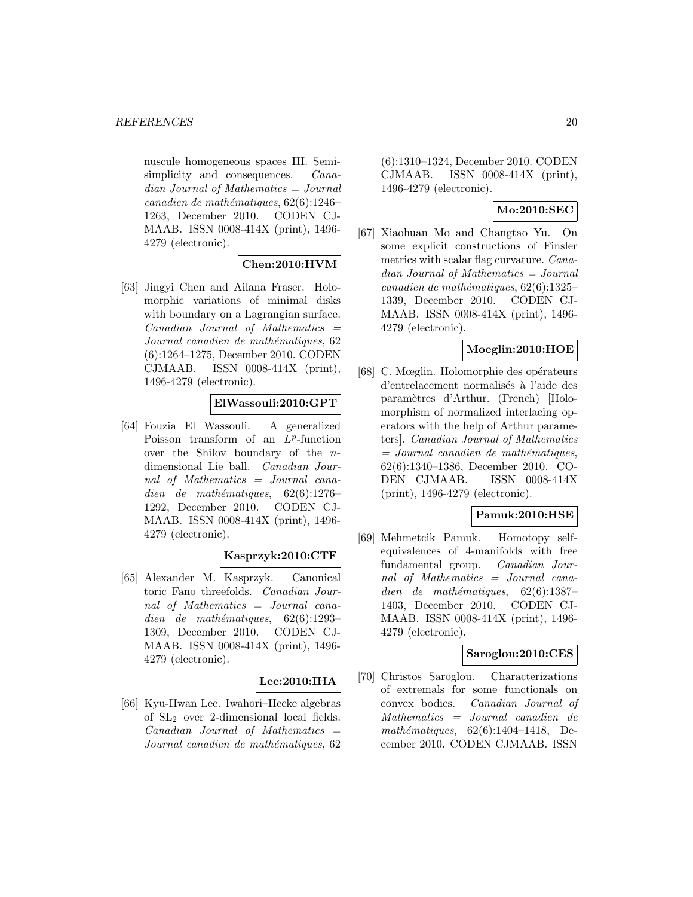nuscule homogeneous spaces III. Semisimplicity and consequences. *Canadian Journal of Mathematics = Journal canadien de mathématiques*, 62(6):1246–1263, December 2010. CODEN CJMAAB. ISSN 0008-414X (print), 1496-4279 (electronic).

**Chen:2010:HVM**

[63] Jingyi Chen and Ailana Fraser. Holomorphic variations of minimal disks with boundary on a Lagrangian surface. *Canadian Journal of Mathematics = Journal canadien de mathématiques*, 62(6):1264–1275, December 2010. CODEN CJMAAB. ISSN 0008-414X (print), 1496-4279 (electronic).

**ElWassouli:2010:GPT**

[64] Fouzia El Wassouli. A generalized Poisson transform of an $L^p$-function over the Shilov boundary of the $n$-dimensional Lie ball. *Canadian Journal of Mathematics = Journal canadien de mathématiques*, 62(6):1276–1292, December 2010. CODEN CJMAAB. ISSN 0008-414X (print), 1496-4279 (electronic).

**Kasprzyk:2010:CTF**

[65] Alexander M. Kasprzyk. Canonical toric Fano threefolds. *Canadian Journal of Mathematics = Journal canadien de mathématiques*, 62(6):1293–1309, December 2010. CODEN CJMAAB. ISSN 0008-414X (print), 1496-4279 (electronic).

**Lee:2010:IHA**

[66] Kyu-Hwan Lee. Iwahori–Hecke algebras of $\mathrm{SL}_2$ over 2-dimensional local fields. *Canadian Journal of Mathematics = Journal canadien de mathématiques*, 62(6):1310–1324, December 2010. CODEN CJMAAB. ISSN 0008-414X (print), 1496-4279 (electronic).

**Mo:2010:SEC**

[67] Xiaohuan Mo and Changtao Yu. On some explicit constructions of Finsler metrics with scalar flag curvature. *Canadian Journal of Mathematics = Journal canadien de mathématiques*, 62(6):1325–1339, December 2010. CODEN CJMAAB. ISSN 0008-414X (print), 1496-4279 (electronic).

**Moeglin:2010:HOE**

[68] C. Mœglin. Holomorphie des opérateurs d'entrelacement normalisés à l'aide des paramètres d'Arthur. (French) [Holomorphism of normalized interlacing operators with the help of Arthur parameters]. *Canadian Journal of Mathematics = Journal canadien de mathématiques*, 62(6):1340–1386, December 2010. CODEN CJMAAB. ISSN 0008-414X (print), 1496-4279 (electronic).

**Pamuk:2010:HSE**

[69] Mehmetcik Pamuk. Homotopy self-equivalences of 4-manifolds with free fundamental group. *Canadian Journal of Mathematics = Journal canadien de mathématiques*, 62(6):1387–1403, December 2010. CODEN CJMAAB. ISSN 0008-414X (print), 1496-4279 (electronic).

**Saroglou:2010:CES**

[70] Christos Saroglou. Characterizations of extremals for some functionals on convex bodies. *Canadian Journal of Mathematics = Journal canadien de mathématiques*, 62(6):1404–1418, December 2010. CODEN CJMAAB. ISSN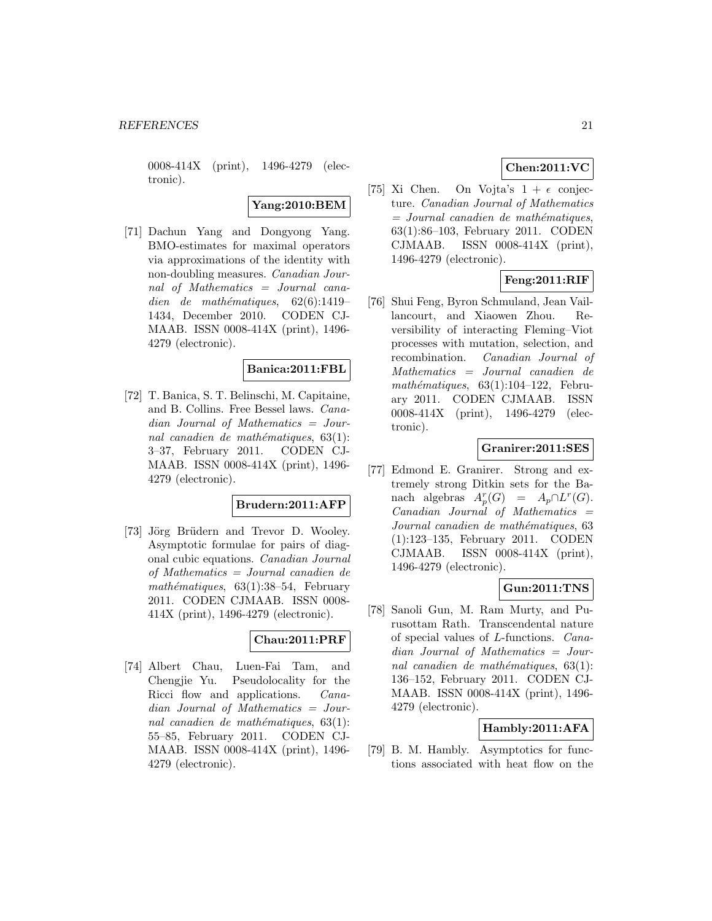0008-414X (print), 1496-4279 (electronic).

**Yang:2010:BEM**

[71] Dachun Yang and Dongyong Yang. BMO-estimates for maximal operators via approximations of the identity with non-doubling measures. *Canadian Journal of Mathematics = Journal canadien de mathématiques*, 62(6):1419–1434, December 2010. CODEN CJMAAB. ISSN 0008-414X (print), 1496-4279 (electronic).

**Banica:2011:FBL**

[72] T. Banica, S. T. Belinschi, M. Capitaine, and B. Collins. Free Bessel laws. *Canadian Journal of Mathematics = Journal canadien de mathématiques*, 63(1): 3–37, February 2011. CODEN CJMAAB. ISSN 0008-414X (print), 1496-4279 (electronic).

**Brudern:2011:AFP**

[73] Jörg Brüdern and Trevor D. Wooley. Asymptotic formulae for pairs of diagonal cubic equations. *Canadian Journal of Mathematics = Journal canadien de mathématiques*, 63(1):38–54, February 2011. CODEN CJMAAB. ISSN 0008-414X (print), 1496-4279 (electronic).

**Chau:2011:PRF**

[74] Albert Chau, Luen-Fai Tam, and Chengjie Yu. Pseudolocality for the Ricci flow and applications. *Canadian Journal of Mathematics = Journal canadien de mathématiques*, 63(1): 55–85, February 2011. CODEN CJMAAB. ISSN 0008-414X (print), 1496-4279 (electronic).

**Chen:2011:VC**

[75] Xi Chen. On Vojta's $1 + \epsilon$ conjecture. *Canadian Journal of Mathematics = Journal canadien de mathématiques*, 63(1):86–103, February 2011. CODEN CJMAAB. ISSN 0008-414X (print), 1496-4279 (electronic).

**Feng:2011:RIF**

[76] Shui Feng, Byron Schmuland, Jean Vaillancourt, and Xiaowen Zhou. Reversibility of interacting Fleming–Viot processes with mutation, selection, and recombination. *Canadian Journal of Mathematics = Journal canadien de mathématiques*, 63(1):104–122, February 2011. CODEN CJMAAB. ISSN 0008-414X (print), 1496-4279 (electronic).

**Granirer:2011:SES**

[77] Edmond E. Granirer. Strong and extremely strong Ditkin sets for the Banach algebras $A_p^r(G) = A_p \cap L^r(G)$. *Canadian Journal of Mathematics = Journal canadien de mathématiques*, 63 (1):123–135, February 2011. CODEN CJMAAB. ISSN 0008-414X (print), 1496-4279 (electronic).

**Gun:2011:TNS**

[78] Sanoli Gun, M. Ram Murty, and Purusottam Rath. Transcendental nature of special values of $L$-functions. *Canadian Journal of Mathematics = Journal canadien de mathématiques*, 63(1): 136–152, February 2011. CODEN CJMAAB. ISSN 0008-414X (print), 1496-4279 (electronic).

**Hambly:2011:AFA**

[79] B. M. Hambly. Asymptotics for functions associated with heat flow on the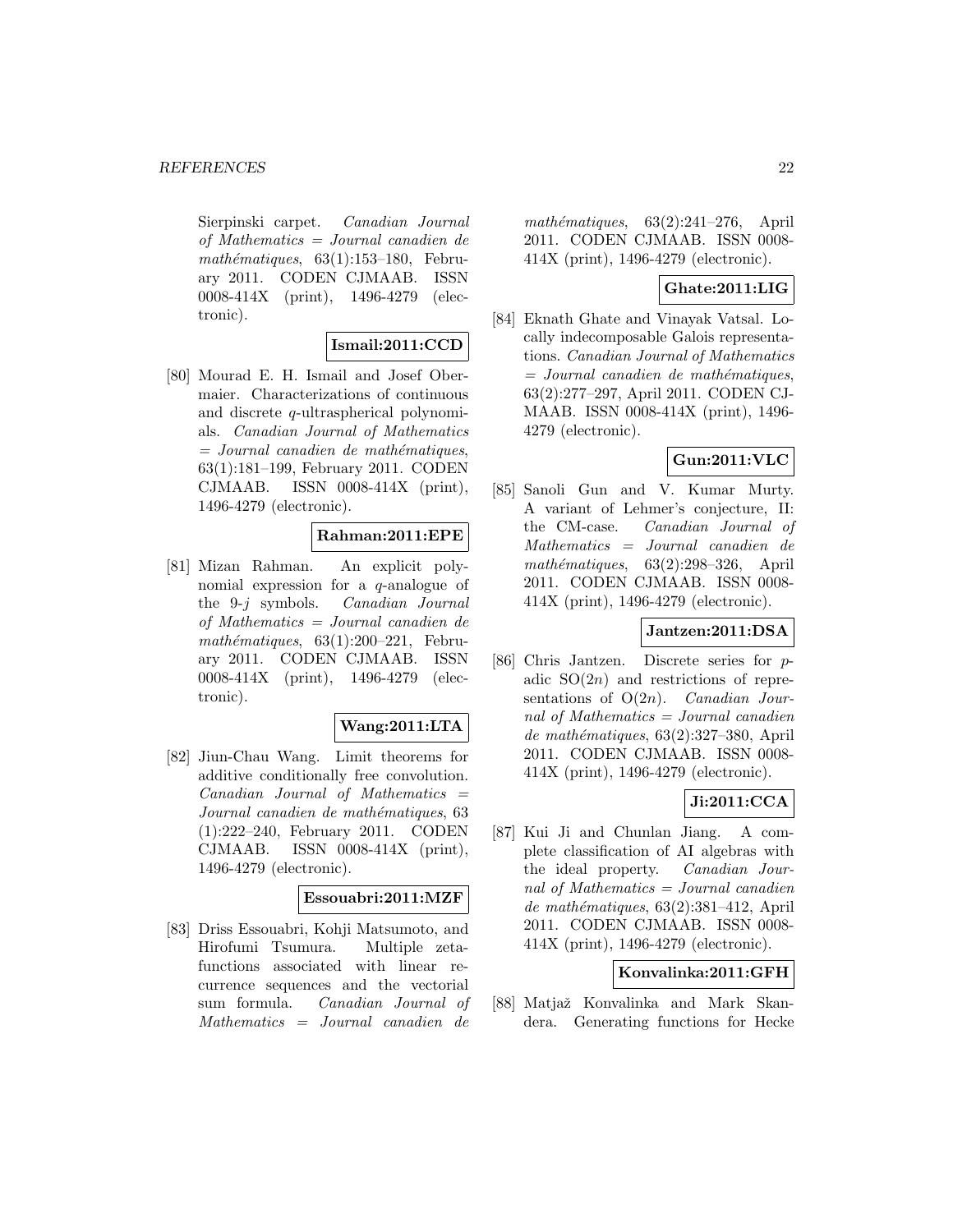Sierpinski carpet. *Canadian Journal of Mathematics = Journal canadien de mathématiques*, 63(1):153–180, February 2011. CODEN CJMAAB. ISSN 0008-414X (print), 1496-4279 (electronic).

**Ismail:2011:CCD**

[80] Mourad E. H. Ismail and Josef Obermaier. Characterizations of continuous and discrete $q$-ultraspherical polynomials. *Canadian Journal of Mathematics = Journal canadien de mathématiques*, 63(1):181–199, February 2011. CODEN CJMAAB. ISSN 0008-414X (print), 1496-4279 (electronic).

**Rahman:2011:EPE**

[81] Mizan Rahman. An explicit polynomial expression for a $q$-analogue of the 9-$j$ symbols. *Canadian Journal of Mathematics = Journal canadien de mathématiques*, 63(1):200–221, February 2011. CODEN CJMAAB. ISSN 0008-414X (print), 1496-4279 (electronic).

**Wang:2011:LTA**

[82] Jiun-Chau Wang. Limit theorems for additive conditionally free convolution. *Canadian Journal of Mathematics = Journal canadien de mathématiques*, 63 (1):222–240, February 2011. CODEN CJMAAB. ISSN 0008-414X (print), 1496-4279 (electronic).

**Essouabri:2011:MZF**

[83] Driss Essouabri, Kohji Matsumoto, and Hirofumi Tsumura. Multiple zeta-functions associated with linear recurrence sequences and the vectorial sum formula. *Canadian Journal of Mathematics = Journal canadien de mathématiques*, 63(2):241–276, April 2011. CODEN CJMAAB. ISSN 0008-414X (print), 1496-4279 (electronic).

**Ghate:2011:LIG**

[84] Eknath Ghate and Vinayak Vatsal. Locally indecomposable Galois representations. *Canadian Journal of Mathematics = Journal canadien de mathématiques*, 63(2):277–297, April 2011. CODEN CJMAAB. ISSN 0008-414X (print), 1496-4279 (electronic).

**Gun:2011:VLC**

[85] Sanoli Gun and V. Kumar Murty. A variant of Lehmer's conjecture, II: the CM-case. *Canadian Journal of Mathematics = Journal canadien de mathématiques*, 63(2):298–326, April 2011. CODEN CJMAAB. ISSN 0008-414X (print), 1496-4279 (electronic).

**Jantzen:2011:DSA**

[86] Chris Jantzen. Discrete series for $p$-adic $SO(2n)$ and restrictions of representations of $O(2n)$. *Canadian Journal of Mathematics = Journal canadien de mathématiques*, 63(2):327–380, April 2011. CODEN CJMAAB. ISSN 0008-414X (print), 1496-4279 (electronic).

**Ji:2011:CCA**

[87] Kui Ji and Chunlan Jiang. A complete classification of AI algebras with the ideal property. *Canadian Journal of Mathematics = Journal canadien de mathématiques*, 63(2):381–412, April 2011. CODEN CJMAAB. ISSN 0008-414X (print), 1496-4279 (electronic).

**Konvalinka:2011:GFH**

[88] Matjaž Konvalinka and Mark Skandera. Generating functions for Hecke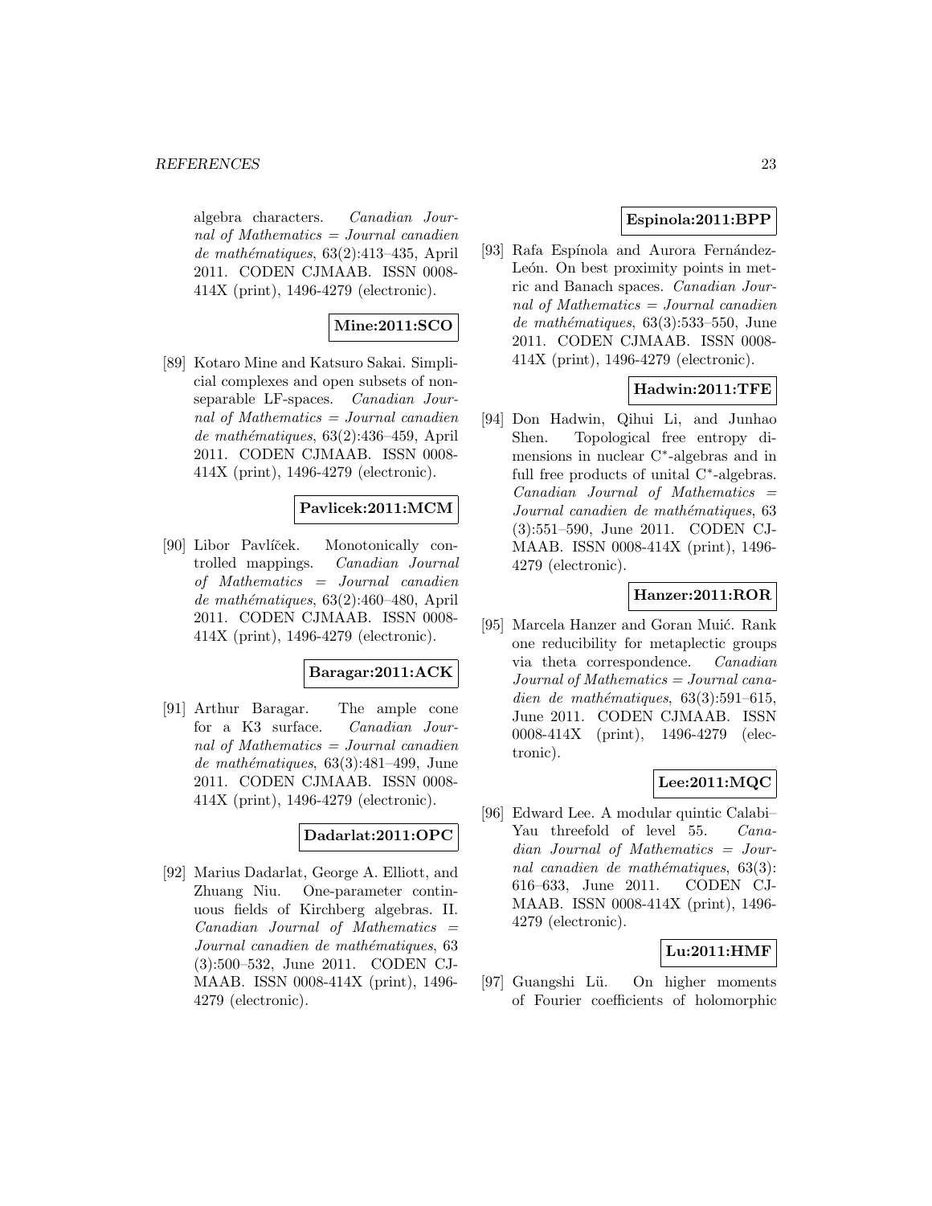algebra characters. *Canadian Journal of Mathematics = Journal canadien de mathématiques*, 63(2):413–435, April 2011. CODEN CJMAAB. ISSN 0008-414X (print), 1496-4279 (electronic).

**Mine:2011:SCO**

[89] Kotaro Mine and Katsuro Sakai. Simplicial complexes and open subsets of non-separable LF-spaces. *Canadian Journal of Mathematics = Journal canadien de mathématiques*, 63(2):436–459, April 2011. CODEN CJMAAB. ISSN 0008-414X (print), 1496-4279 (electronic).

**Pavlicek:2011:MCM**

[90] Libor Pavlíček. Monotonically controlled mappings. *Canadian Journal of Mathematics = Journal canadien de mathématiques*, 63(2):460–480, April 2011. CODEN CJMAAB. ISSN 0008-414X (print), 1496-4279 (electronic).

**Baragar:2011:ACK**

[91] Arthur Baragar. The ample cone for a K3 surface. *Canadian Journal of Mathematics = Journal canadien de mathématiques*, 63(3):481–499, June 2011. CODEN CJMAAB. ISSN 0008-414X (print), 1496-4279 (electronic).

**Dadarlat:2011:OPC**

[92] Marius Dadarlat, George A. Elliott, and Zhuang Niu. One-parameter continuous fields of Kirchberg algebras. II. *Canadian Journal of Mathematics = Journal canadien de mathématiques*, 63 (3):500–532, June 2011. CODEN CJMAAB. ISSN 0008-414X (print), 1496-4279 (electronic).

**Espinola:2011:BPP**

[93] Rafa Espínola and Aurora Fernández-León. On best proximity points in metric and Banach spaces. *Canadian Journal of Mathematics = Journal canadien de mathématiques*, 63(3):533–550, June 2011. CODEN CJMAAB. ISSN 0008-414X (print), 1496-4279 (electronic).

**Hadwin:2011:TFE**

[94] Don Hadwin, Qihui Li, and Junhao Shen. Topological free entropy dimensions in nuclear $C^*$-algebras and in full free products of unital $C^*$-algebras. *Canadian Journal of Mathematics = Journal canadien de mathématiques*, 63 (3):551–590, June 2011. CODEN CJMAAB. ISSN 0008-414X (print), 1496-4279 (electronic).

**Hanzer:2011:ROR**

[95] Marcela Hanzer and Goran Muić. Rank one reducibility for metaplectic groups via theta correspondence. *Canadian Journal of Mathematics = Journal canadien de mathématiques*, 63(3):591–615, June 2011. CODEN CJMAAB. ISSN 0008-414X (print), 1496-4279 (electronic).

**Lee:2011:MQC**

[96] Edward Lee. A modular quintic Calabi–Yau threefold of level 55. *Canadian Journal of Mathematics = Journal canadien de mathématiques*, 63(3): 616–633, June 2011. CODEN CJMAAB. ISSN 0008-414X (print), 1496-4279 (electronic).

**Lu:2011:HMF**

[97] Guangshi Lü. On higher moments of Fourier coefficients of holomorphic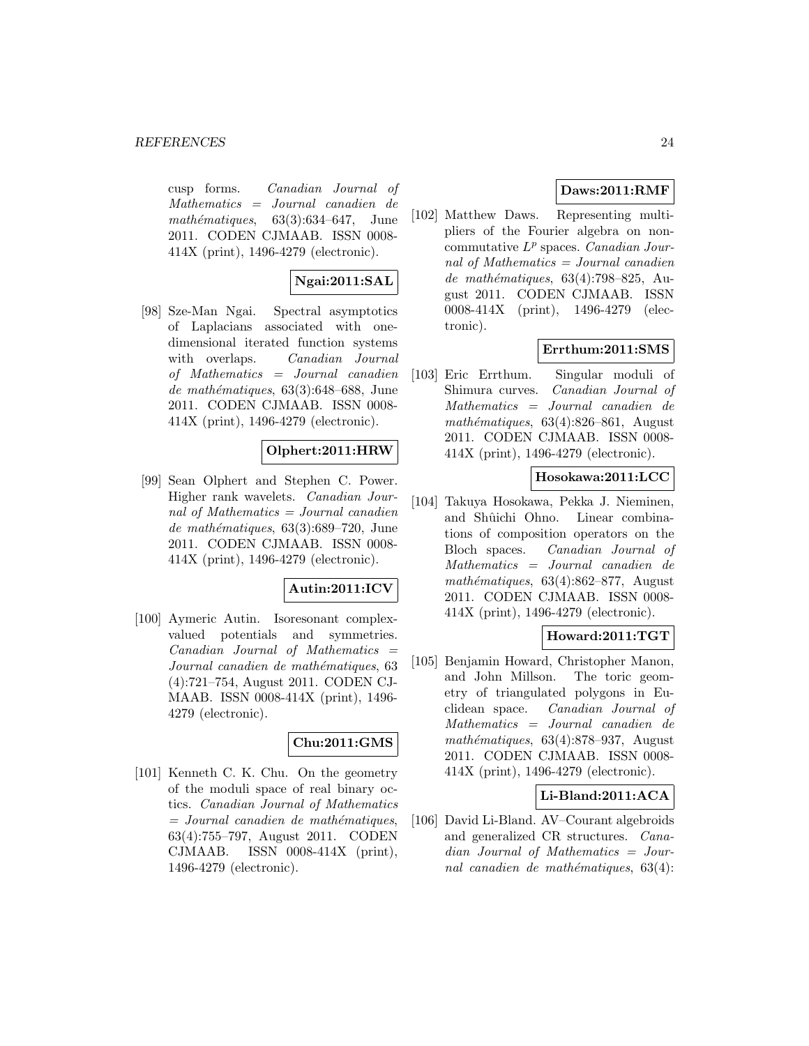cusp forms. *Canadian Journal of Mathematics = Journal canadien de mathématiques*, 63(3):634–647, June 2011. CODEN CJMAAB. ISSN 0008-414X (print), 1496-4279 (electronic).

**Ngai:2011:SAL**

[98] Sze-Man Ngai. Spectral asymptotics of Laplacians associated with one-dimensional iterated function systems with overlaps. *Canadian Journal of Mathematics = Journal canadien de mathématiques*, 63(3):648–688, June 2011. CODEN CJMAAB. ISSN 0008-414X (print), 1496-4279 (electronic).

**Olphert:2011:HRW**

[99] Sean Olphert and Stephen C. Power. Higher rank wavelets. *Canadian Journal of Mathematics = Journal canadien de mathématiques*, 63(3):689–720, June 2011. CODEN CJMAAB. ISSN 0008-414X (print), 1496-4279 (electronic).

**Autin:2011:ICV**

[100] Aymeric Autin. Isoresonant complex-valued potentials and symmetries. *Canadian Journal of Mathematics = Journal canadien de mathématiques*, 63 (4):721–754, August 2011. CODEN CJMAAB. ISSN 0008-414X (print), 1496-4279 (electronic).

**Chu:2011:GMS**

[101] Kenneth C. K. Chu. On the geometry of the moduli space of real binary octics. *Canadian Journal of Mathematics = Journal canadien de mathématiques*, 63(4):755–797, August 2011. CODEN CJMAAB. ISSN 0008-414X (print), 1496-4279 (electronic).

**Daws:2011:RMF**

[102] Matthew Daws. Representing multipliers of the Fourier algebra on non-commutative $L^p$ spaces. *Canadian Journal of Mathematics = Journal canadien de mathématiques*, 63(4):798–825, August 2011. CODEN CJMAAB. ISSN 0008-414X (print), 1496-4279 (electronic).

**Errthum:2011:SMS**

[103] Eric Errthum. Singular moduli of Shimura curves. *Canadian Journal of Mathematics = Journal canadien de mathématiques*, 63(4):826–861, August 2011. CODEN CJMAAB. ISSN 0008-414X (print), 1496-4279 (electronic).

**Hosokawa:2011:LCC**

[104] Takuya Hosokawa, Pekka J. Nieminen, and Shûichi Ohno. Linear combinations of composition operators on the Bloch spaces. *Canadian Journal of Mathematics = Journal canadien de mathématiques*, 63(4):862–877, August 2011. CODEN CJMAAB. ISSN 0008-414X (print), 1496-4279 (electronic).

**Howard:2011:TGT**

[105] Benjamin Howard, Christopher Manon, and John Millson. The toric geometry of triangulated polygons in Euclidean space. *Canadian Journal of Mathematics = Journal canadien de mathématiques*, 63(4):878–937, August 2011. CODEN CJMAAB. ISSN 0008-414X (print), 1496-4279 (electronic).

**Li-Bland:2011:ACA**

[106] David Li-Bland. AV–Courant algebroids and generalized CR structures. *Canadian Journal of Mathematics = Journal canadien de mathématiques*, 63(4):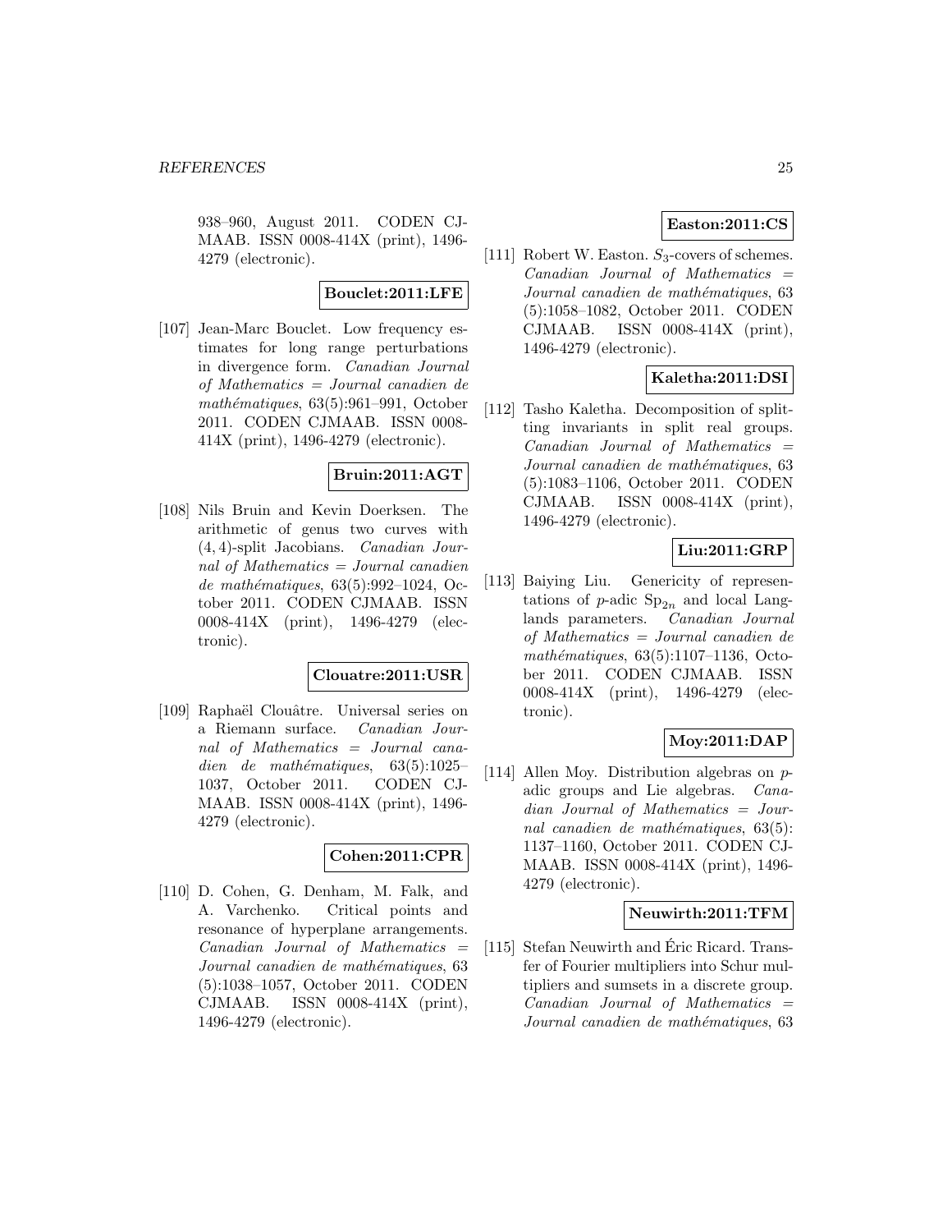938–960, August 2011. CODEN CJMAAB. ISSN 0008-414X (print), 1496-4279 (electronic).

**Bouclet:2011:LFE**

[107] Jean-Marc Bouclet. Low frequency estimates for long range perturbations in divergence form. *Canadian Journal of Mathematics = Journal canadien de mathématiques*, 63(5):961–991, October 2011. CODEN CJMAAB. ISSN 0008-414X (print), 1496-4279 (electronic).

**Bruin:2011:AGT**

[108] Nils Bruin and Kevin Doerksen. The arithmetic of genus two curves with $(4, 4)$-split Jacobians. *Canadian Journal of Mathematics = Journal canadien de mathématiques*, 63(5):992–1024, October 2011. CODEN CJMAAB. ISSN 0008-414X (print), 1496-4279 (electronic).

**Clouatre:2011:USR**

[109] Raphaël Clouâtre. Universal series on a Riemann surface. *Canadian Journal of Mathematics = Journal canadien de mathématiques*, 63(5):1025–1037, October 2011. CODEN CJMAAB. ISSN 0008-414X (print), 1496-4279 (electronic).

**Cohen:2011:CPR**

[110] D. Cohen, G. Denham, M. Falk, and A. Varchenko. Critical points and resonance of hyperplane arrangements. *Canadian Journal of Mathematics = Journal canadien de mathématiques*, 63(5):1038–1057, October 2011. CODEN CJMAAB. ISSN 0008-414X (print), 1496-4279 (electronic).

**Easton:2011:CS**

[111] Robert W. Easton. $S_3$-covers of schemes. *Canadian Journal of Mathematics = Journal canadien de mathématiques*, 63(5):1058–1082, October 2011. CODEN CJMAAB. ISSN 0008-414X (print), 1496-4279 (electronic).

**Kaletha:2011:DSI**

[112] Tasho Kaletha. Decomposition of splitting invariants in split real groups. *Canadian Journal of Mathematics = Journal canadien de mathématiques*, 63(5):1083–1106, October 2011. CODEN CJMAAB. ISSN 0008-414X (print), 1496-4279 (electronic).

**Liu:2011:GRP**

[113] Baiying Liu. Genericity of representations of $p$-adic $\mathrm{Sp}_{2n}$ and local Langlands parameters. *Canadian Journal of Mathematics = Journal canadien de mathématiques*, 63(5):1107–1136, October 2011. CODEN CJMAAB. ISSN 0008-414X (print), 1496-4279 (electronic).

**Moy:2011:DAP**

[114] Allen Moy. Distribution algebras on $p$-adic groups and Lie algebras. *Canadian Journal of Mathematics = Journal canadien de mathématiques*, 63(5):1137–1160, October 2011. CODEN CJMAAB. ISSN 0008-414X (print), 1496-4279 (electronic).

**Neuwirth:2011:TFM**

[115] Stefan Neuwirth and Éric Ricard. Transfer of Fourier multipliers into Schur multipliers and sumsets in a discrete group. *Canadian Journal of Mathematics = Journal canadien de mathématiques*, 63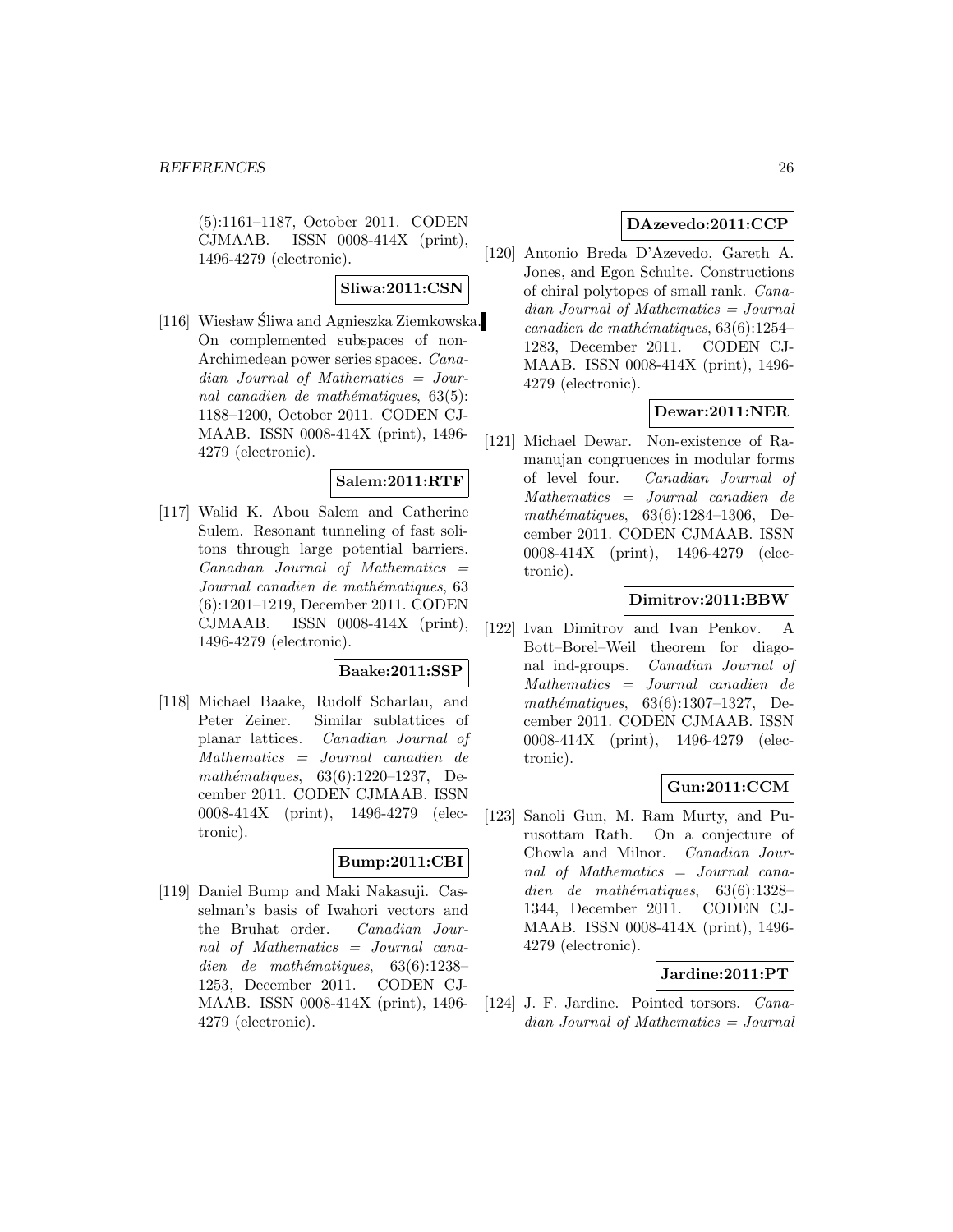(5):1161–1187, October 2011. CODEN CJMAAB. ISSN 0008-414X (print), 1496-4279 (electronic).

**Sliwa:2011:CSN**

[116] Wiesław Śliwa and Agnieszka Ziemkowska. On complemented subspaces of non-Archimedean power series spaces. *Canadian Journal of Mathematics = Journal canadien de mathématiques*, 63(5): 1188–1200, October 2011. CODEN CJMAAB. ISSN 0008-414X (print), 1496-4279 (electronic).

**Salem:2011:RTF**

[117] Walid K. Abou Salem and Catherine Sulem. Resonant tunneling of fast solitons through large potential barriers. *Canadian Journal of Mathematics = Journal canadien de mathématiques*, 63 (6):1201–1219, December 2011. CODEN CJMAAB. ISSN 0008-414X (print), 1496-4279 (electronic).

**Baake:2011:SSP**

[118] Michael Baake, Rudolf Scharlau, and Peter Zeiner. Similar sublattices of planar lattices. *Canadian Journal of Mathematics = Journal canadien de mathématiques*, 63(6):1220–1237, December 2011. CODEN CJMAAB. ISSN 0008-414X (print), 1496-4279 (electronic).

**Bump:2011:CBI**

[119] Daniel Bump and Maki Nakasuji. Casselman's basis of Iwahori vectors and the Bruhat order. *Canadian Journal of Mathematics = Journal canadien de mathématiques*, 63(6):1238–1253, December 2011. CODEN CJMAAB. ISSN 0008-414X (print), 1496-4279 (electronic).

**DAzevedo:2011:CCP**

[120] Antonio Breda D'Azevedo, Gareth A. Jones, and Egon Schulte. Constructions of chiral polytopes of small rank. *Canadian Journal of Mathematics = Journal canadien de mathématiques*, 63(6):1254–1283, December 2011. CODEN CJMAAB. ISSN 0008-414X (print), 1496-4279 (electronic).

**Dewar:2011:NER**

[121] Michael Dewar. Non-existence of Ramanujan congruences in modular forms of level four. *Canadian Journal of Mathematics = Journal canadien de mathématiques*, 63(6):1284–1306, December 2011. CODEN CJMAAB. ISSN 0008-414X (print), 1496-4279 (electronic).

**Dimitrov:2011:BBW**

[122] Ivan Dimitrov and Ivan Penkov. A Bott–Borel–Weil theorem for diagonal ind-groups. *Canadian Journal of Mathematics = Journal canadien de mathématiques*, 63(6):1307–1327, December 2011. CODEN CJMAAB. ISSN 0008-414X (print), 1496-4279 (electronic).

**Gun:2011:CCM**

[123] Sanoli Gun, M. Ram Murty, and Purusottam Rath. On a conjecture of Chowla and Milnor. *Canadian Journal of Mathematics = Journal canadien de mathématiques*, 63(6):1328–1344, December 2011. CODEN CJMAAB. ISSN 0008-414X (print), 1496-4279 (electronic).

**Jardine:2011:PT**

[124] J. F. Jardine. Pointed torsors. *Canadian Journal of Mathematics = Journal*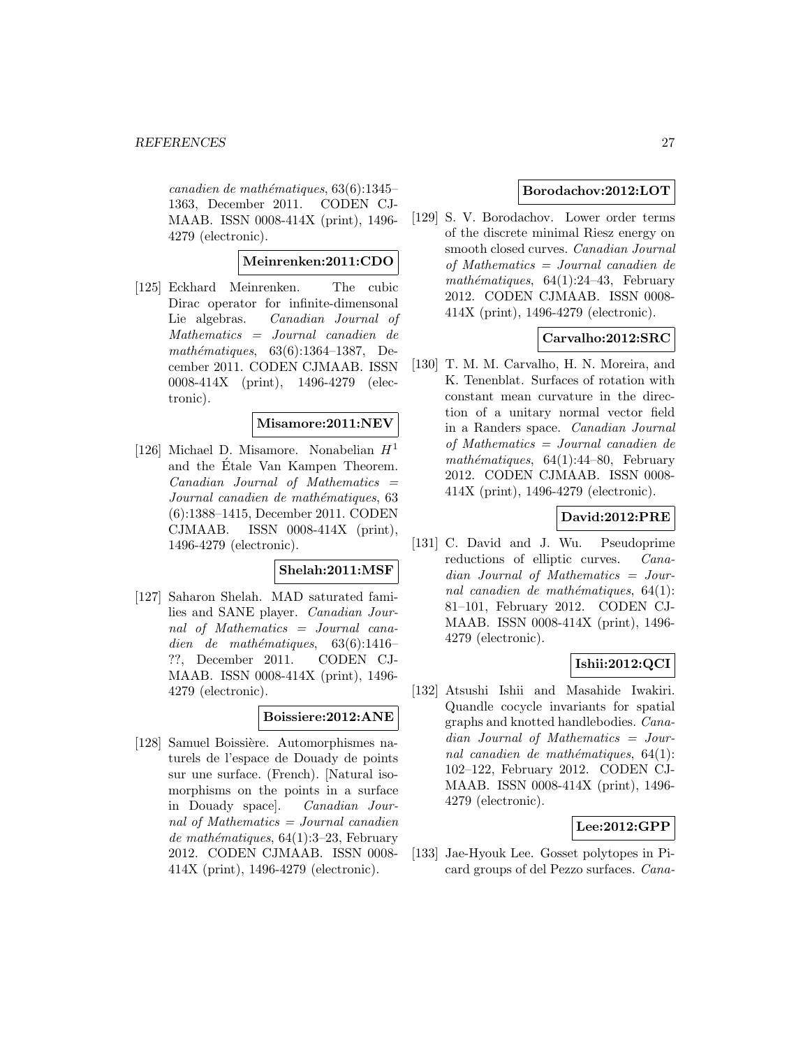*canadien de mathématiques*, 63(6):1345–1363, December 2011. CODEN CJMAAB. ISSN 0008-414X (print), 1496-4279 (electronic).

**Meinrenken:2011:CDO**

[125] Eckhard Meinrenken. The cubic Dirac operator for infinite-dimensonal Lie algebras. *Canadian Journal of Mathematics = Journal canadien de mathématiques*, 63(6):1364–1387, December 2011. CODEN CJMAAB. ISSN 0008-414X (print), 1496-4279 (electronic).

**Misamore:2011:NEV**

[126] Michael D. Misamore. Nonabelian $H^1$ and the Étale Van Kampen Theorem. *Canadian Journal of Mathematics = Journal canadien de mathématiques*, 63 (6):1388–1415, December 2011. CODEN CJMAAB. ISSN 0008-414X (print), 1496-4279 (electronic).

**Shelah:2011:MSF**

[127] Saharon Shelah. MAD saturated families and SANE player. *Canadian Journal of Mathematics = Journal canadien de mathématiques*, 63(6):1416–??, December 2011. CODEN CJMAAB. ISSN 0008-414X (print), 1496-4279 (electronic).

**Boissiere:2012:ANE**

[128] Samuel Boissière. Automorphismes naturels de l'espace de Douady de points sur une surface. (French). [Natural isomorphisms on the points in a surface in Douady space]. *Canadian Journal of Mathematics = Journal canadien de mathématiques*, 64(1):3–23, February 2012. CODEN CJMAAB. ISSN 0008-414X (print), 1496-4279 (electronic).

**Borodachov:2012:LOT**

[129] S. V. Borodachov. Lower order terms of the discrete minimal Riesz energy on smooth closed curves. *Canadian Journal of Mathematics = Journal canadien de mathématiques*, 64(1):24–43, February 2012. CODEN CJMAAB. ISSN 0008-414X (print), 1496-4279 (electronic).

**Carvalho:2012:SRC**

[130] T. M. M. Carvalho, H. N. Moreira, and K. Tenenblat. Surfaces of rotation with constant mean curvature in the direction of a unitary normal vector field in a Randers space. *Canadian Journal of Mathematics = Journal canadien de mathématiques*, 64(1):44–80, February 2012. CODEN CJMAAB. ISSN 0008-414X (print), 1496-4279 (electronic).

**David:2012:PRE**

[131] C. David and J. Wu. Pseudoprime reductions of elliptic curves. *Canadian Journal of Mathematics = Journal canadien de mathématiques*, 64(1): 81–101, February 2012. CODEN CJMAAB. ISSN 0008-414X (print), 1496-4279 (electronic).

**Ishii:2012:QCI**

[132] Atsushi Ishii and Masahide Iwakiri. Quandle cocycle invariants for spatial graphs and knotted handlebodies. *Canadian Journal of Mathematics = Journal canadien de mathématiques*, 64(1): 102–122, February 2012. CODEN CJMAAB. ISSN 0008-414X (print), 1496-4279 (electronic).

**Lee:2012:GPP**

[133] Jae-Hyouk Lee. Gosset polytopes in Picard groups of del Pezzo surfaces. *Cana-*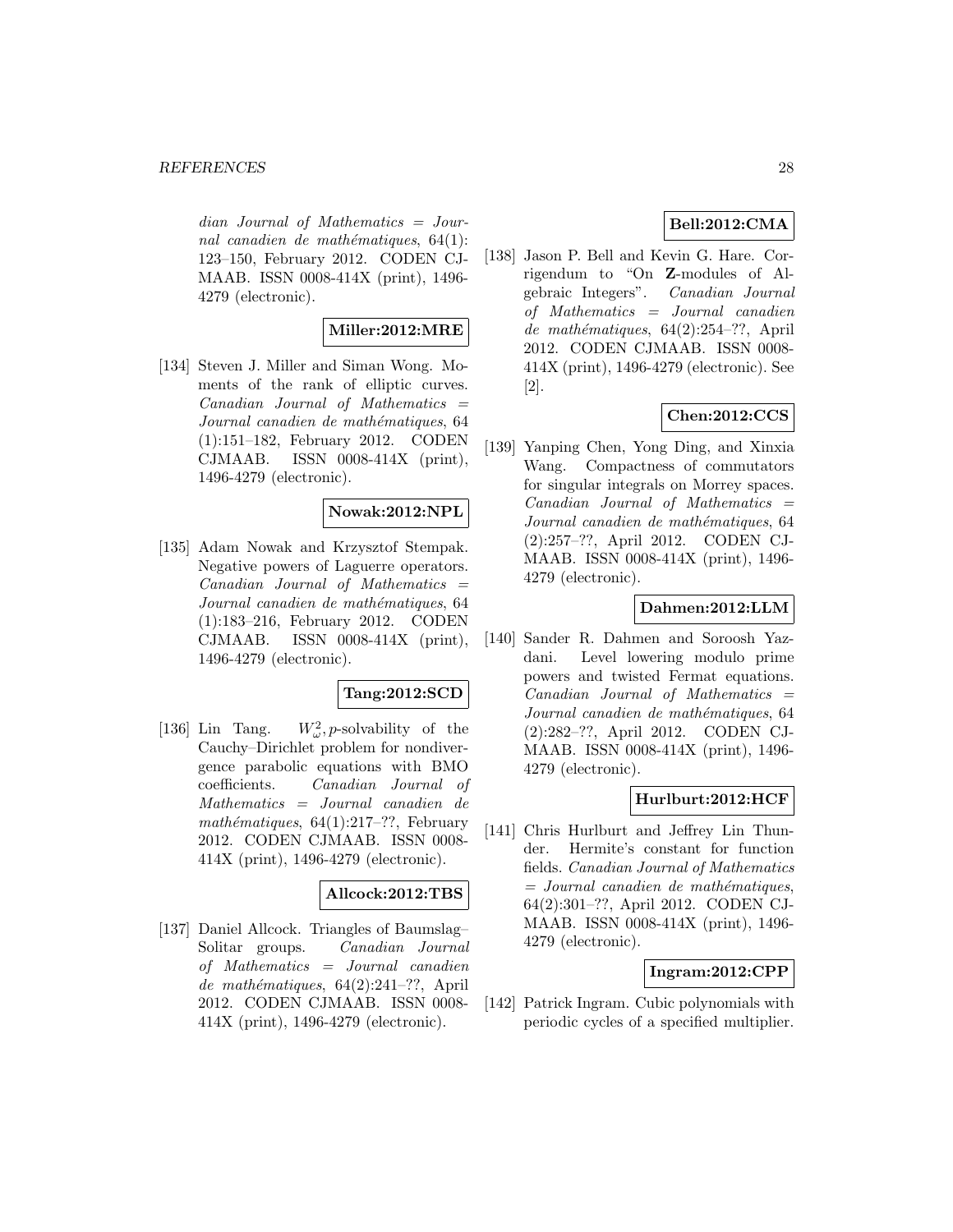dian Journal of Mathematics = Journal canadien de mathématiques*, 64(1): 123–150, February 2012. CODEN CJMAAB. ISSN 0008-414X (print), 1496-4279 (electronic).

**Miller:2012:MRE**

[134] Steven J. Miller and Siman Wong. Moments of the rank of elliptic curves. *Canadian Journal of Mathematics = Journal canadien de mathématiques*, 64 (1):151–182, February 2012. CODEN CJMAAB. ISSN 0008-414X (print), 1496-4279 (electronic).

**Nowak:2012:NPL**

[135] Adam Nowak and Krzysztof Stempak. Negative powers of Laguerre operators. *Canadian Journal of Mathematics = Journal canadien de mathématiques*, 64 (1):183–216, February 2012. CODEN CJMAAB. ISSN 0008-414X (print), 1496-4279 (electronic).

**Tang:2012:SCD**

[136] Lin Tang. $W^2_\omega, p$-solvability of the Cauchy–Dirichlet problem for nondivergence parabolic equations with BMO coefficients. *Canadian Journal of Mathematics = Journal canadien de mathématiques*, 64(1):217–??, February 2012. CODEN CJMAAB. ISSN 0008-414X (print), 1496-4279 (electronic).

**Allcock:2012:TBS**

[137] Daniel Allcock. Triangles of Baumslag–Solitar groups. *Canadian Journal of Mathematics = Journal canadien de mathématiques*, 64(2):241–??, April 2012. CODEN CJMAAB. ISSN 0008-414X (print), 1496-4279 (electronic).

**Bell:2012:CMA**

[138] Jason P. Bell and Kevin G. Hare. Corrigendum to "On **Z**-modules of Algebraic Integers". *Canadian Journal of Mathematics = Journal canadien de mathématiques*, 64(2):254–??, April 2012. CODEN CJMAAB. ISSN 0008-414X (print), 1496-4279 (electronic). See [2].

**Chen:2012:CCS**

[139] Yanping Chen, Yong Ding, and Xinxia Wang. Compactness of commutators for singular integrals on Morrey spaces. *Canadian Journal of Mathematics = Journal canadien de mathématiques*, 64 (2):257–??, April 2012. CODEN CJMAAB. ISSN 0008-414X (print), 1496-4279 (electronic).

**Dahmen:2012:LLM**

[140] Sander R. Dahmen and Soroosh Yazdani. Level lowering modulo prime powers and twisted Fermat equations. *Canadian Journal of Mathematics = Journal canadien de mathématiques*, 64 (2):282–??, April 2012. CODEN CJMAAB. ISSN 0008-414X (print), 1496-4279 (electronic).

**Hurlburt:2012:HCF**

[141] Chris Hurlburt and Jeffrey Lin Thunder. Hermite's constant for function fields. *Canadian Journal of Mathematics = Journal canadien de mathématiques*, 64(2):301–??, April 2012. CODEN CJMAAB. ISSN 0008-414X (print), 1496-4279 (electronic).

**Ingram:2012:CPP**

[142] Patrick Ingram. Cubic polynomials with periodic cycles of a specified multiplier.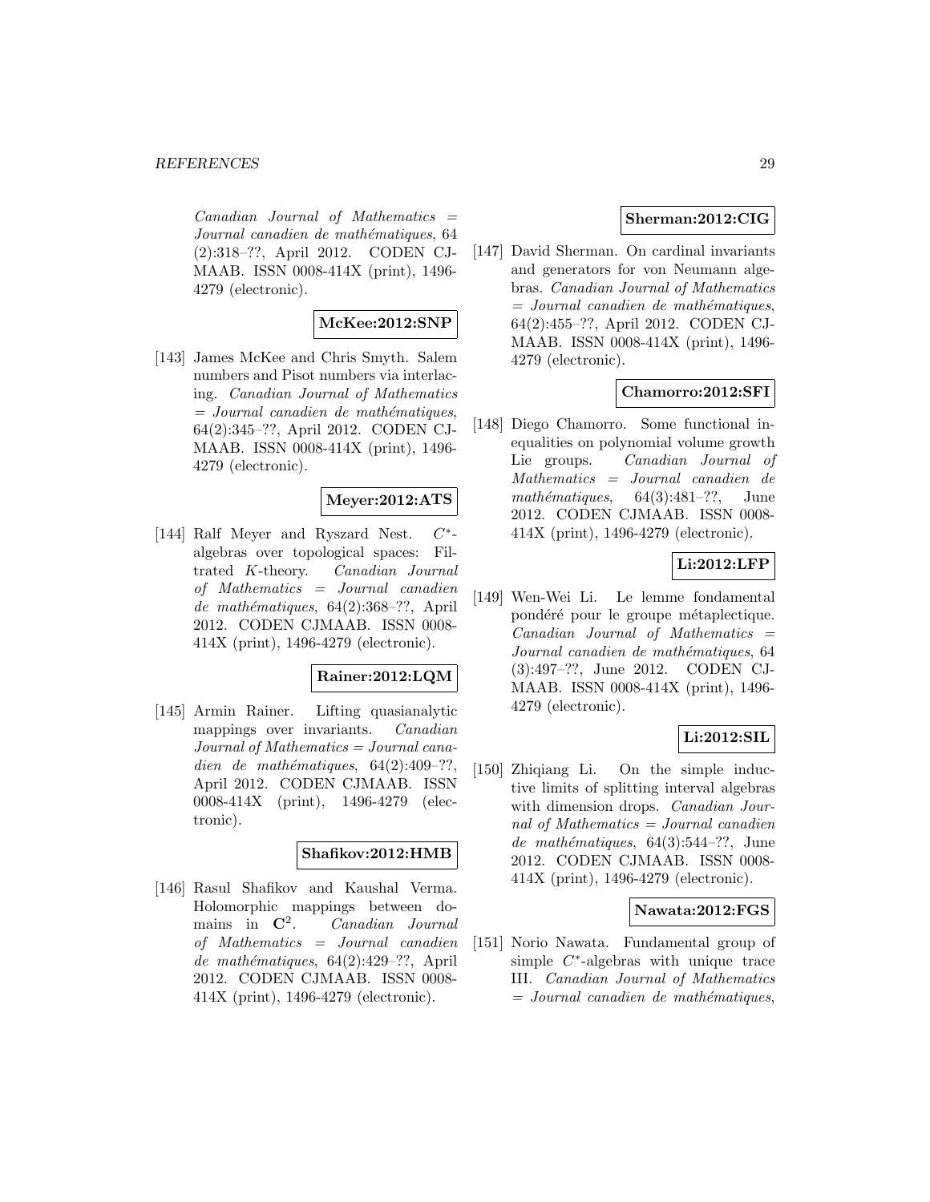*Canadian Journal of Mathematics = Journal canadien de mathématiques*, 64 (2):318–??, April 2012. CODEN CJMAAB. ISSN 0008-414X (print), 1496-4279 (electronic).

**McKee:2012:SNP**

[143] James McKee and Chris Smyth. Salem numbers and Pisot numbers via interlacing. *Canadian Journal of Mathematics = Journal canadien de mathématiques*, 64(2):345–??, April 2012. CODEN CJMAAB. ISSN 0008-414X (print), 1496-4279 (electronic).

**Meyer:2012:ATS**

[144] Ralf Meyer and Ryszard Nest. $C^*$-algebras over topological spaces: Filtrated $K$-theory. *Canadian Journal of Mathematics = Journal canadien de mathématiques*, 64(2):368–??, April 2012. CODEN CJMAAB. ISSN 0008-414X (print), 1496-4279 (electronic).

**Rainer:2012:LQM**

[145] Armin Rainer. Lifting quasianalytic mappings over invariants. *Canadian Journal of Mathematics = Journal canadien de mathématiques*, 64(2):409–??, April 2012. CODEN CJMAAB. ISSN 0008-414X (print), 1496-4279 (electronic).

**Shafikov:2012:HMB**

[146] Rasul Shafikov and Kaushal Verma. Holomorphic mappings between domains in $\mathbf{C}^2$. *Canadian Journal of Mathematics = Journal canadien de mathématiques*, 64(2):429–??, April 2012. CODEN CJMAAB. ISSN 0008-414X (print), 1496-4279 (electronic).

**Sherman:2012:CIG**

[147] David Sherman. On cardinal invariants and generators for von Neumann algebras. *Canadian Journal of Mathematics = Journal canadien de mathématiques*, 64(2):455–??, April 2012. CODEN CJMAAB. ISSN 0008-414X (print), 1496-4279 (electronic).

**Chamorro:2012:SFI**

[148] Diego Chamorro. Some functional inequalities on polynomial volume growth Lie groups. *Canadian Journal of Mathematics = Journal canadien de mathématiques*, 64(3):481–??, June 2012. CODEN CJMAAB. ISSN 0008-414X (print), 1496-4279 (electronic).

**Li:2012:LFP**

[149] Wen-Wei Li. Le lemme fondamental pondéré pour le groupe métaplectique. *Canadian Journal of Mathematics = Journal canadien de mathématiques*, 64 (3):497–??, June 2012. CODEN CJMAAB. ISSN 0008-414X (print), 1496-4279 (electronic).

**Li:2012:SIL**

[150] Zhiqiang Li. On the simple inductive limits of splitting interval algebras with dimension drops. *Canadian Journal of Mathematics = Journal canadien de mathématiques*, 64(3):544–??, June 2012. CODEN CJMAAB. ISSN 0008-414X (print), 1496-4279 (electronic).

**Nawata:2012:FGS**

[151] Norio Nawata. Fundamental group of simple $C^*$-algebras with unique trace III. *Canadian Journal of Mathematics = Journal canadien de mathématiques*,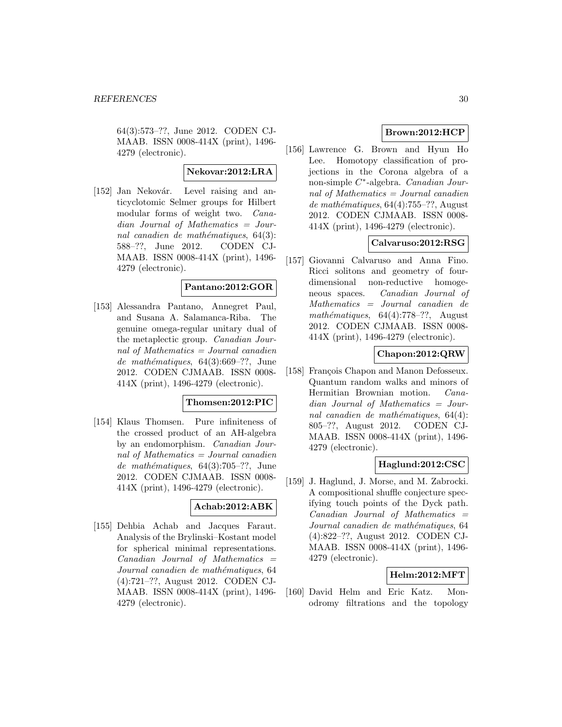64(3):573–??, June 2012. CODEN CJMAAB. ISSN 0008-414X (print), 1496-4279 (electronic).

**Nekovar:2012:LRA**

[152] Jan Nekovár. Level raising and anticyclotomic Selmer groups for Hilbert modular forms of weight two. *Canadian Journal of Mathematics = Journal canadien de mathématiques*, 64(3): 588–??, June 2012. CODEN CJMAAB. ISSN 0008-414X (print), 1496-4279 (electronic).

**Pantano:2012:GOR**

[153] Alessandra Pantano, Annegret Paul, and Susana A. Salamanca-Riba. The genuine omega-regular unitary dual of the metaplectic group. *Canadian Journal of Mathematics = Journal canadien de mathématiques*, 64(3):669–??, June 2012. CODEN CJMAAB. ISSN 0008-414X (print), 1496-4279 (electronic).

**Thomsen:2012:PIC**

[154] Klaus Thomsen. Pure infiniteness of the crossed product of an AH-algebra by an endomorphism. *Canadian Journal of Mathematics = Journal canadien de mathématiques*, 64(3):705–??, June 2012. CODEN CJMAAB. ISSN 0008-414X (print), 1496-4279 (electronic).

**Achab:2012:ABK**

[155] Dehbia Achab and Jacques Faraut. Analysis of the Brylinski–Kostant model for spherical minimal representations. *Canadian Journal of Mathematics = Journal canadien de mathématiques*, 64 (4):721–??, August 2012. CODEN CJMAAB. ISSN 0008-414X (print), 1496-4279 (electronic).

**Brown:2012:HCP**

[156] Lawrence G. Brown and Hyun Ho Lee. Homotopy classification of projections in the Corona algebra of a non-simple $C^*$-algebra. *Canadian Journal of Mathematics = Journal canadien de mathématiques*, 64(4):755–??, August 2012. CODEN CJMAAB. ISSN 0008-414X (print), 1496-4279 (electronic).

**Calvaruso:2012:RSG**

[157] Giovanni Calvaruso and Anna Fino. Ricci solitons and geometry of four-dimensional non-reductive homogeneous spaces. *Canadian Journal of Mathematics = Journal canadien de mathématiques*, 64(4):778–??, August 2012. CODEN CJMAAB. ISSN 0008-414X (print), 1496-4279 (electronic).

**Chapon:2012:QRW**

[158] François Chapon and Manon Defosseux. Quantum random walks and minors of Hermitian Brownian motion. *Canadian Journal of Mathematics = Journal canadien de mathématiques*, 64(4): 805–??, August 2012. CODEN CJMAAB. ISSN 0008-414X (print), 1496-4279 (electronic).

**Haglund:2012:CSC**

[159] J. Haglund, J. Morse, and M. Zabrocki. A compositional shuffle conjecture specifying touch points of the Dyck path. *Canadian Journal of Mathematics = Journal canadien de mathématiques*, 64 (4):822–??, August 2012. CODEN CJMAAB. ISSN 0008-414X (print), 1496-4279 (electronic).

**Helm:2012:MFT**

[160] David Helm and Eric Katz. Monodromy filtrations and the topology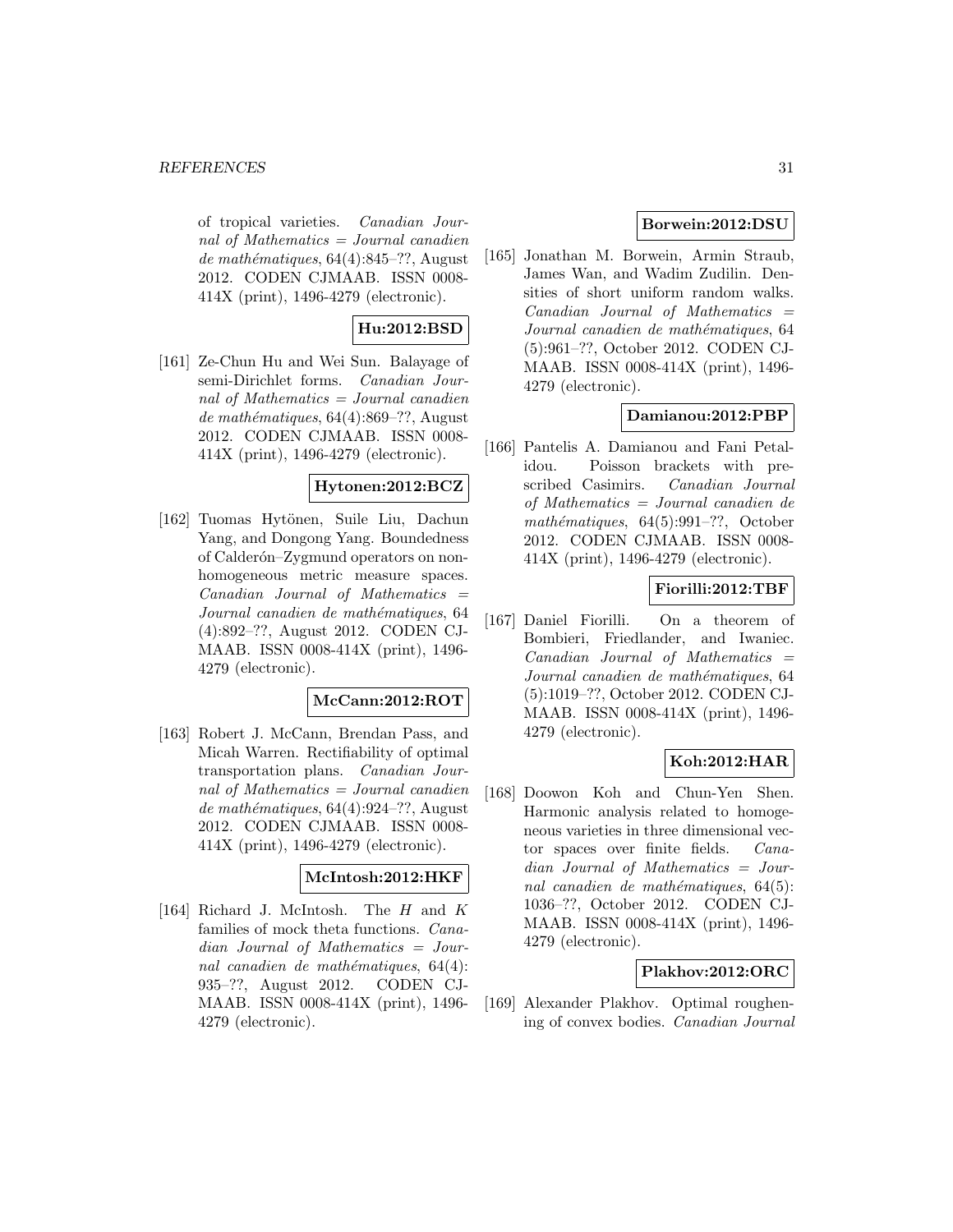of tropical varieties. *Canadian Journal of Mathematics = Journal canadien de mathématiques*, 64(4):845–??, August 2012. CODEN CJMAAB. ISSN 0008-414X (print), 1496-4279 (electronic).

**Hu:2012:BSD**

[161] Ze-Chun Hu and Wei Sun. Balayage of semi-Dirichlet forms. *Canadian Journal of Mathematics = Journal canadien de mathématiques*, 64(4):869–??, August 2012. CODEN CJMAAB. ISSN 0008-414X (print), 1496-4279 (electronic).

**Hytonen:2012:BCZ**

[162] Tuomas Hytönen, Suile Liu, Dachun Yang, and Dongong Yang. Boundedness of Calderón–Zygmund operators on non-homogeneous metric measure spaces. *Canadian Journal of Mathematics = Journal canadien de mathématiques*, 64 (4):892–??, August 2012. CODEN CJMAAB. ISSN 0008-414X (print), 1496-4279 (electronic).

**McCann:2012:ROT**

[163] Robert J. McCann, Brendan Pass, and Micah Warren. Rectifiability of optimal transportation plans. *Canadian Journal of Mathematics = Journal canadien de mathématiques*, 64(4):924–??, August 2012. CODEN CJMAAB. ISSN 0008-414X (print), 1496-4279 (electronic).

**McIntosh:2012:HKF**

[164] Richard J. McIntosh. The $H$ and $K$ families of mock theta functions. *Canadian Journal of Mathematics = Journal canadien de mathématiques*, 64(4): 935–??, August 2012. CODEN CJMAAB. ISSN 0008-414X (print), 1496-4279 (electronic).

**Borwein:2012:DSU**

[165] Jonathan M. Borwein, Armin Straub, James Wan, and Wadim Zudilin. Densities of short uniform random walks. *Canadian Journal of Mathematics = Journal canadien de mathématiques*, 64 (5):961–??, October 2012. CODEN CJMAAB. ISSN 0008-414X (print), 1496-4279 (electronic).

**Damianou:2012:PBP**

[166] Pantelis A. Damianou and Fani Petalidou. Poisson brackets with prescribed Casimirs. *Canadian Journal of Mathematics = Journal canadien de mathématiques*, 64(5):991–??, October 2012. CODEN CJMAAB. ISSN 0008-414X (print), 1496-4279 (electronic).

**Fiorilli:2012:TBF**

[167] Daniel Fiorilli. On a theorem of Bombieri, Friedlander, and Iwaniec. *Canadian Journal of Mathematics = Journal canadien de mathématiques*, 64 (5):1019–??, October 2012. CODEN CJMAAB. ISSN 0008-414X (print), 1496-4279 (electronic).

**Koh:2012:HAR**

[168] Doowon Koh and Chun-Yen Shen. Harmonic analysis related to homogeneous varieties in three dimensional vector spaces over finite fields. *Canadian Journal of Mathematics = Journal canadien de mathématiques*, 64(5): 1036–??, October 2012. CODEN CJMAAB. ISSN 0008-414X (print), 1496-4279 (electronic).

**Plakhov:2012:ORC**

[169] Alexander Plakhov. Optimal roughening of convex bodies. *Canadian Journal*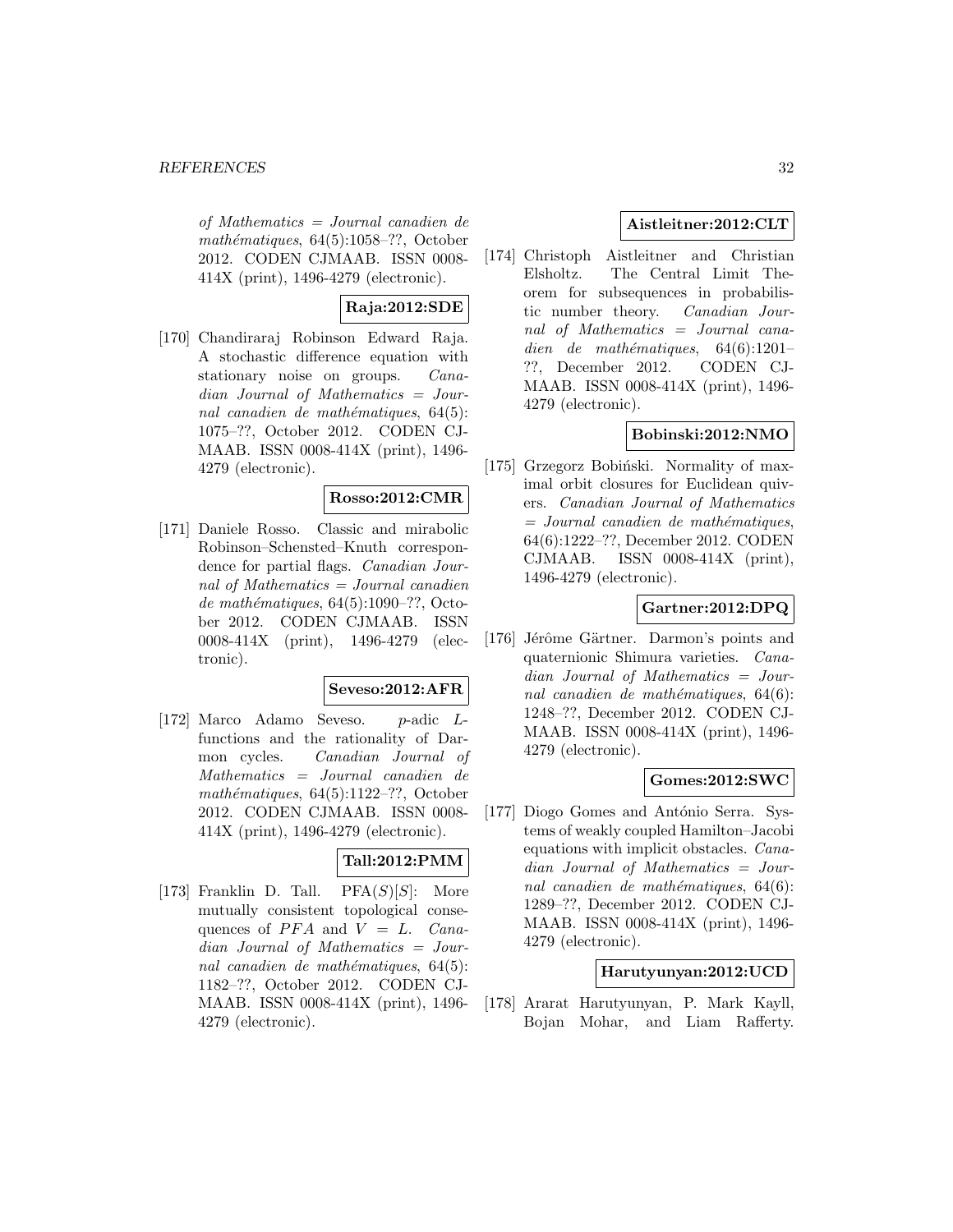*of Mathematics = Journal canadien de mathématiques*, 64(5):1058–??, October 2012. CODEN CJMAAB. ISSN 0008-414X (print), 1496-4279 (electronic).

**Raja:2012:SDE**

[170] Chandiraraj Robinson Edward Raja. A stochastic difference equation with stationary noise on groups. *Canadian Journal of Mathematics = Journal canadien de mathématiques*, 64(5): 1075–??, October 2012. CODEN CJMAAB. ISSN 0008-414X (print), 1496-4279 (electronic).

**Rosso:2012:CMR**

[171] Daniele Rosso. Classic and mirabolic Robinson–Schensted–Knuth correspondence for partial flags. *Canadian Journal of Mathematics = Journal canadien de mathématiques*, 64(5):1090–??, October 2012. CODEN CJMAAB. ISSN 0008-414X (print), 1496-4279 (electronic).

**Seveso:2012:AFR**

[172] Marco Adamo Seveso. $p$-adic $L$-functions and the rationality of Darmon cycles. *Canadian Journal of Mathematics = Journal canadien de mathématiques*, 64(5):1122–??, October 2012. CODEN CJMAAB. ISSN 0008-414X (print), 1496-4279 (electronic).

**Tall:2012:PMM**

[173] Franklin D. Tall. $\mathrm{PFA}(S)[S]$: More mutually consistent topological consequences of $PFA$ and $V = L$. *Canadian Journal of Mathematics = Journal canadien de mathématiques*, 64(5): 1182–??, October 2012. CODEN CJMAAB. ISSN 0008-414X (print), 1496-4279 (electronic).

**Aistleitner:2012:CLT**

[174] Christoph Aistleitner and Christian Elsholtz. The Central Limit Theorem for subsequences in probabilistic number theory. *Canadian Journal of Mathematics = Journal canadien de mathématiques*, 64(6):1201–??, December 2012. CODEN CJMAAB. ISSN 0008-414X (print), 1496-4279 (electronic).

**Bobinski:2012:NMO**

[175] Grzegorz Bobiński. Normality of maximal orbit closures for Euclidean quivers. *Canadian Journal of Mathematics = Journal canadien de mathématiques*, 64(6):1222–??, December 2012. CODEN CJMAAB. ISSN 0008-414X (print), 1496-4279 (electronic).

**Gartner:2012:DPQ**

[176] Jérôme Gärtner. Darmon's points and quaternionic Shimura varieties. *Canadian Journal of Mathematics = Journal canadien de mathématiques*, 64(6): 1248–??, December 2012. CODEN CJMAAB. ISSN 0008-414X (print), 1496-4279 (electronic).

**Gomes:2012:SWC**

[177] Diogo Gomes and António Serra. Systems of weakly coupled Hamilton–Jacobi equations with implicit obstacles. *Canadian Journal of Mathematics = Journal canadien de mathématiques*, 64(6): 1289–??, December 2012. CODEN CJMAAB. ISSN 0008-414X (print), 1496-4279 (electronic).

**Harutyunyan:2012:UCD**

[178] Ararat Harutyunyan, P. Mark Kayll, Bojan Mohar, and Liam Rafferty.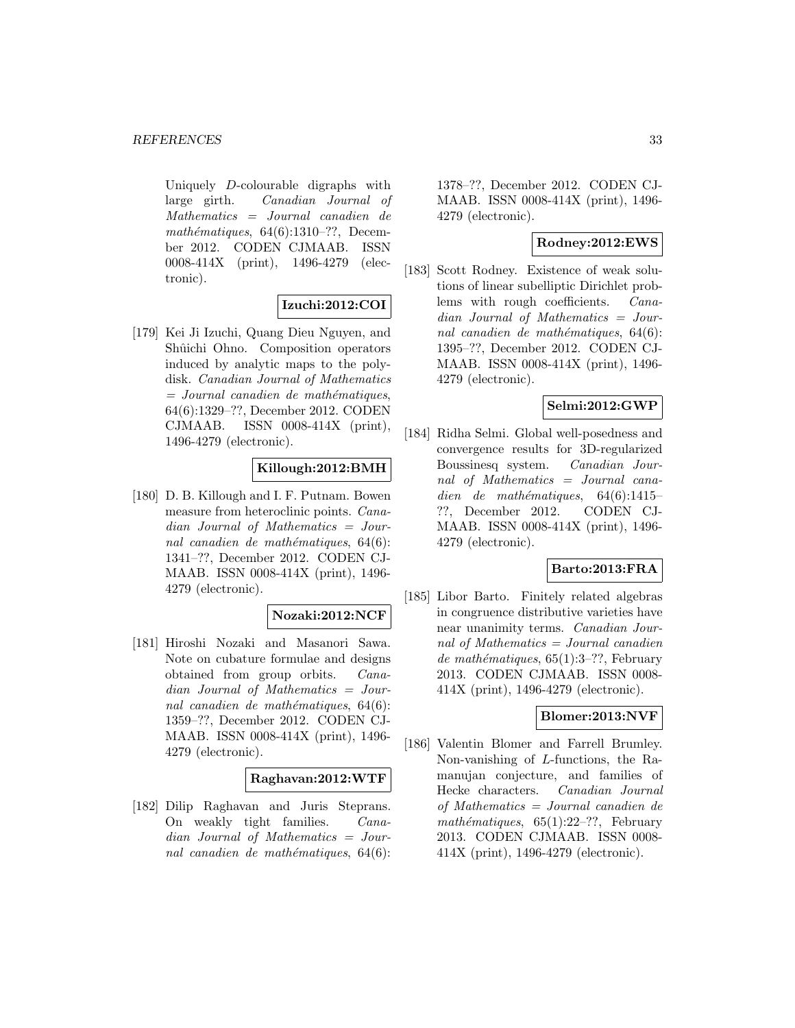Uniquely $D$-colourable digraphs with large girth. *Canadian Journal of Mathematics = Journal canadien de mathématiques*, 64(6):1310–??, December 2012. CODEN CJMAAB. ISSN 0008-414X (print), 1496-4279 (electronic).

**Izuchi:2012:COI**

[179] Kei Ji Izuchi, Quang Dieu Nguyen, and Shûichi Ohno. Composition operators induced by analytic maps to the polydisk. *Canadian Journal of Mathematics = Journal canadien de mathématiques*, 64(6):1329–??, December 2012. CODEN CJMAAB. ISSN 0008-414X (print), 1496-4279 (electronic).

**Killough:2012:BMH**

[180] D. B. Killough and I. F. Putnam. Bowen measure from heteroclinic points. *Canadian Journal of Mathematics = Journal canadien de mathématiques*, 64(6):1341–??, December 2012. CODEN CJMAAB. ISSN 0008-414X (print), 1496-4279 (electronic).

**Nozaki:2012:NCF**

[181] Hiroshi Nozaki and Masanori Sawa. Note on cubature formulae and designs obtained from group orbits. *Canadian Journal of Mathematics = Journal canadien de mathématiques*, 64(6):1359–??, December 2012. CODEN CJMAAB. ISSN 0008-414X (print), 1496-4279 (electronic).

**Raghavan:2012:WTF**

[182] Dilip Raghavan and Juris Steprans. On weakly tight families. *Canadian Journal of Mathematics = Journal canadien de mathématiques*, 64(6):1378–??, December 2012. CODEN CJMAAB. ISSN 0008-414X (print), 1496-4279 (electronic).

**Rodney:2012:EWS**

[183] Scott Rodney. Existence of weak solutions of linear subelliptic Dirichlet problems with rough coefficients. *Canadian Journal of Mathematics = Journal canadien de mathématiques*, 64(6):1395–??, December 2012. CODEN CJMAAB. ISSN 0008-414X (print), 1496-4279 (electronic).

**Selmi:2012:GWP**

[184] Ridha Selmi. Global well-posedness and convergence results for 3D-regularized Boussinesq system. *Canadian Journal of Mathematics = Journal canadien de mathématiques*, 64(6):1415–??, December 2012. CODEN CJMAAB. ISSN 0008-414X (print), 1496-4279 (electronic).

**Barto:2013:FRA**

[185] Libor Barto. Finitely related algebras in congruence distributive varieties have near unanimity terms. *Canadian Journal of Mathematics = Journal canadien de mathématiques*, 65(1):3–??, February 2013. CODEN CJMAAB. ISSN 0008-414X (print), 1496-4279 (electronic).

**Blomer:2013:NVF**

[186] Valentin Blomer and Farrell Brumley. Non-vanishing of $L$-functions, the Ramanujan conjecture, and families of Hecke characters. *Canadian Journal of Mathematics = Journal canadien de mathématiques*, 65(1):22–??, February 2013. CODEN CJMAAB. ISSN 0008-414X (print), 1496-4279 (electronic).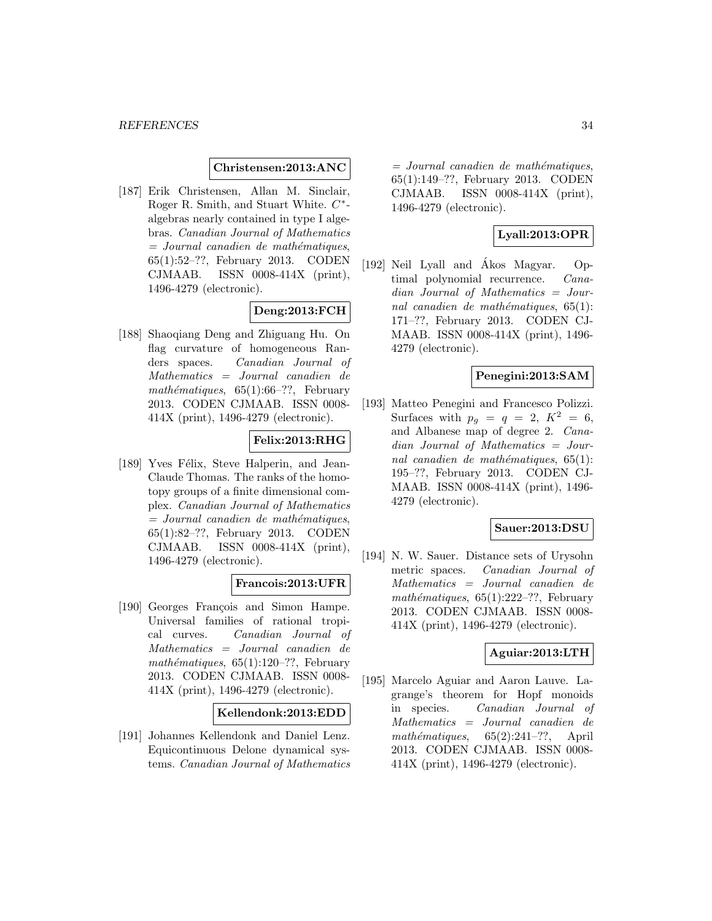**Christensen:2013:ANC**

[187] Erik Christensen, Allan M. Sinclair, Roger R. Smith, and Stuart White. $C^*$-algebras nearly contained in type I algebras. *Canadian Journal of Mathematics = Journal canadien de mathématiques*, 65(1):52–??, February 2013. CODEN CJMAAB. ISSN 0008-414X (print), 1496-4279 (electronic).

**Deng:2013:FCH**

[188] Shaoqiang Deng and Zhiguang Hu. On flag curvature of homogeneous Randers spaces. *Canadian Journal of Mathematics = Journal canadien de mathématiques*, 65(1):66–??, February 2013. CODEN CJMAAB. ISSN 0008-414X (print), 1496-4279 (electronic).

**Felix:2013:RHG**

[189] Yves Félix, Steve Halperin, and Jean-Claude Thomas. The ranks of the homotopy groups of a finite dimensional complex. *Canadian Journal of Mathematics = Journal canadien de mathématiques*, 65(1):82–??, February 2013. CODEN CJMAAB. ISSN 0008-414X (print), 1496-4279 (electronic).

**Francois:2013:UFR**

[190] Georges François and Simon Hampe. Universal families of rational tropical curves. *Canadian Journal of Mathematics = Journal canadien de mathématiques*, 65(1):120–??, February 2013. CODEN CJMAAB. ISSN 0008-414X (print), 1496-4279 (electronic).

**Kellendonk:2013:EDD**

[191] Johannes Kellendonk and Daniel Lenz. Equicontinuous Delone dynamical systems. *Canadian Journal of Mathematics = Journal canadien de mathématiques*, 65(1):149–??, February 2013. CODEN CJMAAB. ISSN 0008-414X (print), 1496-4279 (electronic).

**Lyall:2013:OPR**

[192] Neil Lyall and Ákos Magyar. Optimal polynomial recurrence. *Canadian Journal of Mathematics = Journal canadien de mathématiques*, 65(1): 171–??, February 2013. CODEN CJMAAB. ISSN 0008-414X (print), 1496-4279 (electronic).

**Penegini:2013:SAM**

[193] Matteo Penegini and Francesco Polizzi. Surfaces with $p_g = q = 2$, $K^2 = 6$, and Albanese map of degree 2. *Canadian Journal of Mathematics = Journal canadien de mathématiques*, 65(1): 195–??, February 2013. CODEN CJMAAB. ISSN 0008-414X (print), 1496-4279 (electronic).

**Sauer:2013:DSU**

[194] N. W. Sauer. Distance sets of Urysohn metric spaces. *Canadian Journal of Mathematics = Journal canadien de mathématiques*, 65(1):222–??, February 2013. CODEN CJMAAB. ISSN 0008-414X (print), 1496-4279 (electronic).

**Aguiar:2013:LTH**

[195] Marcelo Aguiar and Aaron Lauve. Lagrange's theorem for Hopf monoids in species. *Canadian Journal of Mathematics = Journal canadien de mathématiques*, 65(2):241–??, April 2013. CODEN CJMAAB. ISSN 0008-414X (print), 1496-4279 (electronic).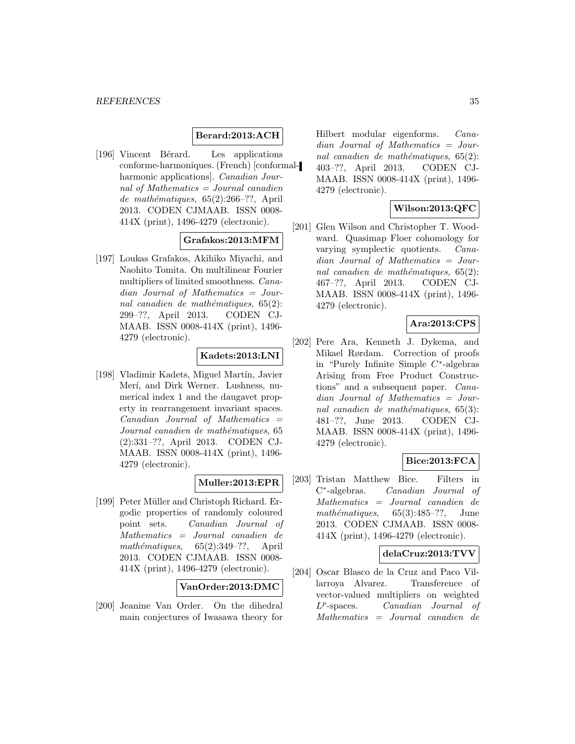**Berard:2013:ACH**

[196] Vincent Bérard. Les applications conforme-harmoniques. (French) [conformal-harmonic applications]. *Canadian Journal of Mathematics = Journal canadien de mathématiques*, 65(2):266–??, April 2013. CODEN CJMAAB. ISSN 0008-414X (print), 1496-4279 (electronic).

**Grafakos:2013:MFM**

[197] Loukas Grafakos, Akihiko Miyachi, and Naohito Tomita. On multilinear Fourier multipliers of limited smoothness. *Canadian Journal of Mathematics = Journal canadien de mathématiques*, 65(2): 299–??, April 2013. CODEN CJMAAB. ISSN 0008-414X (print), 1496-4279 (electronic).

**Kadets:2013:LNI**

[198] Vladimir Kadets, Miguel Martín, Javier Merí, and Dirk Werner. Lushness, numerical index 1 and the daugavet property in rearrangement invariant spaces. *Canadian Journal of Mathematics = Journal canadien de mathématiques*, 65 (2):331–??, April 2013. CODEN CJMAAB. ISSN 0008-414X (print), 1496-4279 (electronic).

**Muller:2013:EPR**

[199] Peter Müller and Christoph Richard. Ergodic properties of randomly coloured point sets. *Canadian Journal of Mathematics = Journal canadien de mathématiques*, 65(2):349–??, April 2013. CODEN CJMAAB. ISSN 0008-414X (print), 1496-4279 (electronic).

**VanOrder:2013:DMC**

[200] Jeanine Van Order. On the dihedral main conjectures of Iwasawa theory for Hilbert modular eigenforms. *Canadian Journal of Mathematics = Journal canadien de mathématiques*, 65(2): 403–??, April 2013. CODEN CJMAAB. ISSN 0008-414X (print), 1496-4279 (electronic).

**Wilson:2013:QFC**

[201] Glen Wilson and Christopher T. Woodward. Quasimap Floer cohomology for varying symplectic quotients. *Canadian Journal of Mathematics = Journal canadien de mathématiques*, 65(2): 467–??, April 2013. CODEN CJMAAB. ISSN 0008-414X (print), 1496-4279 (electronic).

**Ara:2013:CPS**

[202] Pere Ara, Kenneth J. Dykema, and Mikael Rørdam. Correction of proofs in "Purely Infinite Simple $C^*$-algebras Arising from Free Product Constructions" and a subsequent paper. *Canadian Journal of Mathematics = Journal canadien de mathématiques*, 65(3): 481–??, June 2013. CODEN CJMAAB. ISSN 0008-414X (print), 1496-4279 (electronic).

**Bice:2013:FCA**

[203] Tristan Matthew Bice. Filters in $C^*$-algebras. *Canadian Journal of Mathematics = Journal canadien de mathématiques*, 65(3):485–??, June 2013. CODEN CJMAAB. ISSN 0008-414X (print), 1496-4279 (electronic).

**delaCruz:2013:TVV**

[204] Oscar Blasco de la Cruz and Paco Villarroya Alvarez. Transference of vector-valued multipliers on weighted $L^p$-spaces. *Canadian Journal of Mathematics = Journal canadien de*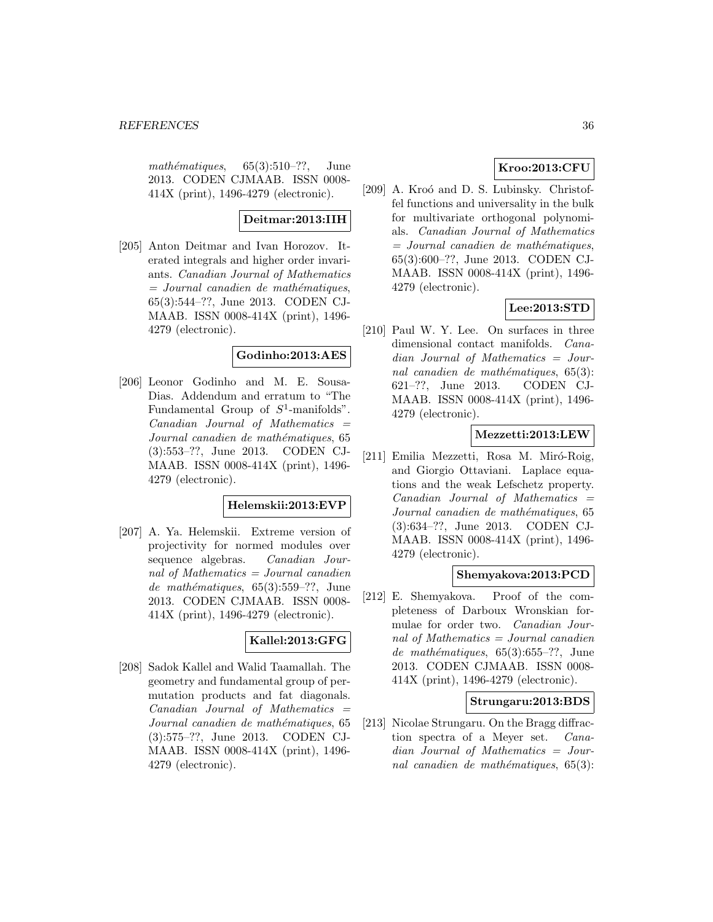*mathématiques*, 65(3):510–??, June 2013. CODEN CJMAAB. ISSN 0008-414X (print), 1496-4279 (electronic).

**Deitmar:2013:IIH**

[205] Anton Deitmar and Ivan Horozov. Iterated integrals and higher order invariants. *Canadian Journal of Mathematics = Journal canadien de mathématiques*, 65(3):544–??, June 2013. CODEN CJMAAB. ISSN 0008-414X (print), 1496-4279 (electronic).

**Godinho:2013:AES**

[206] Leonor Godinho and M. E. Sousa-Dias. Addendum and erratum to "The Fundamental Group of $S^1$-manifolds". *Canadian Journal of Mathematics = Journal canadien de mathématiques*, 65 (3):553–??, June 2013. CODEN CJMAAB. ISSN 0008-414X (print), 1496-4279 (electronic).

**Helemskii:2013:EVP**

[207] A. Ya. Helemskii. Extreme version of projectivity for normed modules over sequence algebras. *Canadian Journal of Mathematics = Journal canadien de mathématiques*, 65(3):559–??, June 2013. CODEN CJMAAB. ISSN 0008-414X (print), 1496-4279 (electronic).

**Kallel:2013:GFG**

[208] Sadok Kallel and Walid Taamallah. The geometry and fundamental group of permutation products and fat diagonals. *Canadian Journal of Mathematics = Journal canadien de mathématiques*, 65 (3):575–??, June 2013. CODEN CJMAAB. ISSN 0008-414X (print), 1496-4279 (electronic).

**Kroo:2013:CFU**

[209] A. Kroó and D. S. Lubinsky. Christoffel functions and universality in the bulk for multivariate orthogonal polynomials. *Canadian Journal of Mathematics = Journal canadien de mathématiques*, 65(3):600–??, June 2013. CODEN CJMAAB. ISSN 0008-414X (print), 1496-4279 (electronic).

**Lee:2013:STD**

[210] Paul W. Y. Lee. On surfaces in three dimensional contact manifolds. *Canadian Journal of Mathematics = Journal canadien de mathématiques*, 65(3): 621–??, June 2013. CODEN CJMAAB. ISSN 0008-414X (print), 1496-4279 (electronic).

**Mezzetti:2013:LEW**

[211] Emilia Mezzetti, Rosa M. Miró-Roig, and Giorgio Ottaviani. Laplace equations and the weak Lefschetz property. *Canadian Journal of Mathematics = Journal canadien de mathématiques*, 65 (3):634–??, June 2013. CODEN CJMAAB. ISSN 0008-414X (print), 1496-4279 (electronic).

**Shemyakova:2013:PCD**

[212] E. Shemyakova. Proof of the completeness of Darboux Wronskian formulae for order two. *Canadian Journal of Mathematics = Journal canadien de mathématiques*, 65(3):655–??, June 2013. CODEN CJMAAB. ISSN 0008-414X (print), 1496-4279 (electronic).

**Strungaru:2013:BDS**

[213] Nicolae Strungaru. On the Bragg diffraction spectra of a Meyer set. *Canadian Journal of Mathematics = Journal canadien de mathématiques*, 65(3):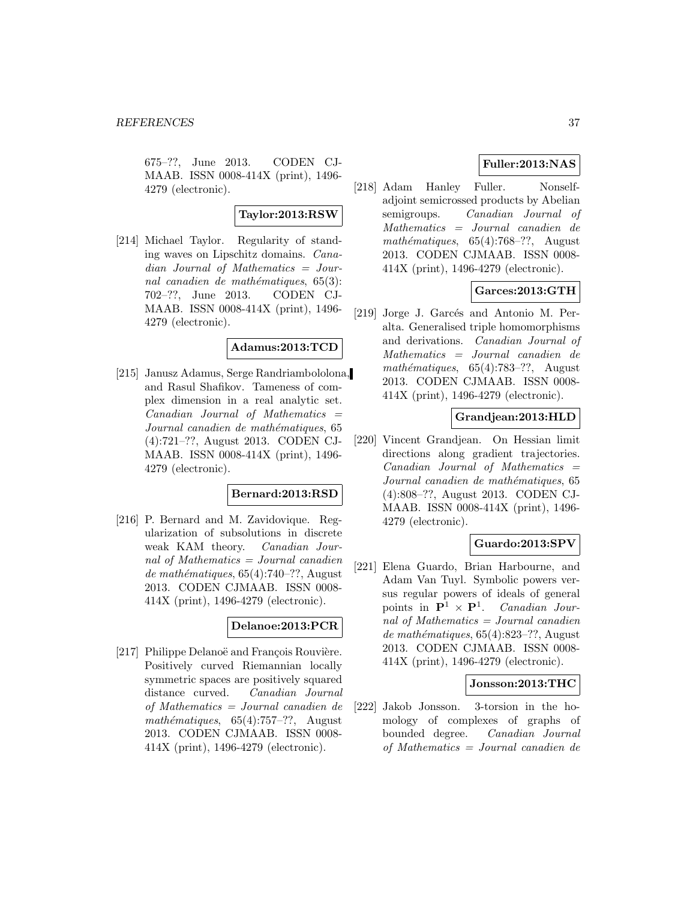675–??, June 2013. CODEN CJMAAB. ISSN 0008-414X (print), 1496-4279 (electronic).

**Taylor:2013:RSW**

[214] Michael Taylor. Regularity of standing waves on Lipschitz domains. *Canadian Journal of Mathematics = Journal canadien de mathématiques*, 65(3): 702–??, June 2013. CODEN CJMAAB. ISSN 0008-414X (print), 1496-4279 (electronic).

**Adamus:2013:TCD**

[215] Janusz Adamus, Serge Randriambololona, and Rasul Shafikov. Tameness of complex dimension in a real analytic set. *Canadian Journal of Mathematics = Journal canadien de mathématiques*, 65 (4):721–??, August 2013. CODEN CJMAAB. ISSN 0008-414X (print), 1496-4279 (electronic).

**Bernard:2013:RSD**

[216] P. Bernard and M. Zavidovique. Regularization of subsolutions in discrete weak KAM theory. *Canadian Journal of Mathematics = Journal canadien de mathématiques*, 65(4):740–??, August 2013. CODEN CJMAAB. ISSN 0008-414X (print), 1496-4279 (electronic).

**Delanoe:2013:PCR**

[217] Philippe Delanoë and François Rouvière. Positively curved Riemannian locally symmetric spaces are positively squared distance curved. *Canadian Journal of Mathematics = Journal canadien de mathématiques*, 65(4):757–??, August 2013. CODEN CJMAAB. ISSN 0008-414X (print), 1496-4279 (electronic).

**Fuller:2013:NAS**

[218] Adam Hanley Fuller. Nonselfadjoint semicrossed products by Abelian semigroups. *Canadian Journal of Mathematics = Journal canadien de mathématiques*, 65(4):768–??, August 2013. CODEN CJMAAB. ISSN 0008-414X (print), 1496-4279 (electronic).

**Garces:2013:GTH**

[219] Jorge J. Garcés and Antonio M. Peralta. Generalised triple homomorphisms and derivations. *Canadian Journal of Mathematics = Journal canadien de mathématiques*, 65(4):783–??, August 2013. CODEN CJMAAB. ISSN 0008-414X (print), 1496-4279 (electronic).

**Grandjean:2013:HLD**

[220] Vincent Grandjean. On Hessian limit directions along gradient trajectories. *Canadian Journal of Mathematics = Journal canadien de mathématiques*, 65 (4):808–??, August 2013. CODEN CJMAAB. ISSN 0008-414X (print), 1496-4279 (electronic).

**Guardo:2013:SPV**

[221] Elena Guardo, Brian Harbourne, and Adam Van Tuyl. Symbolic powers versus regular powers of ideals of general points in $\mathbf{P}^1 \times \mathbf{P}^1$. *Canadian Journal of Mathematics = Journal canadien de mathématiques*, 65(4):823–??, August 2013. CODEN CJMAAB. ISSN 0008-414X (print), 1496-4279 (electronic).

**Jonsson:2013:THC**

[222] Jakob Jonsson. 3-torsion in the homology of complexes of graphs of bounded degree. *Canadian Journal of Mathematics = Journal canadien de*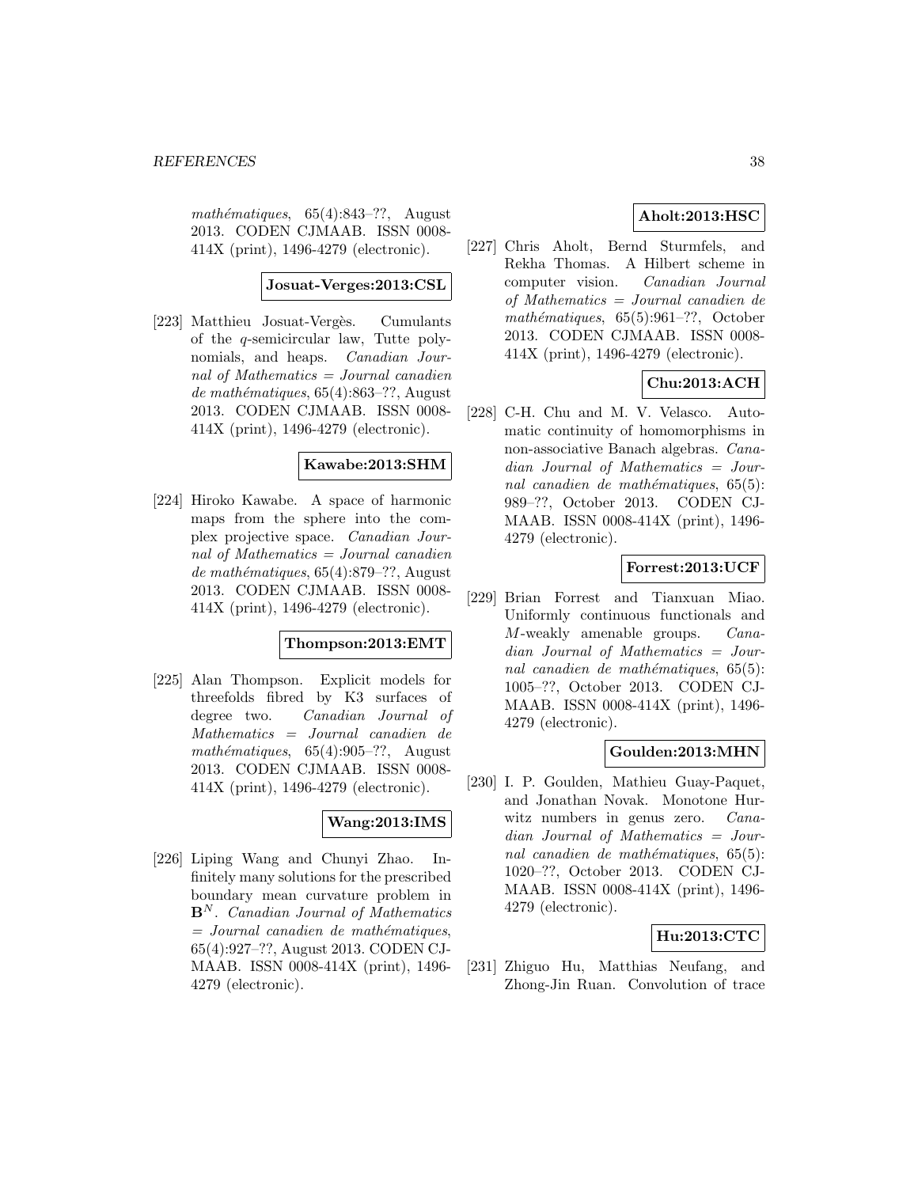*mathématiques*, 65(4):843–??, August 2013. CODEN CJMAAB. ISSN 0008-414X (print), 1496-4279 (electronic).

**Josuat-Verges:2013:CSL**

[223] Matthieu Josuat-Vergès. Cumulants of the $q$-semicircular law, Tutte polynomials, and heaps. *Canadian Journal of Mathematics = Journal canadien de mathématiques*, 65(4):863–??, August 2013. CODEN CJMAAB. ISSN 0008-414X (print), 1496-4279 (electronic).

**Kawabe:2013:SHM**

[224] Hiroko Kawabe. A space of harmonic maps from the sphere into the complex projective space. *Canadian Journal of Mathematics = Journal canadien de mathématiques*, 65(4):879–??, August 2013. CODEN CJMAAB. ISSN 0008-414X (print), 1496-4279 (electronic).

**Thompson:2013:EMT**

[225] Alan Thompson. Explicit models for threefolds fibred by K3 surfaces of degree two. *Canadian Journal of Mathematics = Journal canadien de mathématiques*, 65(4):905–??, August 2013. CODEN CJMAAB. ISSN 0008-414X (print), 1496-4279 (electronic).

**Wang:2013:IMS**

[226] Liping Wang and Chunyi Zhao. Infinitely many solutions for the prescribed boundary mean curvature problem in $\mathbf{B}^N$. *Canadian Journal of Mathematics = Journal canadien de mathématiques*, 65(4):927–??, August 2013. CODEN CJMAAB. ISSN 0008-414X (print), 1496-4279 (electronic).

**Aholt:2013:HSC**

[227] Chris Aholt, Bernd Sturmfels, and Rekha Thomas. A Hilbert scheme in computer vision. *Canadian Journal of Mathematics = Journal canadien de mathématiques*, 65(5):961–??, October 2013. CODEN CJMAAB. ISSN 0008-414X (print), 1496-4279 (electronic).

**Chu:2013:ACH**

[228] C-H. Chu and M. V. Velasco. Automatic continuity of homomorphisms in non-associative Banach algebras. *Canadian Journal of Mathematics = Journal canadien de mathématiques*, 65(5): 989–??, October 2013. CODEN CJMAAB. ISSN 0008-414X (print), 1496-4279 (electronic).

**Forrest:2013:UCF**

[229] Brian Forrest and Tianxuan Miao. Uniformly continuous functionals and $M$-weakly amenable groups. *Canadian Journal of Mathematics = Journal canadien de mathématiques*, 65(5): 1005–??, October 2013. CODEN CJMAAB. ISSN 0008-414X (print), 1496-4279 (electronic).

**Goulden:2013:MHN**

[230] I. P. Goulden, Mathieu Guay-Paquet, and Jonathan Novak. Monotone Hurwitz numbers in genus zero. *Canadian Journal of Mathematics = Journal canadien de mathématiques*, 65(5): 1020–??, October 2013. CODEN CJMAAB. ISSN 0008-414X (print), 1496-4279 (electronic).

**Hu:2013:CTC**

[231] Zhiguo Hu, Matthias Neufang, and Zhong-Jin Ruan. Convolution of trace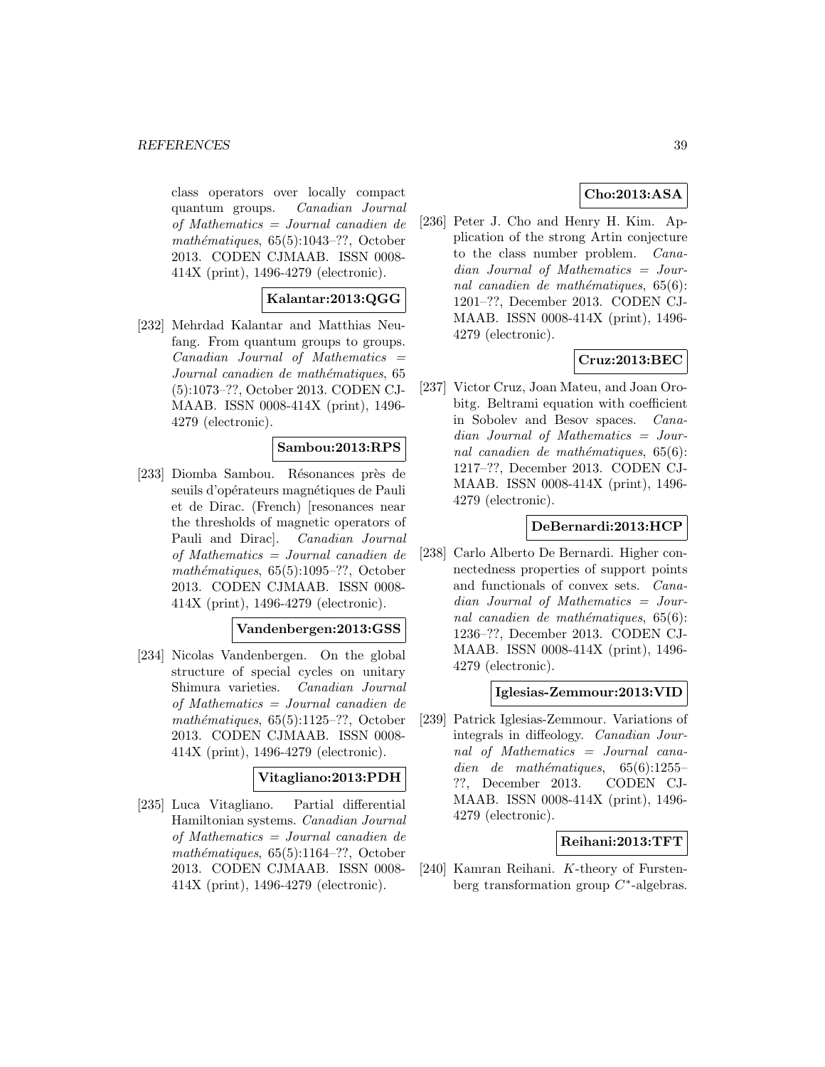class operators over locally compact quantum groups. *Canadian Journal of Mathematics = Journal canadien de mathématiques*, 65(5):1043–??, October 2013. CODEN CJMAAB. ISSN 0008-414X (print), 1496-4279 (electronic).

**Kalantar:2013:QGG**

[232] Mehrdad Kalantar and Matthias Neufang. From quantum groups to groups. *Canadian Journal of Mathematics = Journal canadien de mathématiques*, 65 (5):1073–??, October 2013. CODEN CJMAAB. ISSN 0008-414X (print), 1496-4279 (electronic).

**Sambou:2013:RPS**

[233] Diomba Sambou. Résonances près de seuils d'opérateurs magnétiques de Pauli et de Dirac. (French) [resonances near the thresholds of magnetic operators of Pauli and Dirac]. *Canadian Journal of Mathematics = Journal canadien de mathématiques*, 65(5):1095–??, October 2013. CODEN CJMAAB. ISSN 0008-414X (print), 1496-4279 (electronic).

**Vandenbergen:2013:GSS**

[234] Nicolas Vandenbergen. On the global structure of special cycles on unitary Shimura varieties. *Canadian Journal of Mathematics = Journal canadien de mathématiques*, 65(5):1125–??, October 2013. CODEN CJMAAB. ISSN 0008-414X (print), 1496-4279 (electronic).

**Vitagliano:2013:PDH**

[235] Luca Vitagliano. Partial differential Hamiltonian systems. *Canadian Journal of Mathematics = Journal canadien de mathématiques*, 65(5):1164–??, October 2013. CODEN CJMAAB. ISSN 0008-414X (print), 1496-4279 (electronic).

**Cho:2013:ASA**

[236] Peter J. Cho and Henry H. Kim. Application of the strong Artin conjecture to the class number problem. *Canadian Journal of Mathematics = Journal canadien de mathématiques*, 65(6): 1201–??, December 2013. CODEN CJMAAB. ISSN 0008-414X (print), 1496-4279 (electronic).

**Cruz:2013:BEC**

[237] Victor Cruz, Joan Mateu, and Joan Orobitg. Beltrami equation with coefficient in Sobolev and Besov spaces. *Canadian Journal of Mathematics = Journal canadien de mathématiques*, 65(6): 1217–??, December 2013. CODEN CJMAAB. ISSN 0008-414X (print), 1496-4279 (electronic).

**DeBernardi:2013:HCP**

[238] Carlo Alberto De Bernardi. Higher connectedness properties of support points and functionals of convex sets. *Canadian Journal of Mathematics = Journal canadien de mathématiques*, 65(6): 1236–??, December 2013. CODEN CJMAAB. ISSN 0008-414X (print), 1496-4279 (electronic).

**Iglesias-Zemmour:2013:VID**

[239] Patrick Iglesias-Zemmour. Variations of integrals in diffeology. *Canadian Journal of Mathematics = Journal canadien de mathématiques*, 65(6):1255–??, December 2013. CODEN CJMAAB. ISSN 0008-414X (print), 1496-4279 (electronic).

**Reihani:2013:TFT**

[240] Kamran Reihani. $K$-theory of Furstenberg transformation group $C^*$-algebras.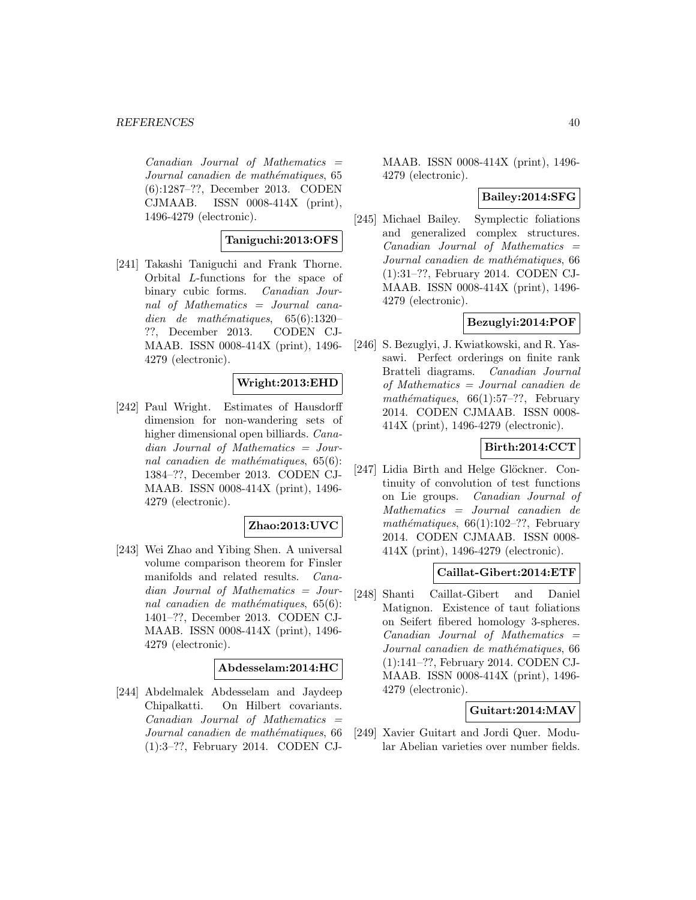*Canadian Journal of Mathematics = Journal canadien de mathématiques*, 65 (6):1287–??, December 2013. CODEN CJMAAB. ISSN 0008-414X (print), 1496-4279 (electronic).

**Taniguchi:2013:OFS**

[241] Takashi Taniguchi and Frank Thorne. Orbital $L$-functions for the space of binary cubic forms. *Canadian Journal of Mathematics = Journal canadien de mathématiques*, 65(6):1320–??, December 2013. CODEN CJMAAB. ISSN 0008-414X (print), 1496-4279 (electronic).

**Wright:2013:EHD**

[242] Paul Wright. Estimates of Hausdorff dimension for non-wandering sets of higher dimensional open billiards. *Canadian Journal of Mathematics = Journal canadien de mathématiques*, 65(6): 1384–??, December 2013. CODEN CJMAAB. ISSN 0008-414X (print), 1496-4279 (electronic).

**Zhao:2013:UVC**

[243] Wei Zhao and Yibing Shen. A universal volume comparison theorem for Finsler manifolds and related results. *Canadian Journal of Mathematics = Journal canadien de mathématiques*, 65(6): 1401–??, December 2013. CODEN CJMAAB. ISSN 0008-414X (print), 1496-4279 (electronic).

**Abdesselam:2014:HC**

[244] Abdelmalek Abdesselam and Jaydeep Chipalkatti. On Hilbert covariants. *Canadian Journal of Mathematics = Journal canadien de mathématiques*, 66 (1):3–??, February 2014. CODEN CJMAAB. ISSN 0008-414X (print), 1496-4279 (electronic).

**Bailey:2014:SFG**

[245] Michael Bailey. Symplectic foliations and generalized complex structures. *Canadian Journal of Mathematics = Journal canadien de mathématiques*, 66 (1):31–??, February 2014. CODEN CJMAAB. ISSN 0008-414X (print), 1496-4279 (electronic).

**Bezuglyi:2014:POF**

[246] S. Bezuglyi, J. Kwiatkowski, and R. Yassawi. Perfect orderings on finite rank Bratteli diagrams. *Canadian Journal of Mathematics = Journal canadien de mathématiques*, 66(1):57–??, February 2014. CODEN CJMAAB. ISSN 0008-414X (print), 1496-4279 (electronic).

**Birth:2014:CCT**

[247] Lidia Birth and Helge Glöckner. Continuity of convolution of test functions on Lie groups. *Canadian Journal of Mathematics = Journal canadien de mathématiques*, 66(1):102–??, February 2014. CODEN CJMAAB. ISSN 0008-414X (print), 1496-4279 (electronic).

**Caillat-Gibert:2014:ETF**

[248] Shanti Caillat-Gibert and Daniel Matignon. Existence of taut foliations on Seifert fibered homology 3-spheres. *Canadian Journal of Mathematics = Journal canadien de mathématiques*, 66 (1):141–??, February 2014. CODEN CJMAAB. ISSN 0008-414X (print), 1496-4279 (electronic).

**Guitart:2014:MAV**

[249] Xavier Guitart and Jordi Quer. Modular Abelian varieties over number fields.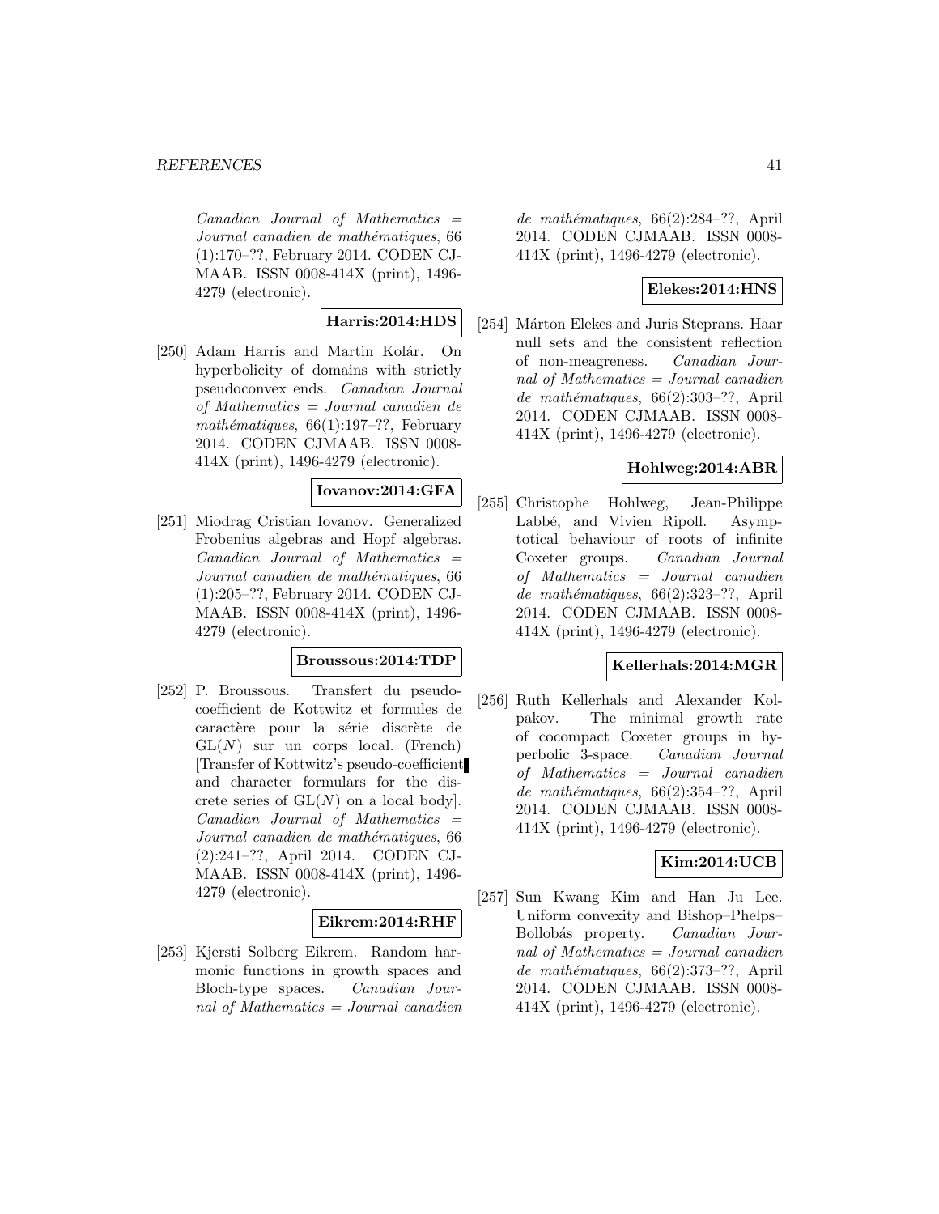*Canadian Journal of Mathematics = Journal canadien de mathématiques*, 66 (1):170–??, February 2014. CODEN CJMAAB. ISSN 0008-414X (print), 1496-4279 (electronic).

**Harris:2014:HDS**

[250] Adam Harris and Martin Kolár. On hyperbolicity of domains with strictly pseudoconvex ends. *Canadian Journal of Mathematics = Journal canadien de mathématiques*, 66(1):197–??, February 2014. CODEN CJMAAB. ISSN 0008-414X (print), 1496-4279 (electronic).

**Iovanov:2014:GFA**

[251] Miodrag Cristian Iovanov. Generalized Frobenius algebras and Hopf algebras. *Canadian Journal of Mathematics = Journal canadien de mathématiques*, 66 (1):205–??, February 2014. CODEN CJMAAB. ISSN 0008-414X (print), 1496-4279 (electronic).

**Broussous:2014:TDP**

[252] P. Broussous. Transfert du pseudo-coefficient de Kottwitz et formules de caractère pour la série discrète de $\mathrm{GL}(N)$ sur un corps local. (French) [Transfer of Kottwitz's pseudo-coefficient and character formulars for the discrete series of $\mathrm{GL}(N)$ on a local body]. *Canadian Journal of Mathematics = Journal canadien de mathématiques*, 66 (2):241–??, April 2014. CODEN CJMAAB. ISSN 0008-414X (print), 1496-4279 (electronic).

**Eikrem:2014:RHF**

[253] Kjersti Solberg Eikrem. Random harmonic functions in growth spaces and Bloch-type spaces. *Canadian Journal of Mathematics = Journal canadien de mathématiques*, 66(2):284–??, April 2014. CODEN CJMAAB. ISSN 0008-414X (print), 1496-4279 (electronic).

**Elekes:2014:HNS**

[254] Márton Elekes and Juris Steprans. Haar null sets and the consistent reflection of non-meagreness. *Canadian Journal of Mathematics = Journal canadien de mathématiques*, 66(2):303–??, April 2014. CODEN CJMAAB. ISSN 0008-414X (print), 1496-4279 (electronic).

**Hohlweg:2014:ABR**

[255] Christophe Hohlweg, Jean-Philippe Labbé, and Vivien Ripoll. Asymptotical behaviour of roots of infinite Coxeter groups. *Canadian Journal of Mathematics = Journal canadien de mathématiques*, 66(2):323–??, April 2014. CODEN CJMAAB. ISSN 0008-414X (print), 1496-4279 (electronic).

**Kellerhals:2014:MGR**

[256] Ruth Kellerhals and Alexander Kolpakov. The minimal growth rate of cocompact Coxeter groups in hyperbolic 3-space. *Canadian Journal of Mathematics = Journal canadien de mathématiques*, 66(2):354–??, April 2014. CODEN CJMAAB. ISSN 0008-414X (print), 1496-4279 (electronic).

**Kim:2014:UCB**

[257] Sun Kwang Kim and Han Ju Lee. Uniform convexity and Bishop–Phelps–Bollobás property. *Canadian Journal of Mathematics = Journal canadien de mathématiques*, 66(2):373–??, April 2014. CODEN CJMAAB. ISSN 0008-414X (print), 1496-4279 (electronic).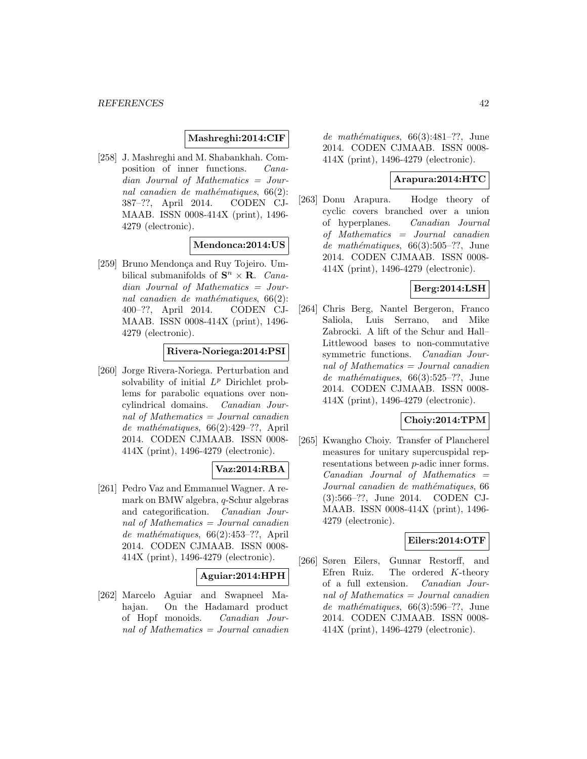**Mashreghi:2014:CIF**

[258] J. Mashreghi and M. Shabankhah. Composition of inner functions. *Canadian Journal of Mathematics = Journal canadien de mathématiques*, 66(2): 387–??, April 2014. CODEN CJMAAB. ISSN 0008-414X (print), 1496-4279 (electronic).

**Mendonca:2014:US**

[259] Bruno Mendonça and Ruy Tojeiro. Umbilical submanifolds of $\mathbf{S}^n \times \mathbf{R}$. *Canadian Journal of Mathematics = Journal canadien de mathématiques*, 66(2): 400–??, April 2014. CODEN CJMAAB. ISSN 0008-414X (print), 1496-4279 (electronic).

**Rivera-Noriega:2014:PSI**

[260] Jorge Rivera-Noriega. Perturbation and solvability of initial $L^p$ Dirichlet problems for parabolic equations over non-cylindrical domains. *Canadian Journal of Mathematics = Journal canadien de mathématiques*, 66(2):429–??, April 2014. CODEN CJMAAB. ISSN 0008-414X (print), 1496-4279 (electronic).

**Vaz:2014:RBA**

[261] Pedro Vaz and Emmanuel Wagner. A remark on BMW algebra, $q$-Schur algebras and categorification. *Canadian Journal of Mathematics = Journal canadien de mathématiques*, 66(2):453–??, April 2014. CODEN CJMAAB. ISSN 0008-414X (print), 1496-4279 (electronic).

**Aguiar:2014:HPH**

[262] Marcelo Aguiar and Swapneel Mahajan. On the Hadamard product of Hopf monoids. *Canadian Journal of Mathematics = Journal canadien de mathématiques*, 66(3):481–??, June 2014. CODEN CJMAAB. ISSN 0008-414X (print), 1496-4279 (electronic).

**Arapura:2014:HTC**

[263] Donu Arapura. Hodge theory of cyclic covers branched over a union of hyperplanes. *Canadian Journal of Mathematics = Journal canadien de mathématiques*, 66(3):505–??, June 2014. CODEN CJMAAB. ISSN 0008-414X (print), 1496-4279 (electronic).

**Berg:2014:LSH**

[264] Chris Berg, Nantel Bergeron, Franco Saliola, Luis Serrano, and Mike Zabrocki. A lift of the Schur and Hall–Littlewood bases to non-commutative symmetric functions. *Canadian Journal of Mathematics = Journal canadien de mathématiques*, 66(3):525–??, June 2014. CODEN CJMAAB. ISSN 0008-414X (print), 1496-4279 (electronic).

**Choiy:2014:TPM**

[265] Kwangho Choiy. Transfer of Plancherel measures for unitary supercuspidal representations between $p$-adic inner forms. *Canadian Journal of Mathematics = Journal canadien de mathématiques*, 66 (3):566–??, June 2014. CODEN CJMAAB. ISSN 0008-414X (print), 1496-4279 (electronic).

**Eilers:2014:OTF**

[266] Søren Eilers, Gunnar Restorff, and Efren Ruiz. The ordered $K$-theory of a full extension. *Canadian Journal of Mathematics = Journal canadien de mathématiques*, 66(3):596–??, June 2014. CODEN CJMAAB. ISSN 0008-414X (print), 1496-4279 (electronic).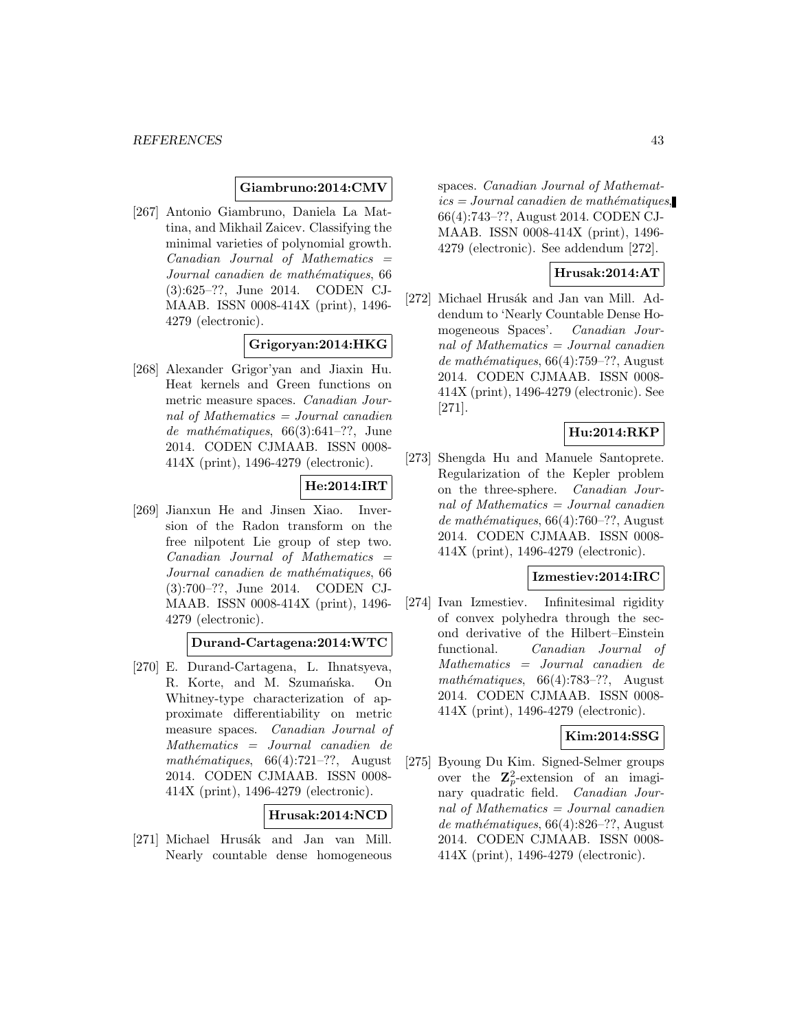**Giambruno:2014:CMV**

[267] Antonio Giambruno, Daniela La Mattina, and Mikhail Zaicev. Classifying the minimal varieties of polynomial growth. *Canadian Journal of Mathematics = Journal canadien de mathématiques*, 66 (3):625–??, June 2014. CODEN CJMAAB. ISSN 0008-414X (print), 1496-4279 (electronic).

**Grigoryan:2014:HKG**

[268] Alexander Grigor'yan and Jiaxin Hu. Heat kernels and Green functions on metric measure spaces. *Canadian Journal of Mathematics = Journal canadien de mathématiques*, 66(3):641–??, June 2014. CODEN CJMAAB. ISSN 0008-414X (print), 1496-4279 (electronic).

**He:2014:IRT**

[269] Jianxun He and Jinsen Xiao. Inversion of the Radon transform on the free nilpotent Lie group of step two. *Canadian Journal of Mathematics = Journal canadien de mathématiques*, 66 (3):700–??, June 2014. CODEN CJMAAB. ISSN 0008-414X (print), 1496-4279 (electronic).

**Durand-Cartagena:2014:WTC**

[270] E. Durand-Cartagena, L. Ihnatsyeva, R. Korte, and M. Szumańska. On Whitney-type characterization of approximate differentiability on metric measure spaces. *Canadian Journal of Mathematics = Journal canadien de mathématiques*, 66(4):721–??, August 2014. CODEN CJMAAB. ISSN 0008-414X (print), 1496-4279 (electronic).

**Hrusak:2014:NCD**

[271] Michael Hrusák and Jan van Mill. Nearly countable dense homogeneous spaces. *Canadian Journal of Mathematics = Journal canadien de mathématiques*, 66(4):743–??, August 2014. CODEN CJMAAB. ISSN 0008-414X (print), 1496-4279 (electronic). See addendum [272].

**Hrusak:2014:AT**

[272] Michael Hrusák and Jan van Mill. Addendum to 'Nearly Countable Dense Homogeneous Spaces'. *Canadian Journal of Mathematics = Journal canadien de mathématiques*, 66(4):759–??, August 2014. CODEN CJMAAB. ISSN 0008-414X (print), 1496-4279 (electronic). See [271].

**Hu:2014:RKP**

[273] Shengda Hu and Manuele Santoprete. Regularization of the Kepler problem on the three-sphere. *Canadian Journal of Mathematics = Journal canadien de mathématiques*, 66(4):760–??, August 2014. CODEN CJMAAB. ISSN 0008-414X (print), 1496-4279 (electronic).

**Izmestiev:2014:IRC**

[274] Ivan Izmestiev. Infinitesimal rigidity of convex polyhedra through the second derivative of the Hilbert–Einstein functional. *Canadian Journal of Mathematics = Journal canadien de mathématiques*, 66(4):783–??, August 2014. CODEN CJMAAB. ISSN 0008-414X (print), 1496-4279 (electronic).

**Kim:2014:SSG**

[275] Byoung Du Kim. Signed-Selmer groups over the $\mathbf{Z}_p^2$-extension of an imaginary quadratic field. *Canadian Journal of Mathematics = Journal canadien de mathématiques*, 66(4):826–??, August 2014. CODEN CJMAAB. ISSN 0008-414X (print), 1496-4279 (electronic).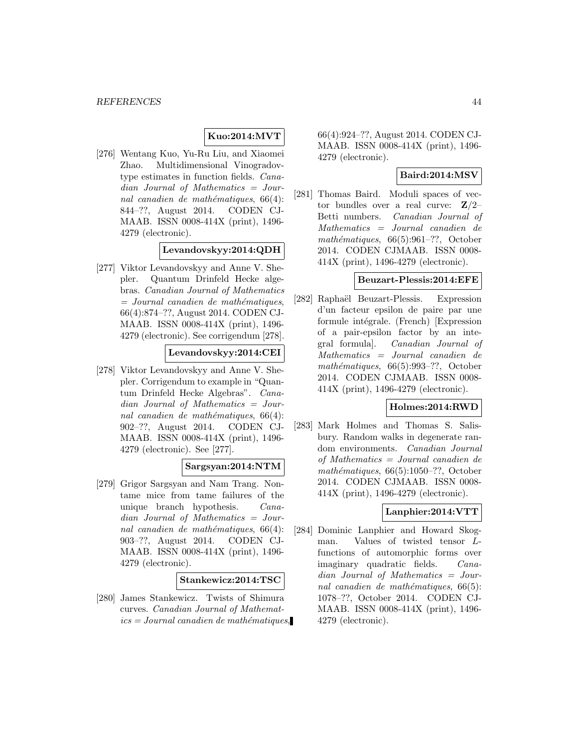**Kuo:2014:MVT**

[276] Wentang Kuo, Yu-Ru Liu, and Xiaomei Zhao. Multidimensional Vinogradov-type estimates in function fields. *Canadian Journal of Mathematics = Journal canadien de mathématiques*, 66(4): 844–??, August 2014. CODEN CJMAAB. ISSN 0008-414X (print), 1496-4279 (electronic).

**Levandovskyy:2014:QDH**

[277] Viktor Levandovskyy and Anne V. Shepler. Quantum Drinfeld Hecke algebras. *Canadian Journal of Mathematics = Journal canadien de mathématiques*, 66(4):874–??, August 2014. CODEN CJMAAB. ISSN 0008-414X (print), 1496-4279 (electronic). See corrigendum [278].

**Levandovskyy:2014:CEI**

[278] Viktor Levandovskyy and Anne V. Shepler. Corrigendum to example in "Quantum Drinfeld Hecke Algebras". *Canadian Journal of Mathematics = Journal canadien de mathématiques*, 66(4): 902–??, August 2014. CODEN CJMAAB. ISSN 0008-414X (print), 1496-4279 (electronic). See [277].

**Sargsyan:2014:NTM**

[279] Grigor Sargsyan and Nam Trang. Non-tame mice from tame failures of the unique branch hypothesis. *Canadian Journal of Mathematics = Journal canadien de mathématiques*, 66(4): 903–??, August 2014. CODEN CJMAAB. ISSN 0008-414X (print), 1496-4279 (electronic).

**Stankewicz:2014:TSC**

[280] James Stankewicz. Twists of Shimura curves. *Canadian Journal of Mathematics = Journal canadien de mathématiques*, 66(4):924–??, August 2014. CODEN CJMAAB. ISSN 0008-414X (print), 1496-4279 (electronic).

**Baird:2014:MSV**

[281] Thomas Baird. Moduli spaces of vector bundles over a real curve: $\mathbf{Z}/2$–Betti numbers. *Canadian Journal of Mathematics = Journal canadien de mathématiques*, 66(5):961–??, October 2014. CODEN CJMAAB. ISSN 0008-414X (print), 1496-4279 (electronic).

**Beuzart-Plessis:2014:EFE**

[282] Raphaël Beuzart-Plessis. Expression d'un facteur epsilon de paire par une formule intégrale. (French) [Expression of a pair-epsilon factor by an integral formula]. *Canadian Journal of Mathematics = Journal canadien de mathématiques*, 66(5):993–??, October 2014. CODEN CJMAAB. ISSN 0008-414X (print), 1496-4279 (electronic).

**Holmes:2014:RWD**

[283] Mark Holmes and Thomas S. Salisbury. Random walks in degenerate random environments. *Canadian Journal of Mathematics = Journal canadien de mathématiques*, 66(5):1050–??, October 2014. CODEN CJMAAB. ISSN 0008-414X (print), 1496-4279 (electronic).

**Lanphier:2014:VTT**

[284] Dominic Lanphier and Howard Skogman. Values of twisted tensor $L$-functions of automorphic forms over imaginary quadratic fields. *Canadian Journal of Mathematics = Journal canadien de mathématiques*, 66(5): 1078–??, October 2014. CODEN CJMAAB. ISSN 0008-414X (print), 1496-4279 (electronic).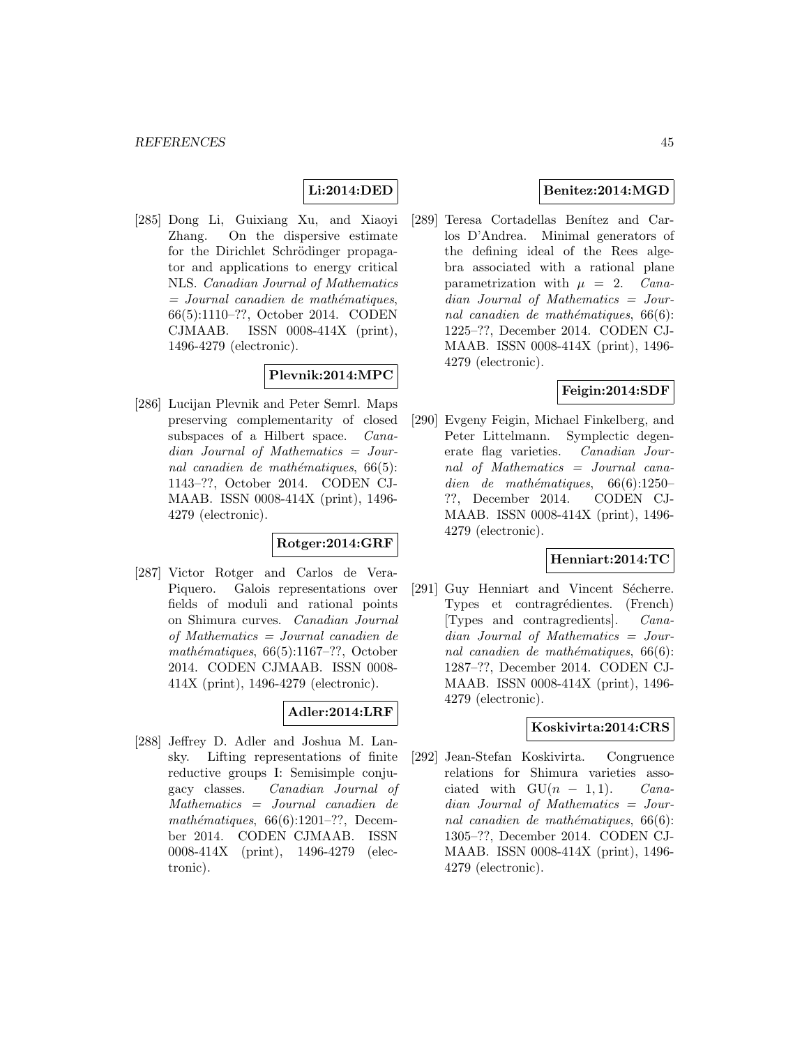**Li:2014:DED**

[285] Dong Li, Guixiang Xu, and Xiaoyi Zhang. On the dispersive estimate for the Dirichlet Schrödinger propagator and applications to energy critical NLS. *Canadian Journal of Mathematics = Journal canadien de mathématiques*, 66(5):1110–??, October 2014. CODEN CJMAAB. ISSN 0008-414X (print), 1496-4279 (electronic).

**Plevnik:2014:MPC**

[286] Lucijan Plevnik and Peter Semrl. Maps preserving complementarity of closed subspaces of a Hilbert space. *Canadian Journal of Mathematics = Journal canadien de mathématiques*, 66(5): 1143–??, October 2014. CODEN CJMAAB. ISSN 0008-414X (print), 1496-4279 (electronic).

**Rotger:2014:GRF**

[287] Victor Rotger and Carlos de Vera-Piquero. Galois representations over fields of moduli and rational points on Shimura curves. *Canadian Journal of Mathematics = Journal canadien de mathématiques*, 66(5):1167–??, October 2014. CODEN CJMAAB. ISSN 0008-414X (print), 1496-4279 (electronic).

**Adler:2014:LRF**

[288] Jeffrey D. Adler and Joshua M. Lansky. Lifting representations of finite reductive groups I: Semisimple conjugacy classes. *Canadian Journal of Mathematics = Journal canadien de mathématiques*, 66(6):1201–??, December 2014. CODEN CJMAAB. ISSN 0008-414X (print), 1496-4279 (electronic).

**Benitez:2014:MGD**

[289] Teresa Cortadellas Benítez and Carlos D'Andrea. Minimal generators of the defining ideal of the Rees algebra associated with a rational plane parametrization with $\mu = 2$. *Canadian Journal of Mathematics = Journal canadien de mathématiques*, 66(6): 1225–??, December 2014. CODEN CJMAAB. ISSN 0008-414X (print), 1496-4279 (electronic).

**Feigin:2014:SDF**

[290] Evgeny Feigin, Michael Finkelberg, and Peter Littelmann. Symplectic degenerate flag varieties. *Canadian Journal of Mathematics = Journal canadien de mathématiques*, 66(6):1250–??, December 2014. CODEN CJMAAB. ISSN 0008-414X (print), 1496-4279 (electronic).

**Henniart:2014:TC**

[291] Guy Henniart and Vincent Sécherre. Types et contragrédientes. (French) [Types and contragredients]. *Canadian Journal of Mathematics = Journal canadien de mathématiques*, 66(6): 1287–??, December 2014. CODEN CJMAAB. ISSN 0008-414X (print), 1496-4279 (electronic).

**Koskivirta:2014:CRS**

[292] Jean-Stefan Koskivirta. Congruence relations for Shimura varieties associated with $\mathrm{GU}(n-1,1)$. *Canadian Journal of Mathematics = Journal canadien de mathématiques*, 66(6): 1305–??, December 2014. CODEN CJMAAB. ISSN 0008-414X (print), 1496-4279 (electronic).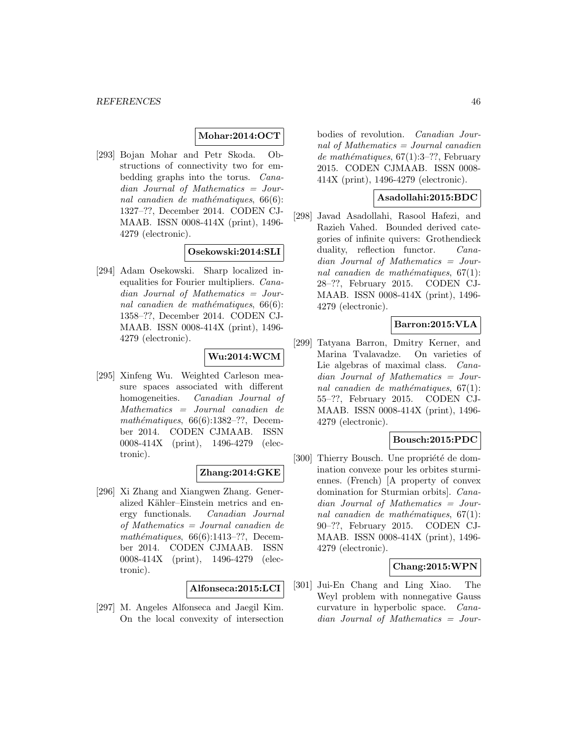**Mohar:2014:OCT**

[293] Bojan Mohar and Petr Skoda. Obstructions of connectivity two for embedding graphs into the torus. *Canadian Journal of Mathematics = Journal canadien de mathématiques*, 66(6): 1327–??, December 2014. CODEN CJMAAB. ISSN 0008-414X (print), 1496-4279 (electronic).

**Osekowski:2014:SLI**

[294] Adam Osekowski. Sharp localized inequalities for Fourier multipliers. *Canadian Journal of Mathematics = Journal canadien de mathématiques*, 66(6): 1358–??, December 2014. CODEN CJMAAB. ISSN 0008-414X (print), 1496-4279 (electronic).

**Wu:2014:WCM**

[295] Xinfeng Wu. Weighted Carleson measure spaces associated with different homogeneities. *Canadian Journal of Mathematics = Journal canadien de mathématiques*, 66(6):1382–??, December 2014. CODEN CJMAAB. ISSN 0008-414X (print), 1496-4279 (electronic).

**Zhang:2014:GKE**

[296] Xi Zhang and Xiangwen Zhang. Generalized Kähler–Einstein metrics and energy functionals. *Canadian Journal of Mathematics = Journal canadien de mathématiques*, 66(6):1413–??, December 2014. CODEN CJMAAB. ISSN 0008-414X (print), 1496-4279 (electronic).

**Alfonseca:2015:LCI**

[297] M. Angeles Alfonseca and Jaegil Kim. On the local convexity of intersection bodies of revolution. *Canadian Journal of Mathematics = Journal canadien de mathématiques*, 67(1):3–??, February 2015. CODEN CJMAAB. ISSN 0008-414X (print), 1496-4279 (electronic).

**Asadollahi:2015:BDC**

[298] Javad Asadollahi, Rasool Hafezi, and Razieh Vahed. Bounded derived categories of infinite quivers: Grothendieck duality, reflection functor. *Canadian Journal of Mathematics = Journal canadien de mathématiques*, 67(1): 28–??, February 2015. CODEN CJMAAB. ISSN 0008-414X (print), 1496-4279 (electronic).

**Barron:2015:VLA**

[299] Tatyana Barron, Dmitry Kerner, and Marina Tvalavadze. On varieties of Lie algebras of maximal class. *Canadian Journal of Mathematics = Journal canadien de mathématiques*, 67(1): 55–??, February 2015. CODEN CJMAAB. ISSN 0008-414X (print), 1496-4279 (electronic).

**Bousch:2015:PDC**

[300] Thierry Bousch. Une propriété de domination convexe pour les orbites sturmiennes. (French) [A property of convex domination for Sturmian orbits]. *Canadian Journal of Mathematics = Journal canadien de mathématiques*, 67(1): 90–??, February 2015. CODEN CJMAAB. ISSN 0008-414X (print), 1496-4279 (electronic).

**Chang:2015:WPN**

[301] Jui-En Chang and Ling Xiao. The Weyl problem with nonnegative Gauss curvature in hyperbolic space. *Canadian Journal of Mathematics = Jour-*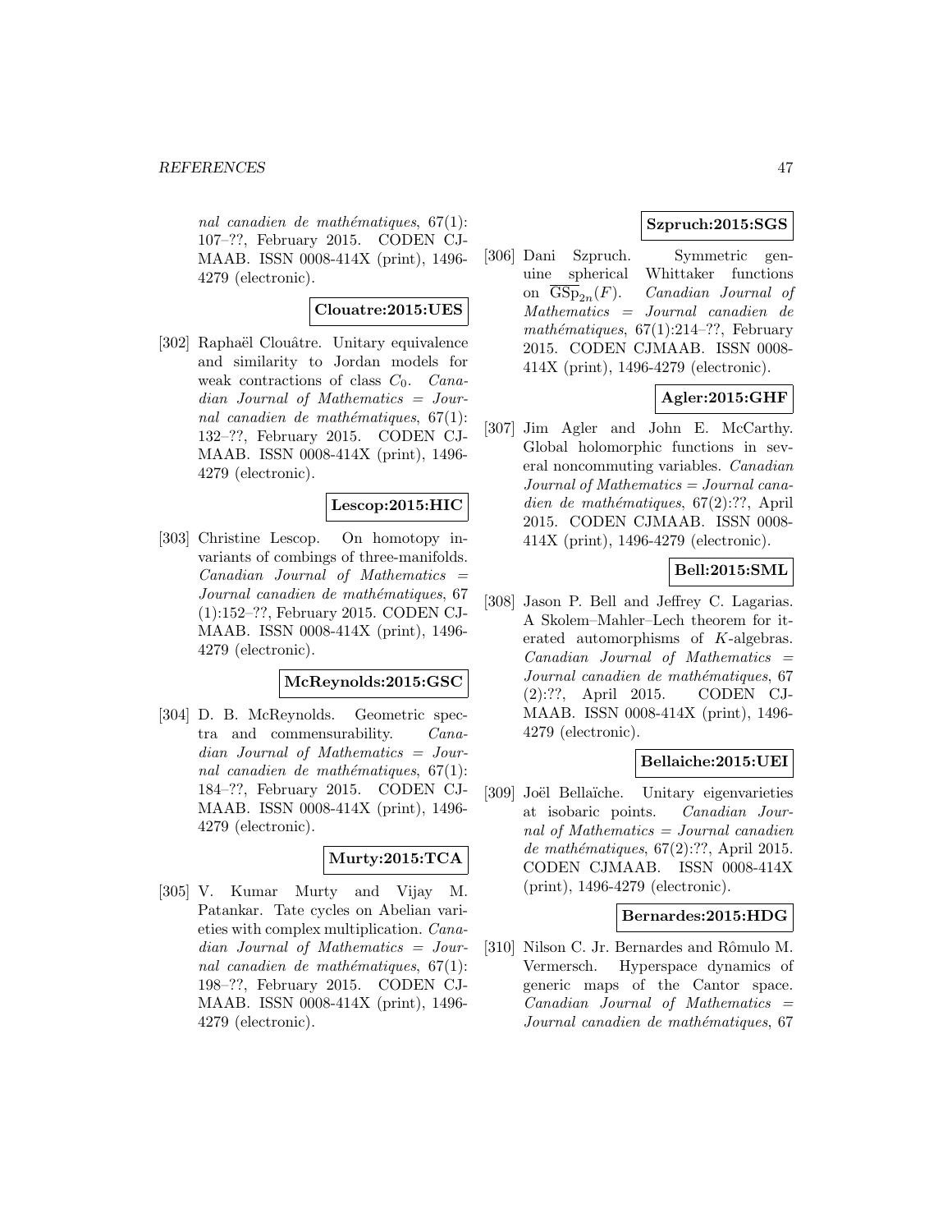*nal canadien de mathématiques*, 67(1): 107–??, February 2015. CODEN CJMAAB. ISSN 0008-414X (print), 1496-4279 (electronic).

**Clouatre:2015:UES**

[302] Raphaël Clouâtre. Unitary equivalence and similarity to Jordan models for weak contractions of class $C_0$. *Canadian Journal of Mathematics = Journal canadien de mathématiques*, 67(1): 132–??, February 2015. CODEN CJMAAB. ISSN 0008-414X (print), 1496-4279 (electronic).

**Lescop:2015:HIC**

[303] Christine Lescop. On homotopy invariants of combings of three-manifolds. *Canadian Journal of Mathematics = Journal canadien de mathématiques*, 67 (1):152–??, February 2015. CODEN CJMAAB. ISSN 0008-414X (print), 1496-4279 (electronic).

**McReynolds:2015:GSC**

[304] D. B. McReynolds. Geometric spectra and commensurability. *Canadian Journal of Mathematics = Journal canadien de mathématiques*, 67(1): 184–??, February 2015. CODEN CJMAAB. ISSN 0008-414X (print), 1496-4279 (electronic).

**Murty:2015:TCA**

[305] V. Kumar Murty and Vijay M. Patankar. Tate cycles on Abelian varieties with complex multiplication. *Canadian Journal of Mathematics = Journal canadien de mathématiques*, 67(1): 198–??, February 2015. CODEN CJMAAB. ISSN 0008-414X (print), 1496-4279 (electronic).

**Szpruch:2015:SGS**

[306] Dani Szpruch. Symmetric genuine spherical Whittaker functions on $\overline{\mathrm{GSp}_{2n}}(F)$. *Canadian Journal of Mathematics = Journal canadien de mathématiques*, 67(1):214–??, February 2015. CODEN CJMAAB. ISSN 0008-414X (print), 1496-4279 (electronic).

**Agler:2015:GHF**

[307] Jim Agler and John E. McCarthy. Global holomorphic functions in several noncommuting variables. *Canadian Journal of Mathematics = Journal canadien de mathématiques*, 67(2):??, April 2015. CODEN CJMAAB. ISSN 0008-414X (print), 1496-4279 (electronic).

**Bell:2015:SML**

[308] Jason P. Bell and Jeffrey C. Lagarias. A Skolem–Mahler–Lech theorem for iterated automorphisms of $K$-algebras. *Canadian Journal of Mathematics = Journal canadien de mathématiques*, 67 (2):??, April 2015. CODEN CJMAAB. ISSN 0008-414X (print), 1496-4279 (electronic).

**Bellaiche:2015:UEI**

[309] Joël Bellaïche. Unitary eigenvarieties at isobaric points. *Canadian Journal of Mathematics = Journal canadien de mathématiques*, 67(2):??, April 2015. CODEN CJMAAB. ISSN 0008-414X (print), 1496-4279 (electronic).

**Bernardes:2015:HDG**

[310] Nilson C. Jr. Bernardes and Rômulo M. Vermersch. Hyperspace dynamics of generic maps of the Cantor space. *Canadian Journal of Mathematics = Journal canadien de mathématiques*, 67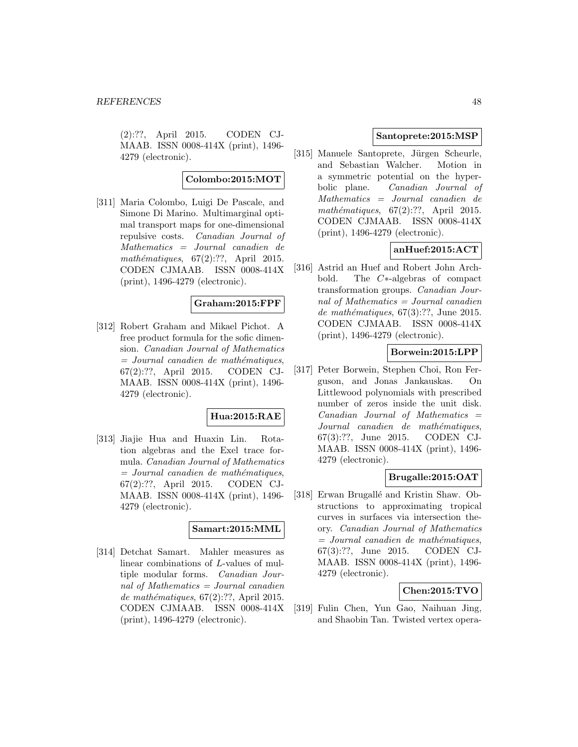(2):??, April 2015. CODEN CJMAAB. ISSN 0008-414X (print), 1496-4279 (electronic).

**Colombo:2015:MOT**

[311] Maria Colombo, Luigi De Pascale, and Simone Di Marino. Multimarginal optimal transport maps for one-dimensional repulsive costs. *Canadian Journal of Mathematics = Journal canadien de mathématiques*, 67(2):??, April 2015. CODEN CJMAAB. ISSN 0008-414X (print), 1496-4279 (electronic).

**Graham:2015:FPF**

[312] Robert Graham and Mikael Pichot. A free product formula for the sofic dimension. *Canadian Journal of Mathematics = Journal canadien de mathématiques*, 67(2):??, April 2015. CODEN CJMAAB. ISSN 0008-414X (print), 1496-4279 (electronic).

**Hua:2015:RAE**

[313] Jiajie Hua and Huaxin Lin. Rotation algebras and the Exel trace formula. *Canadian Journal of Mathematics = Journal canadien de mathématiques*, 67(2):??, April 2015. CODEN CJMAAB. ISSN 0008-414X (print), 1496-4279 (electronic).

**Samart:2015:MML**

[314] Detchat Samart. Mahler measures as linear combinations of $L$-values of multiple modular forms. *Canadian Journal of Mathematics = Journal canadien de mathématiques*, 67(2):??, April 2015. CODEN CJMAAB. ISSN 0008-414X (print), 1496-4279 (electronic).

**Santoprete:2015:MSP**

[315] Manuele Santoprete, Jürgen Scheurle, and Sebastian Walcher. Motion in a symmetric potential on the hyperbolic plane. *Canadian Journal of Mathematics = Journal canadien de mathématiques*, 67(2):??, April 2015. CODEN CJMAAB. ISSN 0008-414X (print), 1496-4279 (electronic).

**anHuef:2015:ACT**

[316] Astrid an Huef and Robert John Archbold. The $C*$-algebras of compact transformation groups. *Canadian Journal of Mathematics = Journal canadien de mathématiques*, 67(3):??, June 2015. CODEN CJMAAB. ISSN 0008-414X (print), 1496-4279 (electronic).

**Borwein:2015:LPP**

[317] Peter Borwein, Stephen Choi, Ron Ferguson, and Jonas Jankauskas. On Littlewood polynomials with prescribed number of zeros inside the unit disk. *Canadian Journal of Mathematics = Journal canadien de mathématiques*, 67(3):??, June 2015. CODEN CJMAAB. ISSN 0008-414X (print), 1496-4279 (electronic).

**Brugalle:2015:OAT**

[318] Erwan Brugallé and Kristin Shaw. Obstructions to approximating tropical curves in surfaces via intersection theory. *Canadian Journal of Mathematics = Journal canadien de mathématiques*, 67(3):??, June 2015. CODEN CJMAAB. ISSN 0008-414X (print), 1496-4279 (electronic).

**Chen:2015:TVO**

[319] Fulin Chen, Yun Gao, Naihuan Jing, and Shaobin Tan. Twisted vertex opera-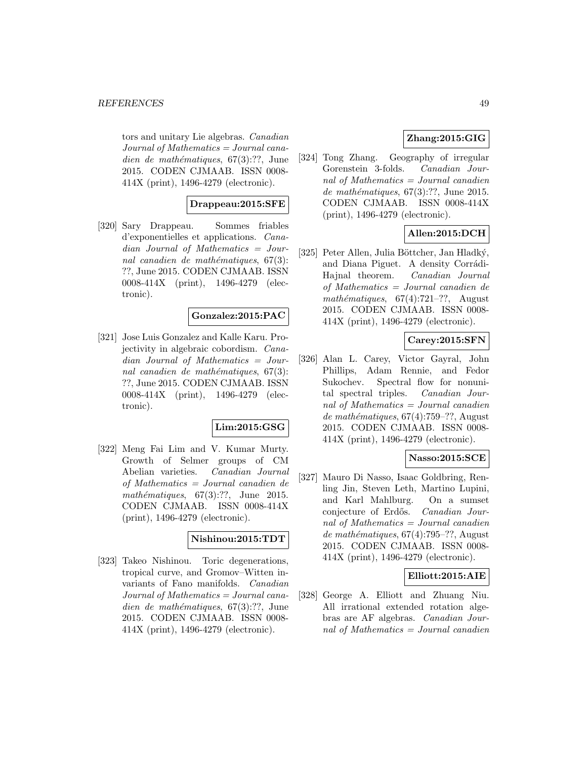tors and unitary Lie algebras. *Canadian Journal of Mathematics = Journal canadien de mathématiques*, 67(3):??, June 2015. CODEN CJMAAB. ISSN 0008-414X (print), 1496-4279 (electronic).

**Drappeau:2015:SFE**

[320] Sary Drappeau. Sommes friables d'exponentielles et applications. *Canadian Journal of Mathematics = Journal canadien de mathématiques*, 67(3): ??, June 2015. CODEN CJMAAB. ISSN 0008-414X (print), 1496-4279 (electronic).

**Gonzalez:2015:PAC**

[321] Jose Luis Gonzalez and Kalle Karu. Projectivity in algebraic cobordism. *Canadian Journal of Mathematics = Journal canadien de mathématiques*, 67(3): ??, June 2015. CODEN CJMAAB. ISSN 0008-414X (print), 1496-4279 (electronic).

**Lim:2015:GSG**

[322] Meng Fai Lim and V. Kumar Murty. Growth of Selmer groups of CM Abelian varieties. *Canadian Journal of Mathematics = Journal canadien de mathématiques*, 67(3):??, June 2015. CODEN CJMAAB. ISSN 0008-414X (print), 1496-4279 (electronic).

**Nishinou:2015:TDT**

[323] Takeo Nishinou. Toric degenerations, tropical curve, and Gromov–Witten invariants of Fano manifolds. *Canadian Journal of Mathematics = Journal canadien de mathématiques*, 67(3):??, June 2015. CODEN CJMAAB. ISSN 0008-414X (print), 1496-4279 (electronic).

**Zhang:2015:GIG**

[324] Tong Zhang. Geography of irregular Gorenstein 3-folds. *Canadian Journal of Mathematics = Journal canadien de mathématiques*, 67(3):??, June 2015. CODEN CJMAAB. ISSN 0008-414X (print), 1496-4279 (electronic).

**Allen:2015:DCH**

[325] Peter Allen, Julia Böttcher, Jan Hladký, and Diana Piguet. A density Corrádi-Hajnal theorem. *Canadian Journal of Mathematics = Journal canadien de mathématiques*, 67(4):721–??, August 2015. CODEN CJMAAB. ISSN 0008-414X (print), 1496-4279 (electronic).

**Carey:2015:SFN**

[326] Alan L. Carey, Victor Gayral, John Phillips, Adam Rennie, and Fedor Sukochev. Spectral flow for nonunital spectral triples. *Canadian Journal of Mathematics = Journal canadien de mathématiques*, 67(4):759–??, August 2015. CODEN CJMAAB. ISSN 0008-414X (print), 1496-4279 (electronic).

**Nasso:2015:SCE**

[327] Mauro Di Nasso, Isaac Goldbring, Renling Jin, Steven Leth, Martino Lupini, and Karl Mahlburg. On a sumset conjecture of Erdős. *Canadian Journal of Mathematics = Journal canadien de mathématiques*, 67(4):795–??, August 2015. CODEN CJMAAB. ISSN 0008-414X (print), 1496-4279 (electronic).

**Elliott:2015:AIE**

[328] George A. Elliott and Zhuang Niu. All irrational extended rotation algebras are AF algebras. *Canadian Journal of Mathematics = Journal canadien*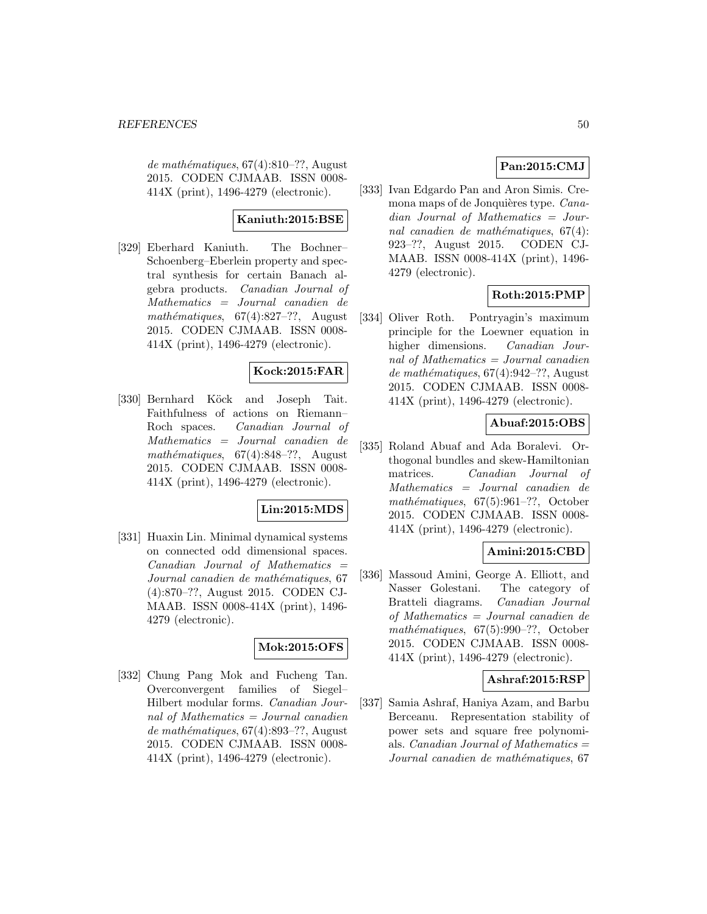*de mathématiques*, 67(4):810–??, August 2015. CODEN CJMAAB. ISSN 0008-414X (print), 1496-4279 (electronic).

**Kaniuth:2015:BSE**

[329] Eberhard Kaniuth. The Bochner–Schoenberg–Eberlein property and spectral synthesis for certain Banach algebra products. *Canadian Journal of Mathematics = Journal canadien de mathématiques*, 67(4):827–??, August 2015. CODEN CJMAAB. ISSN 0008-414X (print), 1496-4279 (electronic).

**Kock:2015:FAR**

[330] Bernhard Köck and Joseph Tait. Faithfulness of actions on Riemann–Roch spaces. *Canadian Journal of Mathematics = Journal canadien de mathématiques*, 67(4):848–??, August 2015. CODEN CJMAAB. ISSN 0008-414X (print), 1496-4279 (electronic).

**Lin:2015:MDS**

[331] Huaxin Lin. Minimal dynamical systems on connected odd dimensional spaces. *Canadian Journal of Mathematics = Journal canadien de mathématiques*, 67 (4):870–??, August 2015. CODEN CJMAAB. ISSN 0008-414X (print), 1496-4279 (electronic).

**Mok:2015:OFS**

[332] Chung Pang Mok and Fucheng Tan. Overconvergent families of Siegel–Hilbert modular forms. *Canadian Journal of Mathematics = Journal canadien de mathématiques*, 67(4):893–??, August 2015. CODEN CJMAAB. ISSN 0008-414X (print), 1496-4279 (electronic).

**Pan:2015:CMJ**

[333] Ivan Edgardo Pan and Aron Simis. Cremona maps of de Jonquières type. *Canadian Journal of Mathematics = Journal canadien de mathématiques*, 67(4): 923–??, August 2015. CODEN CJMAAB. ISSN 0008-414X (print), 1496-4279 (electronic).

**Roth:2015:PMP**

[334] Oliver Roth. Pontryagin's maximum principle for the Loewner equation in higher dimensions. *Canadian Journal of Mathematics = Journal canadien de mathématiques*, 67(4):942–??, August 2015. CODEN CJMAAB. ISSN 0008-414X (print), 1496-4279 (electronic).

**Abuaf:2015:OBS**

[335] Roland Abuaf and Ada Boralevi. Orthogonal bundles and skew-Hamiltonian matrices. *Canadian Journal of Mathematics = Journal canadien de mathématiques*, 67(5):961–??, October 2015. CODEN CJMAAB. ISSN 0008-414X (print), 1496-4279 (electronic).

**Amini:2015:CBD**

[336] Massoud Amini, George A. Elliott, and Nasser Golestani. The category of Bratteli diagrams. *Canadian Journal of Mathematics = Journal canadien de mathématiques*, 67(5):990–??, October 2015. CODEN CJMAAB. ISSN 0008-414X (print), 1496-4279 (electronic).

**Ashraf:2015:RSP**

[337] Samia Ashraf, Haniya Azam, and Barbu Berceanu. Representation stability of power sets and square free polynomials. *Canadian Journal of Mathematics = Journal canadien de mathématiques*, 67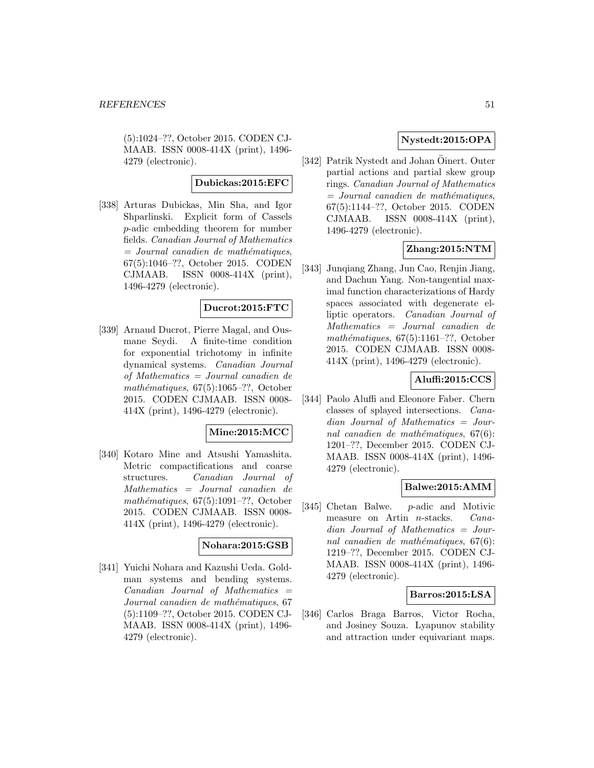(5):1024–??, October 2015. CODEN CJMAAB. ISSN 0008-414X (print), 1496-4279 (electronic).

**Dubickas:2015:EFC**

[338] Arturas Dubickas, Min Sha, and Igor Shparlinski. Explicit form of Cassels $p$-adic embedding theorem for number fields. *Canadian Journal of Mathematics = Journal canadien de mathématiques*, 67(5):1046–??, October 2015. CODEN CJMAAB. ISSN 0008-414X (print), 1496-4279 (electronic).

**Ducrot:2015:FTC**

[339] Arnaud Ducrot, Pierre Magal, and Ousmane Seydi. A finite-time condition for exponential trichotomy in infinite dynamical systems. *Canadian Journal of Mathematics = Journal canadien de mathématiques*, 67(5):1065–??, October 2015. CODEN CJMAAB. ISSN 0008-414X (print), 1496-4279 (electronic).

**Mine:2015:MCC**

[340] Kotaro Mine and Atsushi Yamashita. Metric compactifications and coarse structures. *Canadian Journal of Mathematics = Journal canadien de mathématiques*, 67(5):1091–??, October 2015. CODEN CJMAAB. ISSN 0008-414X (print), 1496-4279 (electronic).

**Nohara:2015:GSB**

[341] Yuichi Nohara and Kazushi Ueda. Goldman systems and bending systems. *Canadian Journal of Mathematics = Journal canadien de mathématiques*, 67 (5):1109–??, October 2015. CODEN CJMAAB. ISSN 0008-414X (print), 1496-4279 (electronic).

**Nystedt:2015:OPA**

[342] Patrik Nystedt and Johan Öinert. Outer partial actions and partial skew group rings. *Canadian Journal of Mathematics = Journal canadien de mathématiques*, 67(5):1144–??, October 2015. CODEN CJMAAB. ISSN 0008-414X (print), 1496-4279 (electronic).

**Zhang:2015:NTM**

[343] Junqiang Zhang, Jun Cao, Renjin Jiang, and Dachun Yang. Non-tangential maximal function characterizations of Hardy spaces associated with degenerate elliptic operators. *Canadian Journal of Mathematics = Journal canadien de mathématiques*, 67(5):1161–??, October 2015. CODEN CJMAAB. ISSN 0008-414X (print), 1496-4279 (electronic).

**Aluffi:2015:CCS**

[344] Paolo Aluffi and Eleonore Faber. Chern classes of splayed intersections. *Canadian Journal of Mathematics = Journal canadien de mathématiques*, 67(6): 1201–??, December 2015. CODEN CJMAAB. ISSN 0008-414X (print), 1496-4279 (electronic).

**Balwe:2015:AMM**

[345] Chetan Balwe. $p$-adic and Motivic measure on Artin $n$-stacks. *Canadian Journal of Mathematics = Journal canadien de mathématiques*, 67(6): 1219–??, December 2015. CODEN CJMAAB. ISSN 0008-414X (print), 1496-4279 (electronic).

**Barros:2015:LSA**

[346] Carlos Braga Barros, Victor Rocha, and Josiney Souza. Lyapunov stability and attraction under equivariant maps.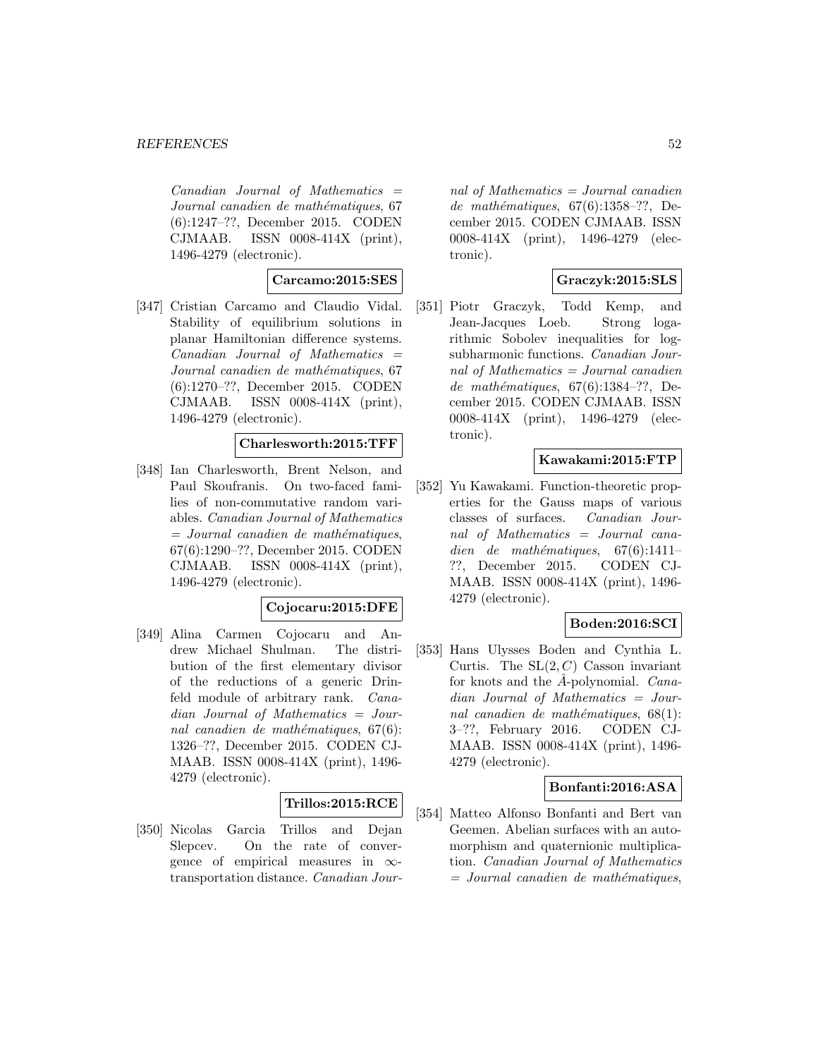*Canadian Journal of Mathematics = Journal canadien de mathématiques*, 67 (6):1247–??, December 2015. CODEN CJMAAB. ISSN 0008-414X (print), 1496-4279 (electronic).

**Carcamo:2015:SES**

[347] Cristian Carcamo and Claudio Vidal. Stability of equilibrium solutions in planar Hamiltonian difference systems. *Canadian Journal of Mathematics = Journal canadien de mathématiques*, 67 (6):1270–??, December 2015. CODEN CJMAAB. ISSN 0008-414X (print), 1496-4279 (electronic).

**Charlesworth:2015:TFF**

[348] Ian Charlesworth, Brent Nelson, and Paul Skoufranis. On two-faced families of non-commutative random variables. *Canadian Journal of Mathematics = Journal canadien de mathématiques*, 67(6):1290–??, December 2015. CODEN CJMAAB. ISSN 0008-414X (print), 1496-4279 (electronic).

**Cojocaru:2015:DFE**

[349] Alina Carmen Cojocaru and Andrew Michael Shulman. The distribution of the first elementary divisor of the reductions of a generic Drinfeld module of arbitrary rank. *Canadian Journal of Mathematics = Journal canadien de mathématiques*, 67(6): 1326–??, December 2015. CODEN CJMAAB. ISSN 0008-414X (print), 1496-4279 (electronic).

**Trillos:2015:RCE**

[350] Nicolas Garcia Trillos and Dejan Slepcev. On the rate of convergence of empirical measures in $\infty$-transportation distance. *Canadian Journal of Mathematics = Journal canadien de mathématiques*, 67(6):1358–??, December 2015. CODEN CJMAAB. ISSN 0008-414X (print), 1496-4279 (electronic).

**Graczyk:2015:SLS**

[351] Piotr Graczyk, Todd Kemp, and Jean-Jacques Loeb. Strong logarithmic Sobolev inequalities for log-subharmonic functions. *Canadian Journal of Mathematics = Journal canadien de mathématiques*, 67(6):1384–??, December 2015. CODEN CJMAAB. ISSN 0008-414X (print), 1496-4279 (electronic).

**Kawakami:2015:FTP**

[352] Yu Kawakami. Function-theoretic properties for the Gauss maps of various classes of surfaces. *Canadian Journal of Mathematics = Journal canadien de mathématiques*, 67(6):1411–??, December 2015. CODEN CJMAAB. ISSN 0008-414X (print), 1496-4279 (electronic).

**Boden:2016:SCI**

[353] Hans Ulysses Boden and Cynthia L. Curtis. The $\mathrm{SL}(2, C)$ Casson invariant for knots and the $\hat{A}$-polynomial. *Canadian Journal of Mathematics = Journal canadien de mathématiques*, 68(1): 3–??, February 2016. CODEN CJMAAB. ISSN 0008-414X (print), 1496-4279 (electronic).

**Bonfanti:2016:ASA**

[354] Matteo Alfonso Bonfanti and Bert van Geemen. Abelian surfaces with an automorphism and quaternionic multiplication. *Canadian Journal of Mathematics = Journal canadien de mathématiques*,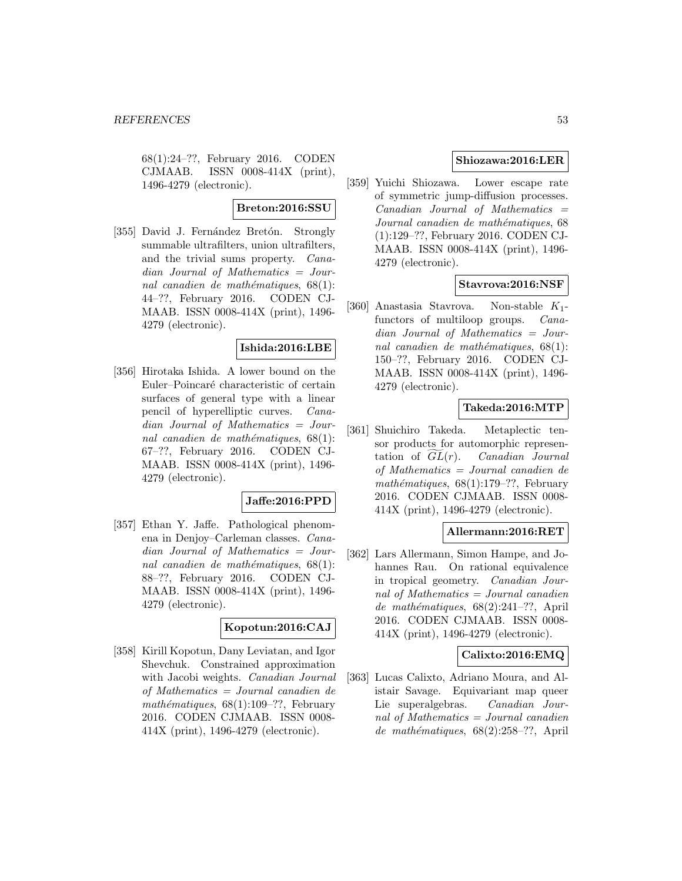68(1):24–??, February 2016. CODEN CJMAAB. ISSN 0008-414X (print), 1496-4279 (electronic).

**Breton:2016:SSU**

[355] David J. Fernández Bretón. Strongly summable ultrafilters, union ultrafilters, and the trivial sums property. *Canadian Journal of Mathematics = Journal canadien de mathématiques*, 68(1): 44–??, February 2016. CODEN CJMAAB. ISSN 0008-414X (print), 1496-4279 (electronic).

**Ishida:2016:LBE**

[356] Hirotaka Ishida. A lower bound on the Euler–Poincaré characteristic of certain surfaces of general type with a linear pencil of hyperelliptic curves. *Canadian Journal of Mathematics = Journal canadien de mathématiques*, 68(1): 67–??, February 2016. CODEN CJMAAB. ISSN 0008-414X (print), 1496-4279 (electronic).

**Jaffe:2016:PPD**

[357] Ethan Y. Jaffe. Pathological phenomena in Denjoy–Carleman classes. *Canadian Journal of Mathematics = Journal canadien de mathématiques*, 68(1): 88–??, February 2016. CODEN CJMAAB. ISSN 0008-414X (print), 1496-4279 (electronic).

**Kopotun:2016:CAJ**

[358] Kirill Kopotun, Dany Leviatan, and Igor Shevchuk. Constrained approximation with Jacobi weights. *Canadian Journal of Mathematics = Journal canadien de mathématiques*, 68(1):109–??, February 2016. CODEN CJMAAB. ISSN 0008-414X (print), 1496-4279 (electronic).

**Shiozawa:2016:LER**

[359] Yuichi Shiozawa. Lower escape rate of symmetric jump-diffusion processes. *Canadian Journal of Mathematics = Journal canadien de mathématiques*, 68 (1):129–??, February 2016. CODEN CJMAAB. ISSN 0008-414X (print), 1496-4279 (electronic).

**Stavrova:2016:NSF**

[360] Anastasia Stavrova. Non-stable $K_1$-functors of multiloop groups. *Canadian Journal of Mathematics = Journal canadien de mathématiques*, 68(1): 150–??, February 2016. CODEN CJMAAB. ISSN 0008-414X (print), 1496-4279 (electronic).

**Takeda:2016:MTP**

[361] Shuichiro Takeda. Metaplectic tensor products for automorphic representation of $\widetilde{GL}(r)$. *Canadian Journal of Mathematics = Journal canadien de mathématiques*, 68(1):179–??, February 2016. CODEN CJMAAB. ISSN 0008-414X (print), 1496-4279 (electronic).

**Allermann:2016:RET**

[362] Lars Allermann, Simon Hampe, and Johannes Rau. On rational equivalence in tropical geometry. *Canadian Journal of Mathematics = Journal canadien de mathématiques*, 68(2):241–??, April 2016. CODEN CJMAAB. ISSN 0008-414X (print), 1496-4279 (electronic).

**Calixto:2016:EMQ**

[363] Lucas Calixto, Adriano Moura, and Alistair Savage. Equivariant map queer Lie superalgebras. *Canadian Journal of Mathematics = Journal canadien de mathématiques*, 68(2):258–??, April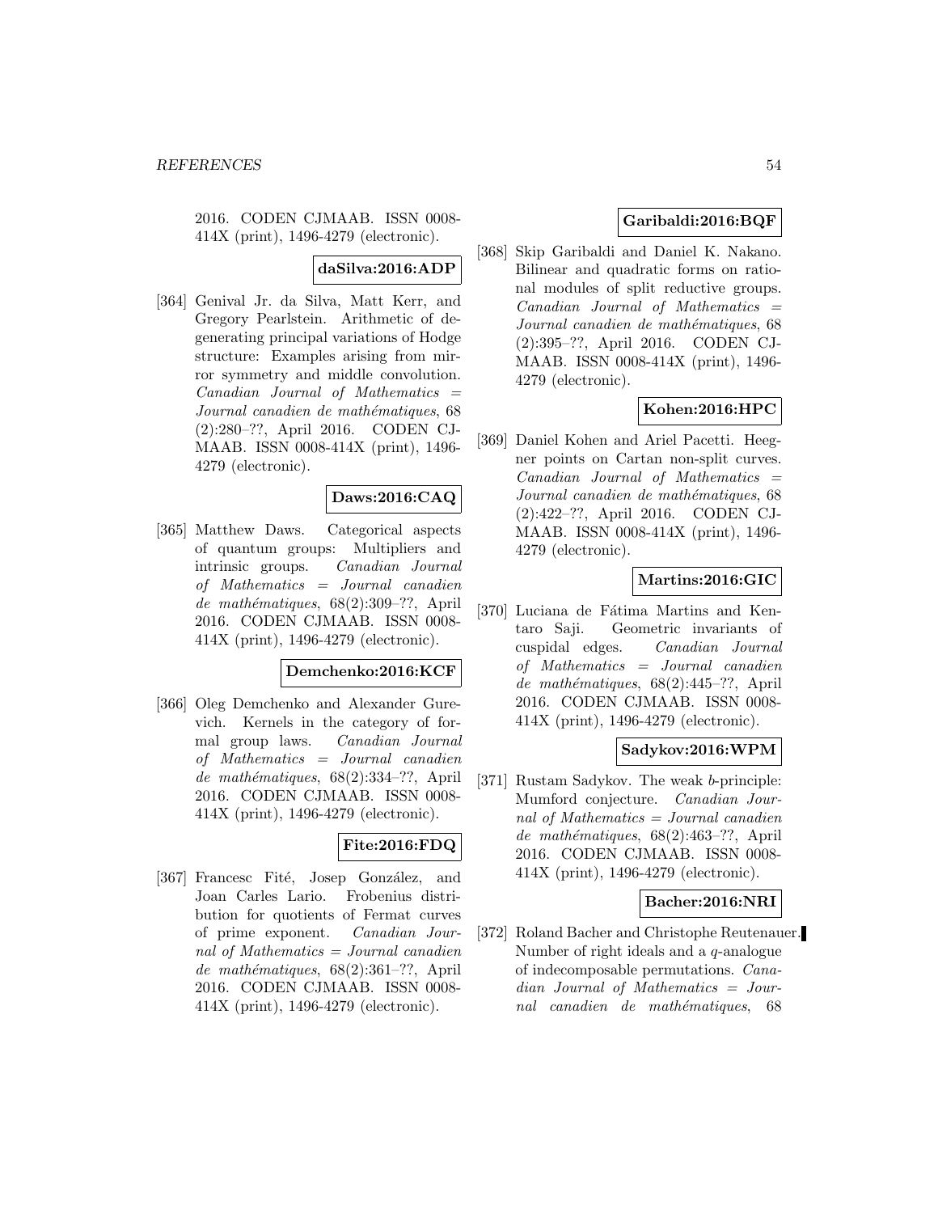2016. CODEN CJMAAB. ISSN 0008-414X (print), 1496-4279 (electronic).

**daSilva:2016:ADP**

[364] Genival Jr. da Silva, Matt Kerr, and Gregory Pearlstein. Arithmetic of degenerating principal variations of Hodge structure: Examples arising from mirror symmetry and middle convolution. *Canadian Journal of Mathematics = Journal canadien de mathématiques*, 68 (2):280–??, April 2016. CODEN CJMAAB. ISSN 0008-414X (print), 1496-4279 (electronic).

**Daws:2016:CAQ**

[365] Matthew Daws. Categorical aspects of quantum groups: Multipliers and intrinsic groups. *Canadian Journal of Mathematics = Journal canadien de mathématiques*, 68(2):309–??, April 2016. CODEN CJMAAB. ISSN 0008-414X (print), 1496-4279 (electronic).

**Demchenko:2016:KCF**

[366] Oleg Demchenko and Alexander Gurevich. Kernels in the category of formal group laws. *Canadian Journal of Mathematics = Journal canadien de mathématiques*, 68(2):334–??, April 2016. CODEN CJMAAB. ISSN 0008-414X (print), 1496-4279 (electronic).

**Fite:2016:FDQ**

[367] Francesc Fité, Josep González, and Joan Carles Lario. Frobenius distribution for quotients of Fermat curves of prime exponent. *Canadian Journal of Mathematics = Journal canadien de mathématiques*, 68(2):361–??, April 2016. CODEN CJMAAB. ISSN 0008-414X (print), 1496-4279 (electronic).

**Garibaldi:2016:BQF**

[368] Skip Garibaldi and Daniel K. Nakano. Bilinear and quadratic forms on rational modules of split reductive groups. *Canadian Journal of Mathematics = Journal canadien de mathématiques*, 68 (2):395–??, April 2016. CODEN CJMAAB. ISSN 0008-414X (print), 1496-4279 (electronic).

**Kohen:2016:HPC**

[369] Daniel Kohen and Ariel Pacetti. Heegner points on Cartan non-split curves. *Canadian Journal of Mathematics = Journal canadien de mathématiques*, 68 (2):422–??, April 2016. CODEN CJMAAB. ISSN 0008-414X (print), 1496-4279 (electronic).

**Martins:2016:GIC**

[370] Luciana de Fátima Martins and Kentaro Saji. Geometric invariants of cuspidal edges. *Canadian Journal of Mathematics = Journal canadien de mathématiques*, 68(2):445–??, April 2016. CODEN CJMAAB. ISSN 0008-414X (print), 1496-4279 (electronic).

**Sadykov:2016:WPM**

[371] Rustam Sadykov. The weak $b$-principle: Mumford conjecture. *Canadian Journal of Mathematics = Journal canadien de mathématiques*, 68(2):463–??, April 2016. CODEN CJMAAB. ISSN 0008-414X (print), 1496-4279 (electronic).

**Bacher:2016:NRI**

[372] Roland Bacher and Christophe Reutenauer. Number of right ideals and a $q$-analogue of indecomposable permutations. *Canadian Journal of Mathematics = Journal canadien de mathématiques*, 68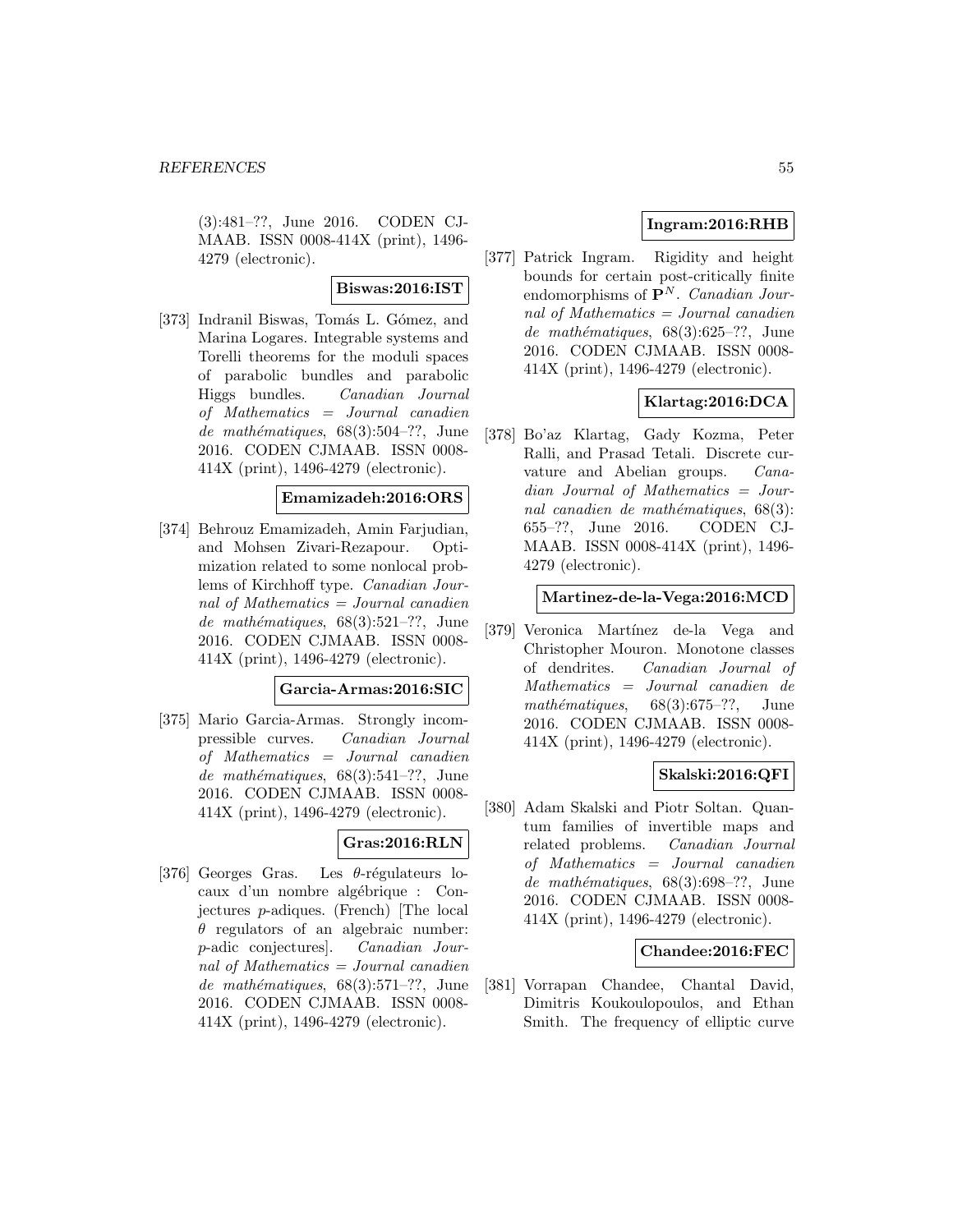(3):481–??, June 2016. CODEN CJMAAB. ISSN 0008-414X (print), 1496-4279 (electronic).

**Biswas:2016:IST**

[373] Indranil Biswas, Tomás L. Gómez, and Marina Logares. Integrable systems and Torelli theorems for the moduli spaces of parabolic bundles and parabolic Higgs bundles. *Canadian Journal of Mathematics = Journal canadien de mathématiques*, 68(3):504–??, June 2016. CODEN CJMAAB. ISSN 0008-414X (print), 1496-4279 (electronic).

**Emamizadeh:2016:ORS**

[374] Behrouz Emamizadeh, Amin Farjudian, and Mohsen Zivari-Rezapour. Optimization related to some nonlocal problems of Kirchhoff type. *Canadian Journal of Mathematics = Journal canadien de mathématiques*, 68(3):521–??, June 2016. CODEN CJMAAB. ISSN 0008-414X (print), 1496-4279 (electronic).

**Garcia-Armas:2016:SIC**

[375] Mario Garcia-Armas. Strongly incompressible curves. *Canadian Journal of Mathematics = Journal canadien de mathématiques*, 68(3):541–??, June 2016. CODEN CJMAAB. ISSN 0008-414X (print), 1496-4279 (electronic).

**Gras:2016:RLN**

[376] Georges Gras. Les $\theta$-régulateurs locaux d'un nombre algébrique : Conjectures $p$-adiques. (French) [The local $\theta$ regulators of an algebraic number: $p$-adic conjectures]. *Canadian Journal of Mathematics = Journal canadien de mathématiques*, 68(3):571–??, June 2016. CODEN CJMAAB. ISSN 0008-414X (print), 1496-4279 (electronic).

**Ingram:2016:RHB**

[377] Patrick Ingram. Rigidity and height bounds for certain post-critically finite endomorphisms of $\mathbf{P}^N$. *Canadian Journal of Mathematics = Journal canadien de mathématiques*, 68(3):625–??, June 2016. CODEN CJMAAB. ISSN 0008-414X (print), 1496-4279 (electronic).

**Klartag:2016:DCA**

[378] Bo'az Klartag, Gady Kozma, Peter Ralli, and Prasad Tetali. Discrete curvature and Abelian groups. *Canadian Journal of Mathematics = Journal canadien de mathématiques*, 68(3):655–??, June 2016. CODEN CJMAAB. ISSN 0008-414X (print), 1496-4279 (electronic).

**Martinez-de-la-Vega:2016:MCD**

[379] Veronica Martínez de-la Vega and Christopher Mouron. Monotone classes of dendrites. *Canadian Journal of Mathematics = Journal canadien de mathématiques*, 68(3):675–??, June 2016. CODEN CJMAAB. ISSN 0008-414X (print), 1496-4279 (electronic).

**Skalski:2016:QFI**

[380] Adam Skalski and Piotr Soltan. Quantum families of invertible maps and related problems. *Canadian Journal of Mathematics = Journal canadien de mathématiques*, 68(3):698–??, June 2016. CODEN CJMAAB. ISSN 0008-414X (print), 1496-4279 (electronic).

**Chandee:2016:FEC**

[381] Vorrapan Chandee, Chantal David, Dimitris Koukoulopoulos, and Ethan Smith. The frequency of elliptic curve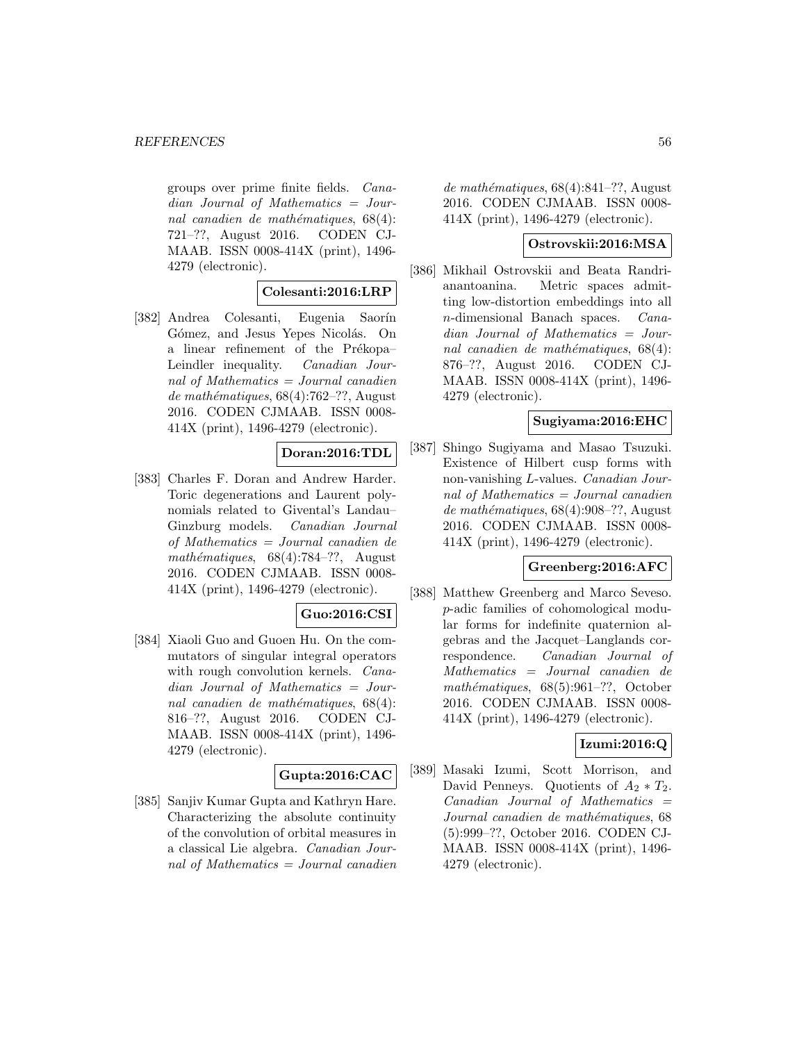groups over prime finite fields. *Canadian Journal of Mathematics = Journal canadien de mathématiques*, 68(4): 721–??, August 2016. CODEN CJMAAB. ISSN 0008-414X (print), 1496-4279 (electronic).

**Colesanti:2016:LRP**

[382] Andrea Colesanti, Eugenia Saorín Gómez, and Jesus Yepes Nicolás. On a linear refinement of the Prékopa–Leindler inequality. *Canadian Journal of Mathematics = Journal canadien de mathématiques*, 68(4):762–??, August 2016. CODEN CJMAAB. ISSN 0008-414X (print), 1496-4279 (electronic).

**Doran:2016:TDL**

[383] Charles F. Doran and Andrew Harder. Toric degenerations and Laurent polynomials related to Givental's Landau–Ginzburg models. *Canadian Journal of Mathematics = Journal canadien de mathématiques*, 68(4):784–??, August 2016. CODEN CJMAAB. ISSN 0008-414X (print), 1496-4279 (electronic).

**Guo:2016:CSI**

[384] Xiaoli Guo and Guoen Hu. On the commutators of singular integral operators with rough convolution kernels. *Canadian Journal of Mathematics = Journal canadien de mathématiques*, 68(4): 816–??, August 2016. CODEN CJMAAB. ISSN 0008-414X (print), 1496-4279 (electronic).

**Gupta:2016:CAC**

[385] Sanjiv Kumar Gupta and Kathryn Hare. Characterizing the absolute continuity of the convolution of orbital measures in a classical Lie algebra. *Canadian Journal of Mathematics = Journal canadien de mathématiques*, 68(4):841–??, August 2016. CODEN CJMAAB. ISSN 0008-414X (print), 1496-4279 (electronic).

**Ostrovskii:2016:MSA**

[386] Mikhail Ostrovskii and Beata Randrianantoanina. Metric spaces admitting low-distortion embeddings into all $n$-dimensional Banach spaces. *Canadian Journal of Mathematics = Journal canadien de mathématiques*, 68(4): 876–??, August 2016. CODEN CJMAAB. ISSN 0008-414X (print), 1496-4279 (electronic).

**Sugiyama:2016:EHC**

[387] Shingo Sugiyama and Masao Tsuzuki. Existence of Hilbert cusp forms with non-vanishing $L$-values. *Canadian Journal of Mathematics = Journal canadien de mathématiques*, 68(4):908–??, August 2016. CODEN CJMAAB. ISSN 0008-414X (print), 1496-4279 (electronic).

**Greenberg:2016:AFC**

[388] Matthew Greenberg and Marco Seveso. $p$-adic families of cohomological modular forms for indefinite quaternion algebras and the Jacquet–Langlands correspondence. *Canadian Journal of Mathematics = Journal canadien de mathématiques*, 68(5):961–??, October 2016. CODEN CJMAAB. ISSN 0008-414X (print), 1496-4279 (electronic).

**Izumi:2016:Q**

[389] Masaki Izumi, Scott Morrison, and David Penneys. Quotients of $A_2 * T_2$. *Canadian Journal of Mathematics = Journal canadien de mathématiques*, 68 (5):999–??, October 2016. CODEN CJMAAB. ISSN 0008-414X (print), 1496-4279 (electronic).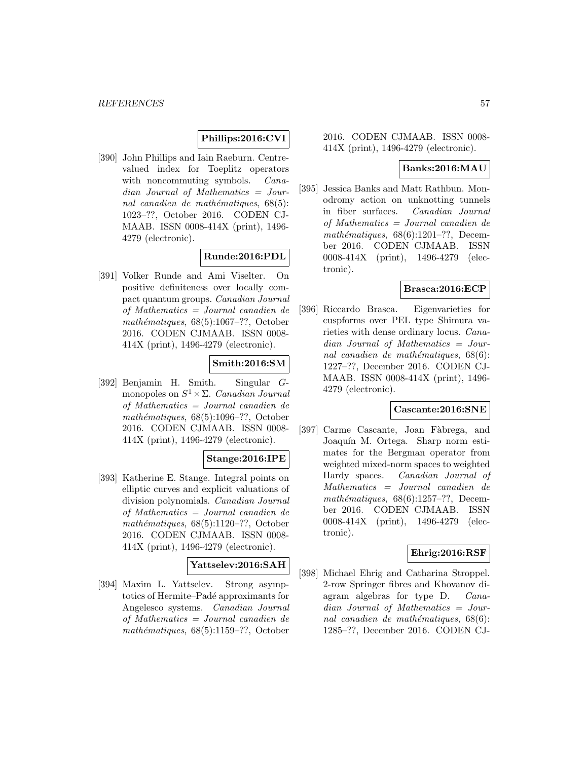**Phillips:2016:CVI**

[390] John Phillips and Iain Raeburn. Centre-valued index for Toeplitz operators with noncommuting symbols. *Canadian Journal of Mathematics = Journal canadien de mathématiques*, 68(5): 1023–??, October 2016. CODEN CJMAAB. ISSN 0008-414X (print), 1496-4279 (electronic).

**Runde:2016:PDL**

[391] Volker Runde and Ami Viselter. On positive definiteness over locally compact quantum groups. *Canadian Journal of Mathematics = Journal canadien de mathématiques*, 68(5):1067–??, October 2016. CODEN CJMAAB. ISSN 0008-414X (print), 1496-4279 (electronic).

**Smith:2016:SM**

[392] Benjamin H. Smith. Singular $G$-monopoles on $S^1 \times \Sigma$. *Canadian Journal of Mathematics = Journal canadien de mathématiques*, 68(5):1096–??, October 2016. CODEN CJMAAB. ISSN 0008-414X (print), 1496-4279 (electronic).

**Stange:2016:IPE**

[393] Katherine E. Stange. Integral points on elliptic curves and explicit valuations of division polynomials. *Canadian Journal of Mathematics = Journal canadien de mathématiques*, 68(5):1120–??, October 2016. CODEN CJMAAB. ISSN 0008-414X (print), 1496-4279 (electronic).

**Yattselev:2016:SAH**

[394] Maxim L. Yattselev. Strong asymptotics of Hermite–Padé approximants for Angelesco systems. *Canadian Journal of Mathematics = Journal canadien de mathématiques*, 68(5):1159–??, October 2016. CODEN CJMAAB. ISSN 0008-414X (print), 1496-4279 (electronic).

**Banks:2016:MAU**

[395] Jessica Banks and Matt Rathbun. Monodromy action on unknotting tunnels in fiber surfaces. *Canadian Journal of Mathematics = Journal canadien de mathématiques*, 68(6):1201–??, December 2016. CODEN CJMAAB. ISSN 0008-414X (print), 1496-4279 (electronic).

**Brasca:2016:ECP**

[396] Riccardo Brasca. Eigenvarieties for cuspforms over PEL type Shimura varieties with dense ordinary locus. *Canadian Journal of Mathematics = Journal canadien de mathématiques*, 68(6): 1227–??, December 2016. CODEN CJMAAB. ISSN 0008-414X (print), 1496-4279 (electronic).

**Cascante:2016:SNE**

[397] Carme Cascante, Joan Fàbrega, and Joaquín M. Ortega. Sharp norm estimates for the Bergman operator from weighted mixed-norm spaces to weighted Hardy spaces. *Canadian Journal of Mathematics = Journal canadien de mathématiques*, 68(6):1257–??, December 2016. CODEN CJMAAB. ISSN 0008-414X (print), 1496-4279 (electronic).

**Ehrig:2016:RSF**

[398] Michael Ehrig and Catharina Stroppel. 2-row Springer fibres and Khovanov diagram algebras for type D. *Canadian Journal of Mathematics = Journal canadien de mathématiques*, 68(6): 1285–??, December 2016. CODEN CJ-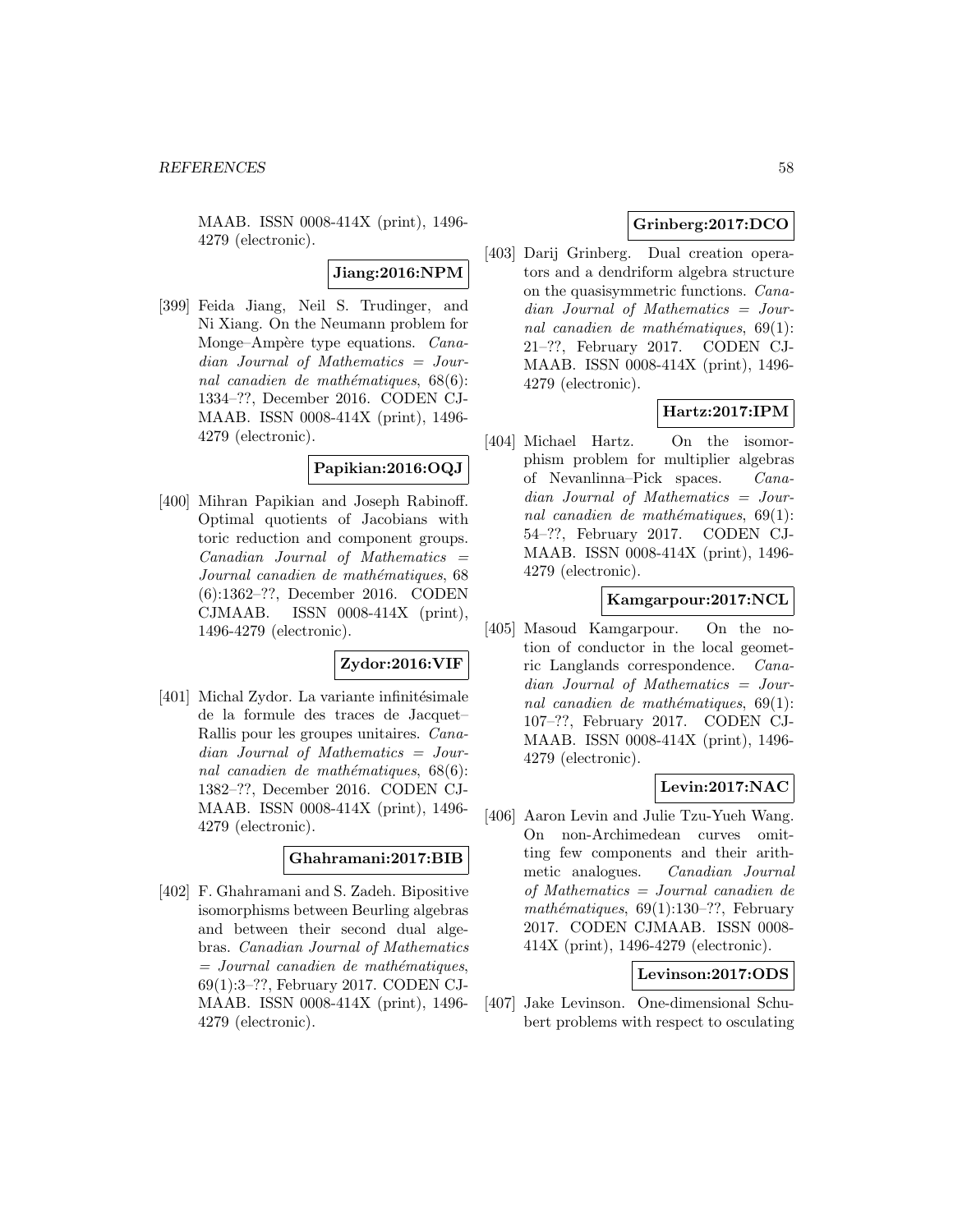MAAB. ISSN 0008-414X (print), 1496-4279 (electronic).

**Jiang:2016:NPM**

[399] Feida Jiang, Neil S. Trudinger, and Ni Xiang. On the Neumann problem for Monge–Ampère type equations. *Canadian Journal of Mathematics = Journal canadien de mathématiques*, 68(6): 1334–??, December 2016. CODEN CJMAAB. ISSN 0008-414X (print), 1496-4279 (electronic).

**Papikian:2016:OQJ**

[400] Mihran Papikian and Joseph Rabinoff. Optimal quotients of Jacobians with toric reduction and component groups. *Canadian Journal of Mathematics = Journal canadien de mathématiques*, 68 (6):1362–??, December 2016. CODEN CJMAAB. ISSN 0008-414X (print), 1496-4279 (electronic).

**Zydor:2016:VIF**

[401] Michal Zydor. La variante infinitésimale de la formule des traces de Jacquet–Rallis pour les groupes unitaires. *Canadian Journal of Mathematics = Journal canadien de mathématiques*, 68(6): 1382–??, December 2016. CODEN CJMAAB. ISSN 0008-414X (print), 1496-4279 (electronic).

**Ghahramani:2017:BIB**

[402] F. Ghahramani and S. Zadeh. Bipositive isomorphisms between Beurling algebras and between their second dual algebras. *Canadian Journal of Mathematics = Journal canadien de mathématiques*, 69(1):3–??, February 2017. CODEN CJMAAB. ISSN 0008-414X (print), 1496-4279 (electronic).

**Grinberg:2017:DCO**

[403] Darij Grinberg. Dual creation operators and a dendriform algebra structure on the quasisymmetric functions. *Canadian Journal of Mathematics = Journal canadien de mathématiques*, 69(1): 21–??, February 2017. CODEN CJMAAB. ISSN 0008-414X (print), 1496-4279 (electronic).

**Hartz:2017:IPM**

[404] Michael Hartz. On the isomorphism problem for multiplier algebras of Nevanlinna–Pick spaces. *Canadian Journal of Mathematics = Journal canadien de mathématiques*, 69(1): 54–??, February 2017. CODEN CJMAAB. ISSN 0008-414X (print), 1496-4279 (electronic).

**Kamgarpour:2017:NCL**

[405] Masoud Kamgarpour. On the notion of conductor in the local geometric Langlands correspondence. *Canadian Journal of Mathematics = Journal canadien de mathématiques*, 69(1): 107–??, February 2017. CODEN CJMAAB. ISSN 0008-414X (print), 1496-4279 (electronic).

**Levin:2017:NAC**

[406] Aaron Levin and Julie Tzu-Yueh Wang. On non-Archimedean curves omitting few components and their arithmetic analogues. *Canadian Journal of Mathematics = Journal canadien de mathématiques*, 69(1):130–??, February 2017. CODEN CJMAAB. ISSN 0008-414X (print), 1496-4279 (electronic).

**Levinson:2017:ODS**

[407] Jake Levinson. One-dimensional Schubert problems with respect to osculating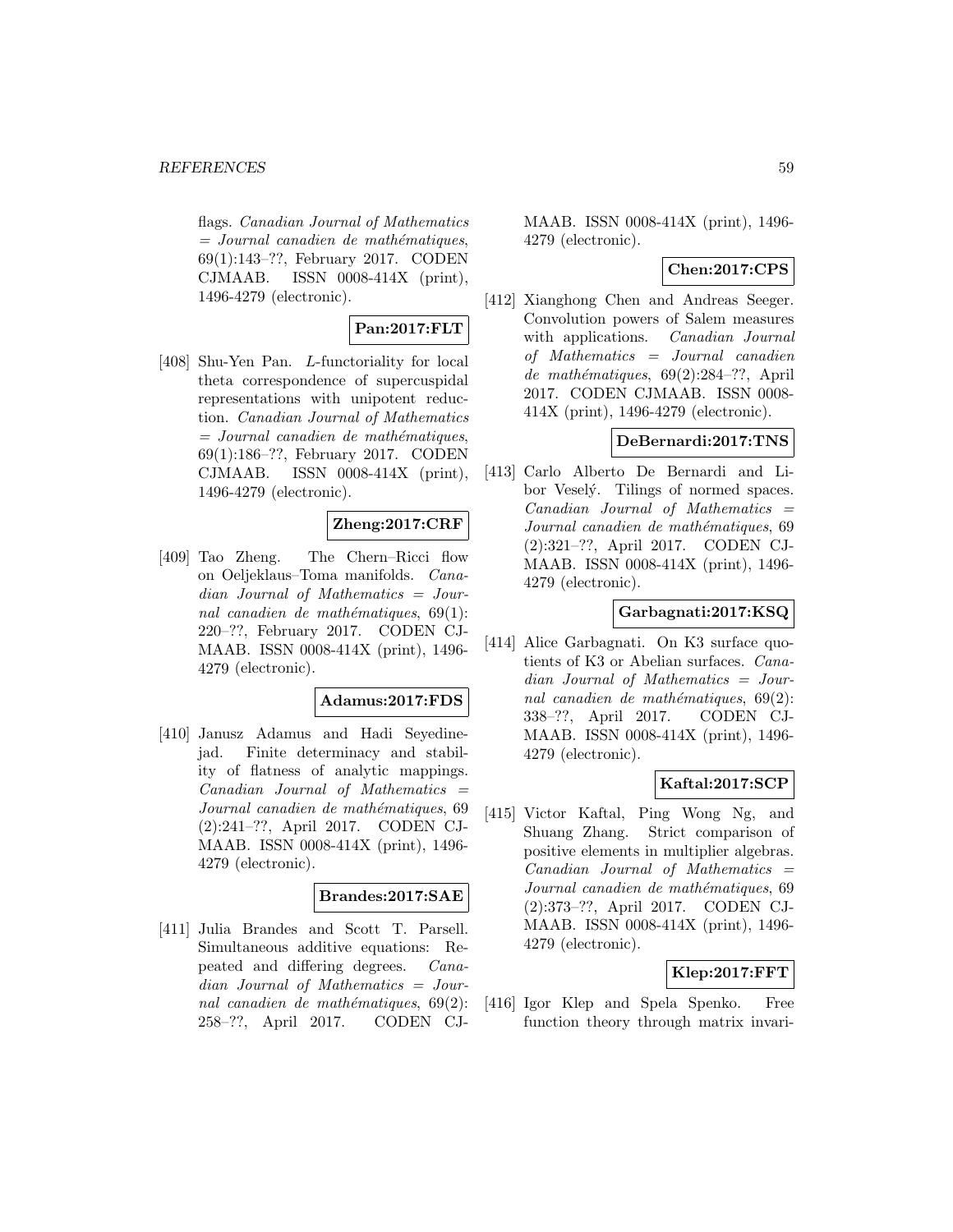flags. *Canadian Journal of Mathematics = Journal canadien de mathématiques*, 69(1):143–??, February 2017. CODEN CJMAAB. ISSN 0008-414X (print), 1496-4279 (electronic).

**Pan:2017:FLT**

[408] Shu-Yen Pan. *L*-functoriality for local theta correspondence of supercuspidal representations with unipotent reduction. *Canadian Journal of Mathematics = Journal canadien de mathématiques*, 69(1):186–??, February 2017. CODEN CJMAAB. ISSN 0008-414X (print), 1496-4279 (electronic).

**Zheng:2017:CRF**

[409] Tao Zheng. The Chern–Ricci flow on Oeljeklaus–Toma manifolds. *Canadian Journal of Mathematics = Journal canadien de mathématiques*, 69(1): 220–??, February 2017. CODEN CJMAAB. ISSN 0008-414X (print), 1496-4279 (electronic).

**Adamus:2017:FDS**

[410] Janusz Adamus and Hadi Seyedinejad. Finite determinacy and stability of flatness of analytic mappings. *Canadian Journal of Mathematics = Journal canadien de mathématiques*, 69 (2):241–??, April 2017. CODEN CJMAAB. ISSN 0008-414X (print), 1496-4279 (electronic).

**Brandes:2017:SAE**

[411] Julia Brandes and Scott T. Parsell. Simultaneous additive equations: Repeated and differing degrees. *Canadian Journal of Mathematics = Journal canadien de mathématiques*, 69(2): 258–??, April 2017. CODEN CJMAAB. ISSN 0008-414X (print), 1496-4279 (electronic).

**Chen:2017:CPS**

[412] Xianghong Chen and Andreas Seeger. Convolution powers of Salem measures with applications. *Canadian Journal of Mathematics = Journal canadien de mathématiques*, 69(2):284–??, April 2017. CODEN CJMAAB. ISSN 0008-414X (print), 1496-4279 (electronic).

**DeBernardi:2017:TNS**

[413] Carlo Alberto De Bernardi and Libor Veselý. Tilings of normed spaces. *Canadian Journal of Mathematics = Journal canadien de mathématiques*, 69 (2):321–??, April 2017. CODEN CJMAAB. ISSN 0008-414X (print), 1496-4279 (electronic).

**Garbagnati:2017:KSQ**

[414] Alice Garbagnati. On K3 surface quotients of K3 or Abelian surfaces. *Canadian Journal of Mathematics = Journal canadien de mathématiques*, 69(2): 338–??, April 2017. CODEN CJMAAB. ISSN 0008-414X (print), 1496-4279 (electronic).

**Kaftal:2017:SCP**

[415] Victor Kaftal, Ping Wong Ng, and Shuang Zhang. Strict comparison of positive elements in multiplier algebras. *Canadian Journal of Mathematics = Journal canadien de mathématiques*, 69 (2):373–??, April 2017. CODEN CJMAAB. ISSN 0008-414X (print), 1496-4279 (electronic).

**Klep:2017:FFT**

[416] Igor Klep and Spela Spenko. Free function theory through matrix invari-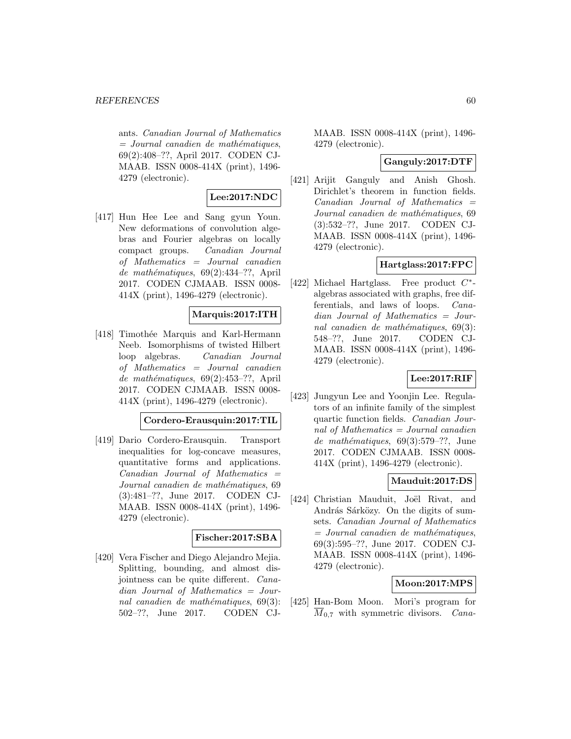ants. *Canadian Journal of Mathematics = Journal canadien de mathématiques*, 69(2):408–??, April 2017. CODEN CJMAAB. ISSN 0008-414X (print), 1496-4279 (electronic).

**Lee:2017:NDC**

[417] Hun Hee Lee and Sang gyun Youn. New deformations of convolution algebras and Fourier algebras on locally compact groups. *Canadian Journal of Mathematics = Journal canadien de mathématiques*, 69(2):434–??, April 2017. CODEN CJMAAB. ISSN 0008-414X (print), 1496-4279 (electronic).

**Marquis:2017:ITH**

[418] Timothée Marquis and Karl-Hermann Neeb. Isomorphisms of twisted Hilbert loop algebras. *Canadian Journal of Mathematics = Journal canadien de mathématiques*, 69(2):453–??, April 2017. CODEN CJMAAB. ISSN 0008-414X (print), 1496-4279 (electronic).

**Cordero-Erausquin:2017:TIL**

[419] Dario Cordero-Erausquin. Transport inequalities for log-concave measures, quantitative forms and applications. *Canadian Journal of Mathematics = Journal canadien de mathématiques*, 69 (3):481–??, June 2017. CODEN CJMAAB. ISSN 0008-414X (print), 1496-4279 (electronic).

**Fischer:2017:SBA**

[420] Vera Fischer and Diego Alejandro Mejia. Splitting, bounding, and almost disjointness can be quite different. *Canadian Journal of Mathematics = Journal canadien de mathématiques*, 69(3): 502–??, June 2017. CODEN CJMAAB. ISSN 0008-414X (print), 1496-4279 (electronic).

**Ganguly:2017:DTF**

[421] Arijit Ganguly and Anish Ghosh. Dirichlet's theorem in function fields. *Canadian Journal of Mathematics = Journal canadien de mathématiques*, 69 (3):532–??, June 2017. CODEN CJMAAB. ISSN 0008-414X (print), 1496-4279 (electronic).

**Hartglass:2017:FPC**

[422] Michael Hartglass. Free product $C^*$-algebras associated with graphs, free differentials, and laws of loops. *Canadian Journal of Mathematics = Journal canadien de mathématiques*, 69(3): 548–??, June 2017. CODEN CJMAAB. ISSN 0008-414X (print), 1496-4279 (electronic).

**Lee:2017:RIF**

[423] Jungyun Lee and Yoonjin Lee. Regulators of an infinite family of the simplest quartic function fields. *Canadian Journal of Mathematics = Journal canadien de mathématiques*, 69(3):579–??, June 2017. CODEN CJMAAB. ISSN 0008-414X (print), 1496-4279 (electronic).

**Mauduit:2017:DS**

[424] Christian Mauduit, Joël Rivat, and András Sárközy. On the digits of sumsets. *Canadian Journal of Mathematics = Journal canadien de mathématiques*, 69(3):595–??, June 2017. CODEN CJMAAB. ISSN 0008-414X (print), 1496-4279 (electronic).

**Moon:2017:MPS**

[425] Han-Bom Moon. Mori's program for $\overline{M}_{0,7}$ with symmetric divisors. *Cana-*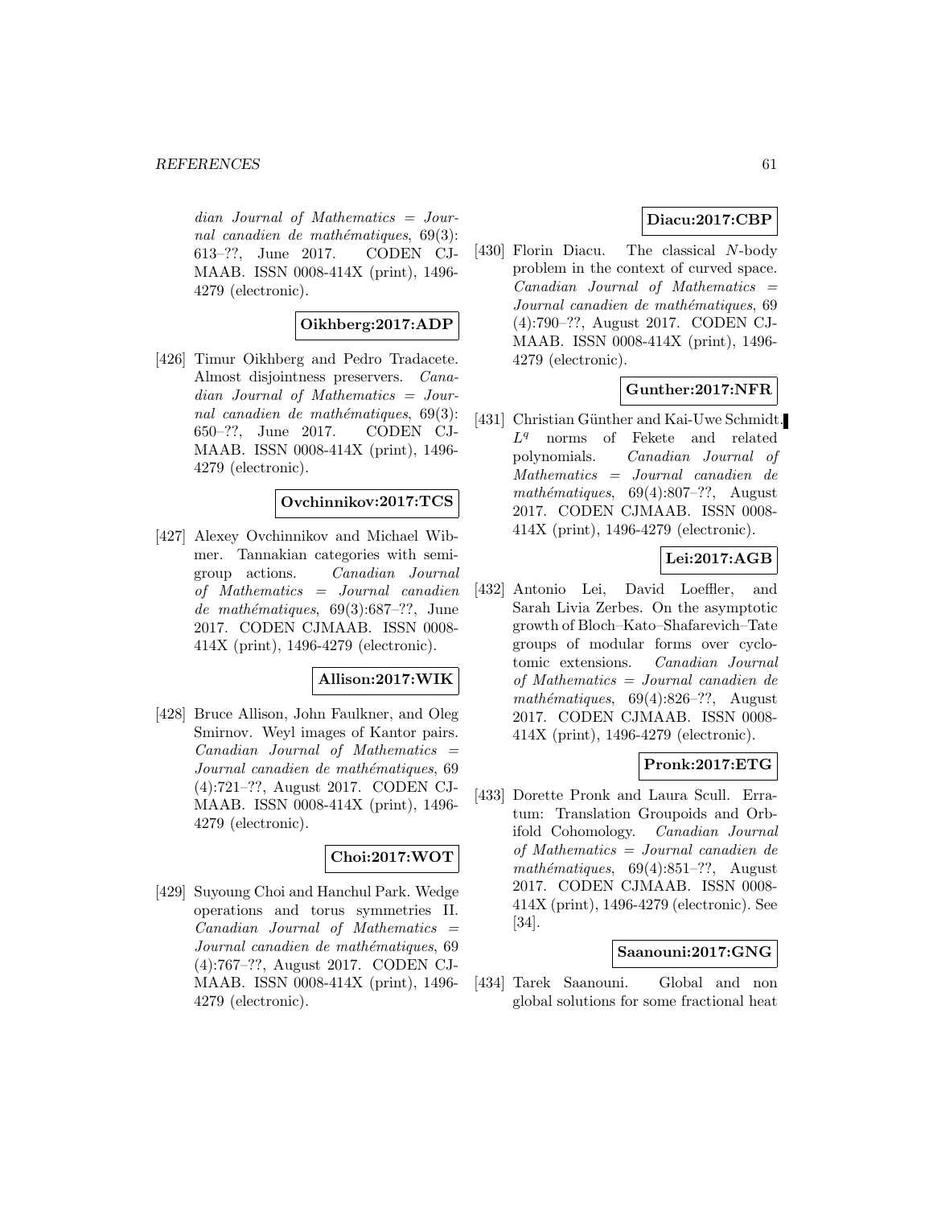*dian Journal of Mathematics = Journal canadien de mathématiques*, 69(3): 613–??, June 2017. CODEN CJMAAB. ISSN 0008-414X (print), 1496-4279 (electronic).

**Oikhberg:2017:ADP**

[426] Timur Oikhberg and Pedro Tradacete. Almost disjointness preservers. *Canadian Journal of Mathematics = Journal canadien de mathématiques*, 69(3): 650–??, June 2017. CODEN CJMAAB. ISSN 0008-414X (print), 1496-4279 (electronic).

**Ovchinnikov:2017:TCS**

[427] Alexey Ovchinnikov and Michael Wibmer. Tannakian categories with semigroup actions. *Canadian Journal of Mathematics = Journal canadien de mathématiques*, 69(3):687–??, June 2017. CODEN CJMAAB. ISSN 0008-414X (print), 1496-4279 (electronic).

**Allison:2017:WIK**

[428] Bruce Allison, John Faulkner, and Oleg Smirnov. Weyl images of Kantor pairs. *Canadian Journal of Mathematics = Journal canadien de mathématiques*, 69 (4):721–??, August 2017. CODEN CJMAAB. ISSN 0008-414X (print), 1496-4279 (electronic).

**Choi:2017:WOT**

[429] Suyoung Choi and Hanchul Park. Wedge operations and torus symmetries II. *Canadian Journal of Mathematics = Journal canadien de mathématiques*, 69 (4):767–??, August 2017. CODEN CJMAAB. ISSN 0008-414X (print), 1496-4279 (electronic).

**Diacu:2017:CBP**

[430] Florin Diacu. The classical $N$-body problem in the context of curved space. *Canadian Journal of Mathematics = Journal canadien de mathématiques*, 69 (4):790–??, August 2017. CODEN CJMAAB. ISSN 0008-414X (print), 1496-4279 (electronic).

**Gunther:2017:NFR**

[431] Christian Günther and Kai-Uwe Schmidt. $L^q$ norms of Fekete and related polynomials. *Canadian Journal of Mathematics = Journal canadien de mathématiques*, 69(4):807–??, August 2017. CODEN CJMAAB. ISSN 0008-414X (print), 1496-4279 (electronic).

**Lei:2017:AGB**

[432] Antonio Lei, David Loeffler, and Sarah Livia Zerbes. On the asymptotic growth of Bloch–Kato–Shafarevich–Tate groups of modular forms over cyclotomic extensions. *Canadian Journal of Mathematics = Journal canadien de mathématiques*, 69(4):826–??, August 2017. CODEN CJMAAB. ISSN 0008-414X (print), 1496-4279 (electronic).

**Pronk:2017:ETG**

[433] Dorette Pronk and Laura Scull. Erratum: Translation Groupoids and Orbifold Cohomology. *Canadian Journal of Mathematics = Journal canadien de mathématiques*, 69(4):851–??, August 2017. CODEN CJMAAB. ISSN 0008-414X (print), 1496-4279 (electronic). See [34].

**Saanouni:2017:GNG**

[434] Tarek Saanouni. Global and non global solutions for some fractional heat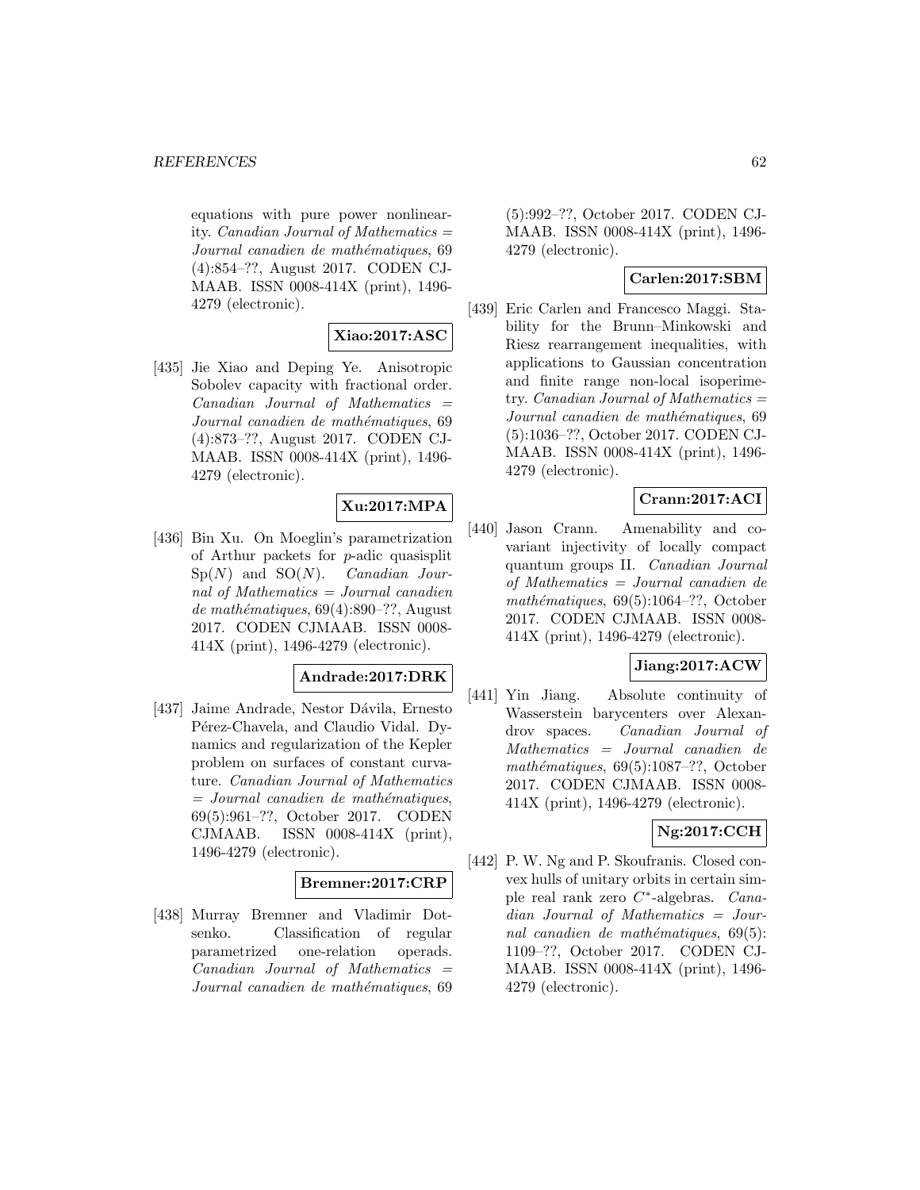equations with pure power nonlinearity. *Canadian Journal of Mathematics = Journal canadien de mathématiques*, 69 (4):854–??, August 2017. CODEN CJMAAB. ISSN 0008-414X (print), 1496-4279 (electronic).

**Xiao:2017:ASC**

[435] Jie Xiao and Deping Ye. Anisotropic Sobolev capacity with fractional order. *Canadian Journal of Mathematics = Journal canadien de mathématiques*, 69 (4):873–??, August 2017. CODEN CJMAAB. ISSN 0008-414X (print), 1496-4279 (electronic).

**Xu:2017:MPA**

[436] Bin Xu. On Moeglin's parametrization of Arthur packets for $p$-adic quasisplit $\mathrm{Sp}(N)$ and $\mathrm{SO}(N)$. *Canadian Journal of Mathematics = Journal canadien de mathématiques*, 69(4):890–??, August 2017. CODEN CJMAAB. ISSN 0008-414X (print), 1496-4279 (electronic).

**Andrade:2017:DRK**

[437] Jaime Andrade, Nestor Dávila, Ernesto Pérez-Chavela, and Claudio Vidal. Dynamics and regularization of the Kepler problem on surfaces of constant curvature. *Canadian Journal of Mathematics = Journal canadien de mathématiques*, 69(5):961–??, October 2017. CODEN CJMAAB. ISSN 0008-414X (print), 1496-4279 (electronic).

**Bremner:2017:CRP**

[438] Murray Bremner and Vladimir Dotsenko. Classification of regular parametrized one-relation operads. *Canadian Journal of Mathematics = Journal canadien de mathématiques*, 69 (5):992–??, October 2017. CODEN CJMAAB. ISSN 0008-414X (print), 1496-4279 (electronic).

**Carlen:2017:SBM**

[439] Eric Carlen and Francesco Maggi. Stability for the Brunn–Minkowski and Riesz rearrangement inequalities, with applications to Gaussian concentration and finite range non-local isoperimetry. *Canadian Journal of Mathematics = Journal canadien de mathématiques*, 69 (5):1036–??, October 2017. CODEN CJMAAB. ISSN 0008-414X (print), 1496-4279 (electronic).

**Crann:2017:ACI**

[440] Jason Crann. Amenability and covariant injectivity of locally compact quantum groups II. *Canadian Journal of Mathematics = Journal canadien de mathématiques*, 69(5):1064–??, October 2017. CODEN CJMAAB. ISSN 0008-414X (print), 1496-4279 (electronic).

**Jiang:2017:ACW**

[441] Yin Jiang. Absolute continuity of Wasserstein barycenters over Alexandrov spaces. *Canadian Journal of Mathematics = Journal canadien de mathématiques*, 69(5):1087–??, October 2017. CODEN CJMAAB. ISSN 0008-414X (print), 1496-4279 (electronic).

**Ng:2017:CCH**

[442] P. W. Ng and P. Skoufranis. Closed convex hulls of unitary orbits in certain simple real rank zero $C^*$-algebras. *Canadian Journal of Mathematics = Journal canadien de mathématiques*, 69(5): 1109–??, October 2017. CODEN CJMAAB. ISSN 0008-414X (print), 1496-4279 (electronic).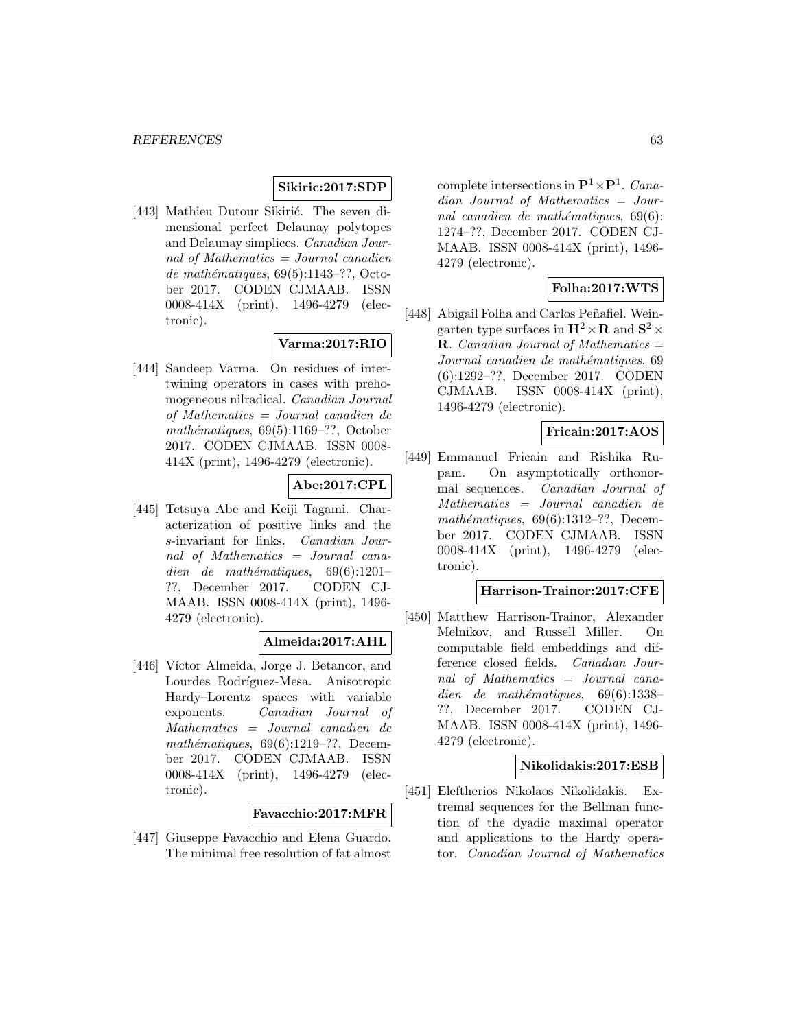**Sikiric:2017:SDP**

[443] Mathieu Dutour Sikirić. The seven dimensional perfect Delaunay polytopes and Delaunay simplices. *Canadian Journal of Mathematics = Journal canadien de mathématiques*, 69(5):1143–??, October 2017. CODEN CJMAAB. ISSN 0008-414X (print), 1496-4279 (electronic).

**Varma:2017:RIO**

[444] Sandeep Varma. On residues of intertwining operators in cases with prehomogeneous nilradical. *Canadian Journal of Mathematics = Journal canadien de mathématiques*, 69(5):1169–??, October 2017. CODEN CJMAAB. ISSN 0008-414X (print), 1496-4279 (electronic).

**Abe:2017:CPL**

[445] Tetsuya Abe and Keiji Tagami. Characterization of positive links and the $s$-invariant for links. *Canadian Journal of Mathematics = Journal canadien de mathématiques*, 69(6):1201–??, December 2017. CODEN CJMAAB. ISSN 0008-414X (print), 1496-4279 (electronic).

**Almeida:2017:AHL**

[446] Víctor Almeida, Jorge J. Betancor, and Lourdes Rodríguez-Mesa. Anisotropic Hardy–Lorentz spaces with variable exponents. *Canadian Journal of Mathematics = Journal canadien de mathématiques*, 69(6):1219–??, December 2017. CODEN CJMAAB. ISSN 0008-414X (print), 1496-4279 (electronic).

**Favacchio:2017:MFR**

[447] Giuseppe Favacchio and Elena Guardo. The minimal free resolution of fat almost complete intersections in $\mathbf{P}^1 \times \mathbf{P}^1$. *Canadian Journal of Mathematics = Journal canadien de mathématiques*, 69(6):1274–??, December 2017. CODEN CJMAAB. ISSN 0008-414X (print), 1496-4279 (electronic).

**Folha:2017:WTS**

[448] Abigail Folha and Carlos Peñafiel. Weingarten type surfaces in $\mathbf{H}^2 \times \mathbf{R}$ and $\mathbf{S}^2 \times \mathbf{R}$. *Canadian Journal of Mathematics = Journal canadien de mathématiques*, 69(6):1292–??, December 2017. CODEN CJMAAB. ISSN 0008-414X (print), 1496-4279 (electronic).

**Fricain:2017:AOS**

[449] Emmanuel Fricain and Rishika Rupam. On asymptotically orthonormal sequences. *Canadian Journal of Mathematics = Journal canadien de mathématiques*, 69(6):1312–??, December 2017. CODEN CJMAAB. ISSN 0008-414X (print), 1496-4279 (electronic).

**Harrison-Trainor:2017:CFE**

[450] Matthew Harrison-Trainor, Alexander Melnikov, and Russell Miller. On computable field embeddings and difference closed fields. *Canadian Journal of Mathematics = Journal canadien de mathématiques*, 69(6):1338–??, December 2017. CODEN CJMAAB. ISSN 0008-414X (print), 1496-4279 (electronic).

**Nikolidakis:2017:ESB**

[451] Eleftherios Nikolaos Nikolidakis. Extremal sequences for the Bellman function of the dyadic maximal operator and applications to the Hardy operator. *Canadian Journal of Mathematics*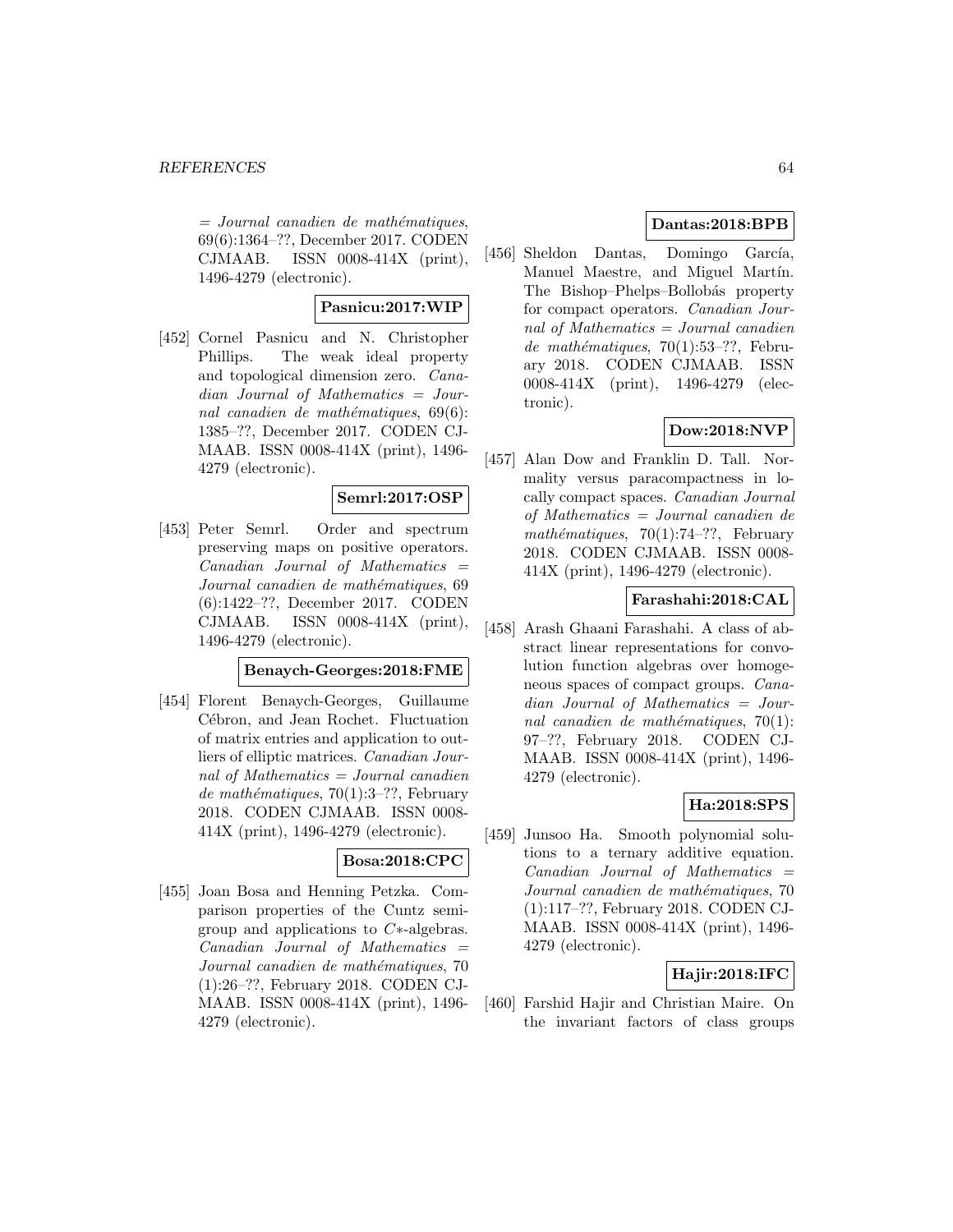= *Journal canadien de mathématiques*, 69(6):1364–??, December 2017. CODEN CJMAAB. ISSN 0008-414X (print), 1496-4279 (electronic).

**Pasnicu:2017:WIP**

[452] Cornel Pasnicu and N. Christopher Phillips. The weak ideal property and topological dimension zero. *Canadian Journal of Mathematics = Journal canadien de mathématiques*, 69(6): 1385–??, December 2017. CODEN CJMAAB. ISSN 0008-414X (print), 1496-4279 (electronic).

**Semrl:2017:OSP**

[453] Peter Semrl. Order and spectrum preserving maps on positive operators. *Canadian Journal of Mathematics = Journal canadien de mathématiques*, 69 (6):1422–??, December 2017. CODEN CJMAAB. ISSN 0008-414X (print), 1496-4279 (electronic).

**Benaych-Georges:2018:FME**

[454] Florent Benaych-Georges, Guillaume Cébron, and Jean Rochet. Fluctuation of matrix entries and application to outliers of elliptic matrices. *Canadian Journal of Mathematics = Journal canadien de mathématiques*, 70(1):3–??, February 2018. CODEN CJMAAB. ISSN 0008-414X (print), 1496-4279 (electronic).

**Bosa:2018:CPC**

[455] Joan Bosa and Henning Petzka. Comparison properties of the Cuntz semigroup and applications to $C*$-algebras. *Canadian Journal of Mathematics = Journal canadien de mathématiques*, 70 (1):26–??, February 2018. CODEN CJMAAB. ISSN 0008-414X (print), 1496-4279 (electronic).

**Dantas:2018:BPB**

[456] Sheldon Dantas, Domingo García, Manuel Maestre, and Miguel Martín. The Bishop–Phelps–Bollobás property for compact operators. *Canadian Journal of Mathematics = Journal canadien de mathématiques*, 70(1):53–??, February 2018. CODEN CJMAAB. ISSN 0008-414X (print), 1496-4279 (electronic).

**Dow:2018:NVP**

[457] Alan Dow and Franklin D. Tall. Normality versus paracompactness in locally compact spaces. *Canadian Journal of Mathematics = Journal canadien de mathématiques*, 70(1):74–??, February 2018. CODEN CJMAAB. ISSN 0008-414X (print), 1496-4279 (electronic).

**Farashahi:2018:CAL**

[458] Arash Ghaani Farashahi. A class of abstract linear representations for convolution function algebras over homogeneous spaces of compact groups. *Canadian Journal of Mathematics = Journal canadien de mathématiques*, 70(1): 97–??, February 2018. CODEN CJMAAB. ISSN 0008-414X (print), 1496-4279 (electronic).

**Ha:2018:SPS**

[459] Junsoo Ha. Smooth polynomial solutions to a ternary additive equation. *Canadian Journal of Mathematics = Journal canadien de mathématiques*, 70 (1):117–??, February 2018. CODEN CJMAAB. ISSN 0008-414X (print), 1496-4279 (electronic).

**Hajir:2018:IFC**

[460] Farshid Hajir and Christian Maire. On the invariant factors of class groups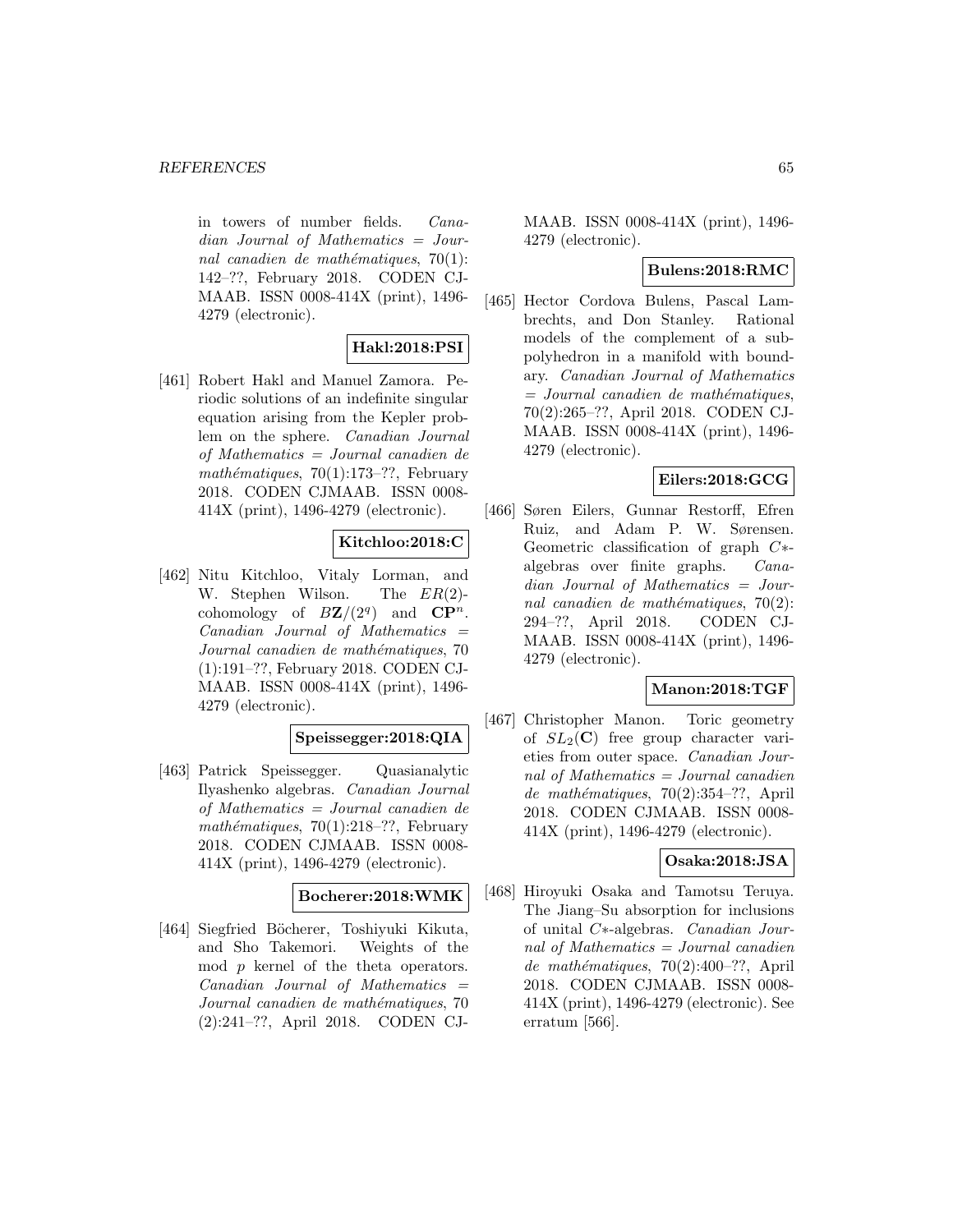in towers of number fields. *Canadian Journal of Mathematics = Journal canadien de mathématiques*, 70(1): 142–??, February 2018. CODEN CJMAAB. ISSN 0008-414X (print), 1496-4279 (electronic).

**Hakl:2018:PSI**

[461] Robert Hakl and Manuel Zamora. Periodic solutions of an indefinite singular equation arising from the Kepler problem on the sphere. *Canadian Journal of Mathematics = Journal canadien de mathématiques*, 70(1):173–??, February 2018. CODEN CJMAAB. ISSN 0008-414X (print), 1496-4279 (electronic).

**Kitchloo:2018:C**

[462] Nitu Kitchloo, Vitaly Lorman, and W. Stephen Wilson. The $ER(2)$-cohomology of $B\mathbf{Z}/(2^q)$ and $\mathbf{CP}^n$. *Canadian Journal of Mathematics = Journal canadien de mathématiques*, 70 (1):191–??, February 2018. CODEN CJMAAB. ISSN 0008-414X (print), 1496-4279 (electronic).

**Speissegger:2018:QIA**

[463] Patrick Speissegger. Quasianalytic Ilyashenko algebras. *Canadian Journal of Mathematics = Journal canadien de mathématiques*, 70(1):218–??, February 2018. CODEN CJMAAB. ISSN 0008-414X (print), 1496-4279 (electronic).

**Bocherer:2018:WMK**

[464] Siegfried Böcherer, Toshiyuki Kikuta, and Sho Takemori. Weights of the mod $p$ kernel of the theta operators. *Canadian Journal of Mathematics = Journal canadien de mathématiques*, 70 (2):241–??, April 2018. CODEN CJMAAB. ISSN 0008-414X (print), 1496-4279 (electronic).

**Bulens:2018:RMC**

[465] Hector Cordova Bulens, Pascal Lambrechts, and Don Stanley. Rational models of the complement of a subpolyhedron in a manifold with boundary. *Canadian Journal of Mathematics = Journal canadien de mathématiques*, 70(2):265–??, April 2018. CODEN CJMAAB. ISSN 0008-414X (print), 1496-4279 (electronic).

**Eilers:2018:GCG**

[466] Søren Eilers, Gunnar Restorff, Efren Ruiz, and Adam P. W. Sørensen. Geometric classification of graph $C*$-algebras over finite graphs. *Canadian Journal of Mathematics = Journal canadien de mathématiques*, 70(2): 294–??, April 2018. CODEN CJMAAB. ISSN 0008-414X (print), 1496-4279 (electronic).

**Manon:2018:TGF**

[467] Christopher Manon. Toric geometry of $SL_2(\mathbf{C})$ free group character varieties from outer space. *Canadian Journal of Mathematics = Journal canadien de mathématiques*, 70(2):354–??, April 2018. CODEN CJMAAB. ISSN 0008-414X (print), 1496-4279 (electronic).

**Osaka:2018:JSA**

[468] Hiroyuki Osaka and Tamotsu Teruya. The Jiang–Su absorption for inclusions of unital $C*$-algebras. *Canadian Journal of Mathematics = Journal canadien de mathématiques*, 70(2):400–??, April 2018. CODEN CJMAAB. ISSN 0008-414X (print), 1496-4279 (electronic). See erratum [566].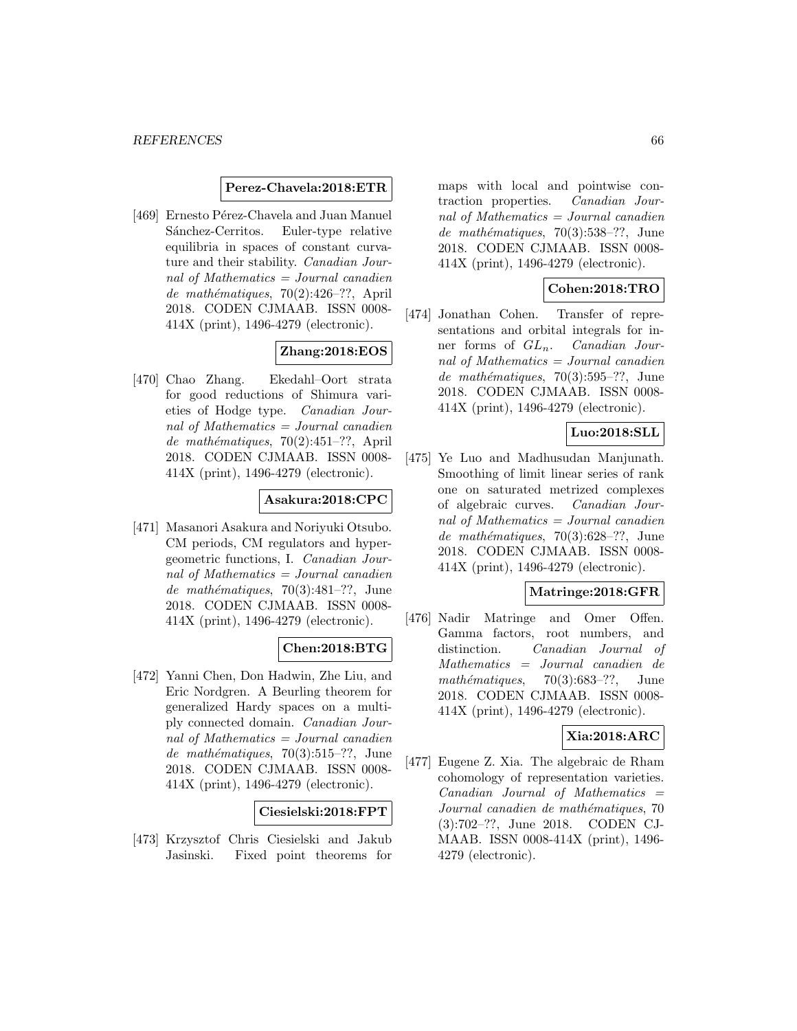**Perez-Chavela:2018:ETR**

[469] Ernesto Pérez-Chavela and Juan Manuel Sánchez-Cerritos. Euler-type relative equilibria in spaces of constant curvature and their stability. *Canadian Journal of Mathematics = Journal canadien de mathématiques*, 70(2):426–??, April 2018. CODEN CJMAAB. ISSN 0008-414X (print), 1496-4279 (electronic).

**Zhang:2018:EOS**

[470] Chao Zhang. Ekedahl–Oort strata for good reductions of Shimura varieties of Hodge type. *Canadian Journal of Mathematics = Journal canadien de mathématiques*, 70(2):451–??, April 2018. CODEN CJMAAB. ISSN 0008-414X (print), 1496-4279 (electronic).

**Asakura:2018:CPC**

[471] Masanori Asakura and Noriyuki Otsubo. CM periods, CM regulators and hypergeometric functions, I. *Canadian Journal of Mathematics = Journal canadien de mathématiques*, 70(3):481–??, June 2018. CODEN CJMAAB. ISSN 0008-414X (print), 1496-4279 (electronic).

**Chen:2018:BTG**

[472] Yanni Chen, Don Hadwin, Zhe Liu, and Eric Nordgren. A Beurling theorem for generalized Hardy spaces on a multiply connected domain. *Canadian Journal of Mathematics = Journal canadien de mathématiques*, 70(3):515–??, June 2018. CODEN CJMAAB. ISSN 0008-414X (print), 1496-4279 (electronic).

**Ciesielski:2018:FPT**

[473] Krzysztof Chris Ciesielski and Jakub Jasinski. Fixed point theorems for maps with local and pointwise contraction properties. *Canadian Journal of Mathematics = Journal canadien de mathématiques*, 70(3):538–??, June 2018. CODEN CJMAAB. ISSN 0008-414X (print), 1496-4279 (electronic).

**Cohen:2018:TRO**

[474] Jonathan Cohen. Transfer of representations and orbital integrals for inner forms of $GL_n$. *Canadian Journal of Mathematics = Journal canadien de mathématiques*, 70(3):595–??, June 2018. CODEN CJMAAB. ISSN 0008-414X (print), 1496-4279 (electronic).

**Luo:2018:SLL**

[475] Ye Luo and Madhusudan Manjunath. Smoothing of limit linear series of rank one on saturated metrized complexes of algebraic curves. *Canadian Journal of Mathematics = Journal canadien de mathématiques*, 70(3):628–??, June 2018. CODEN CJMAAB. ISSN 0008-414X (print), 1496-4279 (electronic).

**Matringe:2018:GFR**

[476] Nadir Matringe and Omer Offen. Gamma factors, root numbers, and distinction. *Canadian Journal of Mathematics = Journal canadien de mathématiques*, 70(3):683–??, June 2018. CODEN CJMAAB. ISSN 0008-414X (print), 1496-4279 (electronic).

**Xia:2018:ARC**

[477] Eugene Z. Xia. The algebraic de Rham cohomology of representation varieties. *Canadian Journal of Mathematics = Journal canadien de mathématiques*, 70 (3):702–??, June 2018. CODEN CJMAAB. ISSN 0008-414X (print), 1496-4279 (electronic).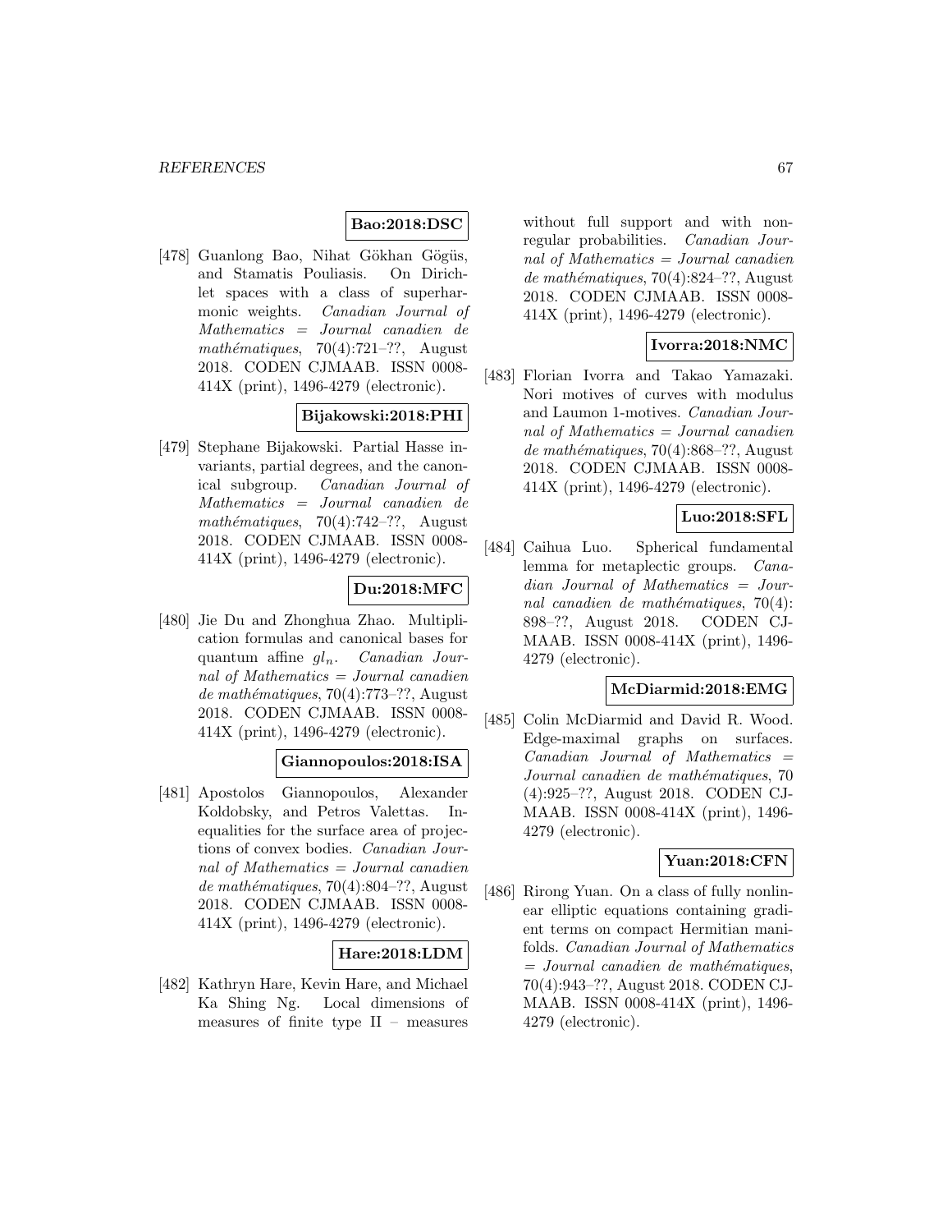**Bao:2018:DSC**

[478] Guanlong Bao, Nihat Gökhan Gögüs, and Stamatis Pouliasis. On Dirichlet spaces with a class of superharmonic weights. *Canadian Journal of Mathematics = Journal canadien de mathématiques*, 70(4):721–??, August 2018. CODEN CJMAAB. ISSN 0008-414X (print), 1496-4279 (electronic).

**Bijakowski:2018:PHI**

[479] Stephane Bijakowski. Partial Hasse invariants, partial degrees, and the canonical subgroup. *Canadian Journal of Mathematics = Journal canadien de mathématiques*, 70(4):742–??, August 2018. CODEN CJMAAB. ISSN 0008-414X (print), 1496-4279 (electronic).

**Du:2018:MFC**

[480] Jie Du and Zhonghua Zhao. Multiplication formulas and canonical bases for quantum affine $gl_n$. *Canadian Journal of Mathematics = Journal canadien de mathématiques*, 70(4):773–??, August 2018. CODEN CJMAAB. ISSN 0008-414X (print), 1496-4279 (electronic).

**Giannopoulos:2018:ISA**

[481] Apostolos Giannopoulos, Alexander Koldobsky, and Petros Valettas. Inequalities for the surface area of projections of convex bodies. *Canadian Journal of Mathematics = Journal canadien de mathématiques*, 70(4):804–??, August 2018. CODEN CJMAAB. ISSN 0008-414X (print), 1496-4279 (electronic).

**Hare:2018:LDM**

[482] Kathryn Hare, Kevin Hare, and Michael Ka Shing Ng. Local dimensions of measures of finite type II – measures without full support and with non-regular probabilities. *Canadian Journal of Mathematics = Journal canadien de mathématiques*, 70(4):824–??, August 2018. CODEN CJMAAB. ISSN 0008-414X (print), 1496-4279 (electronic).

**Ivorra:2018:NMC**

[483] Florian Ivorra and Takao Yamazaki. Nori motives of curves with modulus and Laumon 1-motives. *Canadian Journal of Mathematics = Journal canadien de mathématiques*, 70(4):868–??, August 2018. CODEN CJMAAB. ISSN 0008-414X (print), 1496-4279 (electronic).

**Luo:2018:SFL**

[484] Caihua Luo. Spherical fundamental lemma for metaplectic groups. *Canadian Journal of Mathematics = Journal canadien de mathématiques*, 70(4):898–??, August 2018. CODEN CJMAAB. ISSN 0008-414X (print), 1496-4279 (electronic).

**McDiarmid:2018:EMG**

[485] Colin McDiarmid and David R. Wood. Edge-maximal graphs on surfaces. *Canadian Journal of Mathematics = Journal canadien de mathématiques*, 70(4):925–??, August 2018. CODEN CJMAAB. ISSN 0008-414X (print), 1496-4279 (electronic).

**Yuan:2018:CFN**

[486] Rirong Yuan. On a class of fully nonlinear elliptic equations containing gradient terms on compact Hermitian manifolds. *Canadian Journal of Mathematics = Journal canadien de mathématiques*, 70(4):943–??, August 2018. CODEN CJMAAB. ISSN 0008-414X (print), 1496-4279 (electronic).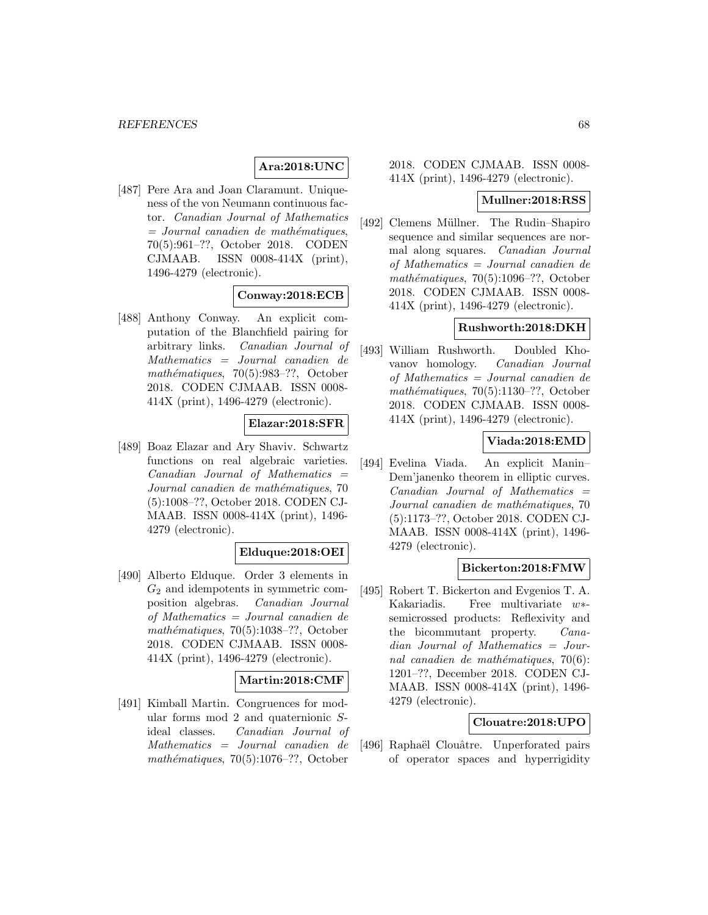**Ara:2018:UNC**

[487] Pere Ara and Joan Claramunt. Uniqueness of the von Neumann continuous factor. *Canadian Journal of Mathematics = Journal canadien de mathématiques*, 70(5):961–??, October 2018. CODEN CJMAAB. ISSN 0008-414X (print), 1496-4279 (electronic).

**Conway:2018:ECB**

[488] Anthony Conway. An explicit computation of the Blanchfield pairing for arbitrary links. *Canadian Journal of Mathematics = Journal canadien de mathématiques*, 70(5):983–??, October 2018. CODEN CJMAAB. ISSN 0008-414X (print), 1496-4279 (electronic).

**Elazar:2018:SFR**

[489] Boaz Elazar and Ary Shaviv. Schwartz functions on real algebraic varieties. *Canadian Journal of Mathematics = Journal canadien de mathématiques*, 70 (5):1008–??, October 2018. CODEN CJMAAB. ISSN 0008-414X (print), 1496-4279 (electronic).

**Elduque:2018:OEI**

[490] Alberto Elduque. Order 3 elements in $G_2$ and idempotents in symmetric composition algebras. *Canadian Journal of Mathematics = Journal canadien de mathématiques*, 70(5):1038–??, October 2018. CODEN CJMAAB. ISSN 0008-414X (print), 1496-4279 (electronic).

**Martin:2018:CMF**

[491] Kimball Martin. Congruences for modular forms mod 2 and quaternionic $S$-ideal classes. *Canadian Journal of Mathematics = Journal canadien de mathématiques*, 70(5):1076–??, October 2018. CODEN CJMAAB. ISSN 0008-414X (print), 1496-4279 (electronic).

**Mullner:2018:RSS**

[492] Clemens Müllner. The Rudin–Shapiro sequence and similar sequences are normal along squares. *Canadian Journal of Mathematics = Journal canadien de mathématiques*, 70(5):1096–??, October 2018. CODEN CJMAAB. ISSN 0008-414X (print), 1496-4279 (electronic).

**Rushworth:2018:DKH**

[493] William Rushworth. Doubled Khovanov homology. *Canadian Journal of Mathematics = Journal canadien de mathématiques*, 70(5):1130–??, October 2018. CODEN CJMAAB. ISSN 0008-414X (print), 1496-4279 (electronic).

**Viada:2018:EMD**

[494] Evelina Viada. An explicit Manin–Dem'janenko theorem in elliptic curves. *Canadian Journal of Mathematics = Journal canadien de mathématiques*, 70 (5):1173–??, October 2018. CODEN CJMAAB. ISSN 0008-414X (print), 1496-4279 (electronic).

**Bickerton:2018:FMW**

[495] Robert T. Bickerton and Evgenios T. A. Kakariadis. Free multivariate $w*$-semicrossed products: Reflexivity and the bicommutant property. *Canadian Journal of Mathematics = Journal canadien de mathématiques*, 70(6): 1201–??, December 2018. CODEN CJMAAB. ISSN 0008-414X (print), 1496-4279 (electronic).

**Clouatre:2018:UPO**

[496] Raphaël Clouâtre. Unperforated pairs of operator spaces and hyperrigidity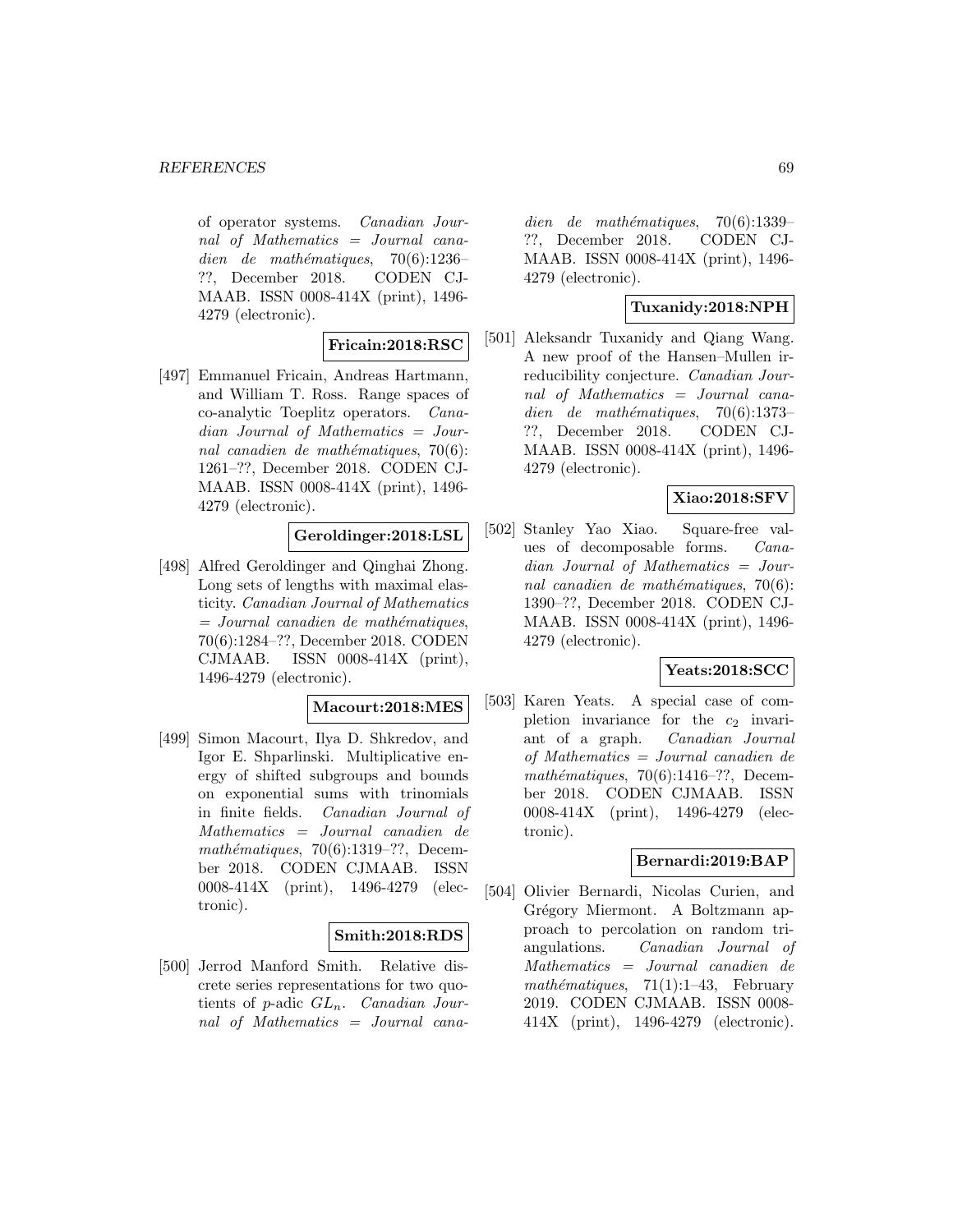of operator systems. *Canadian Journal of Mathematics = Journal canadien de mathématiques*, 70(6):1236–??, December 2018. CODEN CJMAAB. ISSN 0008-414X (print), 1496-4279 (electronic).

**Fricain:2018:RSC**

[497] Emmanuel Fricain, Andreas Hartmann, and William T. Ross. Range spaces of co-analytic Toeplitz operators. *Canadian Journal of Mathematics = Journal canadien de mathématiques*, 70(6): 1261–??, December 2018. CODEN CJMAAB. ISSN 0008-414X (print), 1496-4279 (electronic).

**Geroldinger:2018:LSL**

[498] Alfred Geroldinger and Qinghai Zhong. Long sets of lengths with maximal elasticity. *Canadian Journal of Mathematics = Journal canadien de mathématiques*, 70(6):1284–??, December 2018. CODEN CJMAAB. ISSN 0008-414X (print), 1496-4279 (electronic).

**Macourt:2018:MES**

[499] Simon Macourt, Ilya D. Shkredov, and Igor E. Shparlinski. Multiplicative energy of shifted subgroups and bounds on exponential sums with trinomials in finite fields. *Canadian Journal of Mathematics = Journal canadien de mathématiques*, 70(6):1319–??, December 2018. CODEN CJMAAB. ISSN 0008-414X (print), 1496-4279 (electronic).

**Smith:2018:RDS**

[500] Jerrod Manford Smith. Relative discrete series representations for two quotients of $p$-adic $GL_n$. *Canadian Journal of Mathematics = Journal canadien de mathématiques*, 70(6):1339–??, December 2018. CODEN CJMAAB. ISSN 0008-414X (print), 1496-4279 (electronic).

**Tuxanidy:2018:NPH**

[501] Aleksandr Tuxanidy and Qiang Wang. A new proof of the Hansen–Mullen irreducibility conjecture. *Canadian Journal of Mathematics = Journal canadien de mathématiques*, 70(6):1373–??, December 2018. CODEN CJMAAB. ISSN 0008-414X (print), 1496-4279 (electronic).

**Xiao:2018:SFV**

[502] Stanley Yao Xiao. Square-free values of decomposable forms. *Canadian Journal of Mathematics = Journal canadien de mathématiques*, 70(6): 1390–??, December 2018. CODEN CJMAAB. ISSN 0008-414X (print), 1496-4279 (electronic).

**Yeats:2018:SCC**

[503] Karen Yeats. A special case of completion invariance for the $c_2$ invariant of a graph. *Canadian Journal of Mathematics = Journal canadien de mathématiques*, 70(6):1416–??, December 2018. CODEN CJMAAB. ISSN 0008-414X (print), 1496-4279 (electronic).

**Bernardi:2019:BAP**

[504] Olivier Bernardi, Nicolas Curien, and Grégory Miermont. A Boltzmann approach to percolation on random triangulations. *Canadian Journal of Mathematics = Journal canadien de mathématiques*, 71(1):1–43, February 2019. CODEN CJMAAB. ISSN 0008-414X (print), 1496-4279 (electronic).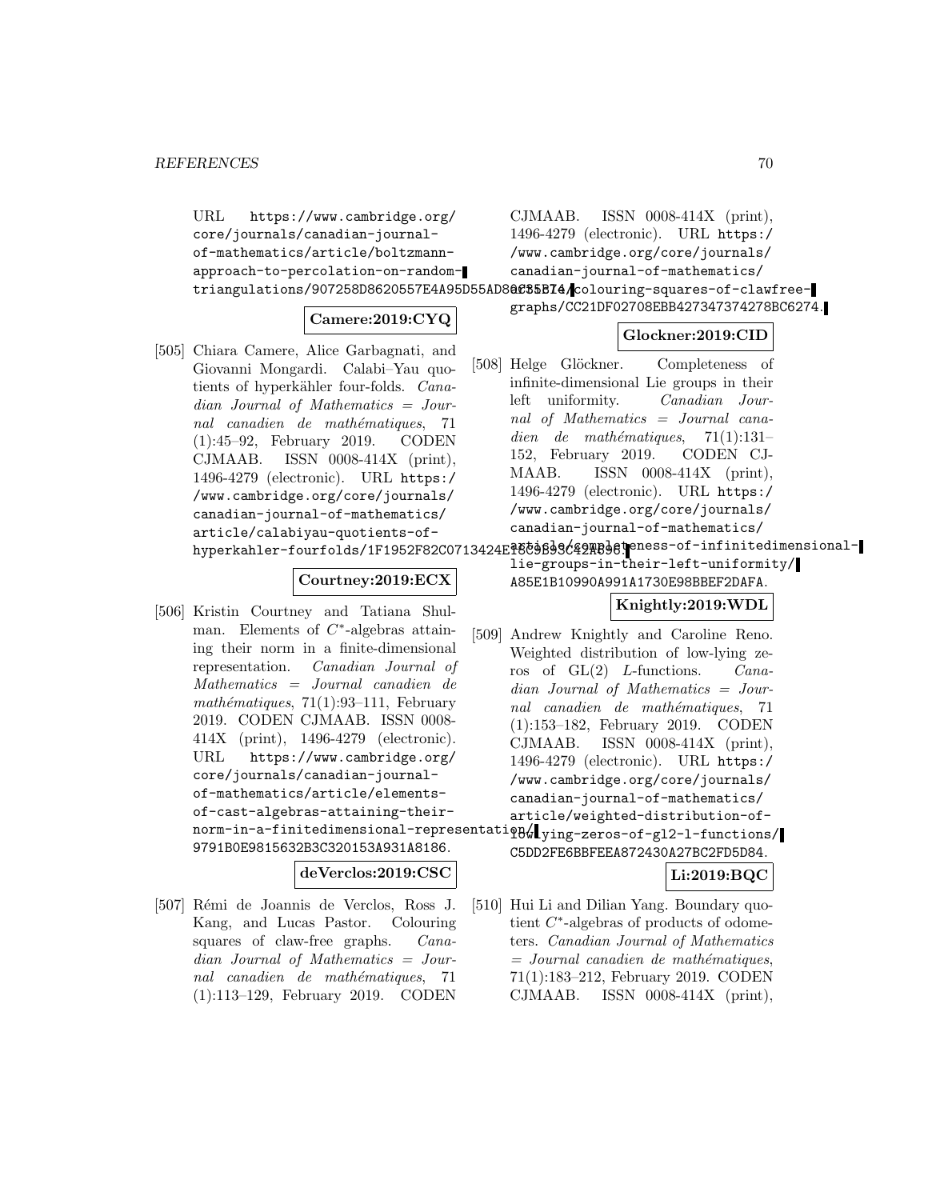URL https://www.cambridge.org/core/journals/canadian-journal-of-mathematics/article/boltzmann-approach-to-percolation-on-random-triangulations/907258D8620557E4A95D55AD8C35B74.

**Camere:2019:CYQ**

[505] Chiara Camere, Alice Garbagnati, and Giovanni Mongardi. Calabi–Yau quotients of hyperkähler four-folds. *Canadian Journal of Mathematics = Journal canadien de mathématiques*, 71 (1):45–92, February 2019. CODEN CJMAAB. ISSN 0008-414X (print), 1496-4279 (electronic). URL https://www.cambridge.org/core/journals/canadian-journal-of-mathematics/article/calabiyau-quotients-of-hyperkahler-fourfolds/1F1952F82C0713424E18C9B93C42A696.

**Courtney:2019:ECX**

[506] Kristin Courtney and Tatiana Shulman. Elements of $C^*$-algebras attaining their norm in a finite-dimensional representation. *Canadian Journal of Mathematics = Journal canadien de mathématiques*, 71(1):93–111, February 2019. CODEN CJMAAB. ISSN 0008-414X (print), 1496-4279 (electronic). URL https://www.cambridge.org/core/journals/canadian-journal-of-mathematics/article/elements-of-cast-algebras-attaining-their-norm-in-a-finitedimensional-representation/9791B0E9815632B3C320153A931A8186.

**deVerclos:2019:CSC**

[507] Rémi de Joannis de Verclos, Ross J. Kang, and Lucas Pastor. Colouring squares of claw-free graphs. *Canadian Journal of Mathematics = Journal canadien de mathématiques*, 71 (1):113–129, February 2019. CODEN CJMAAB. ISSN 0008-414X (print), 1496-4279 (electronic). URL https://www.cambridge.org/core/journals/canadian-journal-of-mathematics/article/colouring-squares-of-clawfree-graphs/CC21DF02708EBB427347374278BC6274.

**Glockner:2019:CID**

[508] Helge Glöckner. Completeness of infinite-dimensional Lie groups in their left uniformity. *Canadian Journal of Mathematics = Journal canadien de mathématiques*, 71(1):131–152, February 2019. CODEN CJMAAB. ISSN 0008-414X (print), 1496-4279 (electronic). URL https://www.cambridge.org/core/journals/canadian-journal-of-mathematics/article/completeness-of-infinitedimensional-lie-groups-in-their-left-uniformity/A85E1B10990A991A1730E98BBEF2DAFA.

**Knightly:2019:WDL**

[509] Andrew Knightly and Caroline Reno. Weighted distribution of low-lying zeros of GL(2) $L$-functions. *Canadian Journal of Mathematics = Journal canadien de mathématiques*, 71 (1):153–182, February 2019. CODEN CJMAAB. ISSN 0008-414X (print), 1496-4279 (electronic). URL https://www.cambridge.org/core/journals/canadian-journal-of-mathematics/article/weighted-distribution-of-low-lying-zeros-of-gl2-l-functions/C5DD2FE6BBFEEA872430A27BC2FD5D84.

**Li:2019:BQC**

[510] Hui Li and Dilian Yang. Boundary quotient $C^*$-algebras of products of odometers. *Canadian Journal of Mathematics = Journal canadien de mathématiques*, 71(1):183–212, February 2019. CODEN CJMAAB. ISSN 0008-414X (print),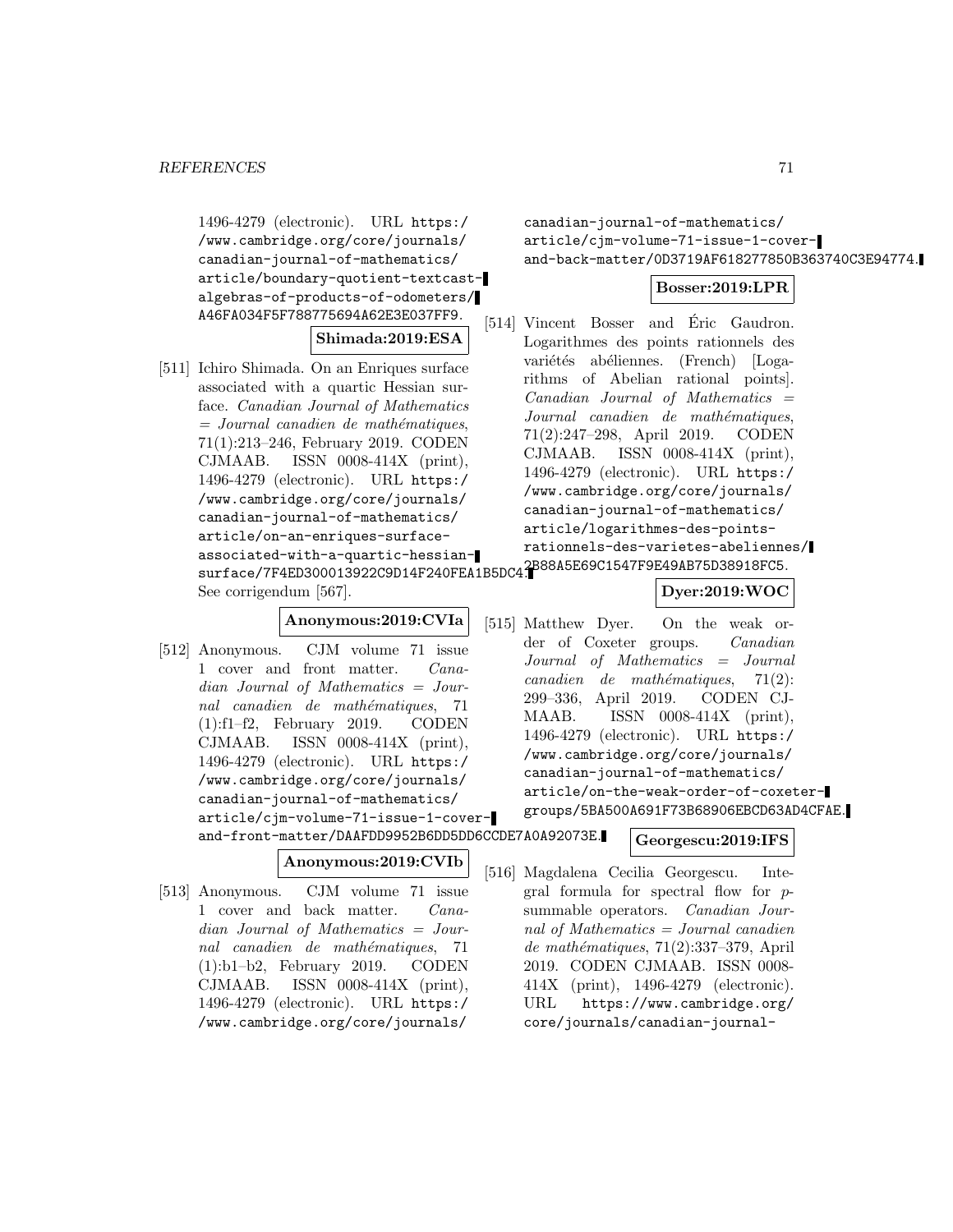1496-4279 (electronic). URL https://www.cambridge.org/core/journals/canadian-journal-of-mathematics/article/boundary-quotient-textcast-algebras-of-products-of-odometers/A46FA034F5F788775694A62E3E037FF9.

**Shimada:2019:ESA**

[511] Ichiro Shimada. On an Enriques surface associated with a quartic Hessian surface. *Canadian Journal of Mathematics = Journal canadien de mathématiques*, 71(1):213–246, February 2019. CODEN CJMAAB. ISSN 0008-414X (print), 1496-4279 (electronic). URL https://www.cambridge.org/core/journals/canadian-journal-of-mathematics/article/on-an-enriques-surface-associated-with-a-quartic-hessian-surface/7F4ED300013922C9D14F240FEA1B5DC4. See corrigendum [567].

**Anonymous:2019:CVIa**

[512] Anonymous. CJM volume 71 issue 1 cover and front matter. *Canadian Journal of Mathematics = Journal canadien de mathématiques*, 71 (1):f1–f2, February 2019. CODEN CJMAAB. ISSN 0008-414X (print), 1496-4279 (electronic). URL https://www.cambridge.org/core/journals/canadian-journal-of-mathematics/article/cjm-volume-71-issue-1-cover-and-front-matter/DAAFDD9952B6DD5DD6CCDE7A0A92073E.

**Anonymous:2019:CVIb**

[513] Anonymous. CJM volume 71 issue 1 cover and back matter. *Canadian Journal of Mathematics = Journal canadien de mathématiques*, 71 (1):b1–b2, February 2019. CODEN CJMAAB. ISSN 0008-414X (print), 1496-4279 (electronic). URL https://www.cambridge.org/core/journals/canadian-journal-of-mathematics/article/cjm-volume-71-issue-1-cover-and-back-matter/0D3719AF618277850B363740C3E94774.

**Bosser:2019:LPR**

[514] Vincent Bosser and Éric Gaudron. Logarithmes des points rationnels des variétés abéliennes. (French) [Logarithms of Abelian rational points]. *Canadian Journal of Mathematics = Journal canadien de mathématiques*, 71(2):247–298, April 2019. CODEN CJMAAB. ISSN 0008-414X (print), 1496-4279 (electronic). URL https://www.cambridge.org/core/journals/canadian-journal-of-mathematics/article/logarithmes-des-points-rationnels-des-varietes-abeliennes/2B88A5E69C1547F9E49AB75D38918FC5.

**Dyer:2019:WOC**

[515] Matthew Dyer. On the weak order of Coxeter groups. *Canadian Journal of Mathematics = Journal canadien de mathématiques*, 71(2): 299–336, April 2019. CODEN CJMAAB. ISSN 0008-414X (print), 1496-4279 (electronic). URL https://www.cambridge.org/core/journals/canadian-journal-of-mathematics/article/on-the-weak-order-of-coxeter-groups/5BA500A691F73B68906EBCD63AD4CFAE.

**Georgescu:2019:IFS**

[516] Magdalena Cecilia Georgescu. Integral formula for spectral flow for $p$-summable operators. *Canadian Journal of Mathematics = Journal canadien de mathématiques*, 71(2):337–379, April 2019. CODEN CJMAAB. ISSN 0008-414X (print), 1496-4279 (electronic). URL https://www.cambridge.org/core/journals/canadian-journal-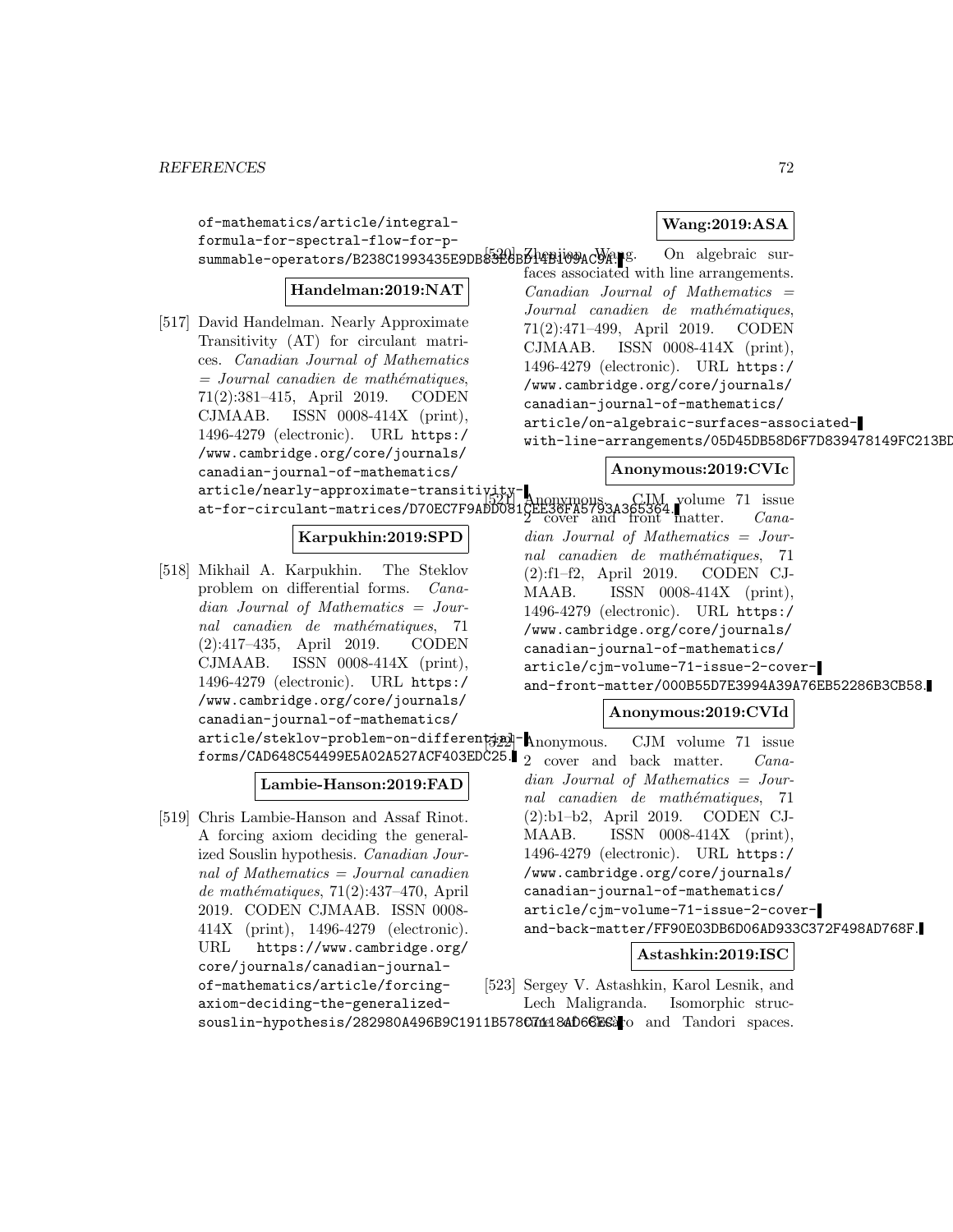of-mathematics/article/integral-formula-for-spectral-flow-for-p-summable-operators/B238C1993435E9DB83E6BD14B109AC9A.

**Handelman:2019:NAT**

[517] David Handelman. Nearly Approximate Transitivity (AT) for circulant matrices. *Canadian Journal of Mathematics = Journal canadien de mathématiques*, 71(2):381–415, April 2019. CODEN CJMAAB. ISSN 0008-414X (print), 1496-4279 (electronic). URL https://www.cambridge.org/core/journals/canadian-journal-of-mathematics/article/nearly-approximate-transitivity-at-for-circulant-matrices/D70EC7F9ADD081CEE36FA5793A365364.

**Karpukhin:2019:SPD**

[518] Mikhail A. Karpukhin. The Steklov problem on differential forms. *Canadian Journal of Mathematics = Journal canadien de mathématiques*, 71(2):417–435, April 2019. CODEN CJMAAB. ISSN 0008-414X (print), 1496-4279 (electronic). URL https://www.cambridge.org/core/journals/canadian-journal-of-mathematics/article/steklov-problem-on-differential-forms/CAD648C54499E5A02A527ACF403EDC25.

**Lambie-Hanson:2019:FAD**

[519] Chris Lambie-Hanson and Assaf Rinot. A forcing axiom deciding the generalized Souslin hypothesis. *Canadian Journal of Mathematics = Journal canadien de mathématiques*, 71(2):437–470, April 2019. CODEN CJMAAB. ISSN 0008-414X (print), 1496-4279 (electronic). URL https://www.cambridge.org/core/journals/canadian-journal-of-mathematics/article/forcing-axiom-deciding-the-generalized-souslin-hypothesis/282980A496B9C1911B578C7118AD68ES.

**Wang:2019:ASA**

[520] Zhenjian Wang. On algebraic surfaces associated with line arrangements. *Canadian Journal of Mathematics = Journal canadien de mathématiques*, 71(2):471–499, April 2019. CODEN CJMAAB. ISSN 0008-414X (print), 1496-4279 (electronic). URL https://www.cambridge.org/core/journals/canadian-journal-of-mathematics/article/on-algebraic-surfaces-associated-with-line-arrangements/05D45DB58D6F7D839478149FC213BD

**Anonymous:2019:CVIc**

[521] Anonymous. CJM volume 71 issue 2 cover and front matter. *Canadian Journal of Mathematics = Journal canadien de mathématiques*, 71(2):f1–f2, April 2019. CODEN CJMAAB. ISSN 0008-414X (print), 1496-4279 (electronic). URL https://www.cambridge.org/core/journals/canadian-journal-of-mathematics/article/cjm-volume-71-issue-2-cover-and-front-matter/000B55D7E3994A39A76EB52286B3CB58.

**Anonymous:2019:CVId**

[522] Anonymous. CJM volume 71 issue 2 cover and back matter. *Canadian Journal of Mathematics = Journal canadien de mathématiques*, 71(2):b1–b2, April 2019. CODEN CJMAAB. ISSN 0008-414X (print), 1496-4279 (electronic). URL https://www.cambridge.org/core/journals/canadian-journal-of-mathematics/article/cjm-volume-71-issue-2-cover-and-back-matter/FF90E03DB6D06AD933C372F498AD768F.

**Astashkin:2019:ISC**

[523] Sergey V. Astashkin, Karol Lesnik, and Lech Maligranda. Isomorphic structure of Cesàro and Tandori spaces.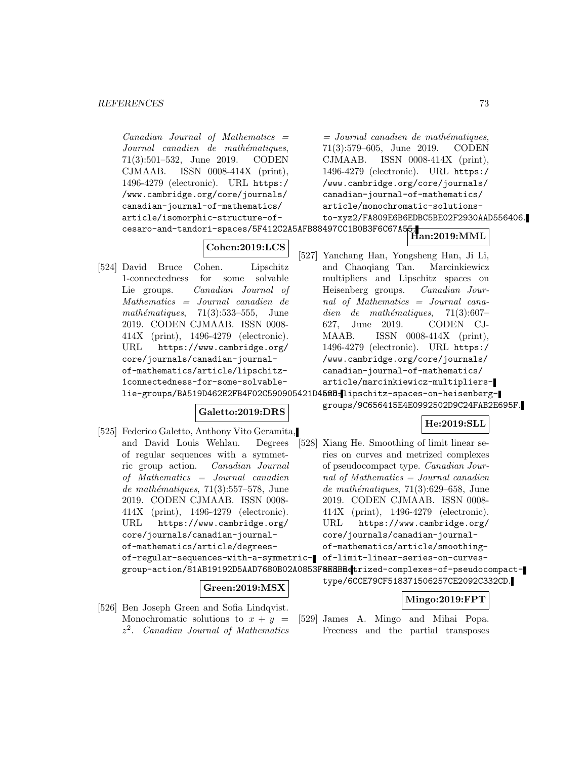*Canadian Journal of Mathematics = Journal canadien de mathématiques*, 71(3):501–532, June 2019. CODEN CJMAAB. ISSN 0008-414X (print), 1496-4279 (electronic). URL https://www.cambridge.org/core/journals/canadian-journal-of-mathematics/article/isomorphic-structure-of-cesaro-and-tandori-spaces/5F412C2A5AFB88497CC1B0B3F6C67A55.

**Cohen:2019:LCS**

[524] David Bruce Cohen. Lipschitz 1-connectedness for some solvable Lie groups. *Canadian Journal of Mathematics = Journal canadien de mathématiques*, 71(3):533–555, June 2019. CODEN CJMAAB. ISSN 0008-414X (print), 1496-4279 (electronic). URL https://www.cambridge.org/core/journals/canadian-journal-of-mathematics/article/lipschitz-1connectedness-for-some-solvable-lie-groups/BA519D462E2FB4F02C590905421D4520.

**Galetto:2019:DRS**

[525] Federico Galetto, Anthony Vito Geramita, and David Louis Wehlau. Degrees of regular sequences with a symmetric group action. *Canadian Journal of Mathematics = Journal canadien de mathématiques*, 71(3):557–578, June 2019. CODEN CJMAAB. ISSN 0008-414X (print), 1496-4279 (electronic). URL https://www.cambridge.org/core/journals/canadian-journal-of-mathematics/article/degrees-of-regular-sequences-with-a-symmetric-group-action/81AB19192D5AAD7680B02A0853F8E3BE.

**Green:2019:MSX**

[526] Ben Joseph Green and Sofia Lindqvist. Monochromatic solutions to $x + y = z^2$. *Canadian Journal of Mathematics = Journal canadien de mathématiques*, 71(3):579–605, June 2019. CODEN CJMAAB. ISSN 0008-414X (print), 1496-4279 (electronic). URL https://www.cambridge.org/core/journals/canadian-journal-of-mathematics/article/monochromatic-solutions-to-xyz2/FA809E6B6EDBC5BE02F2930AAD556406.

**Han:2019:MML**

[527] Yanchang Han, Yongsheng Han, Ji Li, and Chaoqiang Tan. Marcinkiewicz multipliers and Lipschitz spaces on Heisenberg groups. *Canadian Journal of Mathematics = Journal canadien de mathématiques*, 71(3):607–627, June 2019. CODEN CJMAAB. ISSN 0008-414X (print), 1496-4279 (electronic). URL https://www.cambridge.org/core/journals/canadian-journal-of-mathematics/article/marcinkiewicz-multipliers-and-lipschitz-spaces-on-heisenberg-groups/9C656415E4E0992502D9C24FAB2E695F.

**He:2019:SLL**

[528] Xiang He. Smoothing of limit linear series on curves and metrized complexes of pseudocompact type. *Canadian Journal of Mathematics = Journal canadien de mathématiques*, 71(3):629–658, June 2019. CODEN CJMAAB. ISSN 0008-414X (print), 1496-4279 (electronic). URL https://www.cambridge.org/core/journals/canadian-journal-of-mathematics/article/smoothing-of-limit-linear-series-on-curves-and-metrized-complexes-of-pseudocompact-type/6CCE79CF518371506257CE2092C332CD.

**Mingo:2019:FPT**

[529] James A. Mingo and Mihai Popa. Freeness and the partial transposes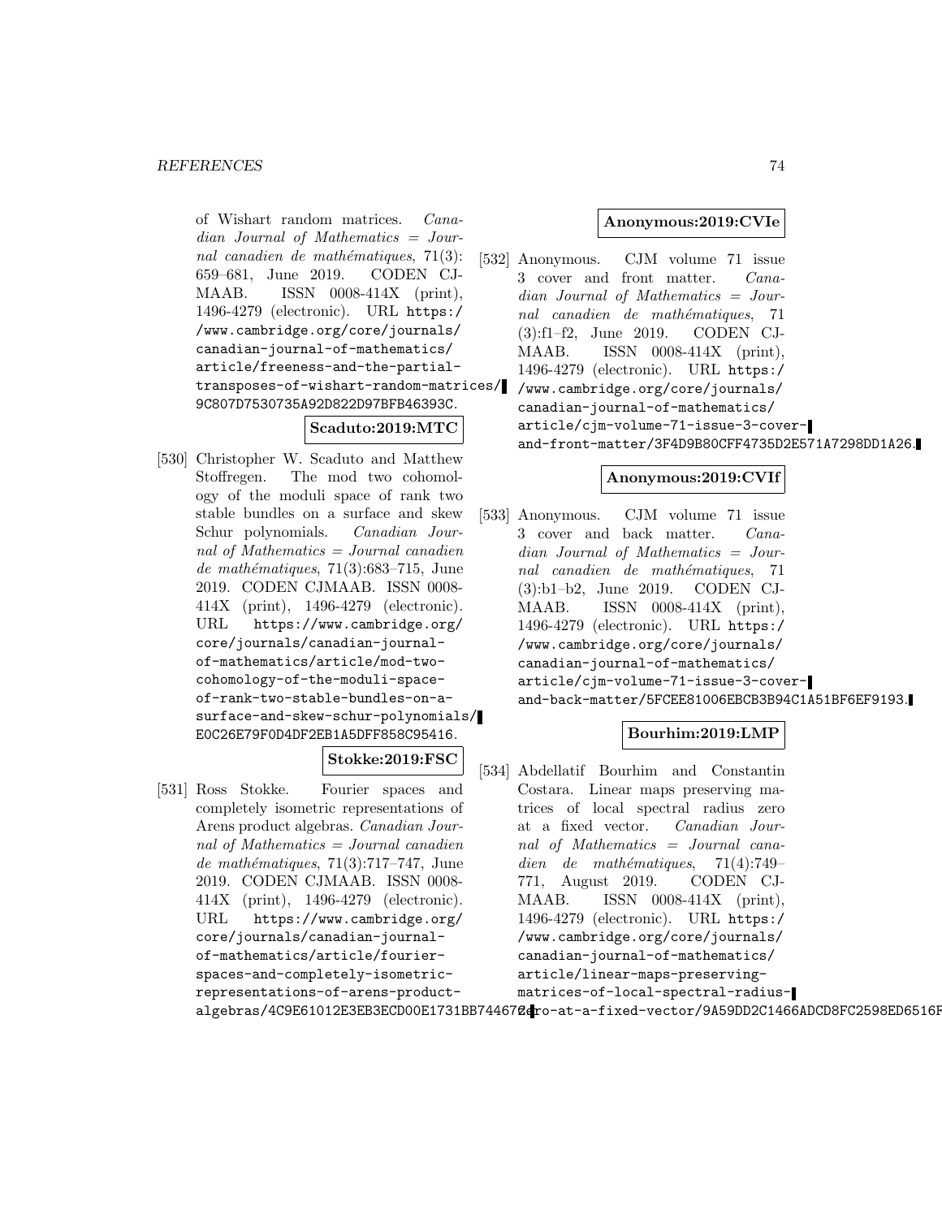of Wishart random matrices. *Canadian Journal of Mathematics = Journal canadien de mathématiques*, 71(3): 659–681, June 2019. CODEN CJMAAB. ISSN 0008-414X (print), 1496-4279 (electronic). URL https://www.cambridge.org/core/journals/canadian-journal-of-mathematics/article/freeness-and-the-partial-transposes-of-wishart-random-matrices/9C807D7530735A92D822D97BFB46393C.

**Scaduto:2019:MTC**

[530] Christopher W. Scaduto and Matthew Stoffregen. The mod two cohomology of the moduli space of rank two stable bundles on a surface and skew Schur polynomials. *Canadian Journal of Mathematics = Journal canadien de mathématiques*, 71(3):683–715, June 2019. CODEN CJMAAB. ISSN 0008-414X (print), 1496-4279 (electronic). URL https://www.cambridge.org/core/journals/canadian-journal-of-mathematics/article/mod-two-cohomology-of-the-moduli-space-of-rank-two-stable-bundles-on-a-surface-and-skew-schur-polynomials/E0C26E79F0D4DF2EB1A5DFF858C95416.

**Stokke:2019:FSC**

[531] Ross Stokke. Fourier spaces and completely isometric representations of Arens product algebras. *Canadian Journal of Mathematics = Journal canadien de mathématiques*, 71(3):717–747, June 2019. CODEN CJMAAB. ISSN 0008-414X (print), 1496-4279 (electronic). URL https://www.cambridge.org/core/journals/canadian-journal-of-mathematics/article/fourier-spaces-and-completely-isometric-representations-of-arens-product-algebras/4C9E61012E3EB3ECD00E1731BB744672.

**Anonymous:2019:CVIe**

[532] Anonymous. CJM volume 71 issue 3 cover and front matter. *Canadian Journal of Mathematics = Journal canadien de mathématiques*, 71 (3):f1–f2, June 2019. CODEN CJMAAB. ISSN 0008-414X (print), 1496-4279 (electronic). URL https://www.cambridge.org/core/journals/canadian-journal-of-mathematics/article/cjm-volume-71-issue-3-cover-and-front-matter/3F4D9B80CFF4735D2E571A7298DD1A26.

**Anonymous:2019:CVIf**

[533] Anonymous. CJM volume 71 issue 3 cover and back matter. *Canadian Journal of Mathematics = Journal canadien de mathématiques*, 71 (3):b1–b2, June 2019. CODEN CJMAAB. ISSN 0008-414X (print), 1496-4279 (electronic). URL https://www.cambridge.org/core/journals/canadian-journal-of-mathematics/article/cjm-volume-71-issue-3-cover-and-back-matter/5FCEE81006EBCB3B94C1A51BF6EF9193.

**Bourhim:2019:LMP**

[534] Abdellatif Bourhim and Constantin Costara. Linear maps preserving matrices of local spectral radius zero at a fixed vector. *Canadian Journal of Mathematics = Journal canadien de mathématiques*, 71(4):749–771, August 2019. CODEN CJMAAB. ISSN 0008-414X (print), 1496-4279 (electronic). URL https://www.cambridge.org/core/journals/canadian-journal-of-mathematics/article/linear-maps-preserving-matrices-of-local-spectral-radius-zero-at-a-fixed-vector/9A59DD2C1466ADCD8FC2598ED6516F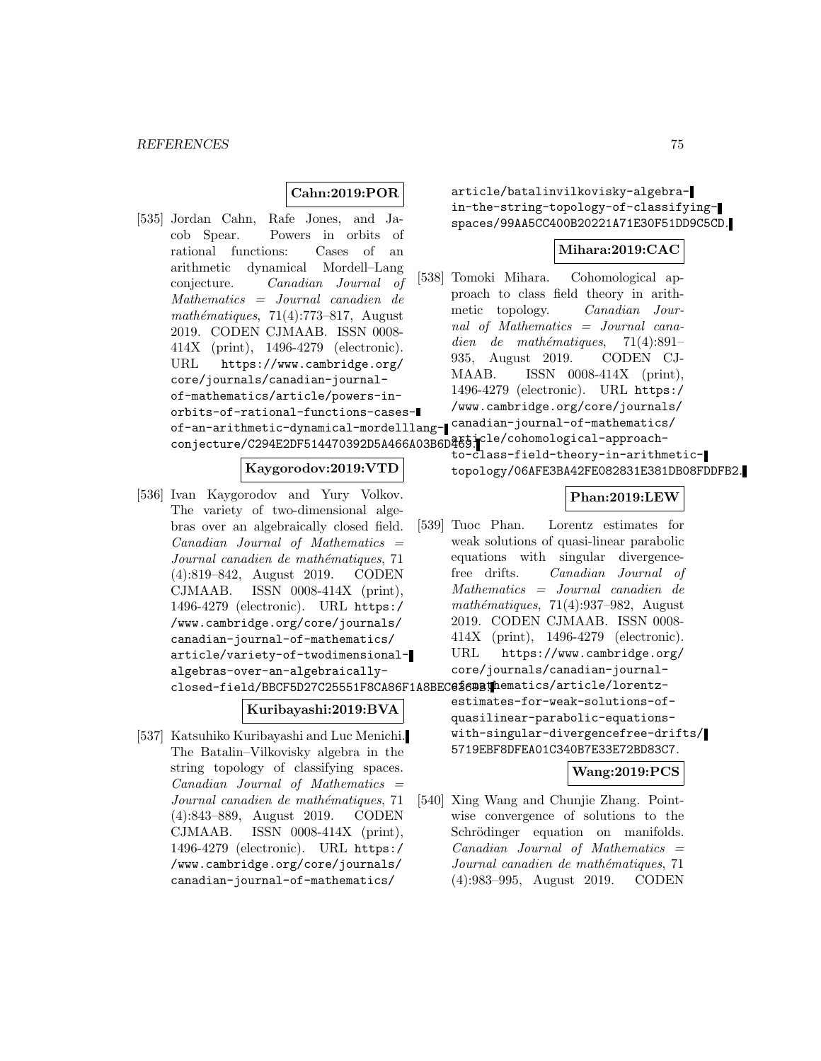**Cahn:2019:POR**

[535] Jordan Cahn, Rafe Jones, and Jacob Spear. Powers in orbits of rational functions: Cases of an arithmetic dynamical Mordell–Lang conjecture. *Canadian Journal of Mathematics = Journal canadien de mathématiques*, 71(4):773–817, August 2019. CODEN CJMAAB. ISSN 0008-414X (print), 1496-4279 (electronic). URL https://www.cambridge.org/core/journals/canadian-journal-of-mathematics/article/powers-in-orbits-of-rational-functions-cases-of-an-arithmetic-dynamical-mordelllang-conjecture/C294E2DF514470392D5A466A03B6D469.

**Kaygorodov:2019:VTD**

[536] Ivan Kaygorodov and Yury Volkov. The variety of two-dimensional algebras over an algebraically closed field. *Canadian Journal of Mathematics = Journal canadien de mathématiques*, 71(4):819–842, August 2019. CODEN CJMAAB. ISSN 0008-414X (print), 1496-4279 (electronic). URL https://www.cambridge.org/core/journals/canadian-journal-of-mathematics/article/variety-of-twodimensional-algebras-over-an-algebraically-closed-field/BBCF5D27C25551F8CA86F1A8BEC03C9B.

**Kuribayashi:2019:BVA**

[537] Katsuhiko Kuribayashi and Luc Menichi. The Batalin–Vilkovisky algebra in the string topology of classifying spaces. *Canadian Journal of Mathematics = Journal canadien de mathématiques*, 71(4):843–889, August 2019. CODEN CJMAAB. ISSN 0008-414X (print), 1496-4279 (electronic). URL https://www.cambridge.org/core/journals/canadian-journal-of-mathematics/article/batalinvilkovisky-algebra-in-the-string-topology-of-classifying-spaces/99AA5CC400B20221A71E30F51DD9C5CD.

**Mihara:2019:CAC**

[538] Tomoki Mihara. Cohomological approach to class field theory in arithmetic topology. *Canadian Journal of Mathematics = Journal canadien de mathématiques*, 71(4):891–935, August 2019. CODEN CJMAAB. ISSN 0008-414X (print), 1496-4279 (electronic). URL https://www.cambridge.org/core/journals/canadian-journal-of-mathematics/article/cohomological-approach-to-class-field-theory-in-arithmetic-topology/06AFE3BA42FE082831E381DB08FDDFB2.

**Phan:2019:LEW**

[539] Tuoc Phan. Lorentz estimates for weak solutions of quasi-linear parabolic equations with singular divergence-free drifts. *Canadian Journal of Mathematics = Journal canadien de mathématiques*, 71(4):937–982, August 2019. CODEN CJMAAB. ISSN 0008-414X (print), 1496-4279 (electronic). URL https://www.cambridge.org/core/journals/canadian-journal-of-mathematics/article/lorentz-estimates-for-weak-solutions-of-quasilinear-parabolic-equations-with-singular-divergencefree-drifts/5719EBF8DFEA01C340B7E33E72BD83C7.

**Wang:2019:PCS**

[540] Xing Wang and Chunjie Zhang. Pointwise convergence of solutions to the Schrödinger equation on manifolds. *Canadian Journal of Mathematics = Journal canadien de mathématiques*, 71(4):983–995, August 2019. CODEN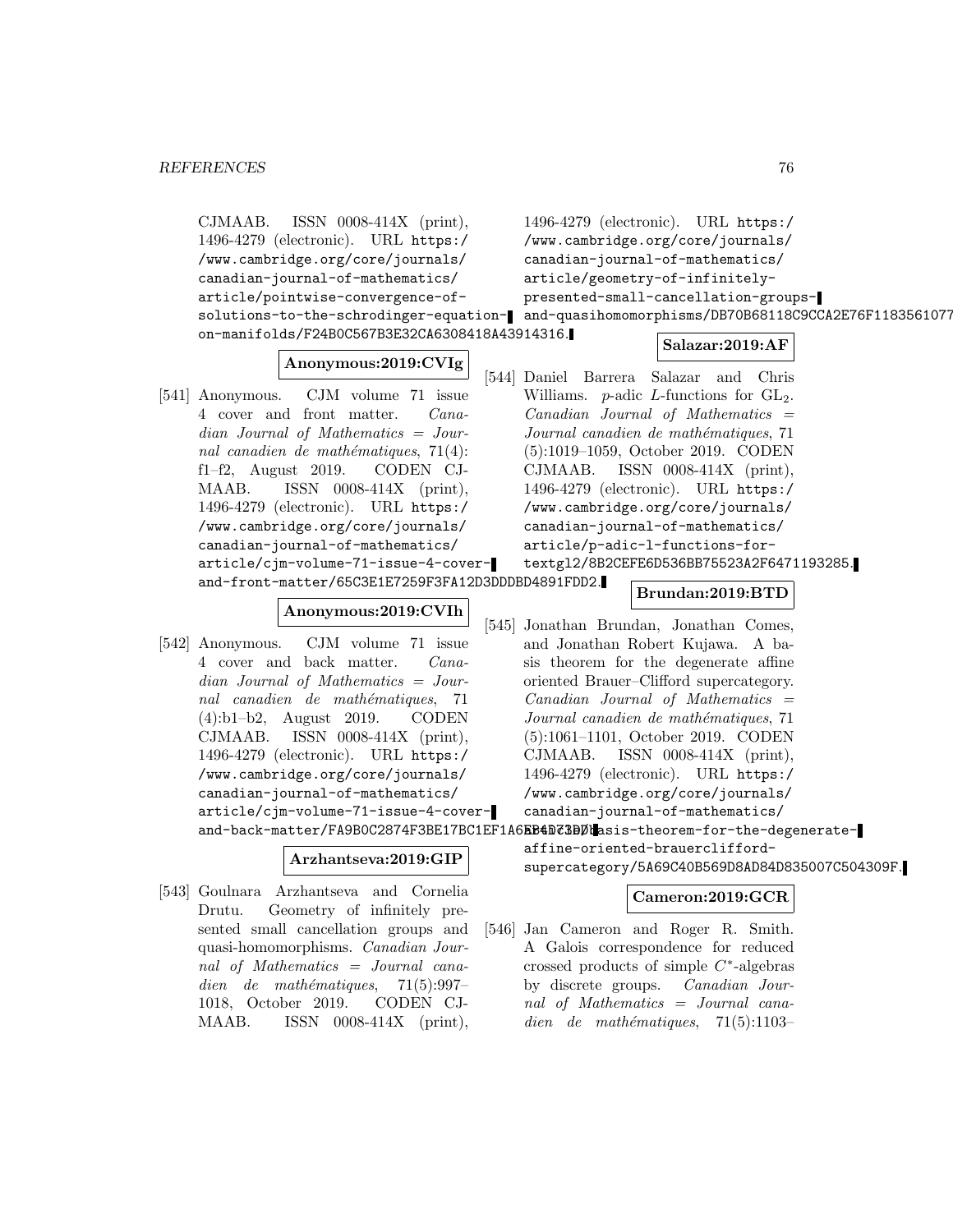CJMAAB. ISSN 0008-414X (print), 1496-4279 (electronic). URL https://www.cambridge.org/core/journals/canadian-journal-of-mathematics/article/pointwise-convergence-of-solutions-to-the-schrodinger-equation-on-manifolds/F24B0C567B3E32CA6308418A43914316.

**Anonymous:2019:CVIg**

[541] Anonymous. CJM volume 71 issue 4 cover and front matter. *Canadian Journal of Mathematics = Journal canadien de mathématiques*, 71(4): f1–f2, August 2019. CODEN CJMAAB. ISSN 0008-414X (print), 1496-4279 (electronic). URL https://www.cambridge.org/core/journals/canadian-journal-of-mathematics/article/cjm-volume-71-issue-4-cover-and-front-matter/65C3E1E7259F3FA12D3DDDBD4891FDD2.

**Anonymous:2019:CVIh**

[542] Anonymous. CJM volume 71 issue 4 cover and back matter. *Canadian Journal of Mathematics = Journal canadien de mathématiques*, 71 (4):b1–b2, August 2019. CODEN CJMAAB. ISSN 0008-414X (print), 1496-4279 (electronic). URL https://www.cambridge.org/core/journals/canadian-journal-of-mathematics/article/cjm-volume-71-issue-4-cover-and-back-matter/FA9B0C2874F3BE17BC1EF1A6EB4D73BD.

**Arzhantseva:2019:GIP**

[543] Goulnara Arzhantseva and Cornelia Drutu. Geometry of infinitely presented small cancellation groups and quasi-homomorphisms. *Canadian Journal of Mathematics = Journal canadien de mathématiques*, 71(5):997–1018, October 2019. CODEN CJMAAB. ISSN 0008-414X (print), 1496-4279 (electronic). URL https://www.cambridge.org/core/journals/canadian-journal-of-mathematics/article/geometry-of-infinitely-presented-small-cancellation-groups-and-quasihomomorphisms/DB70B68118C9CCA2E76F1183561077

**Salazar:2019:AF**

[544] Daniel Barrera Salazar and Chris Williams. $p$-adic $L$-functions for $\mathrm{GL}_2$. *Canadian Journal of Mathematics = Journal canadien de mathématiques*, 71 (5):1019–1059, October 2019. CODEN CJMAAB. ISSN 0008-414X (print), 1496-4279 (electronic). URL https://www.cambridge.org/core/journals/canadian-journal-of-mathematics/article/p-adic-l-functions-for-textgl2/8B2CEFE6D536BB75523A2F6471193285.

**Brundan:2019:BTD**

[545] Jonathan Brundan, Jonathan Comes, and Jonathan Robert Kujawa. A basis theorem for the degenerate affine oriented Brauer–Clifford supercategory. *Canadian Journal of Mathematics = Journal canadien de mathématiques*, 71 (5):1061–1101, October 2019. CODEN CJMAAB. ISSN 0008-414X (print), 1496-4279 (electronic). URL https://www.cambridge.org/core/journals/canadian-journal-of-mathematics/article/a-basis-theorem-for-the-degenerate-affine-oriented-brauerclifford-supercategory/5A69C40B569D8AD84D835007C504309F.

**Cameron:2019:GCR**

[546] Jan Cameron and Roger R. Smith. A Galois correspondence for reduced crossed products of simple $C^*$-algebras by discrete groups. *Canadian Journal of Mathematics = Journal canadien de mathématiques*, 71(5):1103–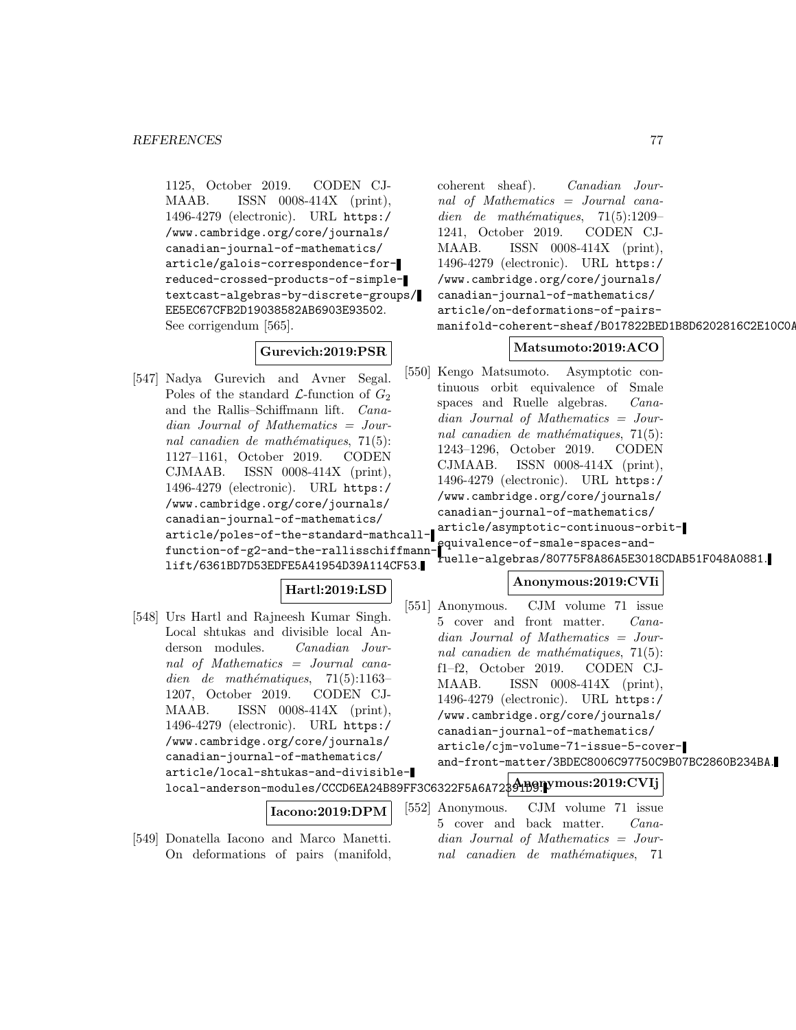1125, October 2019. CODEN CJMAAB. ISSN 0008-414X (print), 1496-4279 (electronic). URL https://www.cambridge.org/core/journals/canadian-journal-of-mathematics/article/galois-correspondence-for-reduced-crossed-products-of-simple-textcast-algebras-by-discrete-groups/EE5EC67CFB2D19038582AB6903E93502. See corrigendum [565].

**Gurevich:2019:PSR**

[547] Nadya Gurevich and Avner Segal. Poles of the standard $\mathcal{L}$-function of $G_2$ and the Rallis–Schiffmann lift. *Canadian Journal of Mathematics = Journal canadien de mathématiques*, 71(5): 1127–1161, October 2019. CODEN CJMAAB. ISSN 0008-414X (print), 1496-4279 (electronic). URL https://www.cambridge.org/core/journals/canadian-journal-of-mathematics/article/poles-of-the-standard-mathcall-function-of-g2-and-the-rallisschiffmann-lift/6361BD7D53EDFE5A41954D39A114CF53.

**Hartl:2019:LSD**

[548] Urs Hartl and Rajneesh Kumar Singh. Local shtukas and divisible local Anderson modules. *Canadian Journal of Mathematics = Journal canadien de mathématiques*, 71(5):1163–1207, October 2019. CODEN CJMAAB. ISSN 0008-414X (print), 1496-4279 (electronic). URL https://www.cambridge.org/core/journals/canadian-journal-of-mathematics/article/local-shtukas-and-divisible-local-anderson-modules/CCCD6EA24B89FF3C6322F5A6A72391D9.

**Iacono:2019:DPM**

[549] Donatella Iacono and Marco Manetti. On deformations of pairs (manifold, coherent sheaf). *Canadian Journal of Mathematics = Journal canadien de mathématiques*, 71(5):1209–1241, October 2019. CODEN CJMAAB. ISSN 0008-414X (print), 1496-4279 (electronic). URL https://www.cambridge.org/core/journals/canadian-journal-of-mathematics/article/on-deformations-of-pairs-manifold-coherent-sheaf/B017822BED1B8D6202816C2E10C0A

**Matsumoto:2019:ACO**

[550] Kengo Matsumoto. Asymptotic continuous orbit equivalence of Smale spaces and Ruelle algebras. *Canadian Journal of Mathematics = Journal canadien de mathématiques*, 71(5): 1243–1296, October 2019. CODEN CJMAAB. ISSN 0008-414X (print), 1496-4279 (electronic). URL https://www.cambridge.org/core/journals/canadian-journal-of-mathematics/article/asymptotic-continuous-orbit-equivalence-of-smale-spaces-and-ruelle-algebras/80775F8A86A5E3018CDAB51F048A0881.

**Anonymous:2019:CVIi**

[551] Anonymous. CJM volume 71 issue 5 cover and front matter. *Canadian Journal of Mathematics = Journal canadien de mathématiques*, 71(5): f1–f2, October 2019. CODEN CJMAAB. ISSN 0008-414X (print), 1496-4279 (electronic). URL https://www.cambridge.org/core/journals/canadian-journal-of-mathematics/article/cjm-volume-71-issue-5-cover-and-front-matter/3BDEC8006C97750C9B07BC2860B234BA.

**Anonymous:2019:CVIj**

[552] Anonymous. CJM volume 71 issue 5 cover and back matter. *Canadian Journal of Mathematics = Journal canadien de mathématiques*, 71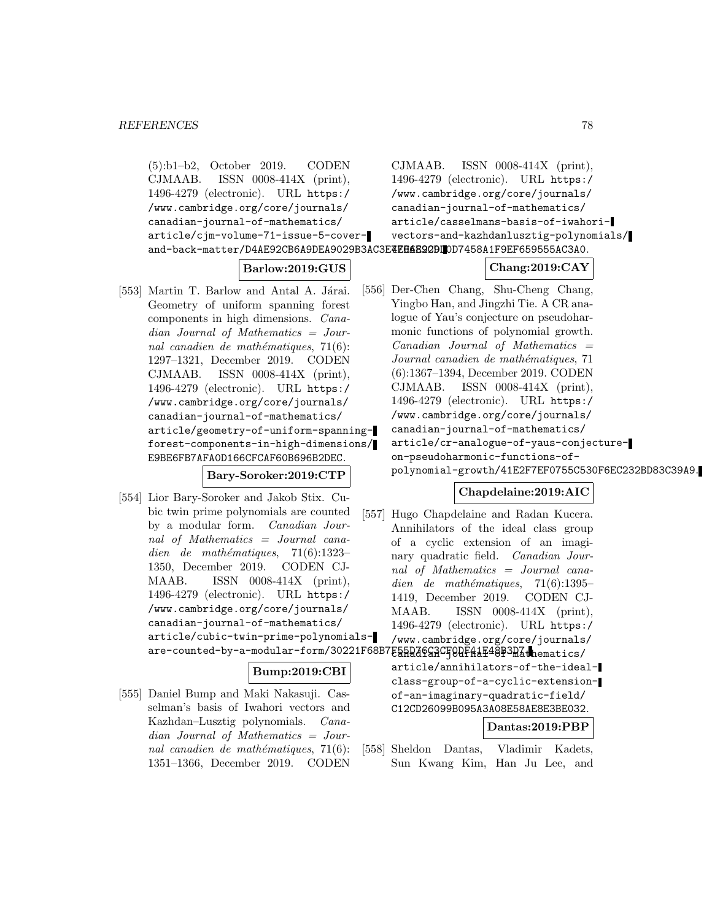(5):b1–b2, October 2019. CODEN CJMAAB. ISSN 0008-414X (print), 1496-4279 (electronic). URL https://www.cambridge.org/core/journals/canadian-journal-of-mathematics/article/cjm-volume-71-issue-5-cover-and-back-matter/D4AE92CB6A9DEA9029B3AC3E7EB6B29D.

**Barlow:2019:GUS**

[553] Martin T. Barlow and Antal A. Járai. Geometry of uniform spanning forest components in high dimensions. *Canadian Journal of Mathematics = Journal canadien de mathématiques*, 71(6): 1297–1321, December 2019. CODEN CJMAAB. ISSN 0008-414X (print), 1496-4279 (electronic). URL https://www.cambridge.org/core/journals/canadian-journal-of-mathematics/article/geometry-of-uniform-spanning-forest-components-in-high-dimensions/E9BE6FB7AFA0D166CFCAF60B696B2DEC.

**Bary-Soroker:2019:CTP**

[554] Lior Bary-Soroker and Jakob Stix. Cubic twin prime polynomials are counted by a modular form. *Canadian Journal of Mathematics = Journal canadien de mathématiques*, 71(6):1323–1350, December 2019. CODEN CJMAAB. ISSN 0008-414X (print), 1496-4279 (electronic). URL https://www.cambridge.org/core/journals/canadian-journal-of-mathematics/article/cubic-twin-prime-polynomials-are-counted-by-a-modular-form/30221F68B7E55D76C3CF0DF41E48B3D7.

**Bump:2019:CBI**

[555] Daniel Bump and Maki Nakasuji. Casselman's basis of Iwahori vectors and Kazhdan–Lusztig polynomials. *Canadian Journal of Mathematics = Journal canadien de mathématiques*, 71(6): 1351–1366, December 2019. CODEN CJMAAB. ISSN 0008-414X (print), 1496-4279 (electronic). URL https://www.cambridge.org/core/journals/canadian-journal-of-mathematics/article/casselmans-basis-of-iwahori-vectors-and-kazhdanlusztig-polynomials/4FE6E29D0D7458A1F9EF659555AC3A0.

**Chang:2019:CAY**

[556] Der-Chen Chang, Shu-Cheng Chang, Yingbo Han, and Jingzhi Tie. A CR analogue of Yau's conjecture on pseudoharmonic functions of polynomial growth. *Canadian Journal of Mathematics = Journal canadien de mathématiques*, 71 (6):1367–1394, December 2019. CODEN CJMAAB. ISSN 0008-414X (print), 1496-4279 (electronic). URL https://www.cambridge.org/core/journals/canadian-journal-of-mathematics/article/cr-analogue-of-yaus-conjecture-on-pseudoharmonic-functions-of-polynomial-growth/41E2F7EF0755C530F6EC232BD83C39A9.

**Chapdelaine:2019:AIC**

[557] Hugo Chapdelaine and Radan Kucera. Annihilators of the ideal class group of a cyclic extension of an imaginary quadratic field. *Canadian Journal of Mathematics = Journal canadien de mathématiques*, 71(6):1395–1419, December 2019. CODEN CJMAAB. ISSN 0008-414X (print), 1496-4279 (electronic). URL https://www.cambridge.org/core/journals/canadian-journal-of-mathematics/article/annihilators-of-the-ideal-class-group-of-a-cyclic-extension-of-an-imaginary-quadratic-field/C12CD26099B095A3A08E58AE8E3BE032.

**Dantas:2019:PBP**

[558] Sheldon Dantas, Vladimir Kadets, Sun Kwang Kim, Han Ju Lee, and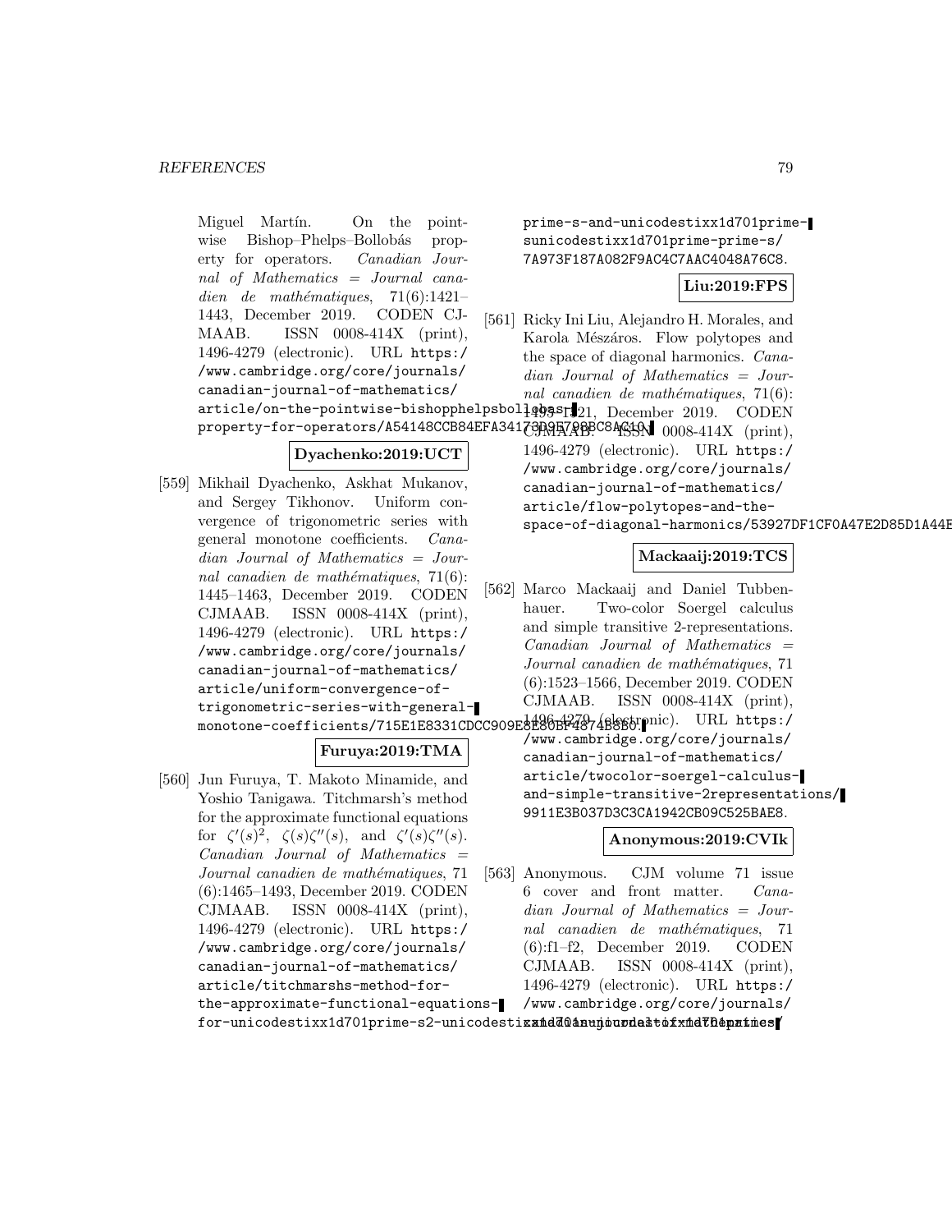Miguel Martín. On the pointwise Bishop–Phelps–Bollobás property for operators. *Canadian Journal of Mathematics = Journal canadien de mathématiques*, 71(6):1421–1443, December 2019. CODEN CJMAAB. ISSN 0008-414X (print), 1496-4279 (electronic). URL https://www.cambridge.org/core/journals/canadian-journal-of-mathematics/article/on-the-pointwise-bishopphelpsbollobas-property-for-operators/A54148CCB84EFA3417BD9E79BBC8AC10.

**Dyachenko:2019:UCT**

[559] Mikhail Dyachenko, Askhat Mukanov, and Sergey Tikhonov. Uniform convergence of trigonometric series with general monotone coefficients. *Canadian Journal of Mathematics = Journal canadien de mathématiques*, 71(6):1445–1463, December 2019. CODEN CJMAAB. ISSN 0008-414X (print), 1496-4279 (electronic). URL https://www.cambridge.org/core/journals/canadian-journal-of-mathematics/article/uniform-convergence-of-trigonometric-series-with-general-monotone-coefficients/715E1E8331CDCC909E8E80BF4874B8B0.

**Furuya:2019:TMA**

[560] Jun Furuya, T. Makoto Minamide, and Yoshio Tanigawa. Titchmarsh's method for the approximate functional equations for $\zeta'(s)^2$, $\zeta(s)\zeta''(s)$, and $\zeta'(s)\zeta''(s)$. *Canadian Journal of Mathematics = Journal canadien de mathématiques*, 71(6):1465–1493, December 2019. CODEN CJMAAB. ISSN 0008-414X (print), 1496-4279 (electronic). URL https://www.cambridge.org/core/journals/canadian-journal-of-mathematics/article/titchmarshs-method-for-the-approximate-functional-equations-for-unicodestixx1d701prime-s2-unicodestixx1d701sunicodestixx1d701prime-prime-s-and-unicodestixx1d701prime-sunicodestixx1d701prime-prime-s/7A973F187A082F9AC4C7AAC4048A76C8.

**Liu:2019:FPS**

[561] Ricky Ini Liu, Alejandro H. Morales, and Karola Mészáros. Flow polytopes and the space of diagonal harmonics. *Canadian Journal of Mathematics = Journal canadien de mathématiques*, 71(6):1495–1521, December 2019. CODEN CJMAAB. ISSN 0008-414X (print), 1496-4279 (electronic). URL https://www.cambridge.org/core/journals/canadian-journal-of-mathematics/article/flow-polytopes-and-the-space-of-diagonal-harmonics/53927DF1CF0A47E2D85D1A44E

**Mackaaij:2019:TCS**

[562] Marco Mackaaij and Daniel Tubbenhauer. Two-color Soergel calculus and simple transitive 2-representations. *Canadian Journal of Mathematics = Journal canadien de mathématiques*, 71(6):1523–1566, December 2019. CODEN CJMAAB. ISSN 0008-414X (print), 1496-4279 (electronic). URL https://www.cambridge.org/core/journals/canadian-journal-of-mathematics/article/twocolor-soergel-calculus-and-simple-transitive-2representations/9911E3B037D3C3CA1942CB09C525BAE8.

**Anonymous:2019:CVIk**

[563] Anonymous. CJM volume 71 issue 6 cover and front matter. *Canadian Journal of Mathematics = Journal canadien de mathématiques*, 71(6):f1–f2, December 2019. CODEN CJMAAB. ISSN 0008-414X (print), 1496-4279 (electronic). URL https://www.cambridge.org/core/journals/canadian-journal-of-mathematics/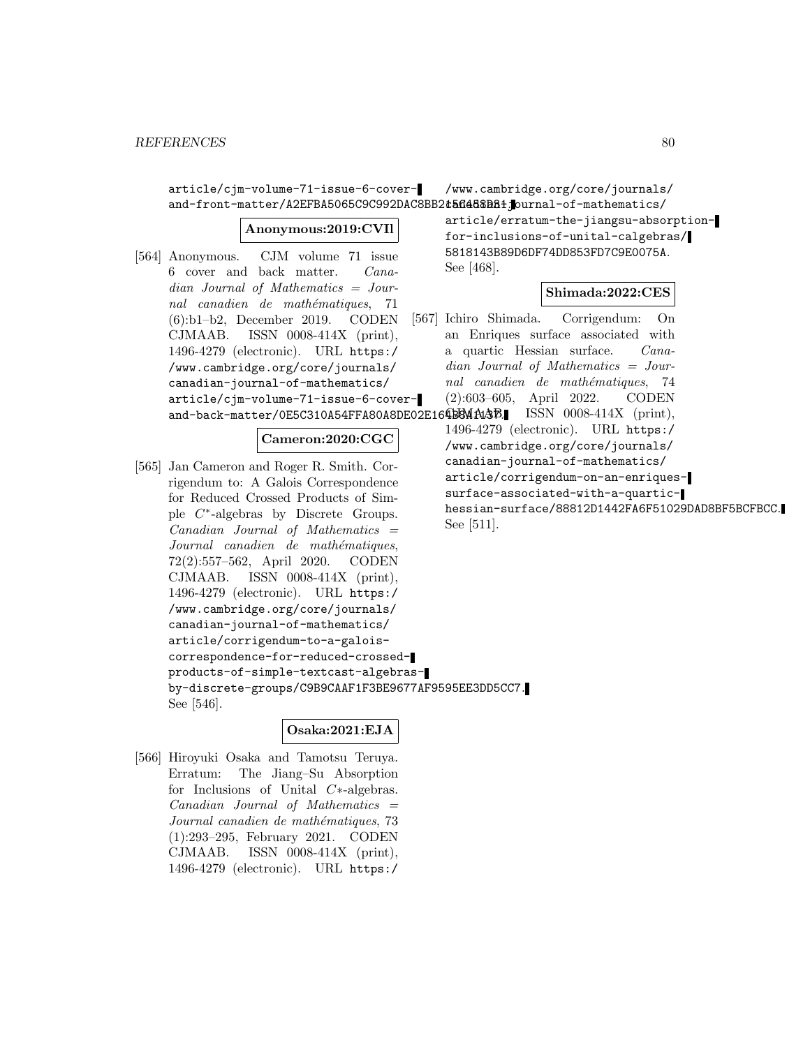article/cjm-volume-71-issue-6-cover-and-front-matter/A2EFBA5065C9C992DAC8BB21C6485B81.

**Anonymous:2019:CVIl**

[564] Anonymous. CJM volume 71 issue 6 cover and back matter. *Canadian Journal of Mathematics = Journal canadien de mathématiques*, 71 (6):b1–b2, December 2019. CODEN CJMAAB. ISSN 0008-414X (print), 1496-4279 (electronic). URL https://www.cambridge.org/core/journals/canadian-journal-of-mathematics/article/cjm-volume-71-issue-6-cover-and-back-matter/0E5C310A54FFA80A8DE02E164B8A1137.

**Cameron:2020:CGC**

[565] Jan Cameron and Roger R. Smith. Corrigendum to: A Galois Correspondence for Reduced Crossed Products of Simple $C^*$-algebras by Discrete Groups. *Canadian Journal of Mathematics = Journal canadien de mathématiques*, 72(2):557–562, April 2020. CODEN CJMAAB. ISSN 0008-414X (print), 1496-4279 (electronic). URL https://www.cambridge.org/core/journals/canadian-journal-of-mathematics/article/corrigendum-to-a-galois-correspondence-for-reduced-crossed-products-of-simple-textcast-algebras-by-discrete-groups/C9B9CAAF1F3BE9677AF9595EE3DD5CC7. See [546].

**Osaka:2021:EJA**

[566] Hiroyuki Osaka and Tamotsu Teruya. Erratum: The Jiang–Su Absorption for Inclusions of Unital $C*$-algebras. *Canadian Journal of Mathematics = Journal canadien de mathématiques*, 73 (1):293–295, February 2021. CODEN CJMAAB. ISSN 0008-414X (print), 1496-4279 (electronic). URL https://www.cambridge.org/core/journals/canadian-journal-of-mathematics/article/erratum-the-jiangsu-absorption-for-inclusions-of-unital-calgebras/5818143B89D6DF74DD853FD7C9E0075A. See [468].

**Shimada:2022:CES**

[567] Ichiro Shimada. Corrigendum: On an Enriques surface associated with a quartic Hessian surface. *Canadian Journal of Mathematics = Journal canadien de mathématiques*, 74 (2):603–605, April 2022. CODEN CJMAAB. ISSN 0008-414X (print), 1496-4279 (electronic). URL https://www.cambridge.org/core/journals/canadian-journal-of-mathematics/article/corrigendum-on-an-enriques-surface-associated-with-a-quartic-hessian-surface/88812D1442FA6F51029DAD8BF5BCFBCC. See [511].